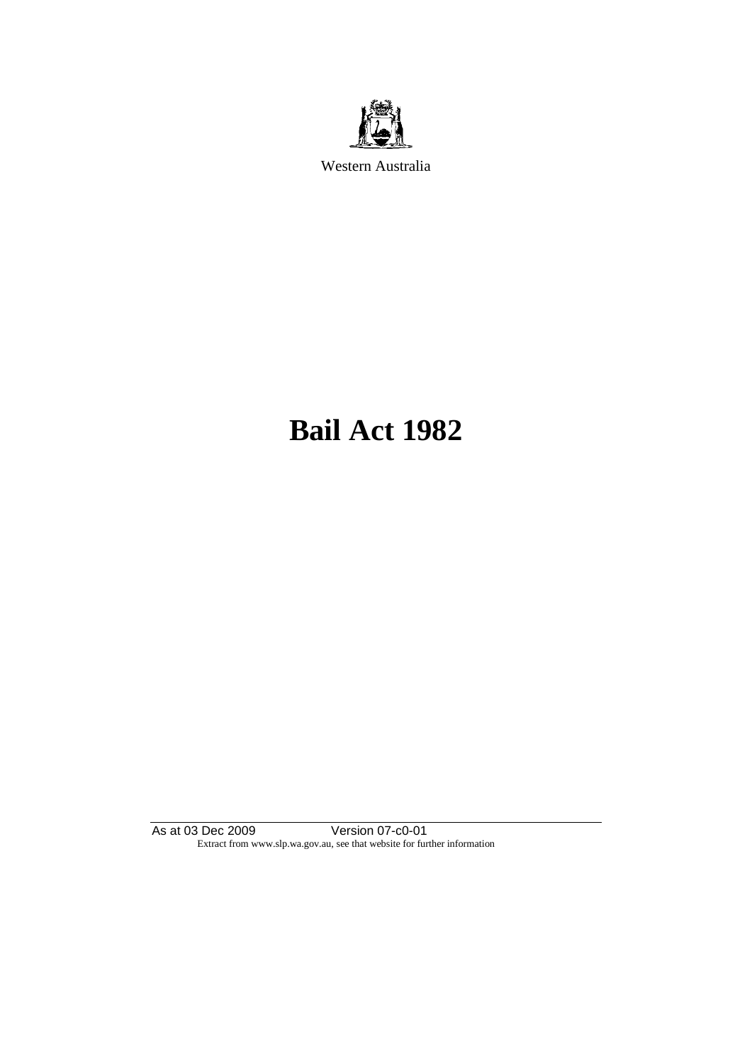Western Australia

# Bail Act 1982

As at 03 Dec 2009 Version 07-c0-01

Extract from www.slp.wa.gov.au, see that website for further information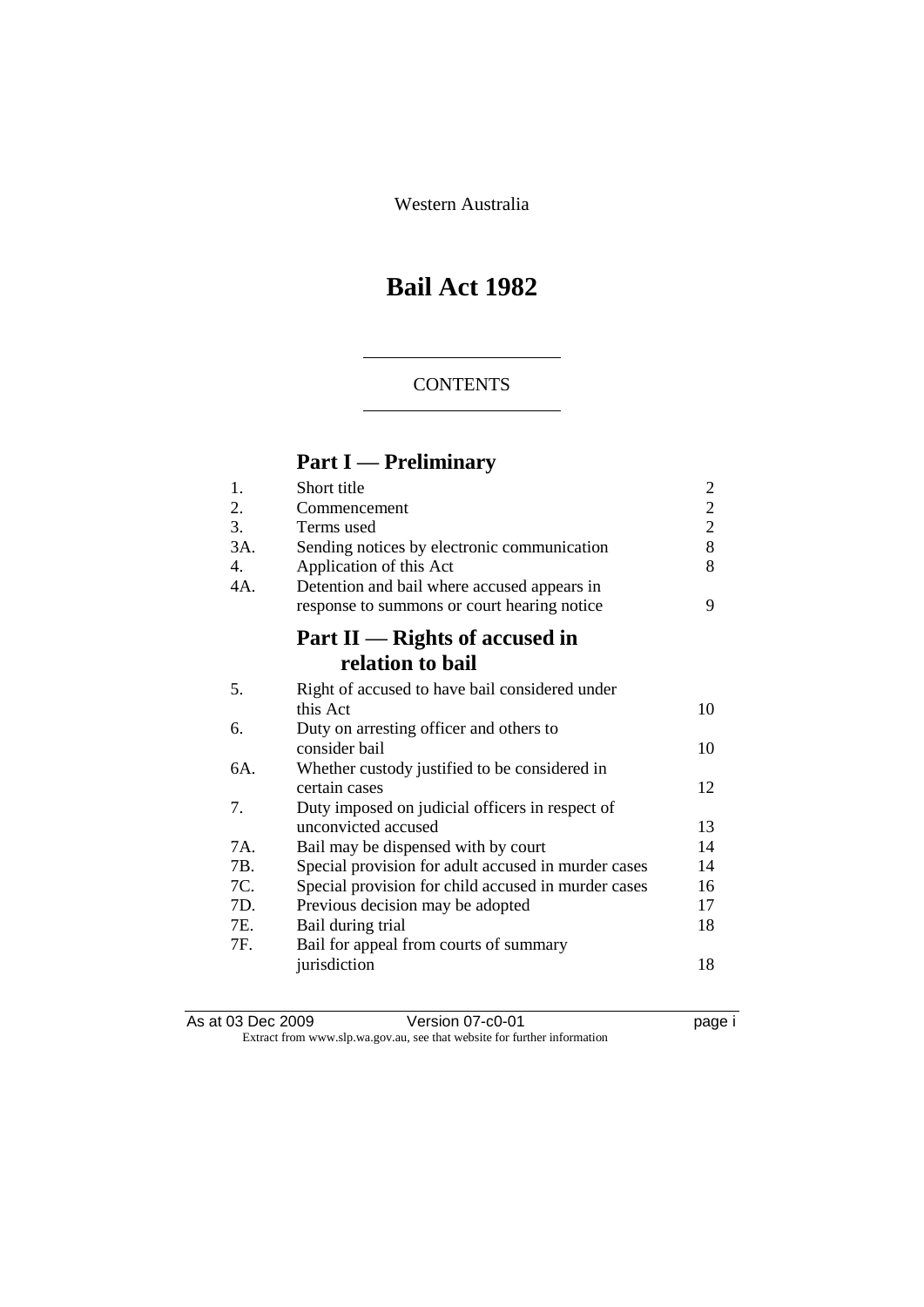Western Australia

# Bail Act 1982

CONTENTS

## Part I — Preliminary

| | | |
|---|---|---|
| 1. | Short title | 2 |
| 2. | Commencement | 2 |
| 3. | Terms used | 2 |
| 3A. | Sending notices by electronic communication | 8 |
| 4. | Application of this Act | 8 |
| 4A. | Detention and bail where accused appears in response to summons or court hearing notice | 9 |

## Part II — Rights of accused in relation to bail

| | | |
|---|---|---|
| 5. | Right of accused to have bail considered under this Act | 10 |
| 6. | Duty on arresting officer and others to consider bail | 10 |
| 6A. | Whether custody justified to be considered in certain cases | 12 |
| 7. | Duty imposed on judicial officers in respect of unconvicted accused | 13 |
| 7A. | Bail may be dispensed with by court | 14 |
| 7B. | Special provision for adult accused in murder cases | 14 |
| 7C. | Special provision for child accused in murder cases | 16 |
| 7D. | Previous decision may be adopted | 17 |
| 7E. | Bail during trial | 18 |
| 7F. | Bail for appeal from courts of summary jurisdiction | 18 |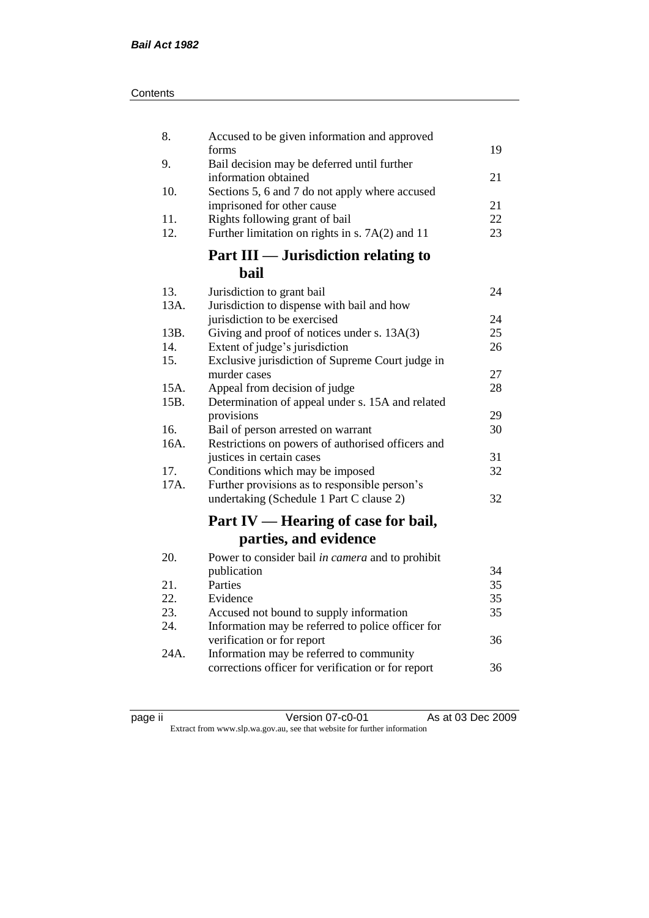| | | |
|---|---|---|
| 8. | Accused to be given information and approved forms | 19 |
| 9. | Bail decision may be deferred until further information obtained | 21 |
| 10. | Sections 5, 6 and 7 do not apply where accused imprisoned for other cause | 21 |
| 11. | Rights following grant of bail | 22 |
| 12. | Further limitation on rights in s. 7A(2) and 11 | 23 |

## Part III — Jurisdiction relating to bail

| | | |
|---|---|---|
| 13. | Jurisdiction to grant bail | 24 |
| 13A. | Jurisdiction to dispense with bail and how jurisdiction to be exercised | 24 |
| 13B. | Giving and proof of notices under s. 13A(3) | 25 |
| 14. | Extent of judge's jurisdiction | 26 |
| 15. | Exclusive jurisdiction of Supreme Court judge in murder cases | 27 |
| 15A. | Appeal from decision of judge | 28 |
| 15B. | Determination of appeal under s. 15A and related provisions | 29 |
| 16. | Bail of person arrested on warrant | 30 |
| 16A. | Restrictions on powers of authorised officers and justices in certain cases | 31 |
| 17. | Conditions which may be imposed | 32 |
| 17A. | Further provisions as to responsible person's undertaking (Schedule 1 Part C clause 2) | 32 |

## Part IV — Hearing of case for bail, parties, and evidence

| | | |
|---|---|---|
| 20. | Power to consider bail *in camera* and to prohibit publication | 34 |
| 21. | Parties | 35 |
| 22. | Evidence | 35 |
| 23. | Accused not bound to supply information | 35 |
| 24. | Information may be referred to police officer for verification or for report | 36 |
| 24A. | Information may be referred to community corrections officer for verification or for report | 36 |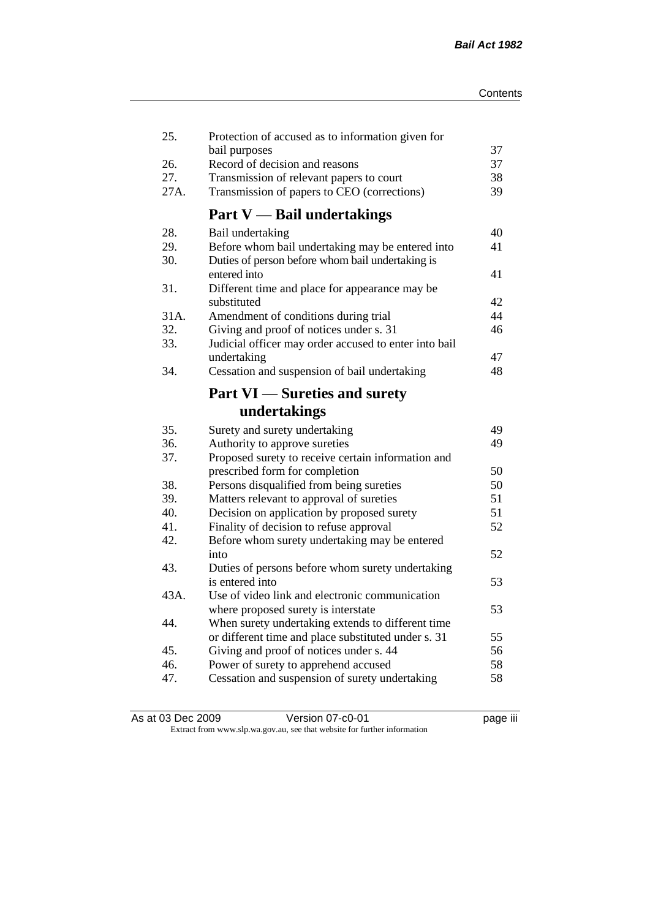| | | |
|---|---|---|
| 25. | Protection of accused as to information given for bail purposes | 37 |
| 26. | Record of decision and reasons | 37 |
| 27. | Transmission of relevant papers to court | 38 |
| 27A. | Transmission of papers to CEO (corrections) | 39 |

## Part V — Bail undertakings

| | | |
|---|---|---|
| 28. | Bail undertaking | 40 |
| 29. | Before whom bail undertaking may be entered into | 41 |
| 30. | Duties of person before whom bail undertaking is entered into | 41 |
| 31. | Different time and place for appearance may be substituted | 42 |
| 31A. | Amendment of conditions during trial | 44 |
| 32. | Giving and proof of notices under s. 31 | 46 |
| 33. | Judicial officer may order accused to enter into bail undertaking | 47 |
| 34. | Cessation and suspension of bail undertaking | 48 |

## Part VI — Sureties and surety undertakings

| | | |
|---|---|---|
| 35. | Surety and surety undertaking | 49 |
| 36. | Authority to approve sureties | 49 |
| 37. | Proposed surety to receive certain information and prescribed form for completion | 50 |
| 38. | Persons disqualified from being sureties | 50 |
| 39. | Matters relevant to approval of sureties | 51 |
| 40. | Decision on application by proposed surety | 51 |
| 41. | Finality of decision to refuse approval | 52 |
| 42. | Before whom surety undertaking may be entered into | 52 |
| 43. | Duties of persons before whom surety undertaking is entered into | 53 |
| 43A. | Use of video link and electronic communication where proposed surety is interstate | 53 |
| 44. | When surety undertaking extends to different time or different time and place substituted under s. 31 | 55 |
| 45. | Giving and proof of notices under s. 44 | 56 |
| 46. | Power of surety to apprehend accused | 58 |
| 47. | Cessation and suspension of surety undertaking | 58 |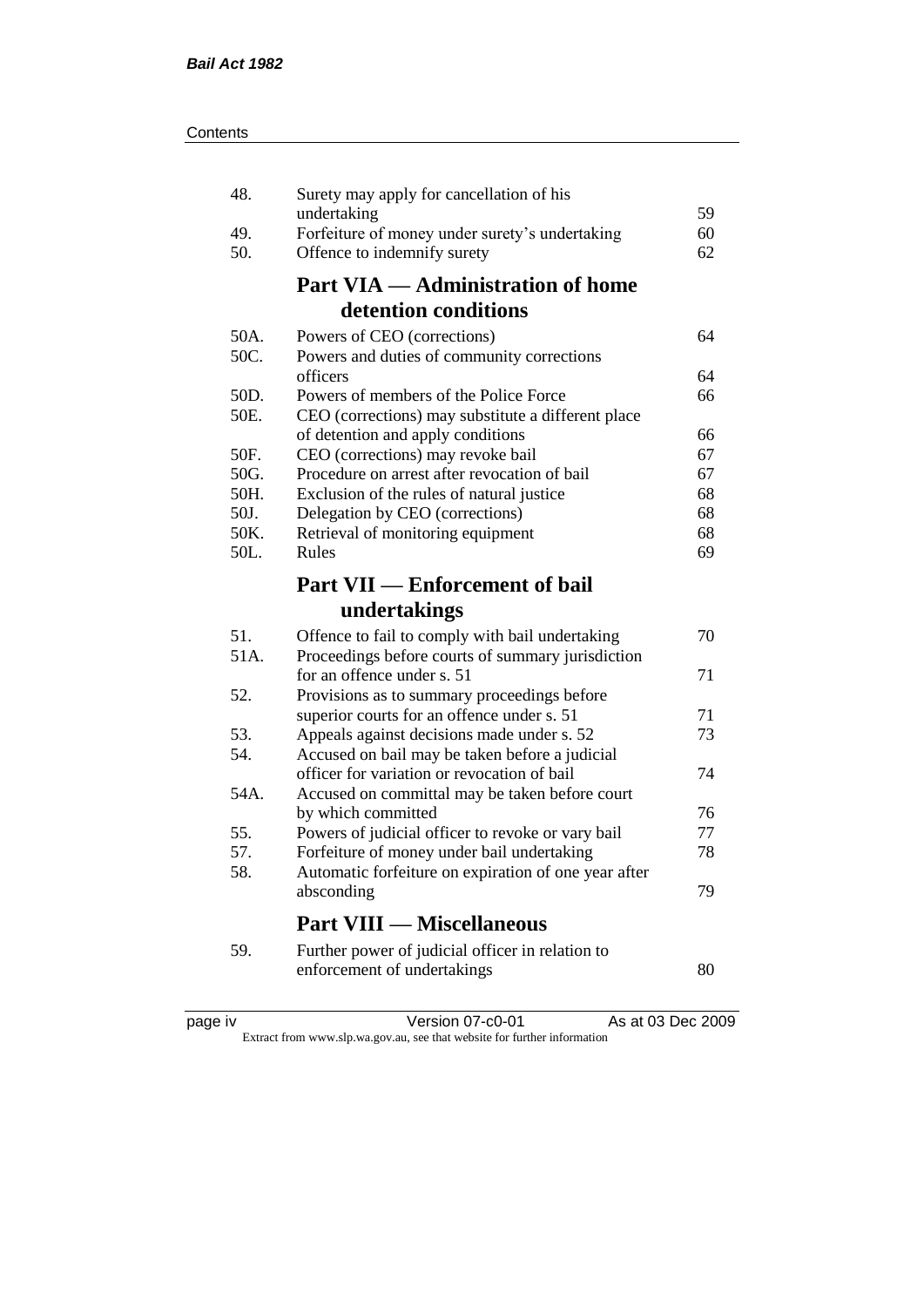| | | |
|---|---|---|
| 48. | Surety may apply for cancellation of his undertaking | 59 |
| 49. | Forfeiture of money under surety's undertaking | 60 |
| 50. | Offence to indemnify surety | 62 |

## Part VIA — Administration of home detention conditions

| | | |
|---|---|---|
| 50A. | Powers of CEO (corrections) | 64 |
| 50C. | Powers and duties of community corrections officers | 64 |
| 50D. | Powers of members of the Police Force | 66 |
| 50E. | CEO (corrections) may substitute a different place of detention and apply conditions | 66 |
| 50F. | CEO (corrections) may revoke bail | 67 |
| 50G. | Procedure on arrest after revocation of bail | 67 |
| 50H. | Exclusion of the rules of natural justice | 68 |
| 50J. | Delegation by CEO (corrections) | 68 |
| 50K. | Retrieval of monitoring equipment | 68 |
| 50L. | Rules | 69 |

## Part VII — Enforcement of bail undertakings

| | | |
|---|---|---|
| 51. | Offence to fail to comply with bail undertaking | 70 |
| 51A. | Proceedings before courts of summary jurisdiction for an offence under s. 51 | 71 |
| 52. | Provisions as to summary proceedings before superior courts for an offence under s. 51 | 71 |
| 53. | Appeals against decisions made under s. 52 | 73 |
| 54. | Accused on bail may be taken before a judicial officer for variation or revocation of bail | 74 |
| 54A. | Accused on committal may be taken before court by which committed | 76 |
| 55. | Powers of judicial officer to revoke or vary bail | 77 |
| 57. | Forfeiture of money under bail undertaking | 78 |
| 58. | Automatic forfeiture on expiration of one year after absconding | 79 |

## Part VIII — Miscellaneous

| | | |
|---|---|---|
| 59. | Further power of judicial officer in relation to enforcement of undertakings | 80 |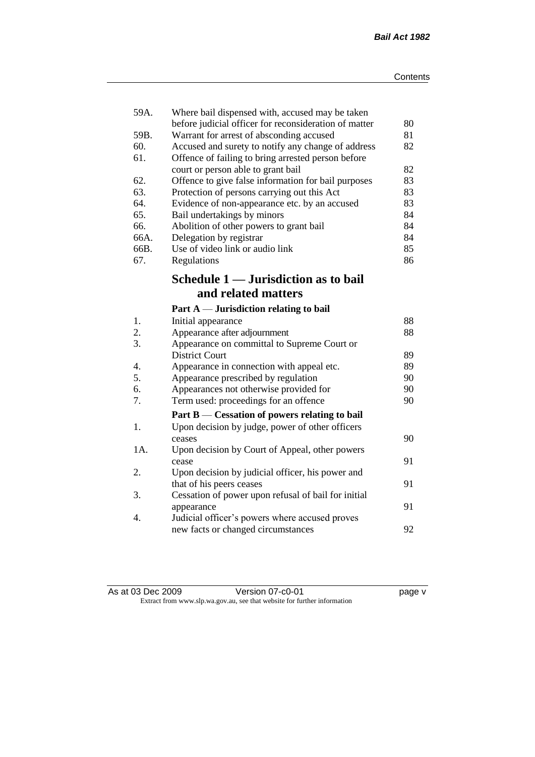| | | |
|---|---|---|
| 59A. | Where bail dispensed with, accused may be taken before judicial officer for reconsideration of matter | 80 |
| 59B. | Warrant for arrest of absconding accused | 81 |
| 60. | Accused and surety to notify any change of address | 82 |
| 61. | Offence of failing to bring arrested person before court or person able to grant bail | 82 |
| 62. | Offence to give false information for bail purposes | 83 |
| 63. | Protection of persons carrying out this Act | 83 |
| 64. | Evidence of non-appearance etc. by an accused | 83 |
| 65. | Bail undertakings by minors | 84 |
| 66. | Abolition of other powers to grant bail | 84 |
| 66A. | Delegation by registrar | 84 |
| 66B. | Use of video link or audio link | 85 |
| 67. | Regulations | 86 |

## Schedule 1 — Jurisdiction as to bail and related matters

### Part A — Jurisdiction relating to bail

| | | |
|---|---|---|
| 1. | Initial appearance | 88 |
| 2. | Appearance after adjournment | 88 |
| 3. | Appearance on committal to Supreme Court or District Court | 89 |
| 4. | Appearance in connection with appeal etc. | 89 |
| 5. | Appearance prescribed by regulation | 90 |
| 6. | Appearances not otherwise provided for | 90 |
| 7. | Term used: proceedings for an offence | 90 |

### Part B — Cessation of powers relating to bail

| | | |
|---|---|---|
| 1. | Upon decision by judge, power of other officers ceases | 90 |
| 1A. | Upon decision by Court of Appeal, other powers cease | 91 |
| 2. | Upon decision by judicial officer, his power and that of his peers ceases | 91 |
| 3. | Cessation of power upon refusal of bail for initial appearance | 91 |
| 4. | Judicial officer's powers where accused proves new facts or changed circumstances | 92 |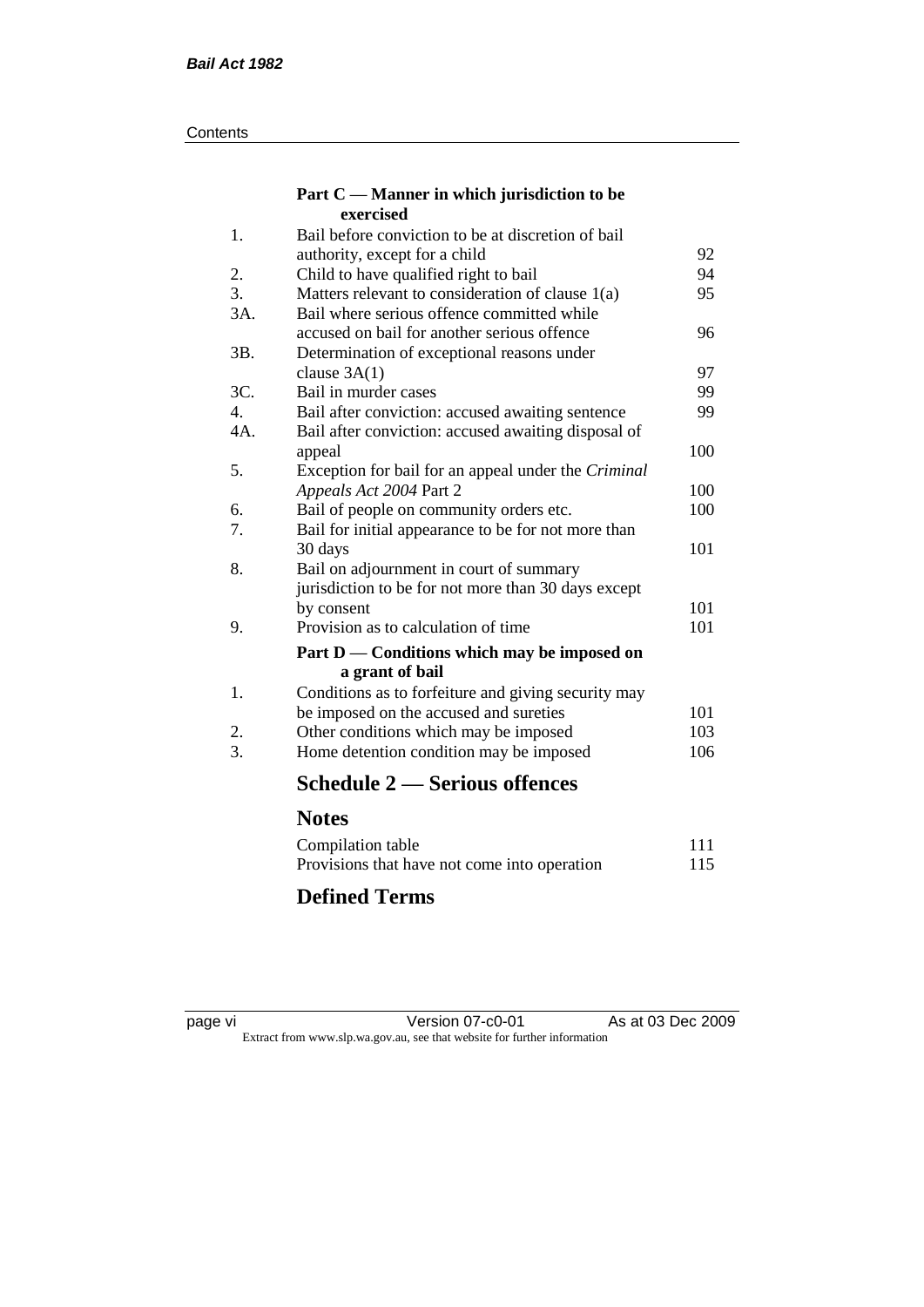### Part C — Manner in which jurisdiction to be exercised

| | | |
|---|---|---|
| 1. | Bail before conviction to be at discretion of bail authority, except for a child | 92 |
| 2. | Child to have qualified right to bail | 94 |
| 3. | Matters relevant to consideration of clause 1(a) | 95 |
| 3A. | Bail where serious offence committed while accused on bail for another serious offence | 96 |
| 3B. | Determination of exceptional reasons under clause 3A(1) | 97 |
| 3C. | Bail in murder cases | 99 |
| 4. | Bail after conviction: accused awaiting sentence | 99 |
| 4A. | Bail after conviction: accused awaiting disposal of appeal | 100 |
| 5. | Exception for bail for an appeal under the *Criminal Appeals Act 2004* Part 2 | 100 |
| 6. | Bail of people on community orders etc. | 100 |
| 7. | Bail for initial appearance to be for not more than 30 days | 101 |
| 8. | Bail on adjournment in court of summary jurisdiction to be for not more than 30 days except by consent | 101 |
| 9. | Provision as to calculation of time | 101 |

### Part D — Conditions which may be imposed on a grant of bail

| | | |
|---|---|---|
| 1. | Conditions as to forfeiture and giving security may be imposed on the accused and sureties | 101 |
| 2. | Other conditions which may be imposed | 103 |
| 3. | Home detention condition may be imposed | 106 |

## Schedule 2 — Serious offences

## Notes

| | |
|---|---|
| Compilation table | 111 |
| Provisions that have not come into operation | 115 |

## Defined Terms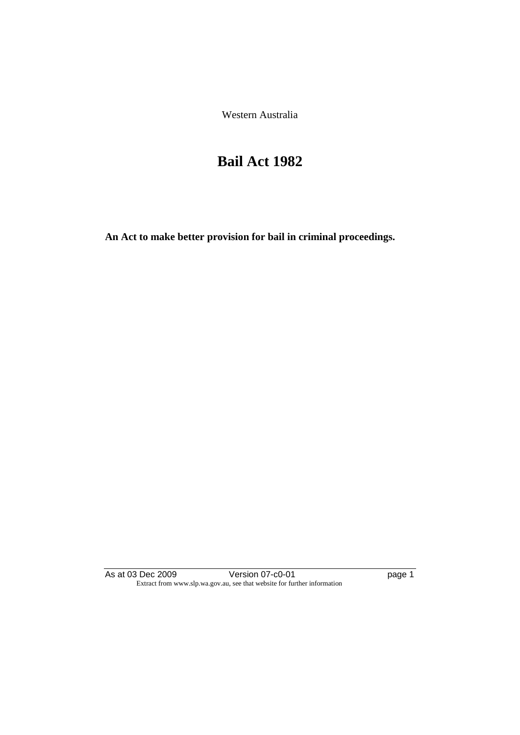Western Australia

# Bail Act 1982

**An Act to make better provision for bail in criminal proceedings.**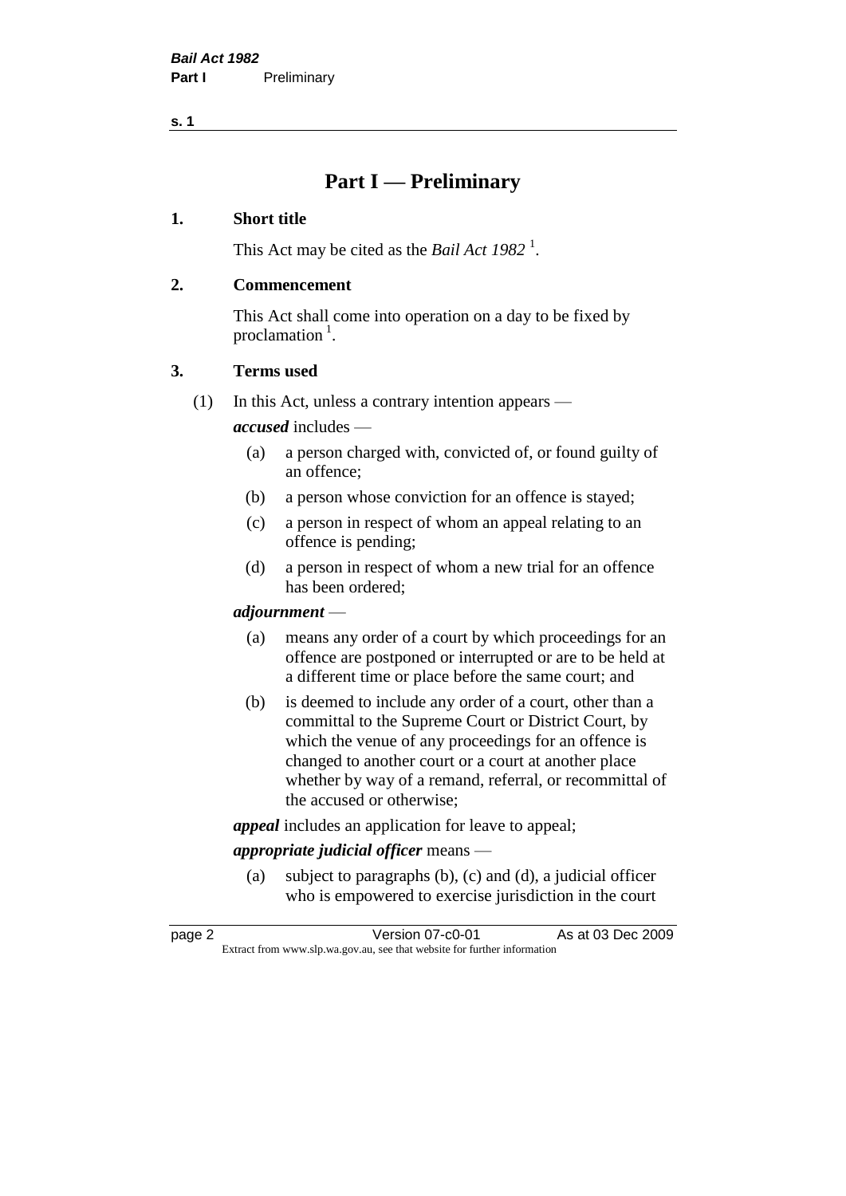# Part I — Preliminary

## 1. Short title

This Act may be cited as the *Bail Act 1982* [1].

## 2. Commencement

This Act shall come into operation on a day to be fixed by proclamation [1].

## 3. Terms used

(1) In this Act, unless a contrary intention appears —

***accused*** includes —

- (a) a person charged with, convicted of, or found guilty of an offence;
- (b) a person whose conviction for an offence is stayed;
- (c) a person in respect of whom an appeal relating to an offence is pending;
- (d) a person in respect of whom a new trial for an offence has been ordered;

***adjournment*** —

- (a) means any order of a court by which proceedings for an offence are postponed or interrupted or are to be held at a different time or place before the same court; and
- (b) is deemed to include any order of a court, other than a committal to the Supreme Court or District Court, by which the venue of any proceedings for an offence is changed to another court or a court at another place whether by way of a remand, referral, or recommittal of the accused or otherwise;

***appeal*** includes an application for leave to appeal;

***appropriate judicial officer*** means —

- (a) subject to paragraphs (b), (c) and (d), a judicial officer who is empowered to exercise jurisdiction in the court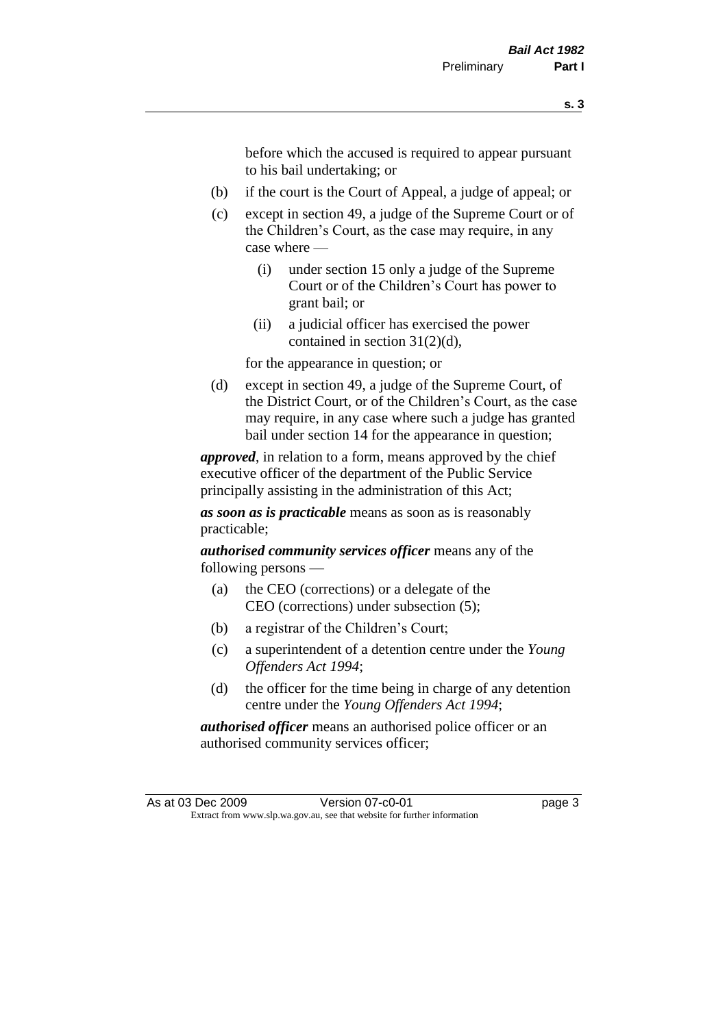before which the accused is required to appear pursuant to his bail undertaking; or

- (b) if the court is the Court of Appeal, a judge of appeal; or
- (c) except in section 49, a judge of the Supreme Court or of the Children's Court, as the case may require, in any case where —
  - (i) under section 15 only a judge of the Supreme Court or of the Children's Court has power to grant bail; or
  - (ii) a judicial officer has exercised the power contained in section 31(2)(d),

  for the appearance in question; or
- (d) except in section 49, a judge of the Supreme Court, of the District Court, or of the Children's Court, as the case may require, in any case where such a judge has granted bail under section 14 for the appearance in question;

***approved***, in relation to a form, means approved by the chief executive officer of the department of the Public Service principally assisting in the administration of this Act;

***as soon as is practicable*** means as soon as is reasonably practicable;

***authorised community services officer*** means any of the following persons —

- (a) the CEO (corrections) or a delegate of the CEO (corrections) under subsection (5);
- (b) a registrar of the Children's Court;
- (c) a superintendent of a detention centre under the *Young Offenders Act 1994*;
- (d) the officer for the time being in charge of any detention centre under the *Young Offenders Act 1994*;

***authorised officer*** means an authorised police officer or an authorised community services officer;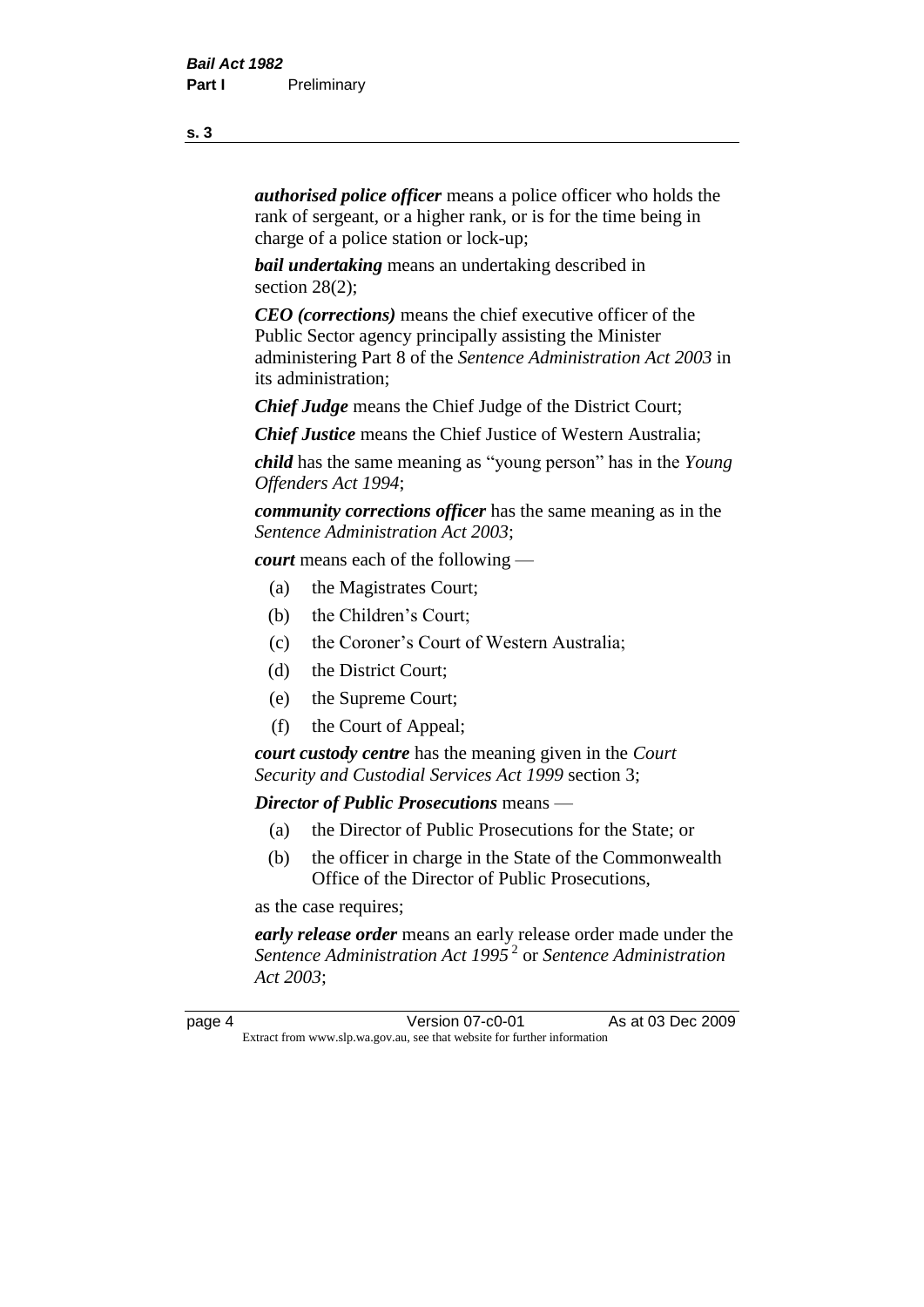***authorised police officer*** means a police officer who holds the rank of sergeant, or a higher rank, or is for the time being in charge of a police station or lock-up;

***bail undertaking*** means an undertaking described in section 28(2);

***CEO (corrections)*** means the chief executive officer of the Public Sector agency principally assisting the Minister administering Part 8 of the *Sentence Administration Act 2003* in its administration;

***Chief Judge*** means the Chief Judge of the District Court;

***Chief Justice*** means the Chief Justice of Western Australia;

***child*** has the same meaning as "young person" has in the *Young Offenders Act 1994*;

***community corrections officer*** has the same meaning as in the *Sentence Administration Act 2003*;

***court*** means each of the following —

(a) the Magistrates Court;

(b) the Children's Court;

(c) the Coroner's Court of Western Australia;

(d) the District Court;

(e) the Supreme Court;

(f) the Court of Appeal;

***court custody centre*** has the meaning given in the *Court Security and Custodial Services Act 1999* section 3;

***Director of Public Prosecutions*** means —

(a) the Director of Public Prosecutions for the State; or

(b) the officer in charge in the State of the Commonwealth Office of the Director of Public Prosecutions,

as the case requires;

***early release order*** means an early release order made under the *Sentence Administration Act 1995* [2] or *Sentence Administration Act 2003*;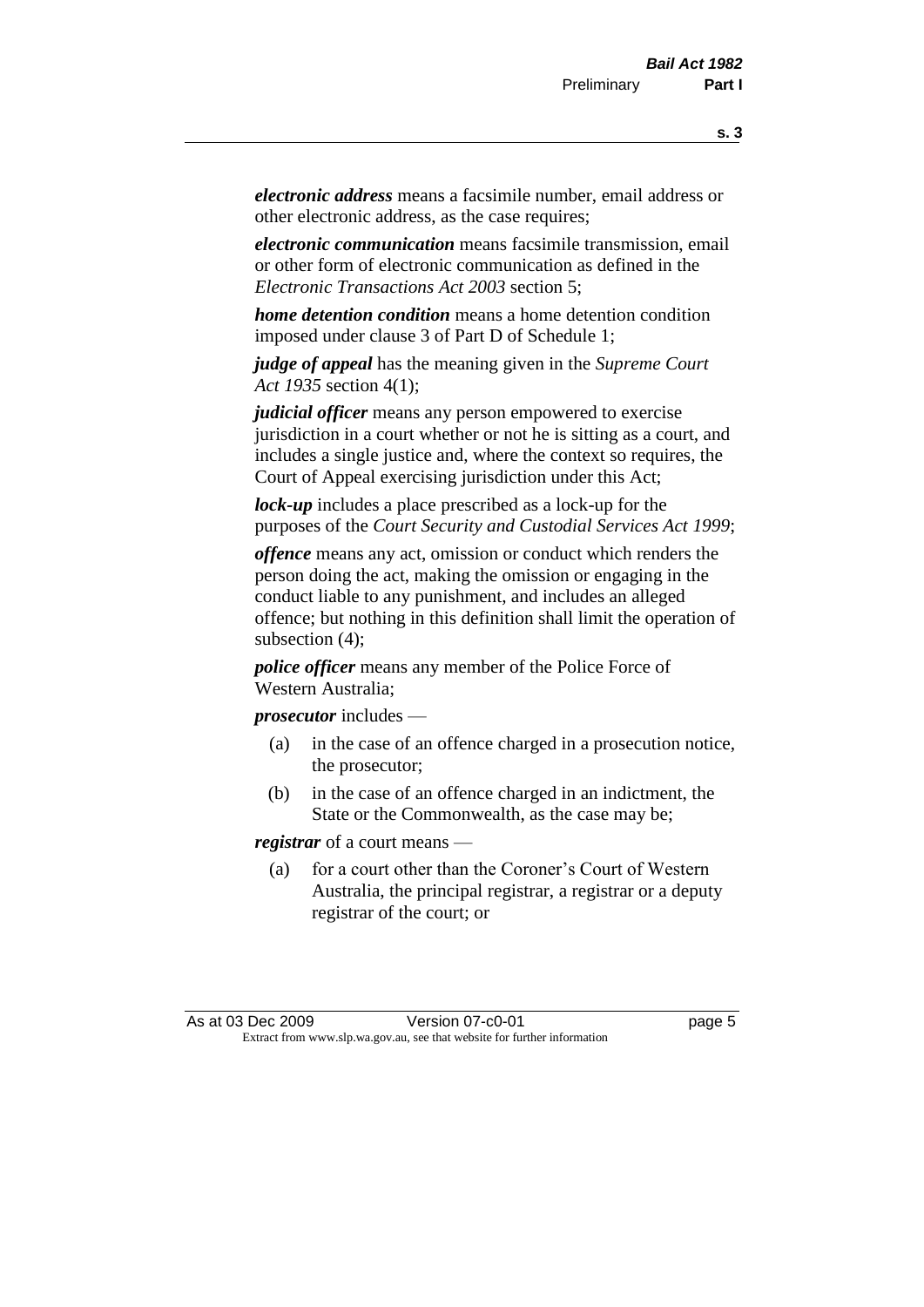***electronic address*** means a facsimile number, email address or other electronic address, as the case requires;

***electronic communication*** means facsimile transmission, email or other form of electronic communication as defined in the *Electronic Transactions Act 2003* section 5;

***home detention condition*** means a home detention condition imposed under clause 3 of Part D of Schedule 1;

***judge of appeal*** has the meaning given in the *Supreme Court Act 1935* section 4(1);

***judicial officer*** means any person empowered to exercise jurisdiction in a court whether or not he is sitting as a court, and includes a single justice and, where the context so requires, the Court of Appeal exercising jurisdiction under this Act;

***lock-up*** includes a place prescribed as a lock-up for the purposes of the *Court Security and Custodial Services Act 1999*;

***offence*** means any act, omission or conduct which renders the person doing the act, making the omission or engaging in the conduct liable to any punishment, and includes an alleged offence; but nothing in this definition shall limit the operation of subsection (4);

***police officer*** means any member of the Police Force of Western Australia;

***prosecutor*** includes —

- (a) in the case of an offence charged in a prosecution notice, the prosecutor;
- (b) in the case of an offence charged in an indictment, the State or the Commonwealth, as the case may be;

***registrar*** of a court means —

- (a) for a court other than the Coroner's Court of Western Australia, the principal registrar, a registrar or a deputy registrar of the court; or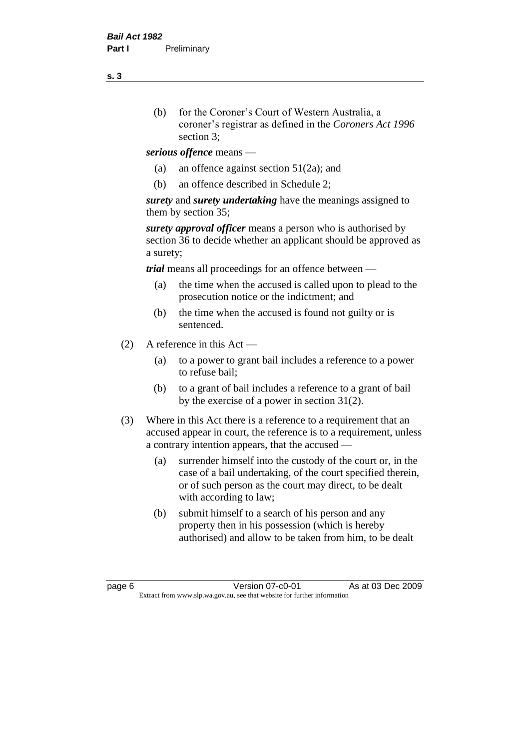(b) for the Coroner's Court of Western Australia, a coroner's registrar as defined in the *Coroners Act 1996* section 3;

***serious offence*** means —

(a) an offence against section 51(2a); and

(b) an offence described in Schedule 2;

***surety*** and ***surety undertaking*** have the meanings assigned to them by section 35;

***surety approval officer*** means a person who is authorised by section 36 to decide whether an applicant should be approved as a surety;

***trial*** means all proceedings for an offence between —

(a) the time when the accused is called upon to plead to the prosecution notice or the indictment; and

(b) the time when the accused is found not guilty or is sentenced.

(2) A reference in this Act —

(a) to a power to grant bail includes a reference to a power to refuse bail;

(b) to a grant of bail includes a reference to a grant of bail by the exercise of a power in section 31(2).

(3) Where in this Act there is a reference to a requirement that an accused appear in court, the reference is to a requirement, unless a contrary intention appears, that the accused —

(a) surrender himself into the custody of the court or, in the case of a bail undertaking, of the court specified therein, or of such person as the court may direct, to be dealt with according to law;

(b) submit himself to a search of his person and any property then in his possession (which is hereby authorised) and allow to be taken from him, to be dealt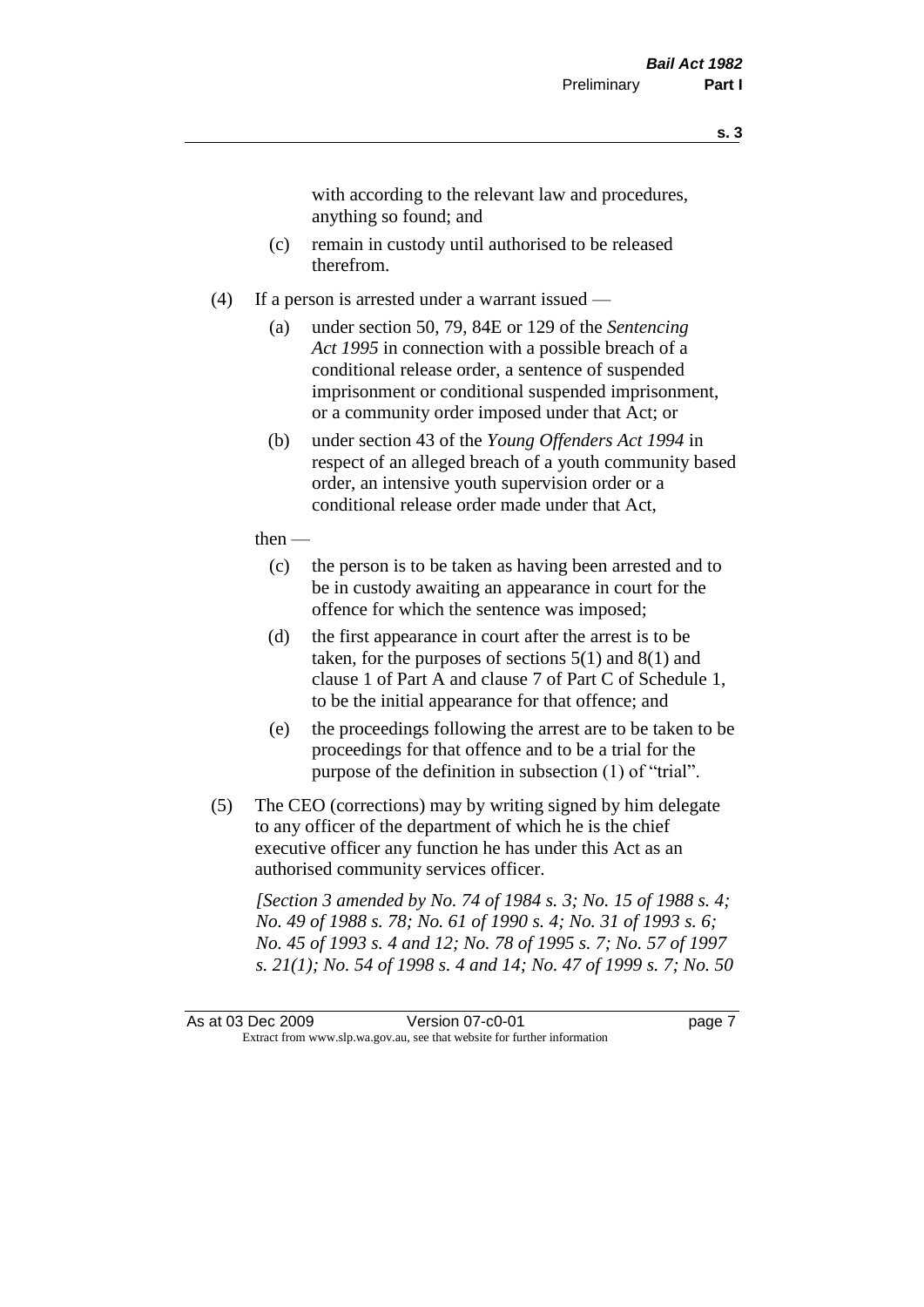with according to the relevant law and procedures, anything so found; and

(c) remain in custody until authorised to be released therefrom.

(4) If a person is arrested under a warrant issued —

(a) under section 50, 79, 84E or 129 of the *Sentencing Act 1995* in connection with a possible breach of a conditional release order, a sentence of suspended imprisonment or conditional suspended imprisonment, or a community order imposed under that Act; or

(b) under section 43 of the *Young Offenders Act 1994* in respect of an alleged breach of a youth community based order, an intensive youth supervision order or a conditional release order made under that Act,

then —

(c) the person is to be taken as having been arrested and to be in custody awaiting an appearance in court for the offence for which the sentence was imposed;

(d) the first appearance in court after the arrest is to be taken, for the purposes of sections 5(1) and 8(1) and clause 1 of Part A and clause 7 of Part C of Schedule 1, to be the initial appearance for that offence; and

(e) the proceedings following the arrest are to be taken to be proceedings for that offence and to be a trial for the purpose of the definition in subsection (1) of "trial".

(5) The CEO (corrections) may by writing signed by him delegate to any officer of the department of which he is the chief executive officer any function he has under this Act as an authorised community services officer.

*[Section 3 amended by No. 74 of 1984 s. 3; No. 15 of 1988 s. 4; No. 49 of 1988 s. 78; No. 61 of 1990 s. 4; No. 31 of 1993 s. 6; No. 45 of 1993 s. 4 and 12; No. 78 of 1995 s. 7; No. 57 of 1997 s. 21(1); No. 54 of 1998 s. 4 and 14; No. 47 of 1999 s. 7; No. 50*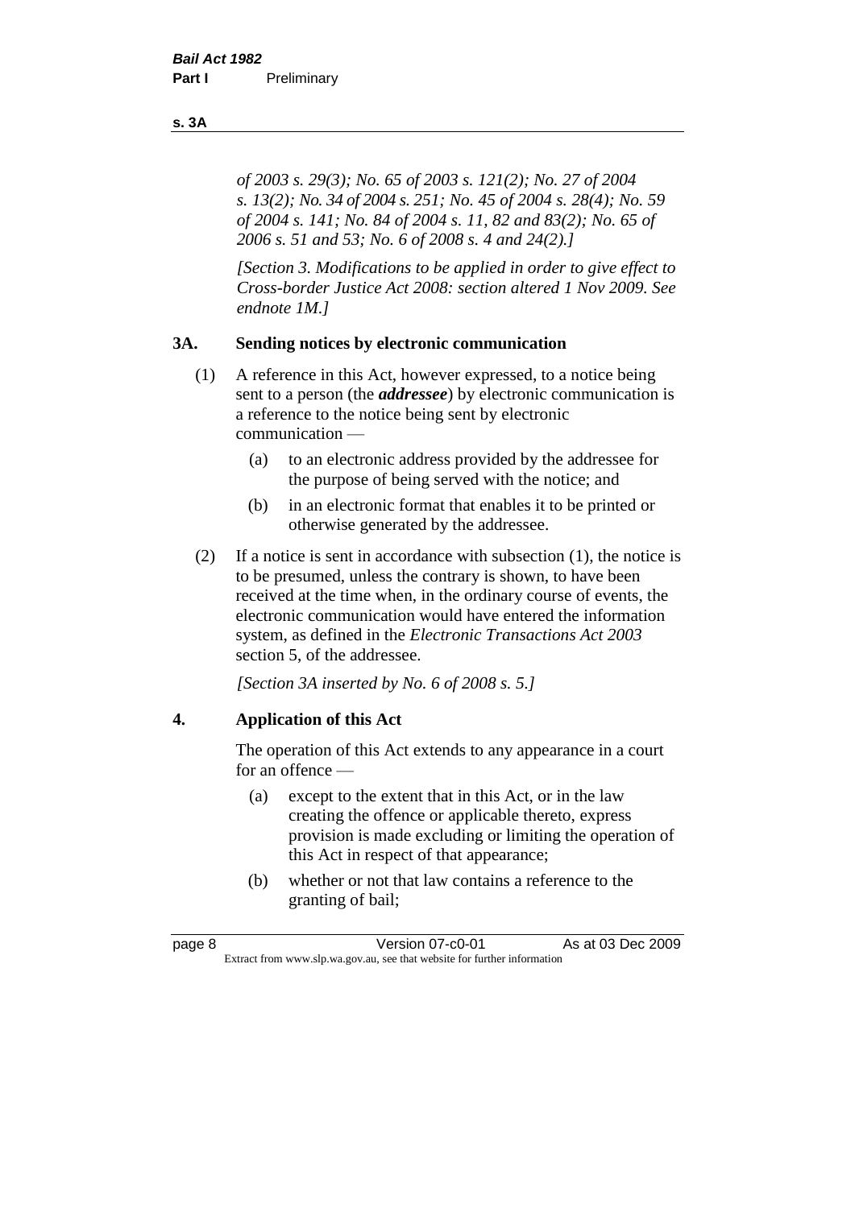*of 2003 s. 29(3); No. 65 of 2003 s. 121(2); No. 27 of 2004 s. 13(2); No. 34 of 2004 s. 251; No. 45 of 2004 s. 28(4); No. 59 of 2004 s. 141; No. 84 of 2004 s. 11, 82 and 83(2); No. 65 of 2006 s. 51 and 53; No. 6 of 2008 s. 4 and 24(2).]*

*[Section 3. Modifications to be applied in order to give effect to Cross-border Justice Act 2008: section altered 1 Nov 2009. See endnote 1M.]*

## 3A. Sending notices by electronic communication

(1) A reference in this Act, however expressed, to a notice being sent to a person (the ***addressee***) by electronic communication is a reference to the notice being sent by electronic communication —

- (a) to an electronic address provided by the addressee for the purpose of being served with the notice; and
- (b) in an electronic format that enables it to be printed or otherwise generated by the addressee.

(2) If a notice is sent in accordance with subsection (1), the notice is to be presumed, unless the contrary is shown, to have been received at the time when, in the ordinary course of events, the electronic communication would have entered the information system, as defined in the *Electronic Transactions Act 2003* section 5, of the addressee.

*[Section 3A inserted by No. 6 of 2008 s. 5.]*

## 4. Application of this Act

The operation of this Act extends to any appearance in a court for an offence —

- (a) except to the extent that in this Act, or in the law creating the offence or applicable thereto, express provision is made excluding or limiting the operation of this Act in respect of that appearance;
- (b) whether or not that law contains a reference to the granting of bail;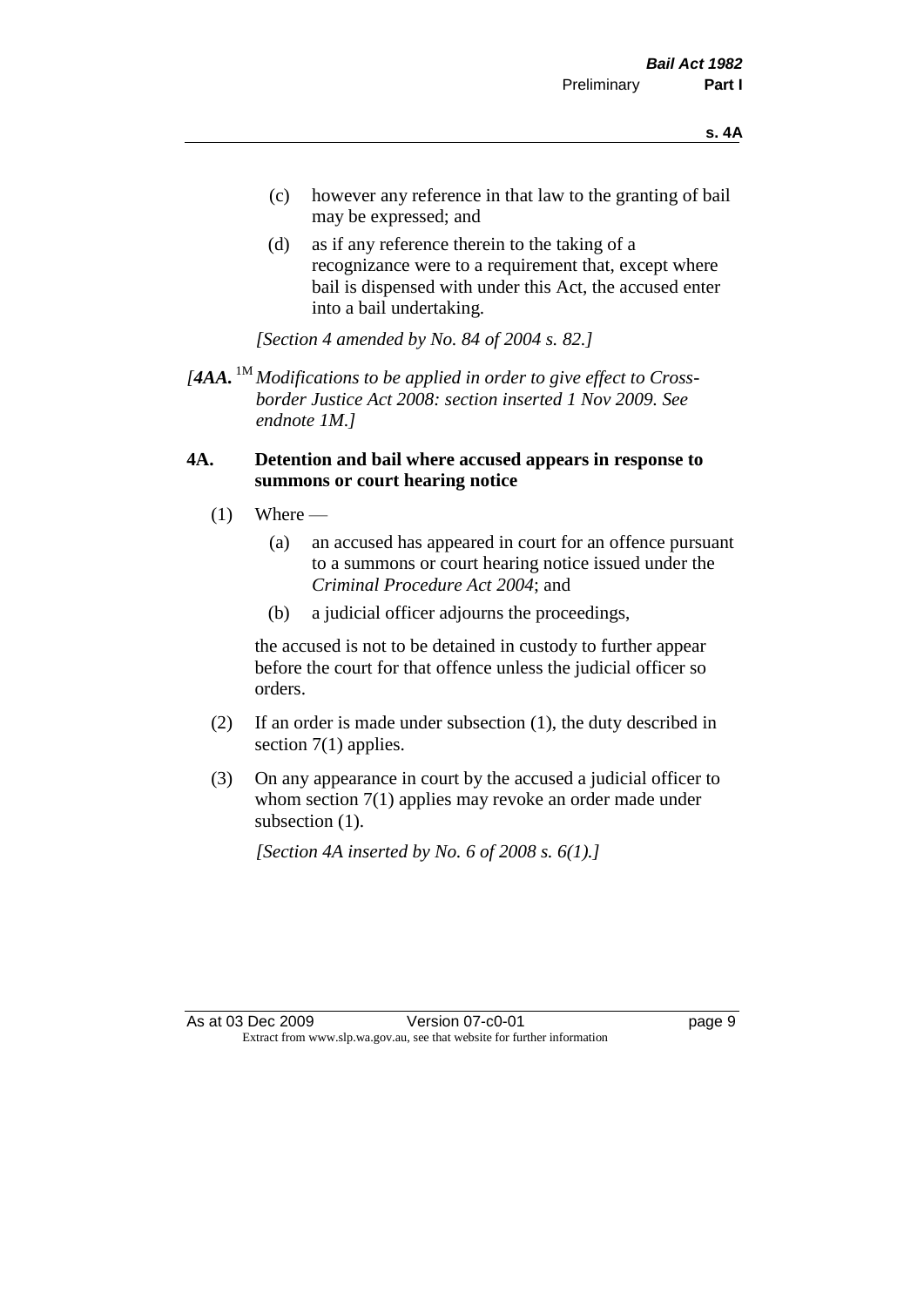(c) however any reference in that law to the granting of bail may be expressed; and

(d) as if any reference therein to the taking of a recognizance were to a requirement that, except where bail is dispensed with under this Act, the accused enter into a bail undertaking.

*[Section 4 amended by No. 84 of 2004 s. 82.]*

*[**4AA.** [1M] Modifications to be applied in order to give effect to Cross-border Justice Act 2008: section inserted 1 Nov 2009. See endnote 1M.]*

**4A. Detention and bail where accused appears in response to summons or court hearing notice**

(1) Where —

(a) an accused has appeared in court for an offence pursuant to a summons or court hearing notice issued under the *Criminal Procedure Act 2004*; and

(b) a judicial officer adjourns the proceedings,

the accused is not to be detained in custody to further appear before the court for that offence unless the judicial officer so orders.

(2) If an order is made under subsection (1), the duty described in section 7(1) applies.

(3) On any appearance in court by the accused a judicial officer to whom section 7(1) applies may revoke an order made under subsection (1).

*[Section 4A inserted by No. 6 of 2008 s. 6(1).]*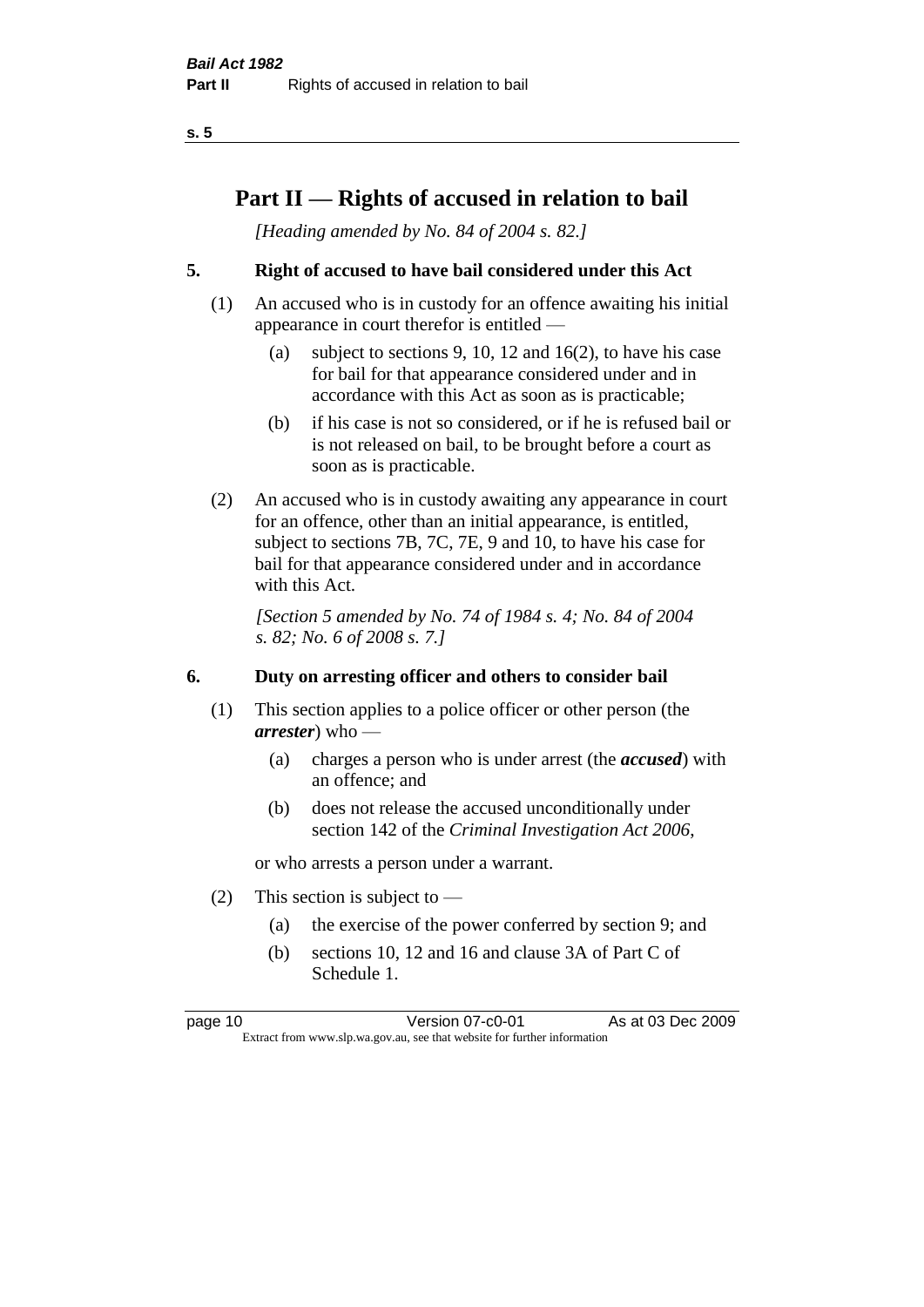# Part II — Rights of accused in relation to bail

*[Heading amended by No. 84 of 2004 s. 82.]*

## 5. Right of accused to have bail considered under this Act

(1) An accused who is in custody for an offence awaiting his initial appearance in court therefor is entitled —

- (a) subject to sections 9, 10, 12 and 16(2), to have his case for bail for that appearance considered under and in accordance with this Act as soon as is practicable;
- (b) if his case is not so considered, or if he is refused bail or is not released on bail, to be brought before a court as soon as is practicable.

(2) An accused who is in custody awaiting any appearance in court for an offence, other than an initial appearance, is entitled, subject to sections 7B, 7C, 7E, 9 and 10, to have his case for bail for that appearance considered under and in accordance with this Act.

*[Section 5 amended by No. 74 of 1984 s. 4; No. 84 of 2004 s. 82; No. 6 of 2008 s. 7.]*

## 6. Duty on arresting officer and others to consider bail

(1) This section applies to a police officer or other person (the ***arrester***) who —

- (a) charges a person who is under arrest (the ***accused***) with an offence; and
- (b) does not release the accused unconditionally under section 142 of the *Criminal Investigation Act 2006*,

or who arrests a person under a warrant.

(2) This section is subject to —

- (a) the exercise of the power conferred by section 9; and
- (b) sections 10, 12 and 16 and clause 3A of Part C of Schedule 1.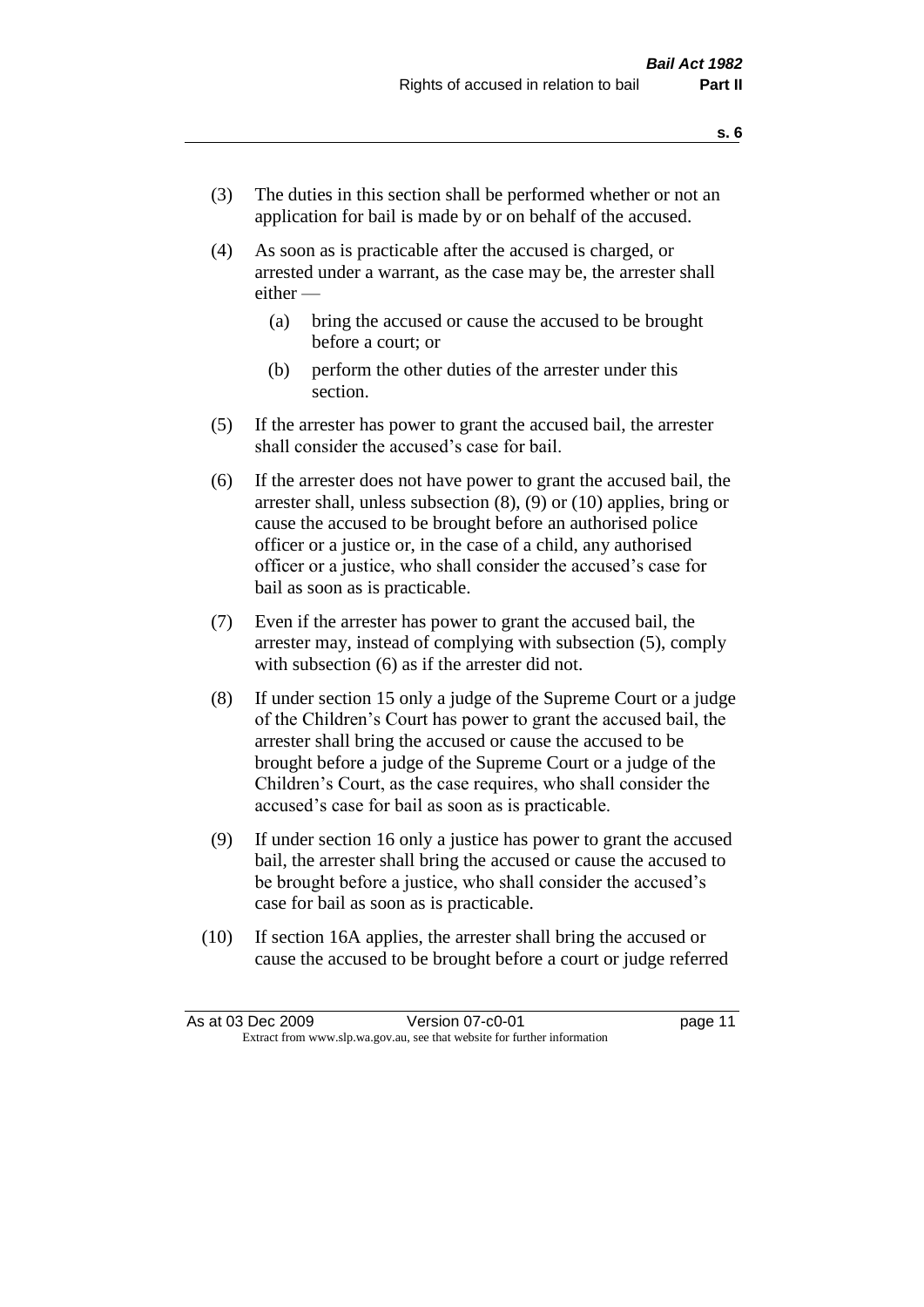(3) The duties in this section shall be performed whether or not an application for bail is made by or on behalf of the accused.

(4) As soon as is practicable after the accused is charged, or arrested under a warrant, as the case may be, the arrester shall either —

(a) bring the accused or cause the accused to be brought before a court; or

(b) perform the other duties of the arrester under this section.

(5) If the arrester has power to grant the accused bail, the arrester shall consider the accused's case for bail.

(6) If the arrester does not have power to grant the accused bail, the arrester shall, unless subsection (8), (9) or (10) applies, bring or cause the accused to be brought before an authorised police officer or a justice or, in the case of a child, any authorised officer or a justice, who shall consider the accused's case for bail as soon as is practicable.

(7) Even if the arrester has power to grant the accused bail, the arrester may, instead of complying with subsection (5), comply with subsection (6) as if the arrester did not.

(8) If under section 15 only a judge of the Supreme Court or a judge of the Children's Court has power to grant the accused bail, the arrester shall bring the accused or cause the accused to be brought before a judge of the Supreme Court or a judge of the Children's Court, as the case requires, who shall consider the accused's case for bail as soon as is practicable.

(9) If under section 16 only a justice has power to grant the accused bail, the arrester shall bring the accused or cause the accused to be brought before a justice, who shall consider the accused's case for bail as soon as is practicable.

(10) If section 16A applies, the arrester shall bring the accused or cause the accused to be brought before a court or judge referred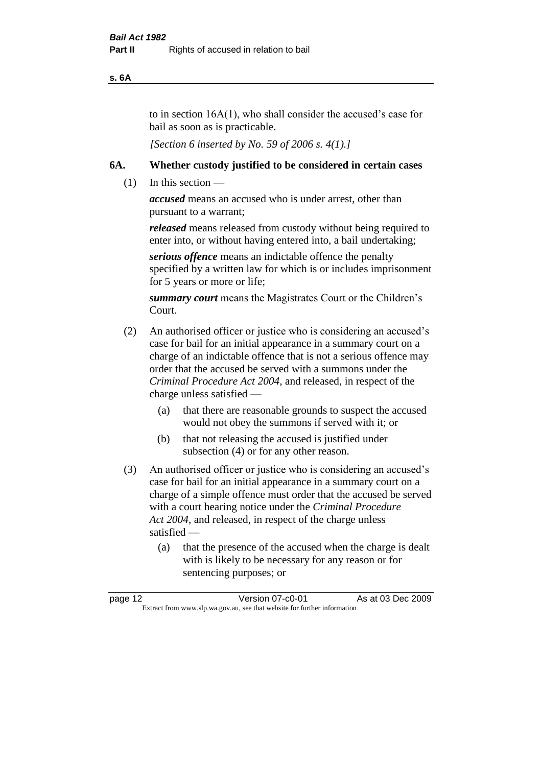to in section 16A(1), who shall consider the accused's case for bail as soon as is practicable.

*[Section 6 inserted by No. 59 of 2006 s. 4(1).]*

## 6A. Whether custody justified to be considered in certain cases

(1) In this section —

***accused*** means an accused who is under arrest, other than pursuant to a warrant;

***released*** means released from custody without being required to enter into, or without having entered into, a bail undertaking;

***serious offence*** means an indictable offence the penalty specified by a written law for which is or includes imprisonment for 5 years or more or life;

***summary court*** means the Magistrates Court or the Children's Court.

(2) An authorised officer or justice who is considering an accused's case for bail for an initial appearance in a summary court on a charge of an indictable offence that is not a serious offence may order that the accused be served with a summons under the *Criminal Procedure Act 2004*, and released, in respect of the charge unless satisfied —

- (a) that there are reasonable grounds to suspect the accused would not obey the summons if served with it; or
- (b) that not releasing the accused is justified under subsection (4) or for any other reason.

(3) An authorised officer or justice who is considering an accused's case for bail for an initial appearance in a summary court on a charge of a simple offence must order that the accused be served with a court hearing notice under the *Criminal Procedure Act 2004*, and released, in respect of the charge unless satisfied —

- (a) that the presence of the accused when the charge is dealt with is likely to be necessary for any reason or for sentencing purposes; or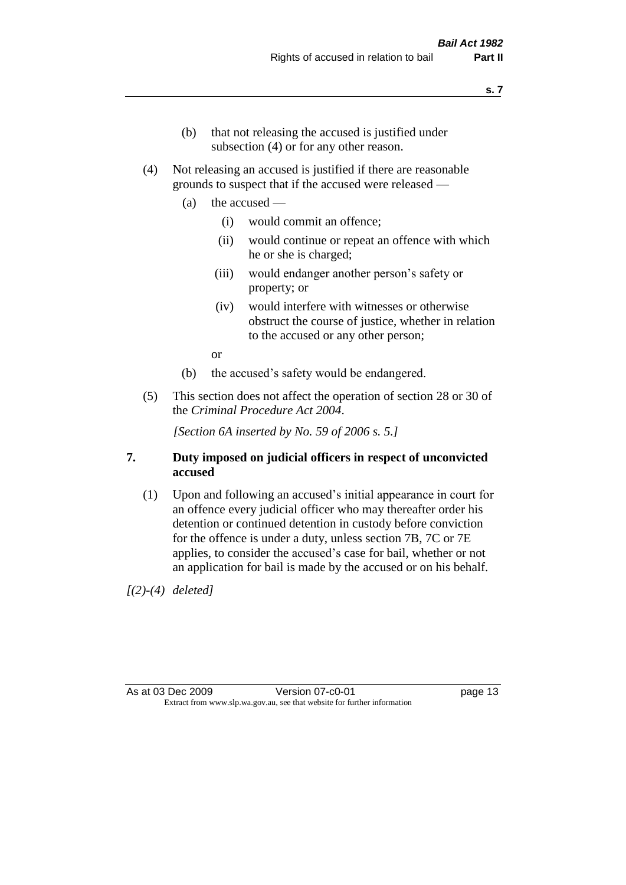(b) that not releasing the accused is justified under subsection (4) or for any other reason.

(4) Not releasing an accused is justified if there are reasonable grounds to suspect that if the accused were released —

(a) the accused —

(i) would commit an offence;

(ii) would continue or repeat an offence with which he or she is charged;

(iii) would endanger another person's safety or property; or

(iv) would interfere with witnesses or otherwise obstruct the course of justice, whether in relation to the accused or any other person;

or

(b) the accused's safety would be endangered.

(5) This section does not affect the operation of section 28 or 30 of the *Criminal Procedure Act 2004*.

*[Section 6A inserted by No. 59 of 2006 s. 5.]*

**7. Duty imposed on judicial officers in respect of unconvicted accused**

(1) Upon and following an accused's initial appearance in court for an offence every judicial officer who may thereafter order his detention or continued detention in custody before conviction for the offence is under a duty, unless section 7B, 7C or 7E applies, to consider the accused's case for bail, whether or not an application for bail is made by the accused or on his behalf.

*[(2)-(4) deleted]*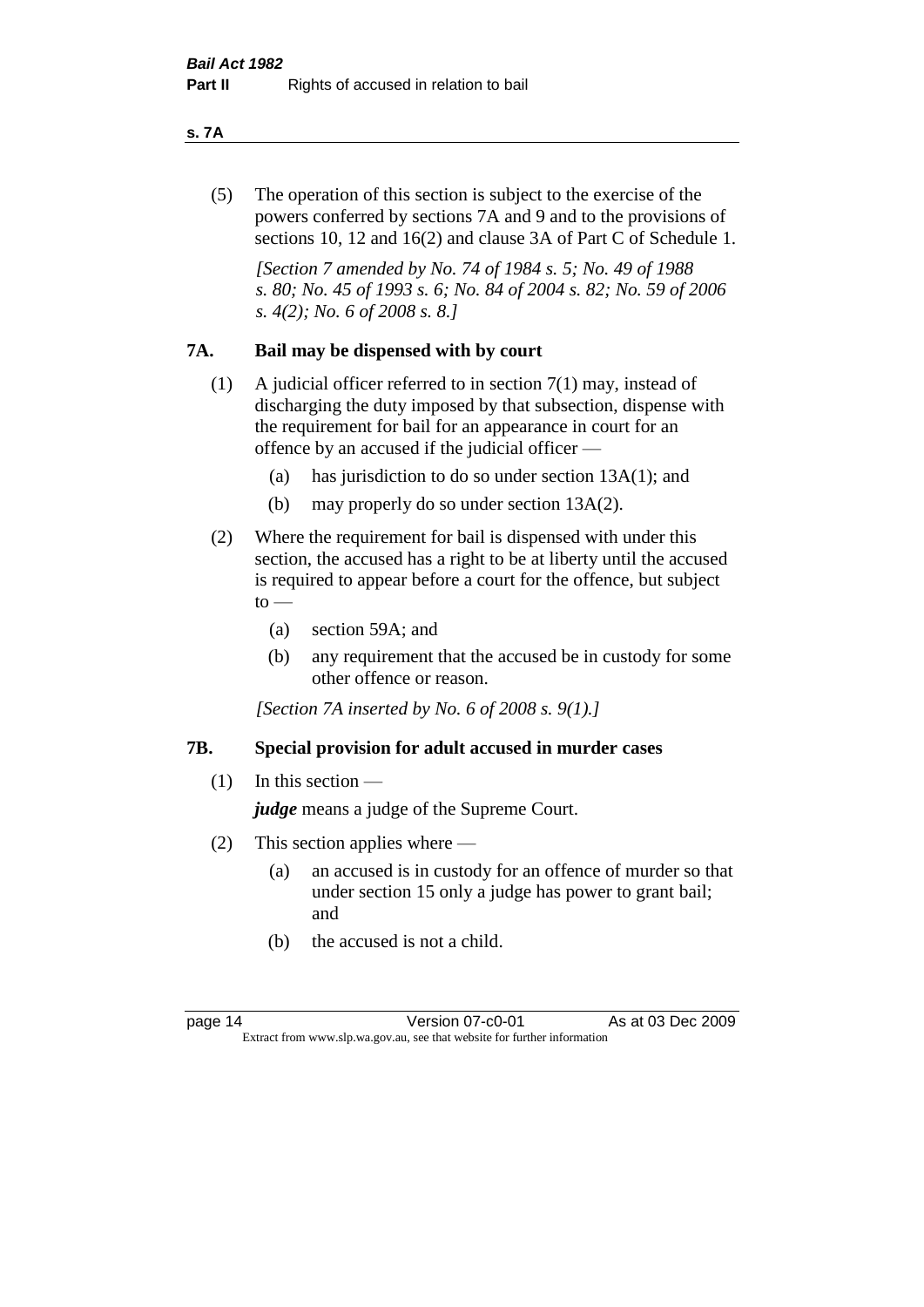(5) The operation of this section is subject to the exercise of the powers conferred by sections 7A and 9 and to the provisions of sections 10, 12 and 16(2) and clause 3A of Part C of Schedule 1.

*[Section 7 amended by No. 74 of 1984 s. 5; No. 49 of 1988 s. 80; No. 45 of 1993 s. 6; No. 84 of 2004 s. 82; No. 59 of 2006 s. 4(2); No. 6 of 2008 s. 8.]*

## 7A. Bail may be dispensed with by court

(1) A judicial officer referred to in section 7(1) may, instead of discharging the duty imposed by that subsection, dispense with the requirement for bail for an appearance in court for an offence by an accused if the judicial officer —

- (a) has jurisdiction to do so under section 13A(1); and
- (b) may properly do so under section 13A(2).

(2) Where the requirement for bail is dispensed with under this section, the accused has a right to be at liberty until the accused is required to appear before a court for the offence, but subject to —

- (a) section 59A; and
- (b) any requirement that the accused be in custody for some other offence or reason.

*[Section 7A inserted by No. 6 of 2008 s. 9(1).]*

## 7B. Special provision for adult accused in murder cases

(1) In this section —

***judge*** means a judge of the Supreme Court.

(2) This section applies where —

- (a) an accused is in custody for an offence of murder so that under section 15 only a judge has power to grant bail; and
- (b) the accused is not a child.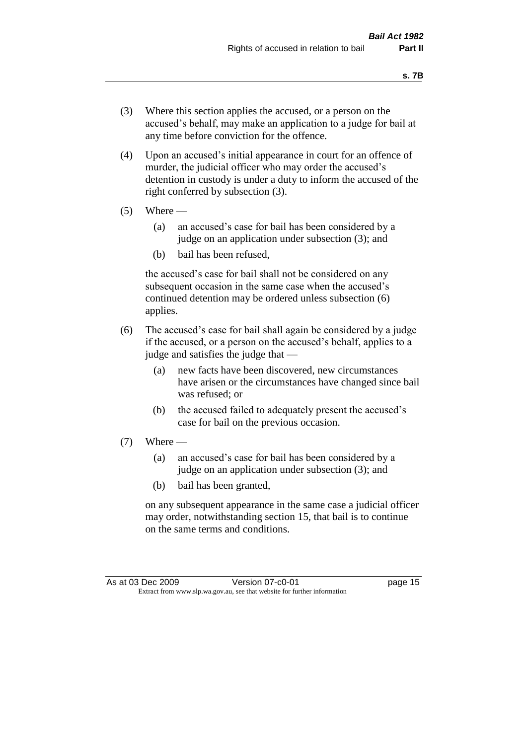(3) Where this section applies the accused, or a person on the accused's behalf, may make an application to a judge for bail at any time before conviction for the offence.

(4) Upon an accused's initial appearance in court for an offence of murder, the judicial officer who may order the accused's detention in custody is under a duty to inform the accused of the right conferred by subsection (3).

(5) Where —

  (a) an accused's case for bail has been considered by a judge on an application under subsection (3); and

  (b) bail has been refused,

  the accused's case for bail shall not be considered on any subsequent occasion in the same case when the accused's continued detention may be ordered unless subsection (6) applies.

(6) The accused's case for bail shall again be considered by a judge if the accused, or a person on the accused's behalf, applies to a judge and satisfies the judge that —

  (a) new facts have been discovered, new circumstances have arisen or the circumstances have changed since bail was refused; or

  (b) the accused failed to adequately present the accused's case for bail on the previous occasion.

(7) Where —

  (a) an accused's case for bail has been considered by a judge on an application under subsection (3); and

  (b) bail has been granted,

  on any subsequent appearance in the same case a judicial officer may order, notwithstanding section 15, that bail is to continue on the same terms and conditions.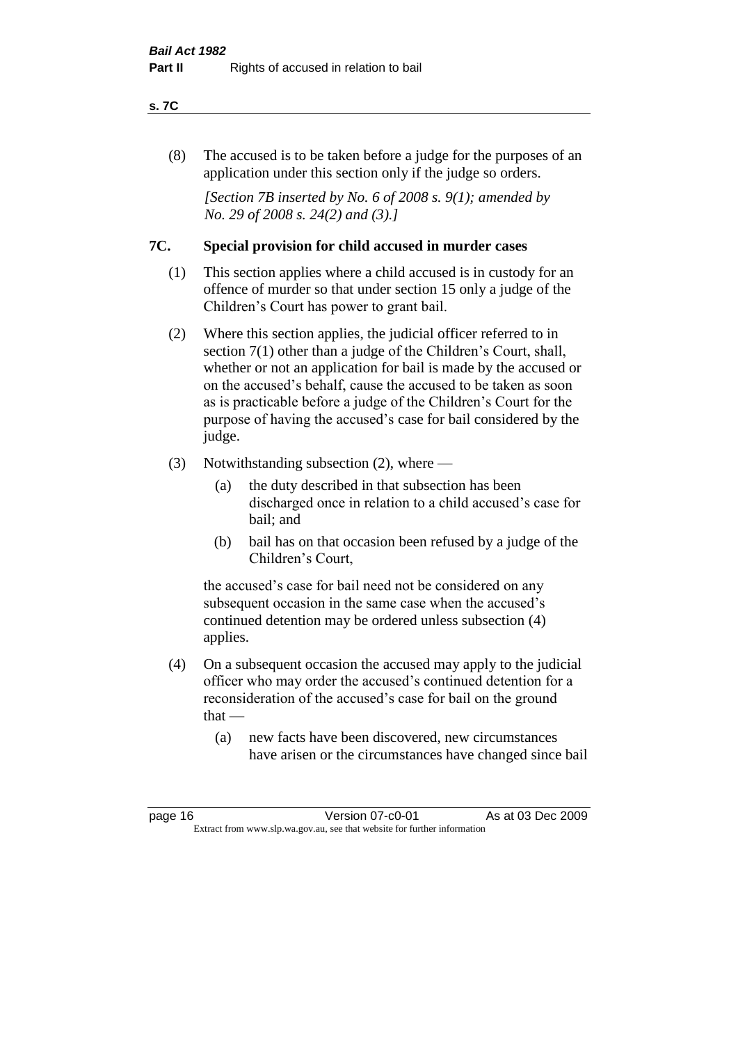(8) The accused is to be taken before a judge for the purposes of an application under this section only if the judge so orders.

*[Section 7B inserted by No. 6 of 2008 s. 9(1); amended by No. 29 of 2008 s. 24(2) and (3).]*

### 7C. Special provision for child accused in murder cases

(1) This section applies where a child accused is in custody for an offence of murder so that under section 15 only a judge of the Children's Court has power to grant bail.

(2) Where this section applies, the judicial officer referred to in section 7(1) other than a judge of the Children's Court, shall, whether or not an application for bail is made by the accused or on the accused's behalf, cause the accused to be taken as soon as is practicable before a judge of the Children's Court for the purpose of having the accused's case for bail considered by the judge.

(3) Notwithstanding subsection (2), where —

- (a) the duty described in that subsection has been discharged once in relation to a child accused's case for bail; and
- (b) bail has on that occasion been refused by a judge of the Children's Court,

the accused's case for bail need not be considered on any subsequent occasion in the same case when the accused's continued detention may be ordered unless subsection (4) applies.

(4) On a subsequent occasion the accused may apply to the judicial officer who may order the accused's continued detention for a reconsideration of the accused's case for bail on the ground that —

- (a) new facts have been discovered, new circumstances have arisen or the circumstances have changed since bail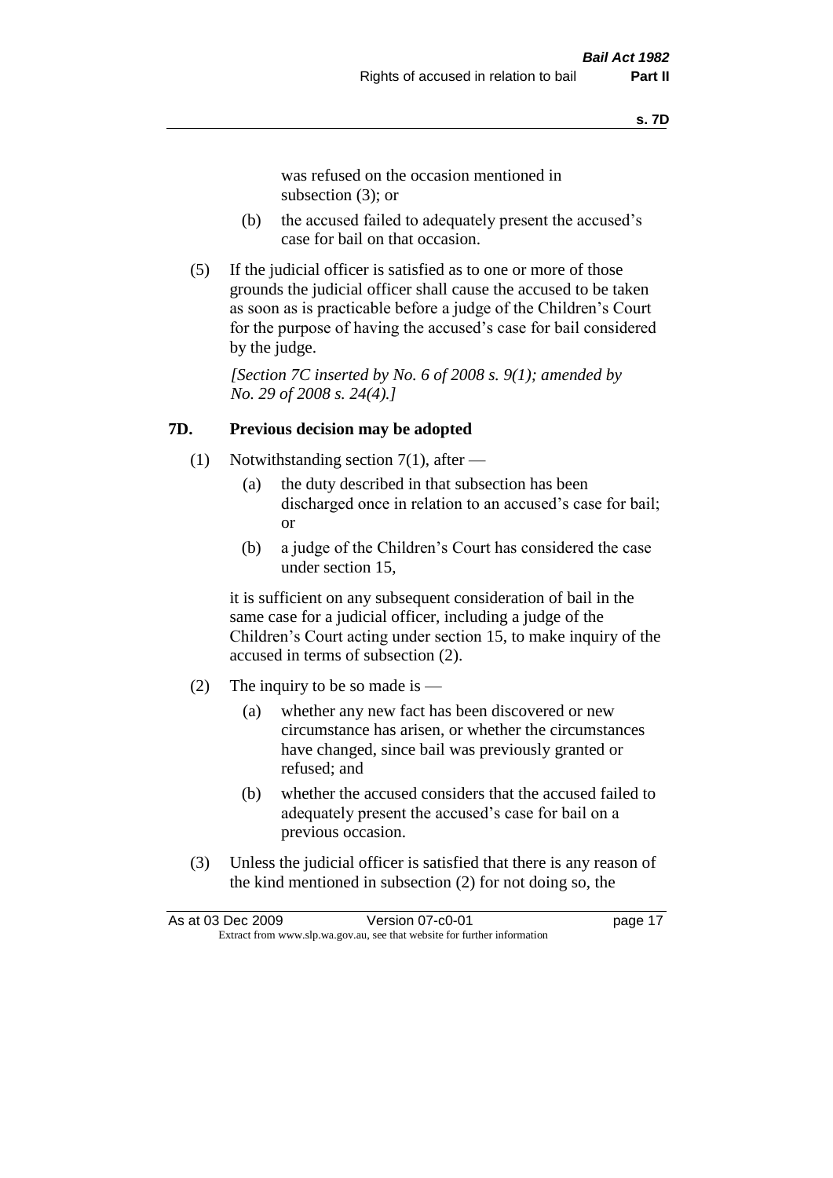was refused on the occasion mentioned in subsection (3); or

(b) the accused failed to adequately present the accused's case for bail on that occasion.

(5) If the judicial officer is satisfied as to one or more of those grounds the judicial officer shall cause the accused to be taken as soon as is practicable before a judge of the Children's Court for the purpose of having the accused's case for bail considered by the judge.

*[Section 7C inserted by No. 6 of 2008 s. 9(1); amended by No. 29 of 2008 s. 24(4).]*

## 7D. Previous decision may be adopted

(1) Notwithstanding section 7(1), after —

(a) the duty described in that subsection has been discharged once in relation to an accused's case for bail; or

(b) a judge of the Children's Court has considered the case under section 15,

it is sufficient on any subsequent consideration of bail in the same case for a judicial officer, including a judge of the Children's Court acting under section 15, to make inquiry of the accused in terms of subsection (2).

(2) The inquiry to be so made is —

(a) whether any new fact has been discovered or new circumstance has arisen, or whether the circumstances have changed, since bail was previously granted or refused; and

(b) whether the accused considers that the accused failed to adequately present the accused's case for bail on a previous occasion.

(3) Unless the judicial officer is satisfied that there is any reason of the kind mentioned in subsection (2) for not doing so, the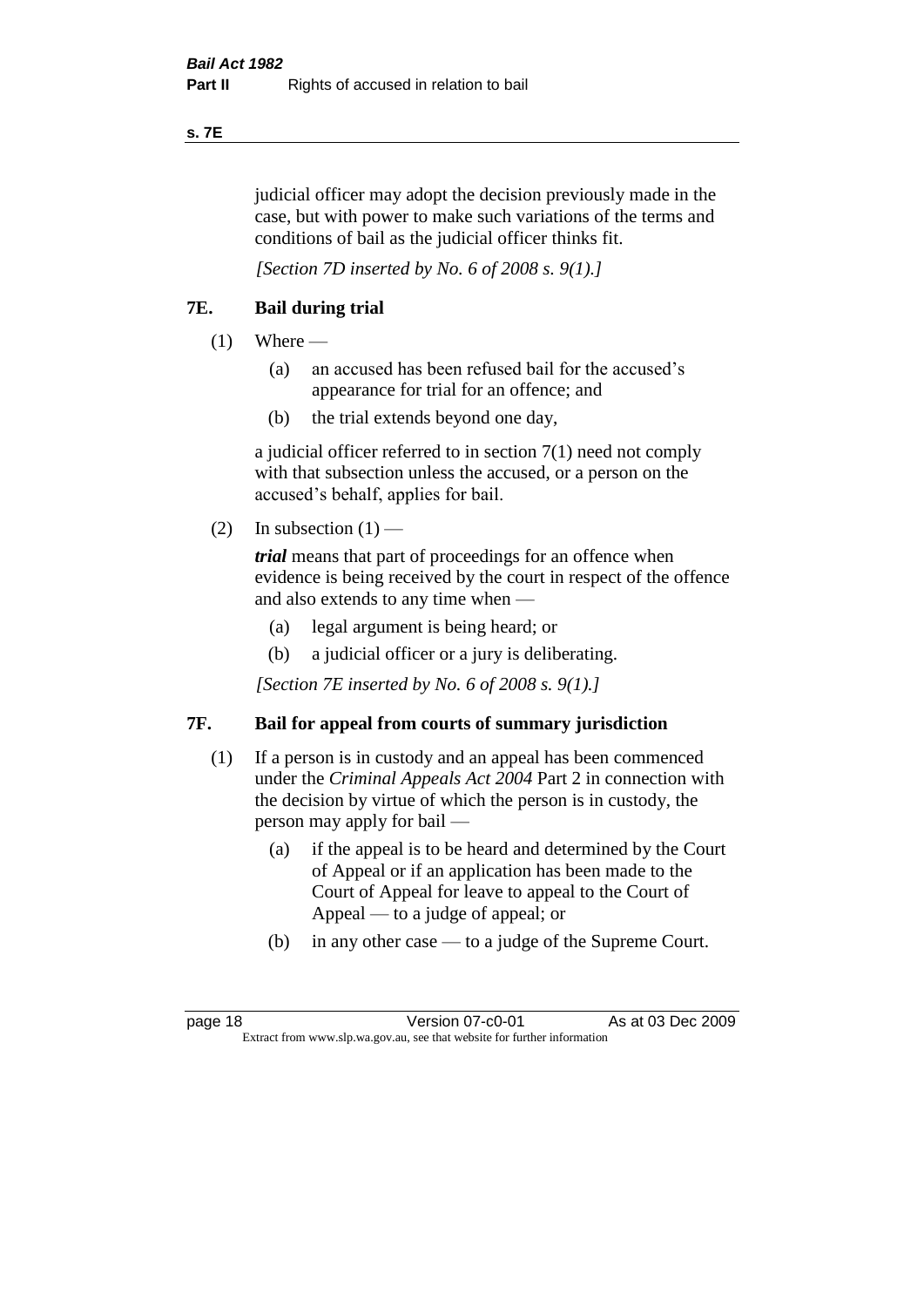judicial officer may adopt the decision previously made in the case, but with power to make such variations of the terms and conditions of bail as the judicial officer thinks fit.

*[Section 7D inserted by No. 6 of 2008 s. 9(1).]*

## 7E. Bail during trial

(1) Where —

  (a) an accused has been refused bail for the accused's appearance for trial for an offence; and

  (b) the trial extends beyond one day,

a judicial officer referred to in section 7(1) need not comply with that subsection unless the accused, or a person on the accused's behalf, applies for bail.

(2) In subsection (1) —

***trial*** means that part of proceedings for an offence when evidence is being received by the court in respect of the offence and also extends to any time when —

  (a) legal argument is being heard; or

  (b) a judicial officer or a jury is deliberating.

*[Section 7E inserted by No. 6 of 2008 s. 9(1).]*

## 7F. Bail for appeal from courts of summary jurisdiction

(1) If a person is in custody and an appeal has been commenced under the *Criminal Appeals Act 2004* Part 2 in connection with the decision by virtue of which the person is in custody, the person may apply for bail —

  (a) if the appeal is to be heard and determined by the Court of Appeal or if an application has been made to the Court of Appeal for leave to appeal to the Court of Appeal — to a judge of appeal; or

  (b) in any other case — to a judge of the Supreme Court.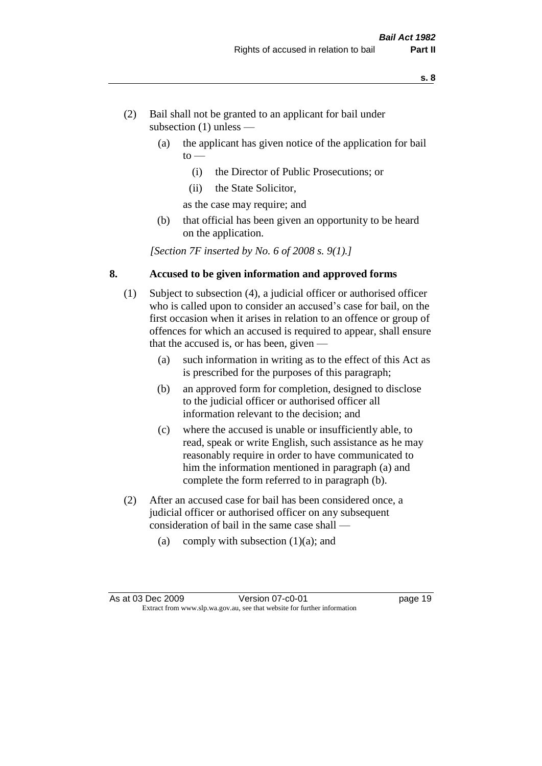(2) Bail shall not be granted to an applicant for bail under subsection (1) unless —

  (a) the applicant has given notice of the application for bail to —

    (i) the Director of Public Prosecutions; or

    (ii) the State Solicitor,

  as the case may require; and

  (b) that official has been given an opportunity to be heard on the application.

*[Section 7F inserted by No. 6 of 2008 s. 9(1).]*

## 8. Accused to be given information and approved forms

(1) Subject to subsection (4), a judicial officer or authorised officer who is called upon to consider an accused's case for bail, on the first occasion when it arises in relation to an offence or group of offences for which an accused is required to appear, shall ensure that the accused is, or has been, given —

  (a) such information in writing as to the effect of this Act as is prescribed for the purposes of this paragraph;

  (b) an approved form for completion, designed to disclose to the judicial officer or authorised officer all information relevant to the decision; and

  (c) where the accused is unable or insufficiently able, to read, speak or write English, such assistance as he may reasonably require in order to have communicated to him the information mentioned in paragraph (a) and complete the form referred to in paragraph (b).

(2) After an accused case for bail has been considered once, a judicial officer or authorised officer on any subsequent consideration of bail in the same case shall —

  (a) comply with subsection (1)(a); and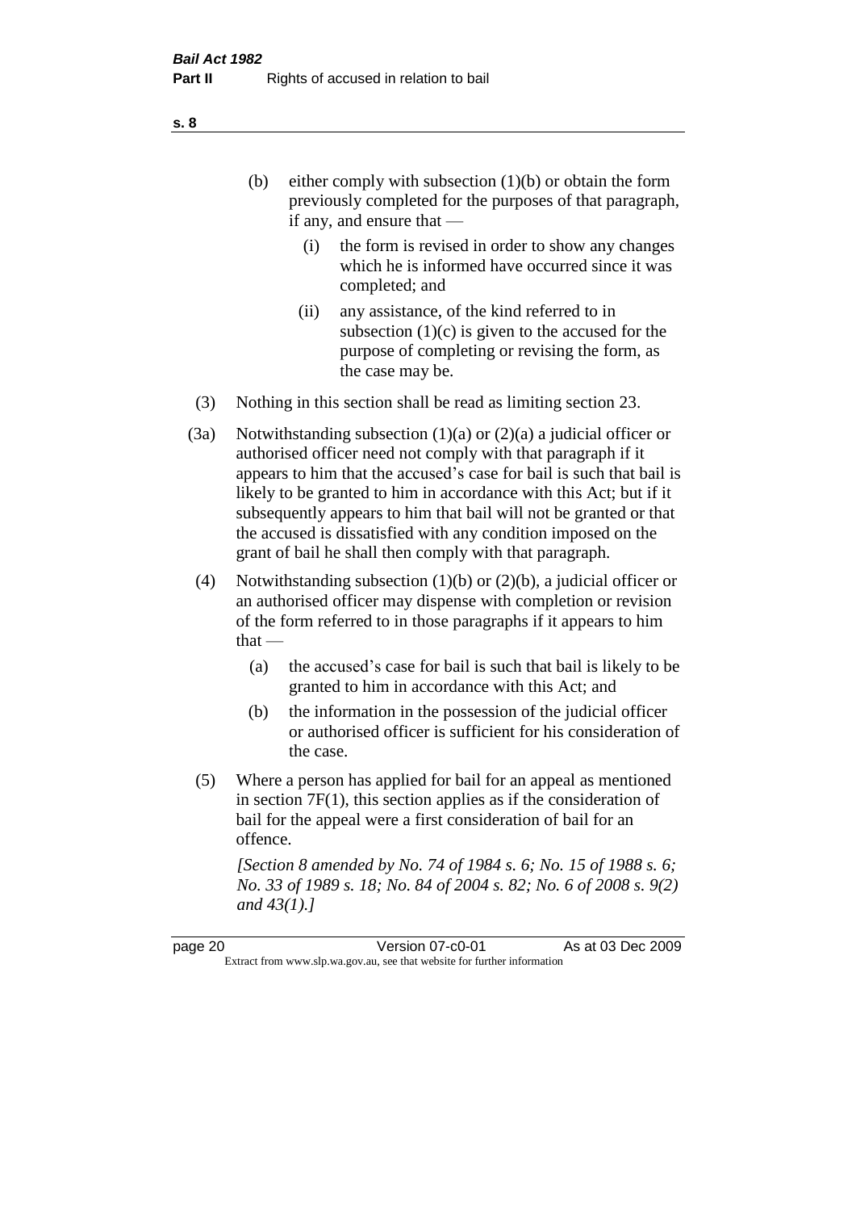(b) either comply with subsection (1)(b) or obtain the form previously completed for the purposes of that paragraph, if any, and ensure that —

   (i) the form is revised in order to show any changes which he is informed have occurred since it was completed; and

   (ii) any assistance, of the kind referred to in subsection (1)(c) is given to the accused for the purpose of completing or revising the form, as the case may be.

(3) Nothing in this section shall be read as limiting section 23.

(3a) Notwithstanding subsection (1)(a) or (2)(a) a judicial officer or authorised officer need not comply with that paragraph if it appears to him that the accused's case for bail is such that bail is likely to be granted to him in accordance with this Act; but if it subsequently appears to him that bail will not be granted or that the accused is dissatisfied with any condition imposed on the grant of bail he shall then comply with that paragraph.

(4) Notwithstanding subsection (1)(b) or (2)(b), a judicial officer or an authorised officer may dispense with completion or revision of the form referred to in those paragraphs if it appears to him that —

   (a) the accused's case for bail is such that bail is likely to be granted to him in accordance with this Act; and

   (b) the information in the possession of the judicial officer or authorised officer is sufficient for his consideration of the case.

(5) Where a person has applied for bail for an appeal as mentioned in section 7F(1), this section applies as if the consideration of bail for the appeal were a first consideration of bail for an offence.

*[Section 8 amended by No. 74 of 1984 s. 6; No. 15 of 1988 s. 6; No. 33 of 1989 s. 18; No. 84 of 2004 s. 82; No. 6 of 2008 s. 9(2) and 43(1).]*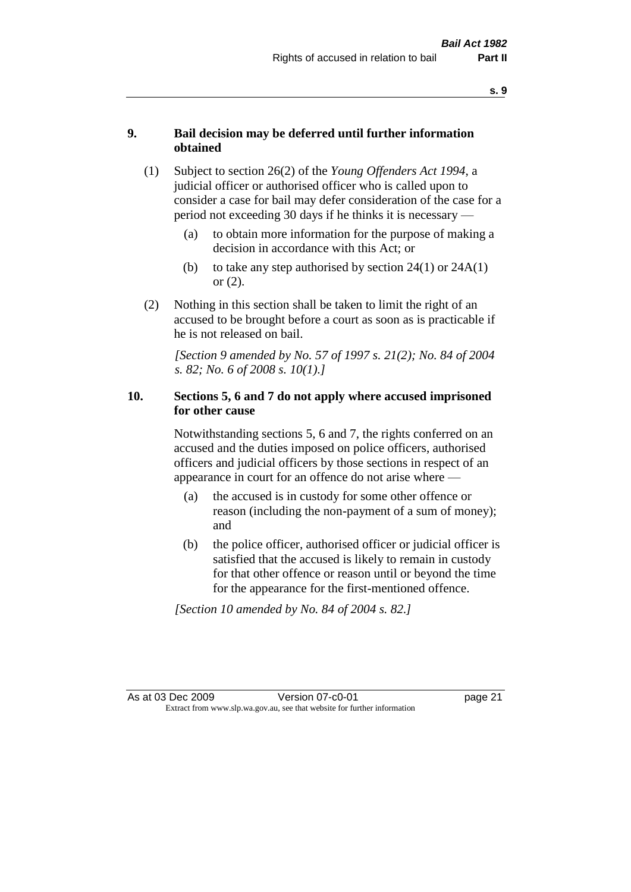## 9. Bail decision may be deferred until further information obtained

(1) Subject to section 26(2) of the *Young Offenders Act 1994*, a judicial officer or authorised officer who is called upon to consider a case for bail may defer consideration of the case for a period not exceeding 30 days if he thinks it is necessary —

(a) to obtain more information for the purpose of making a decision in accordance with this Act; or

(b) to take any step authorised by section 24(1) or 24A(1) or (2).

(2) Nothing in this section shall be taken to limit the right of an accused to be brought before a court as soon as is practicable if he is not released on bail.

*[Section 9 amended by No. 57 of 1997 s. 21(2); No. 84 of 2004 s. 82; No. 6 of 2008 s. 10(1).]*

## 10. Sections 5, 6 and 7 do not apply where accused imprisoned for other cause

Notwithstanding sections 5, 6 and 7, the rights conferred on an accused and the duties imposed on police officers, authorised officers and judicial officers by those sections in respect of an appearance in court for an offence do not arise where —

(a) the accused is in custody for some other offence or reason (including the non-payment of a sum of money); and

(b) the police officer, authorised officer or judicial officer is satisfied that the accused is likely to remain in custody for that other offence or reason until or beyond the time for the appearance for the first-mentioned offence.

*[Section 10 amended by No. 84 of 2004 s. 82.]*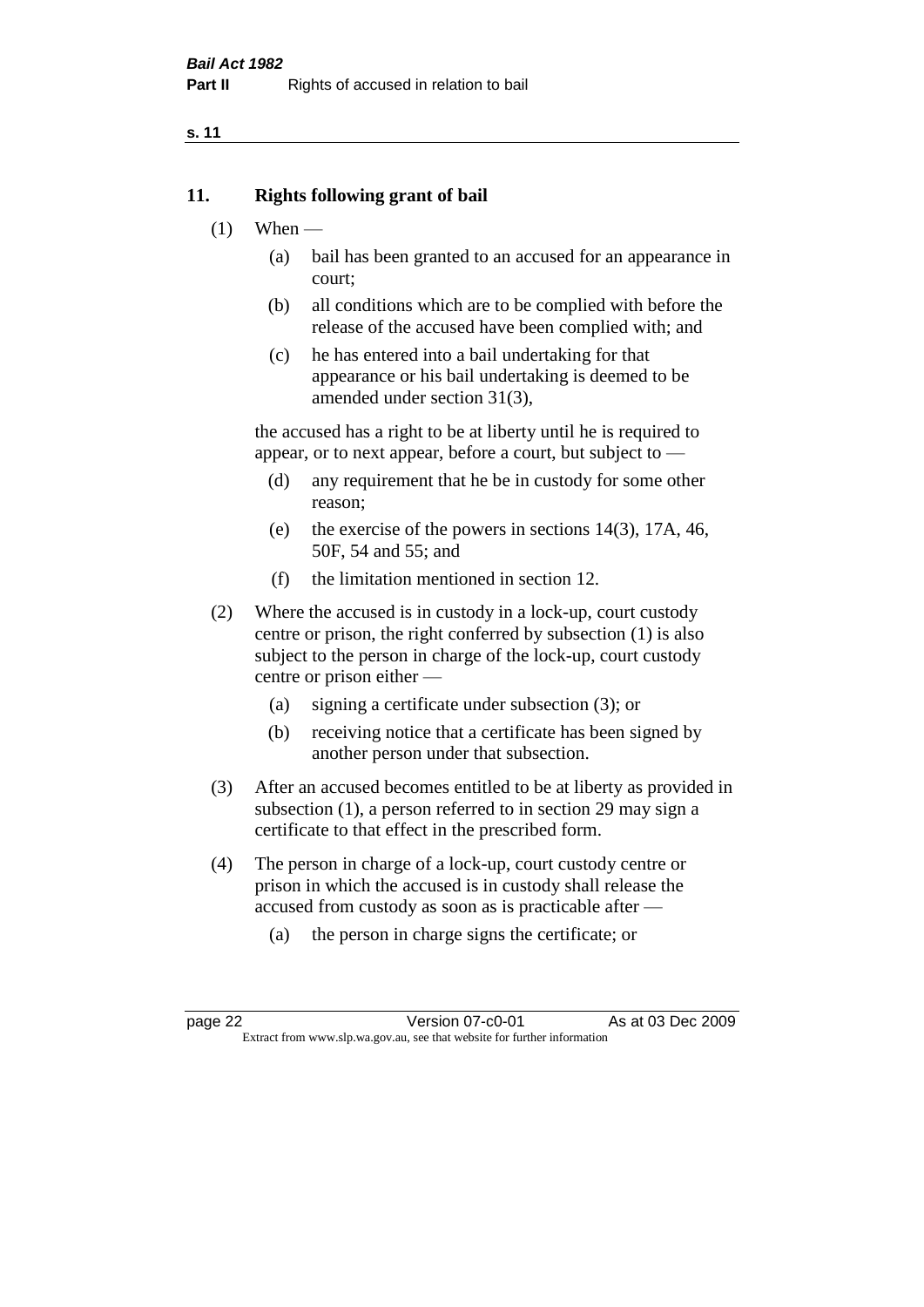## 11. Rights following grant of bail

(1) When —

(a) bail has been granted to an accused for an appearance in court;

(b) all conditions which are to be complied with before the release of the accused have been complied with; and

(c) he has entered into a bail undertaking for that appearance or his bail undertaking is deemed to be amended under section 31(3),

the accused has a right to be at liberty until he is required to appear, or to next appear, before a court, but subject to —

(d) any requirement that he be in custody for some other reason;

(e) the exercise of the powers in sections 14(3), 17A, 46, 50F, 54 and 55; and

(f) the limitation mentioned in section 12.

(2) Where the accused is in custody in a lock-up, court custody centre or prison, the right conferred by subsection (1) is also subject to the person in charge of the lock-up, court custody centre or prison either —

(a) signing a certificate under subsection (3); or

(b) receiving notice that a certificate has been signed by another person under that subsection.

(3) After an accused becomes entitled to be at liberty as provided in subsection (1), a person referred to in section 29 may sign a certificate to that effect in the prescribed form.

(4) The person in charge of a lock-up, court custody centre or prison in which the accused is in custody shall release the accused from custody as soon as is practicable after —

(a) the person in charge signs the certificate; or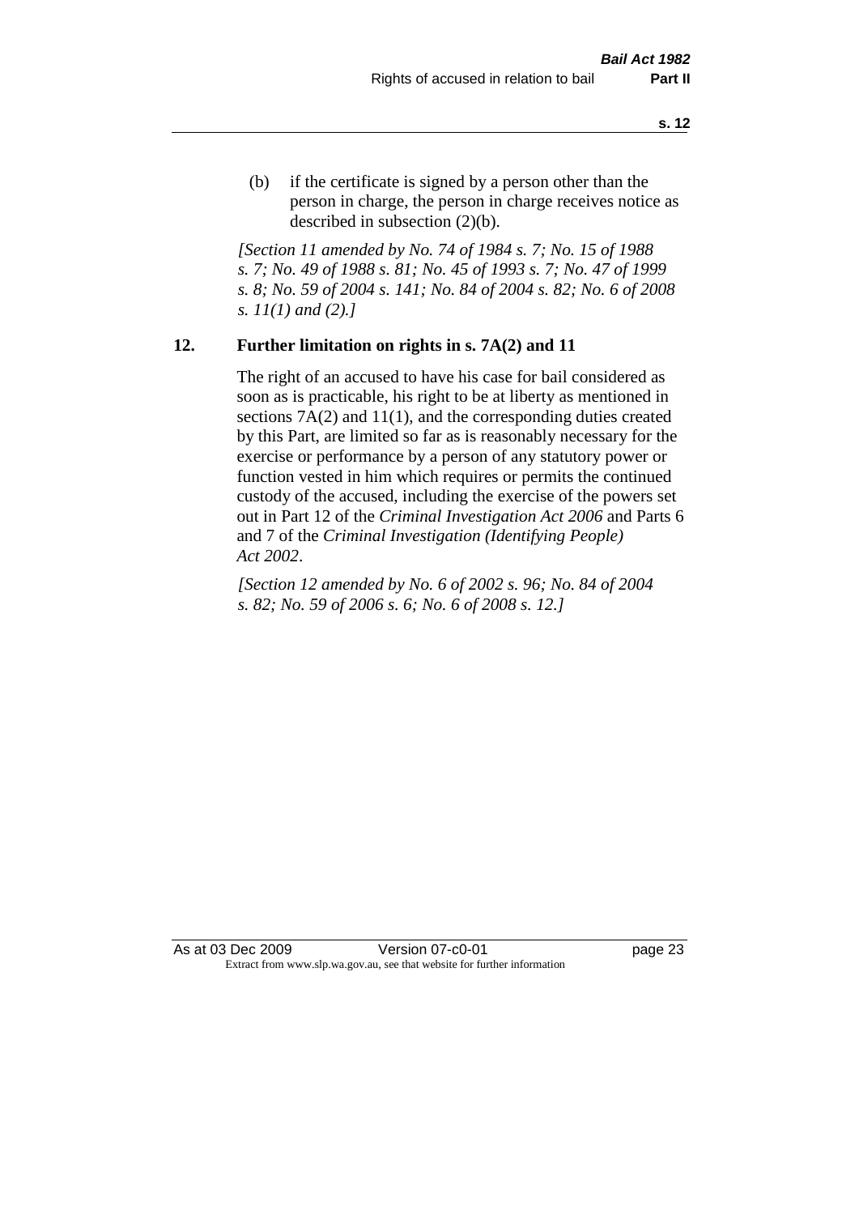(b) if the certificate is signed by a person other than the person in charge, the person in charge receives notice as described in subsection (2)(b).

*[Section 11 amended by No. 74 of 1984 s. 7; No. 15 of 1988 s. 7; No. 49 of 1988 s. 81; No. 45 of 1993 s. 7; No. 47 of 1999 s. 8; No. 59 of 2004 s. 141; No. 84 of 2004 s. 82; No. 6 of 2008 s. 11(1) and (2).]*

## 12. Further limitation on rights in s. 7A(2) and 11

The right of an accused to have his case for bail considered as soon as is practicable, his right to be at liberty as mentioned in sections 7A(2) and 11(1), and the corresponding duties created by this Part, are limited so far as is reasonably necessary for the exercise or performance by a person of any statutory power or function vested in him which requires or permits the continued custody of the accused, including the exercise of the powers set out in Part 12 of the *Criminal Investigation Act 2006* and Parts 6 and 7 of the *Criminal Investigation (Identifying People) Act 2002*.

*[Section 12 amended by No. 6 of 2002 s. 96; No. 84 of 2004 s. 82; No. 59 of 2006 s. 6; No. 6 of 2008 s. 12.]*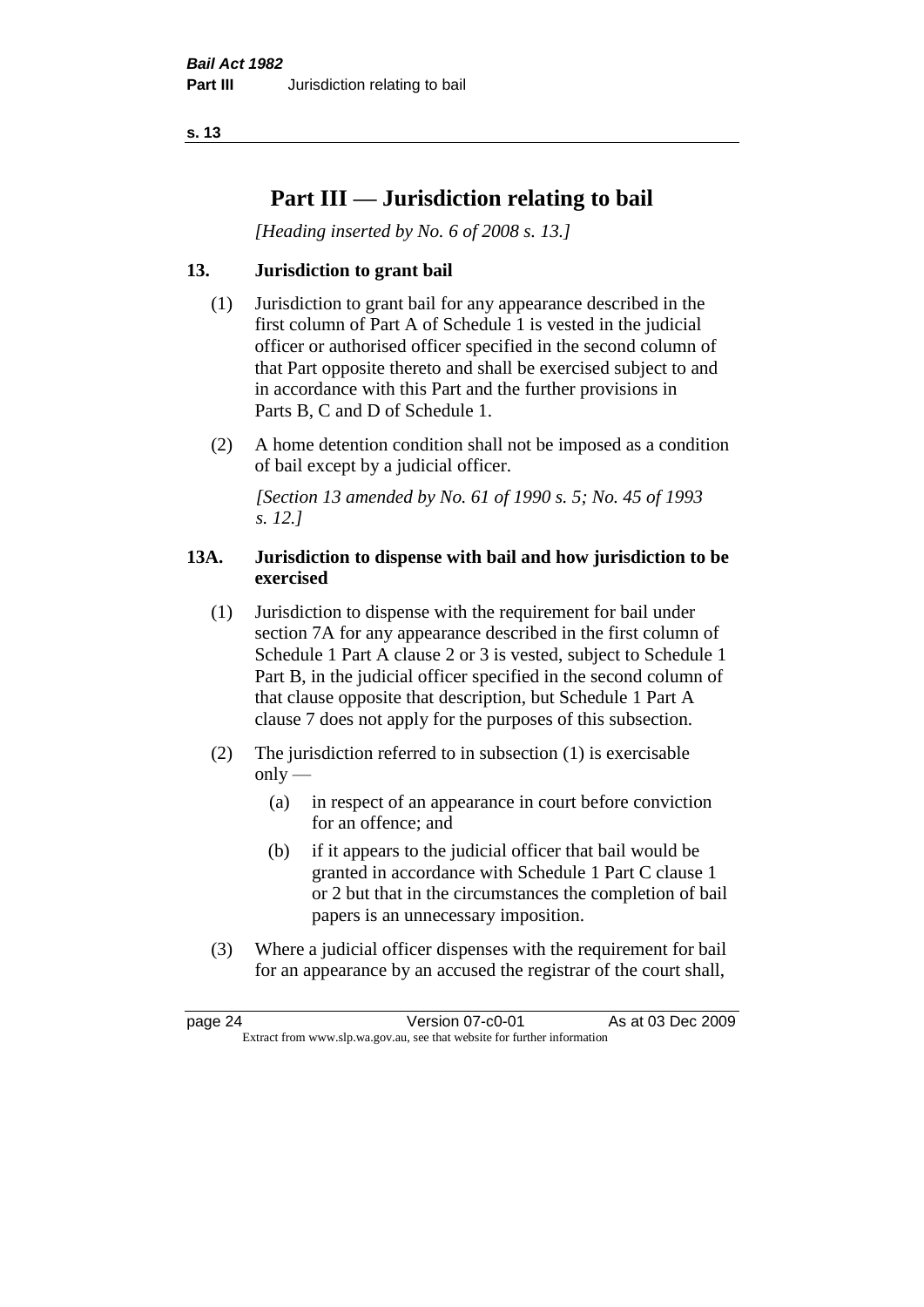# Part III — Jurisdiction relating to bail

*[Heading inserted by No. 6 of 2008 s. 13.]*

## 13. Jurisdiction to grant bail

(1) Jurisdiction to grant bail for any appearance described in the first column of Part A of Schedule 1 is vested in the judicial officer or authorised officer specified in the second column of that Part opposite thereto and shall be exercised subject to and in accordance with this Part and the further provisions in Parts B, C and D of Schedule 1.

(2) A home detention condition shall not be imposed as a condition of bail except by a judicial officer.

*[Section 13 amended by No. 61 of 1990 s. 5; No. 45 of 1993 s. 12.]*

## 13A. Jurisdiction to dispense with bail and how jurisdiction to be exercised

(1) Jurisdiction to dispense with the requirement for bail under section 7A for any appearance described in the first column of Schedule 1 Part A clause 2 or 3 is vested, subject to Schedule 1 Part B, in the judicial officer specified in the second column of that clause opposite that description, but Schedule 1 Part A clause 7 does not apply for the purposes of this subsection.

(2) The jurisdiction referred to in subsection (1) is exercisable only —

- (a) in respect of an appearance in court before conviction for an offence; and
- (b) if it appears to the judicial officer that bail would be granted in accordance with Schedule 1 Part C clause 1 or 2 but that in the circumstances the completion of bail papers is an unnecessary imposition.

(3) Where a judicial officer dispenses with the requirement for bail for an appearance by an accused the registrar of the court shall,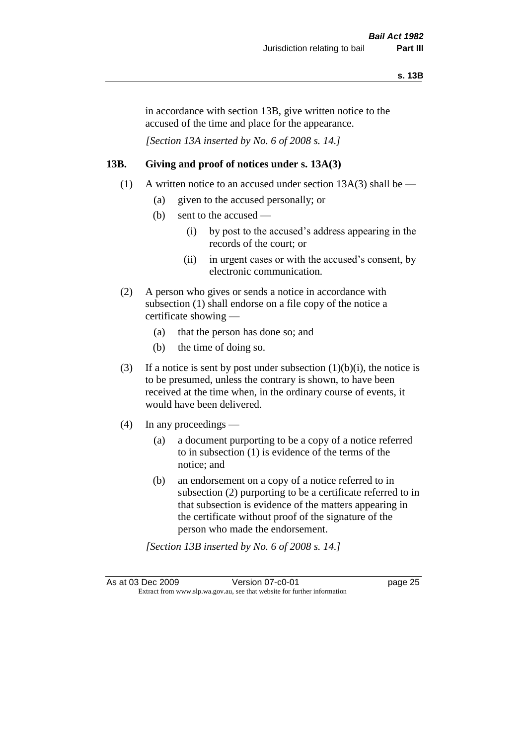in accordance with section 13B, give written notice to the accused of the time and place for the appearance.

*[Section 13A inserted by No. 6 of 2008 s. 14.]*

### 13B. Giving and proof of notices under s. 13A(3)

(1) A written notice to an accused under section 13A(3) shall be —

- (a) given to the accused personally; or
- (b) sent to the accused —
  - (i) by post to the accused's address appearing in the records of the court; or
  - (ii) in urgent cases or with the accused's consent, by electronic communication.

(2) A person who gives or sends a notice in accordance with subsection (1) shall endorse on a file copy of the notice a certificate showing —

- (a) that the person has done so; and
- (b) the time of doing so.

(3) If a notice is sent by post under subsection (1)(b)(i), the notice is to be presumed, unless the contrary is shown, to have been received at the time when, in the ordinary course of events, it would have been delivered.

(4) In any proceedings —

- (a) a document purporting to be a copy of a notice referred to in subsection (1) is evidence of the terms of the notice; and
- (b) an endorsement on a copy of a notice referred to in subsection (2) purporting to be a certificate referred to in that subsection is evidence of the matters appearing in the certificate without proof of the signature of the person who made the endorsement.

*[Section 13B inserted by No. 6 of 2008 s. 14.]*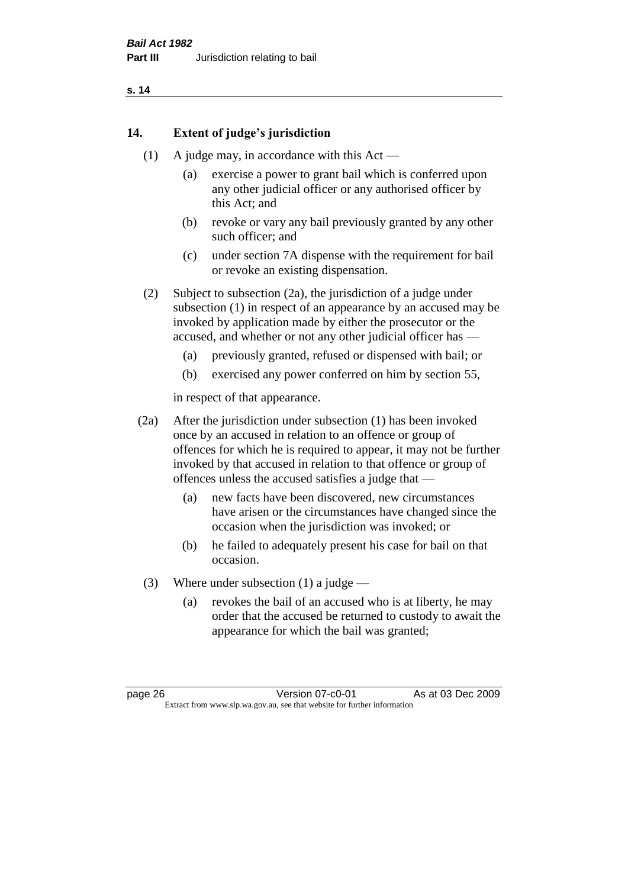## 14. Extent of judge's jurisdiction

(1) A judge may, in accordance with this Act —

(a) exercise a power to grant bail which is conferred upon any other judicial officer or any authorised officer by this Act; and

(b) revoke or vary any bail previously granted by any other such officer; and

(c) under section 7A dispense with the requirement for bail or revoke an existing dispensation.

(2) Subject to subsection (2a), the jurisdiction of a judge under subsection (1) in respect of an appearance by an accused may be invoked by application made by either the prosecutor or the accused, and whether or not any other judicial officer has —

(a) previously granted, refused or dispensed with bail; or

(b) exercised any power conferred on him by section 55,

in respect of that appearance.

(2a) After the jurisdiction under subsection (1) has been invoked once by an accused in relation to an offence or group of offences for which he is required to appear, it may not be further invoked by that accused in relation to that offence or group of offences unless the accused satisfies a judge that —

(a) new facts have been discovered, new circumstances have arisen or the circumstances have changed since the occasion when the jurisdiction was invoked; or

(b) he failed to adequately present his case for bail on that occasion.

(3) Where under subsection (1) a judge —

(a) revokes the bail of an accused who is at liberty, he may order that the accused be returned to custody to await the appearance for which the bail was granted;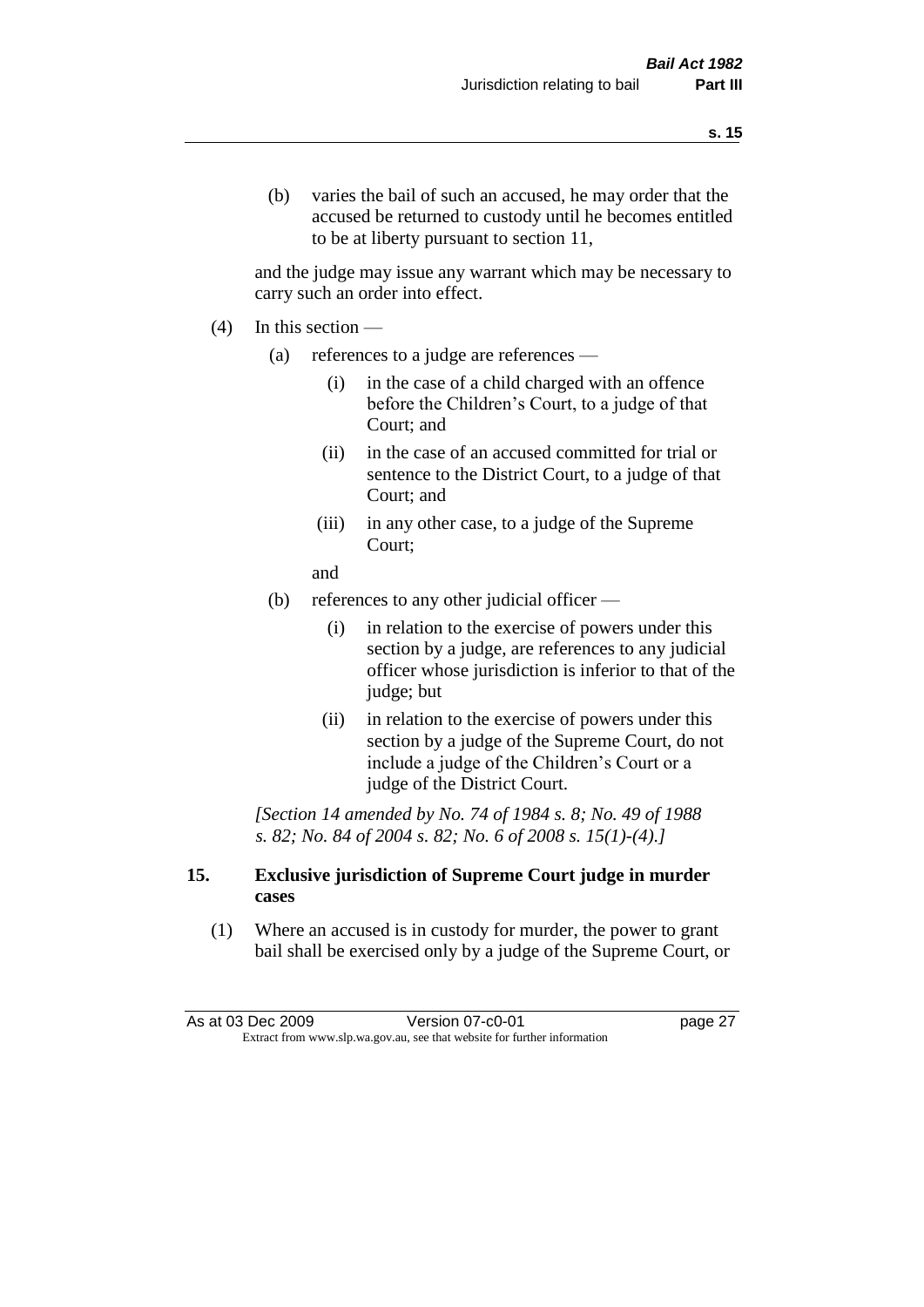(b) varies the bail of such an accused, he may order that the accused be returned to custody until he becomes entitled to be at liberty pursuant to section 11,

and the judge may issue any warrant which may be necessary to carry such an order into effect.

(4) In this section —

(a) references to a judge are references —

(i) in the case of a child charged with an offence before the Children's Court, to a judge of that Court; and

(ii) in the case of an accused committed for trial or sentence to the District Court, to a judge of that Court; and

(iii) in any other case, to a judge of the Supreme Court;

and

(b) references to any other judicial officer —

(i) in relation to the exercise of powers under this section by a judge, are references to any judicial officer whose jurisdiction is inferior to that of the judge; but

(ii) in relation to the exercise of powers under this section by a judge of the Supreme Court, do not include a judge of the Children's Court or a judge of the District Court.

*[Section 14 amended by No. 74 of 1984 s. 8; No. 49 of 1988 s. 82; No. 84 of 2004 s. 82; No. 6 of 2008 s. 15(1)-(4).]*

**15. Exclusive jurisdiction of Supreme Court judge in murder cases**

(1) Where an accused is in custody for murder, the power to grant bail shall be exercised only by a judge of the Supreme Court, or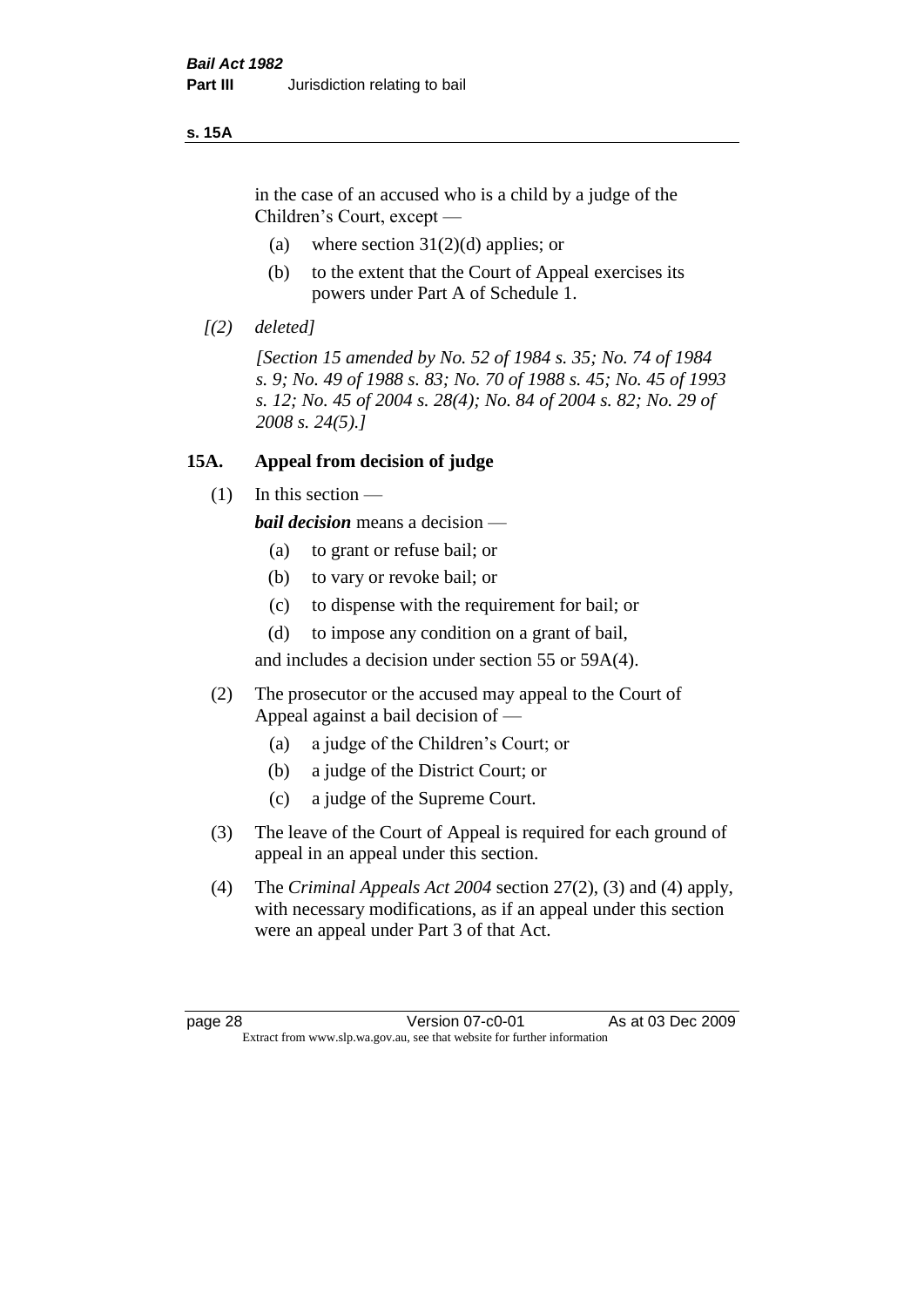in the case of an accused who is a child by a judge of the Children's Court, except —

(a) where section 31(2)(d) applies; or

(b) to the extent that the Court of Appeal exercises its powers under Part A of Schedule 1.

*[(2) deleted]*

*[Section 15 amended by No. 52 of 1984 s. 35; No. 74 of 1984 s. 9; No. 49 of 1988 s. 83; No. 70 of 1988 s. 45; No. 45 of 1993 s. 12; No. 45 of 2004 s. 28(4); No. 84 of 2004 s. 82; No. 29 of 2008 s. 24(5).]*

## 15A. Appeal from decision of judge

(1) In this section —

***bail decision*** means a decision —

(a) to grant or refuse bail; or

(b) to vary or revoke bail; or

(c) to dispense with the requirement for bail; or

(d) to impose any condition on a grant of bail,

and includes a decision under section 55 or 59A(4).

(2) The prosecutor or the accused may appeal to the Court of Appeal against a bail decision of —

(a) a judge of the Children's Court; or

(b) a judge of the District Court; or

(c) a judge of the Supreme Court.

(3) The leave of the Court of Appeal is required for each ground of appeal in an appeal under this section.

(4) The *Criminal Appeals Act 2004* section 27(2), (3) and (4) apply, with necessary modifications, as if an appeal under this section were an appeal under Part 3 of that Act.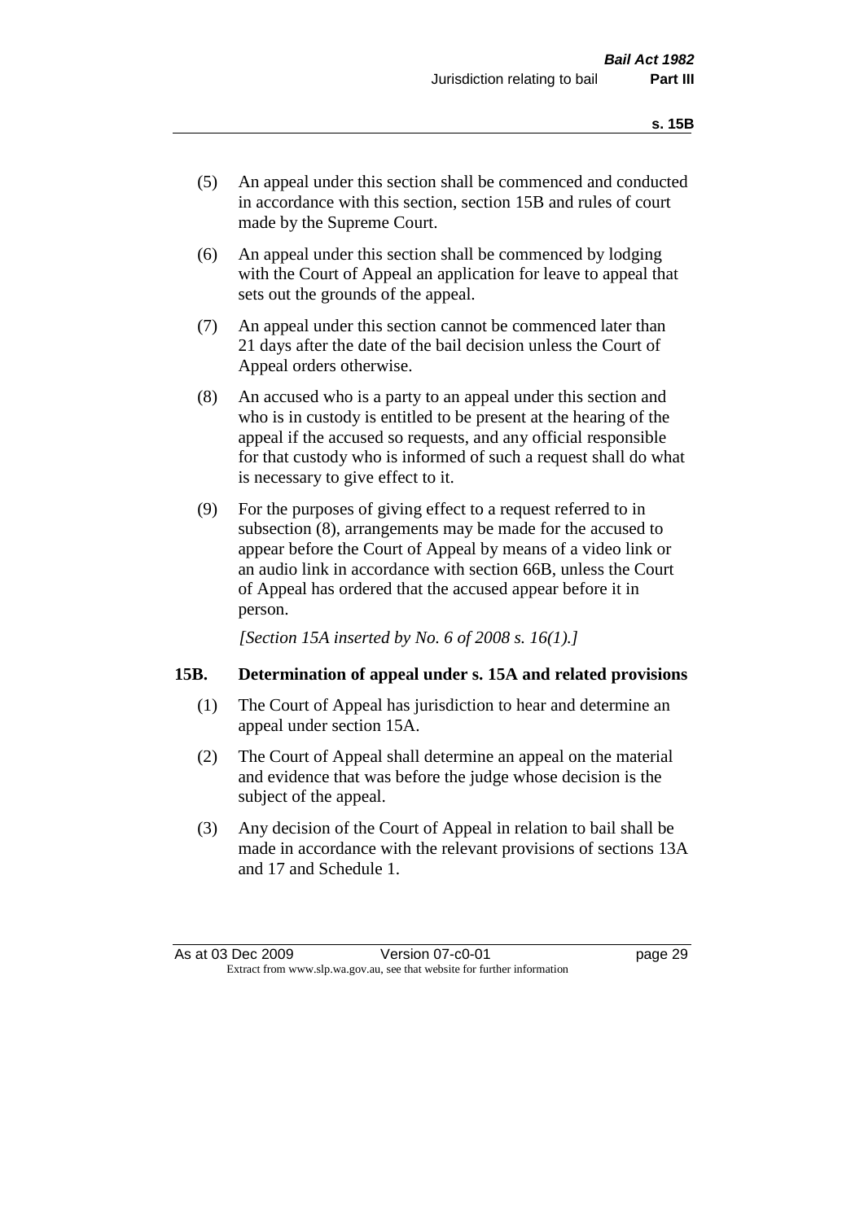(5) An appeal under this section shall be commenced and conducted in accordance with this section, section 15B and rules of court made by the Supreme Court.

(6) An appeal under this section shall be commenced by lodging with the Court of Appeal an application for leave to appeal that sets out the grounds of the appeal.

(7) An appeal under this section cannot be commenced later than 21 days after the date of the bail decision unless the Court of Appeal orders otherwise.

(8) An accused who is a party to an appeal under this section and who is in custody is entitled to be present at the hearing of the appeal if the accused so requests, and any official responsible for that custody who is informed of such a request shall do what is necessary to give effect to it.

(9) For the purposes of giving effect to a request referred to in subsection (8), arrangements may be made for the accused to appear before the Court of Appeal by means of a video link or an audio link in accordance with section 66B, unless the Court of Appeal has ordered that the accused appear before it in person.

*[Section 15A inserted by No. 6 of 2008 s. 16(1).]*

### 15B. Determination of appeal under s. 15A and related provisions

(1) The Court of Appeal has jurisdiction to hear and determine an appeal under section 15A.

(2) The Court of Appeal shall determine an appeal on the material and evidence that was before the judge whose decision is the subject of the appeal.

(3) Any decision of the Court of Appeal in relation to bail shall be made in accordance with the relevant provisions of sections 13A and 17 and Schedule 1.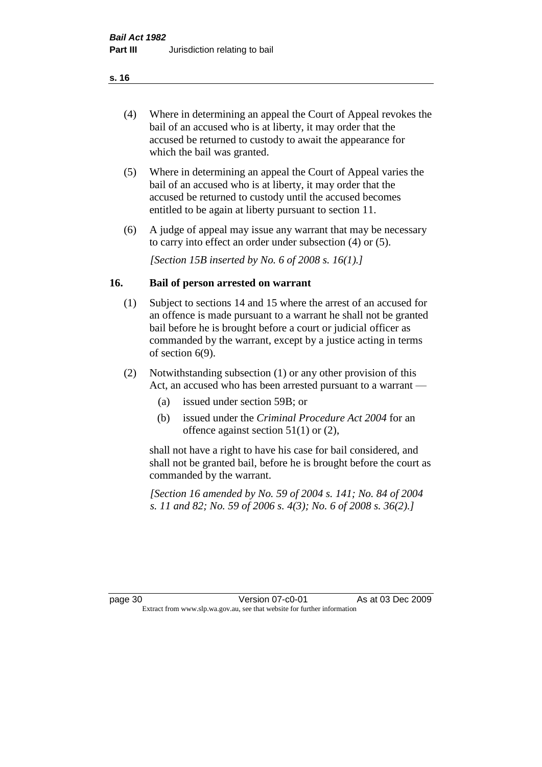(4) Where in determining an appeal the Court of Appeal revokes the bail of an accused who is at liberty, it may order that the accused be returned to custody to await the appearance for which the bail was granted.

(5) Where in determining an appeal the Court of Appeal varies the bail of an accused who is at liberty, it may order that the accused be returned to custody until the accused becomes entitled to be again at liberty pursuant to section 11.

(6) A judge of appeal may issue any warrant that may be necessary to carry into effect an order under subsection (4) or (5).

*[Section 15B inserted by No. 6 of 2008 s. 16(1).]*

## 16. Bail of person arrested on warrant

(1) Subject to sections 14 and 15 where the arrest of an accused for an offence is made pursuant to a warrant he shall not be granted bail before he is brought before a court or judicial officer as commanded by the warrant, except by a justice acting in terms of section 6(9).

(2) Notwithstanding subsection (1) or any other provision of this Act, an accused who has been arrested pursuant to a warrant —

   (a) issued under section 59B; or

   (b) issued under the *Criminal Procedure Act 2004* for an offence against section 51(1) or (2),

shall not have a right to have his case for bail considered, and shall not be granted bail, before he is brought before the court as commanded by the warrant.

*[Section 16 amended by No. 59 of 2004 s. 141; No. 84 of 2004 s. 11 and 82; No. 59 of 2006 s. 4(3); No. 6 of 2008 s. 36(2).]*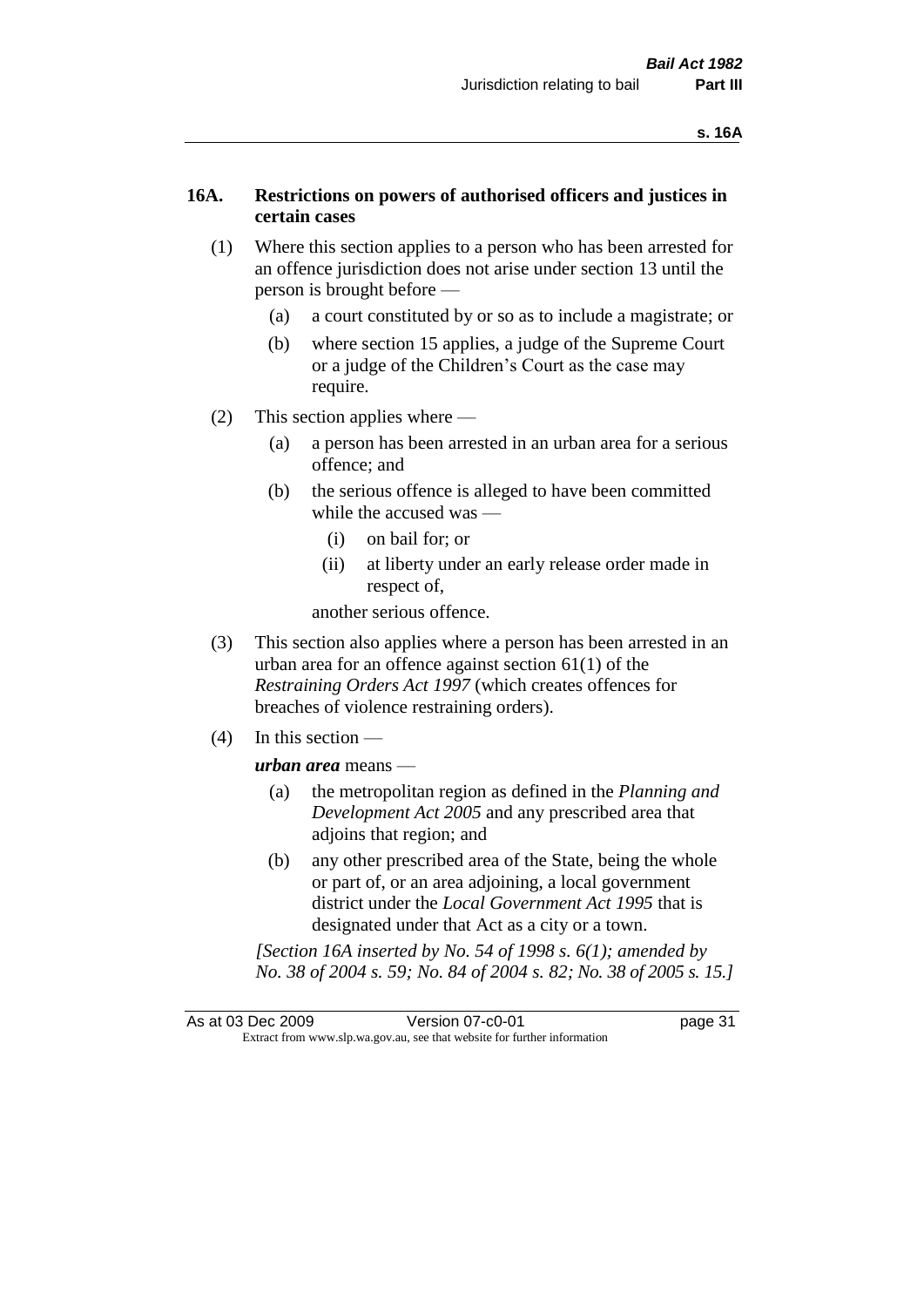## 16A. Restrictions on powers of authorised officers and justices in certain cases

(1) Where this section applies to a person who has been arrested for an offence jurisdiction does not arise under section 13 until the person is brought before —

(a) a court constituted by or so as to include a magistrate; or

(b) where section 15 applies, a judge of the Supreme Court or a judge of the Children's Court as the case may require.

(2) This section applies where —

(a) a person has been arrested in an urban area for a serious offence; and

(b) the serious offence is alleged to have been committed while the accused was —

(i) on bail for; or

(ii) at liberty under an early release order made in respect of,

another serious offence.

(3) This section also applies where a person has been arrested in an urban area for an offence against section 61(1) of the *Restraining Orders Act 1997* (which creates offences for breaches of violence restraining orders).

(4) In this section —

***urban area*** means —

(a) the metropolitan region as defined in the *Planning and Development Act 2005* and any prescribed area that adjoins that region; and

(b) any other prescribed area of the State, being the whole or part of, or an area adjoining, a local government district under the *Local Government Act 1995* that is designated under that Act as a city or a town.

*[Section 16A inserted by No. 54 of 1998 s. 6(1); amended by No. 38 of 2004 s. 59; No. 84 of 2004 s. 82; No. 38 of 2005 s. 15.]*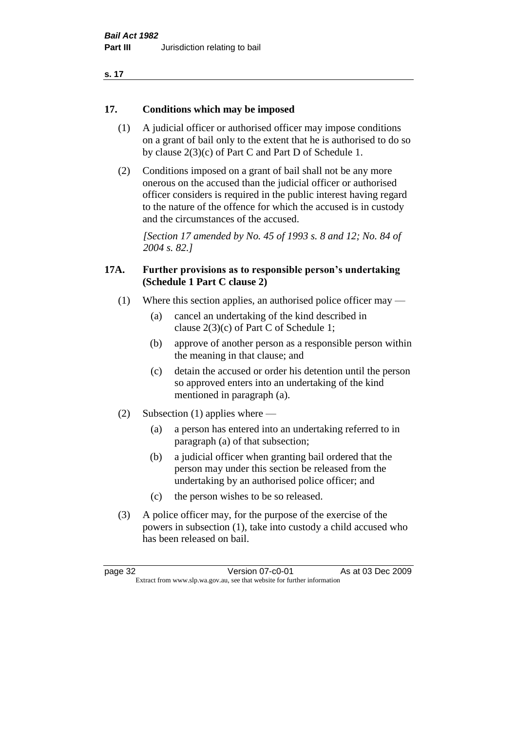## 17. Conditions which may be imposed

(1) A judicial officer or authorised officer may impose conditions on a grant of bail only to the extent that he is authorised to do so by clause 2(3)(c) of Part C and Part D of Schedule 1.

(2) Conditions imposed on a grant of bail shall not be any more onerous on the accused than the judicial officer or authorised officer considers is required in the public interest having regard to the nature of the offence for which the accused is in custody and the circumstances of the accused.

*[Section 17 amended by No. 45 of 1993 s. 8 and 12; No. 84 of 2004 s. 82.]*

## 17A. Further provisions as to responsible person's undertaking (Schedule 1 Part C clause 2)

(1) Where this section applies, an authorised police officer may —

- (a) cancel an undertaking of the kind described in clause 2(3)(c) of Part C of Schedule 1;
- (b) approve of another person as a responsible person within the meaning in that clause; and
- (c) detain the accused or order his detention until the person so approved enters into an undertaking of the kind mentioned in paragraph (a).

(2) Subsection (1) applies where —

- (a) a person has entered into an undertaking referred to in paragraph (a) of that subsection;
- (b) a judicial officer when granting bail ordered that the person may under this section be released from the undertaking by an authorised police officer; and
- (c) the person wishes to be so released.

(3) A police officer may, for the purpose of the exercise of the powers in subsection (1), take into custody a child accused who has been released on bail.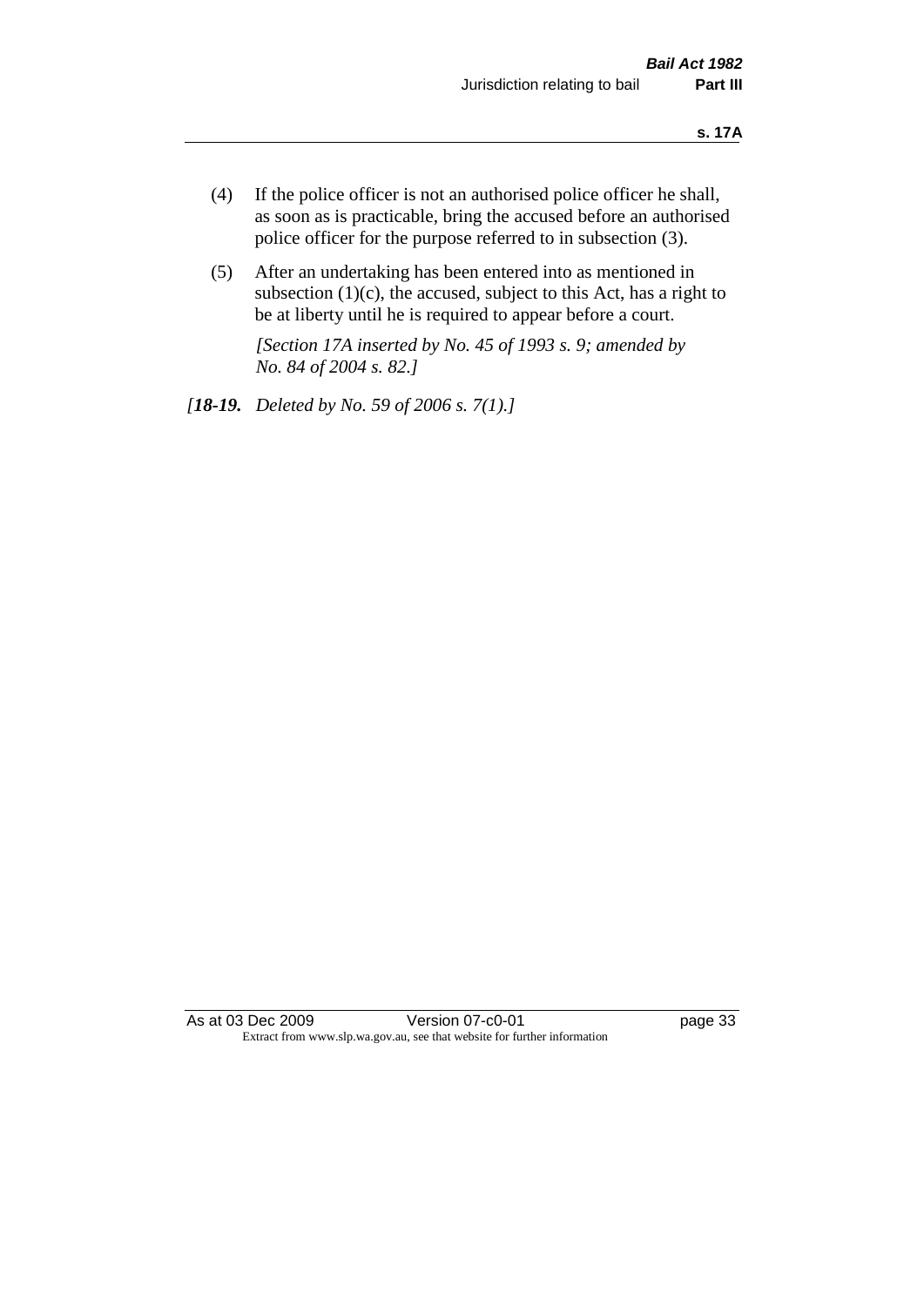(4) If the police officer is not an authorised police officer he shall, as soon as is practicable, bring the accused before an authorised police officer for the purpose referred to in subsection (3).

(5) After an undertaking has been entered into as mentioned in subsection (1)(c), the accused, subject to this Act, has a right to be at liberty until he is required to appear before a court.

*[Section 17A inserted by No. 45 of 1993 s. 9; amended by No. 84 of 2004 s. 82.]*

*[**18-19.** Deleted by No. 59 of 2006 s. 7(1).]*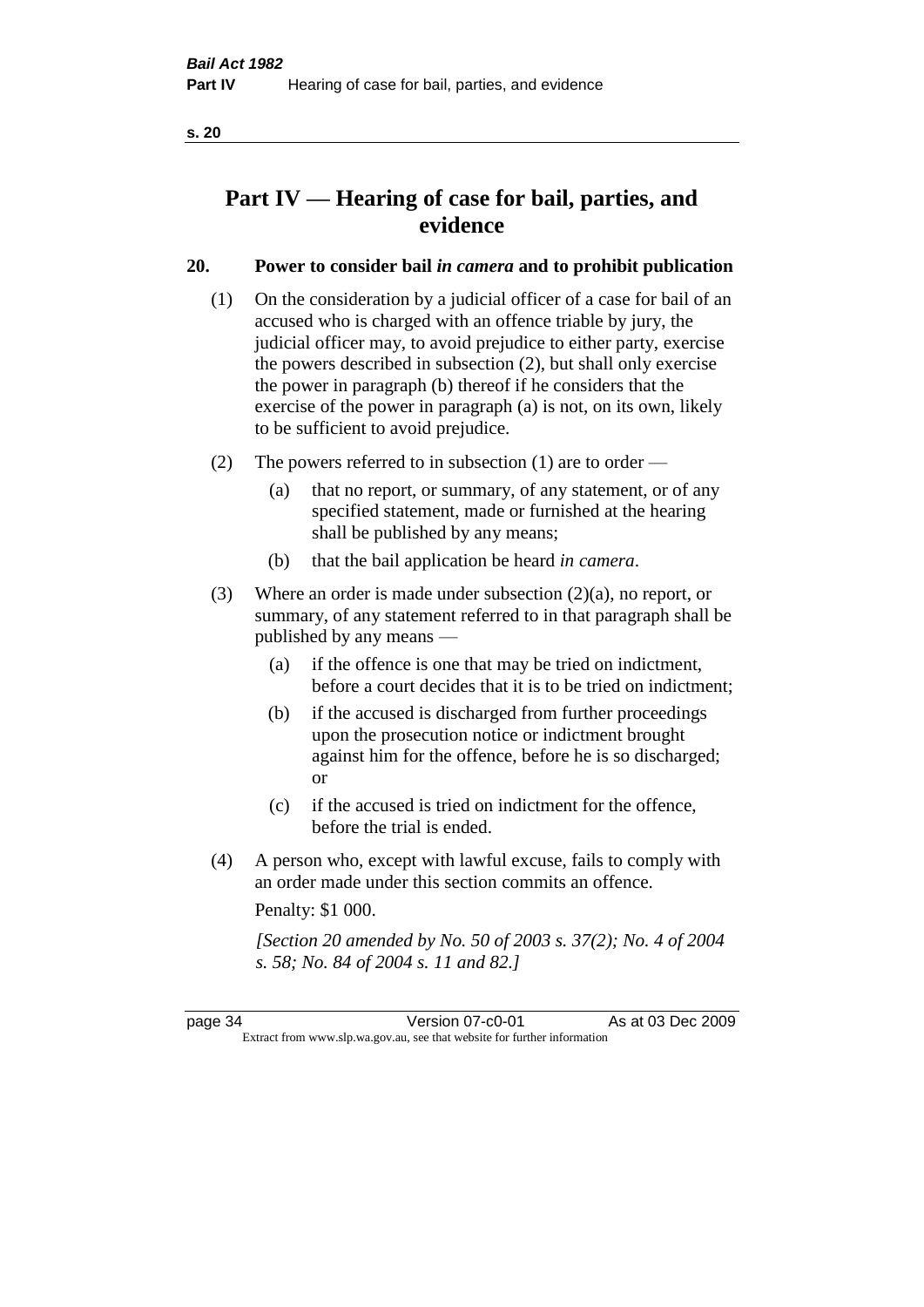# Part IV — Hearing of case for bail, parties, and evidence

## 20. Power to consider bail *in camera* and to prohibit publication

(1) On the consideration by a judicial officer of a case for bail of an accused who is charged with an offence triable by jury, the judicial officer may, to avoid prejudice to either party, exercise the powers described in subsection (2), but shall only exercise the power in paragraph (b) thereof if he considers that the exercise of the power in paragraph (a) is not, on its own, likely to be sufficient to avoid prejudice.

(2) The powers referred to in subsection (1) are to order —

   (a) that no report, or summary, of any statement, or of any specified statement, made or furnished at the hearing shall be published by any means;

   (b) that the bail application be heard *in camera*.

(3) Where an order is made under subsection (2)(a), no report, or summary, of any statement referred to in that paragraph shall be published by any means —

   (a) if the offence is one that may be tried on indictment, before a court decides that it is to be tried on indictment;

   (b) if the accused is discharged from further proceedings upon the prosecution notice or indictment brought against him for the offence, before he is so discharged; or

   (c) if the accused is tried on indictment for the offence, before the trial is ended.

(4) A person who, except with lawful excuse, fails to comply with an order made under this section commits an offence.

Penalty: $1 000.

*[Section 20 amended by No. 50 of 2003 s. 37(2); No. 4 of 2004 s. 58; No. 84 of 2004 s. 11 and 82.]*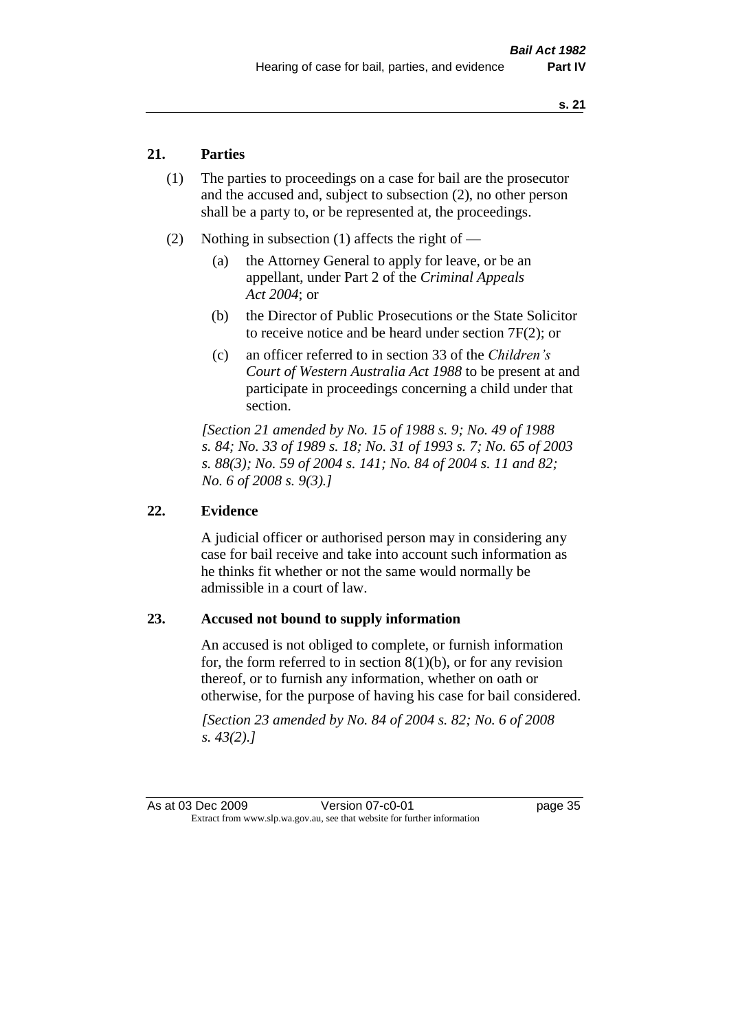## 21. Parties

(1) The parties to proceedings on a case for bail are the prosecutor and the accused and, subject to subsection (2), no other person shall be a party to, or be represented at, the proceedings.

(2) Nothing in subsection (1) affects the right of —

(a) the Attorney General to apply for leave, or be an appellant, under Part 2 of the *Criminal Appeals Act 2004*; or

(b) the Director of Public Prosecutions or the State Solicitor to receive notice and be heard under section 7F(2); or

(c) an officer referred to in section 33 of the *Children's Court of Western Australia Act 1988* to be present at and participate in proceedings concerning a child under that section.

*[Section 21 amended by No. 15 of 1988 s. 9; No. 49 of 1988 s. 84; No. 33 of 1989 s. 18; No. 31 of 1993 s. 7; No. 65 of 2003 s. 88(3); No. 59 of 2004 s. 141; No. 84 of 2004 s. 11 and 82; No. 6 of 2008 s. 9(3).]*

## 22. Evidence

A judicial officer or authorised person may in considering any case for bail receive and take into account such information as he thinks fit whether or not the same would normally be admissible in a court of law.

## 23. Accused not bound to supply information

An accused is not obliged to complete, or furnish information for, the form referred to in section 8(1)(b), or for any revision thereof, or to furnish any information, whether on oath or otherwise, for the purpose of having his case for bail considered.

*[Section 23 amended by No. 84 of 2004 s. 82; No. 6 of 2008 s. 43(2).]*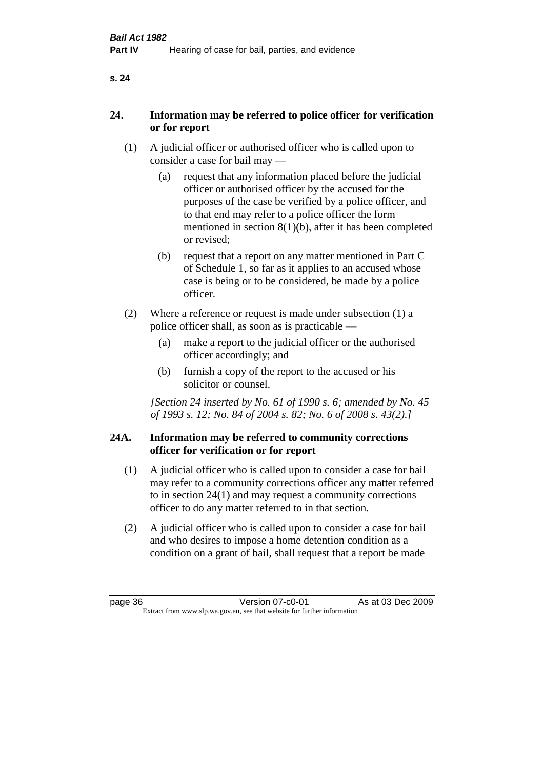## 24. Information may be referred to police officer for verification or for report

(1) A judicial officer or authorised officer who is called upon to consider a case for bail may —

(a) request that any information placed before the judicial officer or authorised officer by the accused for the purposes of the case be verified by a police officer, and to that end may refer to a police officer the form mentioned in section 8(1)(b), after it has been completed or revised;

(b) request that a report on any matter mentioned in Part C of Schedule 1, so far as it applies to an accused whose case is being or to be considered, be made by a police officer.

(2) Where a reference or request is made under subsection (1) a police officer shall, as soon as is practicable —

(a) make a report to the judicial officer or the authorised officer accordingly; and

(b) furnish a copy of the report to the accused or his solicitor or counsel.

*[Section 24 inserted by No. 61 of 1990 s. 6; amended by No. 45 of 1993 s. 12; No. 84 of 2004 s. 82; No. 6 of 2008 s. 43(2).]*

## 24A. Information may be referred to community corrections officer for verification or for report

(1) A judicial officer who is called upon to consider a case for bail may refer to a community corrections officer any matter referred to in section 24(1) and may request a community corrections officer to do any matter referred to in that section.

(2) A judicial officer who is called upon to consider a case for bail and who desires to impose a home detention condition as a condition on a grant of bail, shall request that a report be made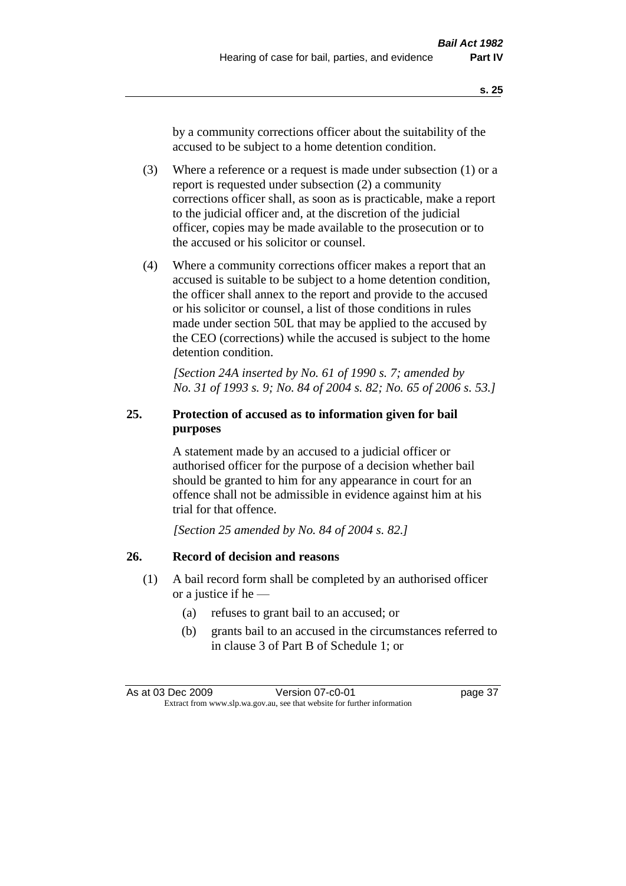by a community corrections officer about the suitability of the accused to be subject to a home detention condition.

(3) Where a reference or a request is made under subsection (1) or a report is requested under subsection (2) a community corrections officer shall, as soon as is practicable, make a report to the judicial officer and, at the discretion of the judicial officer, copies may be made available to the prosecution or to the accused or his solicitor or counsel.

(4) Where a community corrections officer makes a report that an accused is suitable to be subject to a home detention condition, the officer shall annex to the report and provide to the accused or his solicitor or counsel, a list of those conditions in rules made under section 50L that may be applied to the accused by the CEO (corrections) while the accused is subject to the home detention condition.

*[Section 24A inserted by No. 61 of 1990 s. 7; amended by No. 31 of 1993 s. 9; No. 84 of 2004 s. 82; No. 65 of 2006 s. 53.]*

## 25. Protection of accused as to information given for bail purposes

A statement made by an accused to a judicial officer or authorised officer for the purpose of a decision whether bail should be granted to him for any appearance in court for an offence shall not be admissible in evidence against him at his trial for that offence.

*[Section 25 amended by No. 84 of 2004 s. 82.]*

## 26. Record of decision and reasons

(1) A bail record form shall be completed by an authorised officer or a justice if he —

(a) refuses to grant bail to an accused; or

(b) grants bail to an accused in the circumstances referred to in clause 3 of Part B of Schedule 1; or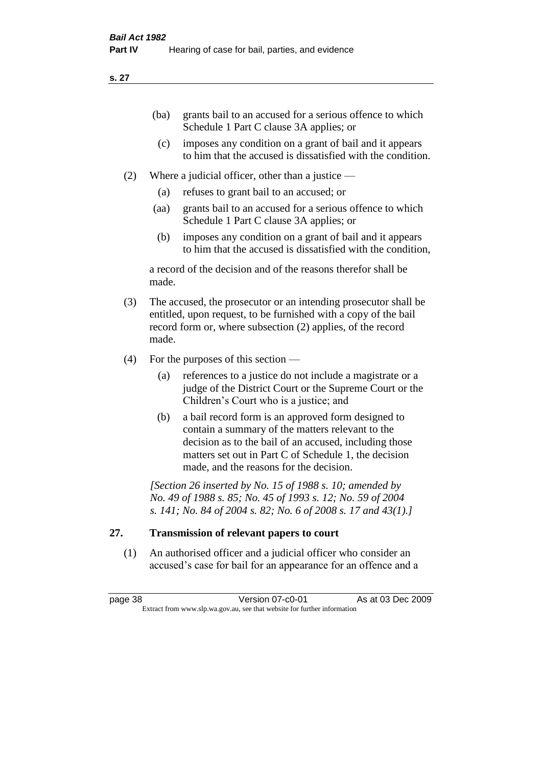(ba) grants bail to an accused for a serious offence to which Schedule 1 Part C clause 3A applies; or

(c) imposes any condition on a grant of bail and it appears to him that the accused is dissatisfied with the condition.

(2) Where a judicial officer, other than a justice —

(a) refuses to grant bail to an accused; or

(aa) grants bail to an accused for a serious offence to which Schedule 1 Part C clause 3A applies; or

(b) imposes any condition on a grant of bail and it appears to him that the accused is dissatisfied with the condition,

a record of the decision and of the reasons therefor shall be made.

(3) The accused, the prosecutor or an intending prosecutor shall be entitled, upon request, to be furnished with a copy of the bail record form or, where subsection (2) applies, of the record made.

(4) For the purposes of this section —

(a) references to a justice do not include a magistrate or a judge of the District Court or the Supreme Court or the Children's Court who is a justice; and

(b) a bail record form is an approved form designed to contain a summary of the matters relevant to the decision as to the bail of an accused, including those matters set out in Part C of Schedule 1, the decision made, and the reasons for the decision.

*[Section 26 inserted by No. 15 of 1988 s. 10; amended by No. 49 of 1988 s. 85; No. 45 of 1993 s. 12; No. 59 of 2004 s. 141; No. 84 of 2004 s. 82; No. 6 of 2008 s. 17 and 43(1).]*

## 27. Transmission of relevant papers to court

(1) An authorised officer and a judicial officer who consider an accused's case for bail for an appearance for an offence and a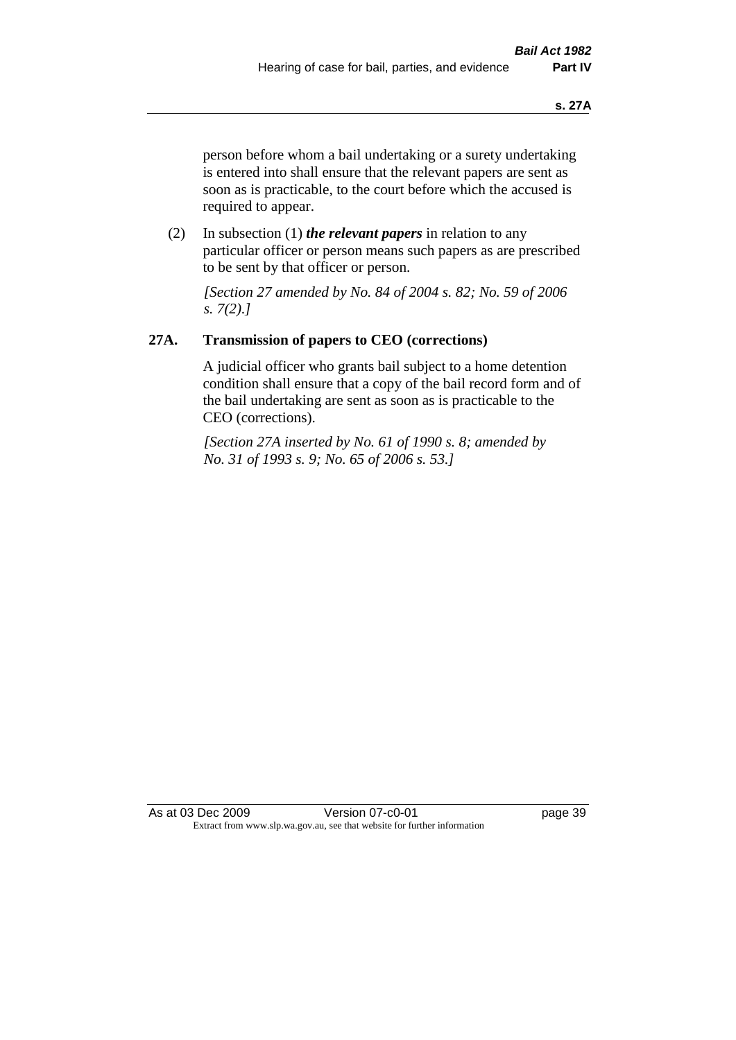person before whom a bail undertaking or a surety undertaking is entered into shall ensure that the relevant papers are sent as soon as is practicable, to the court before which the accused is required to appear.

(2) In subsection (1) ***the relevant papers*** in relation to any particular officer or person means such papers as are prescribed to be sent by that officer or person.

*[Section 27 amended by No. 84 of 2004 s. 82; No. 59 of 2006 s. 7(2).]*

### 27A. Transmission of papers to CEO (corrections)

A judicial officer who grants bail subject to a home detention condition shall ensure that a copy of the bail record form and of the bail undertaking are sent as soon as is practicable to the CEO (corrections).

*[Section 27A inserted by No. 61 of 1990 s. 8; amended by No. 31 of 1993 s. 9; No. 65 of 2006 s. 53.]*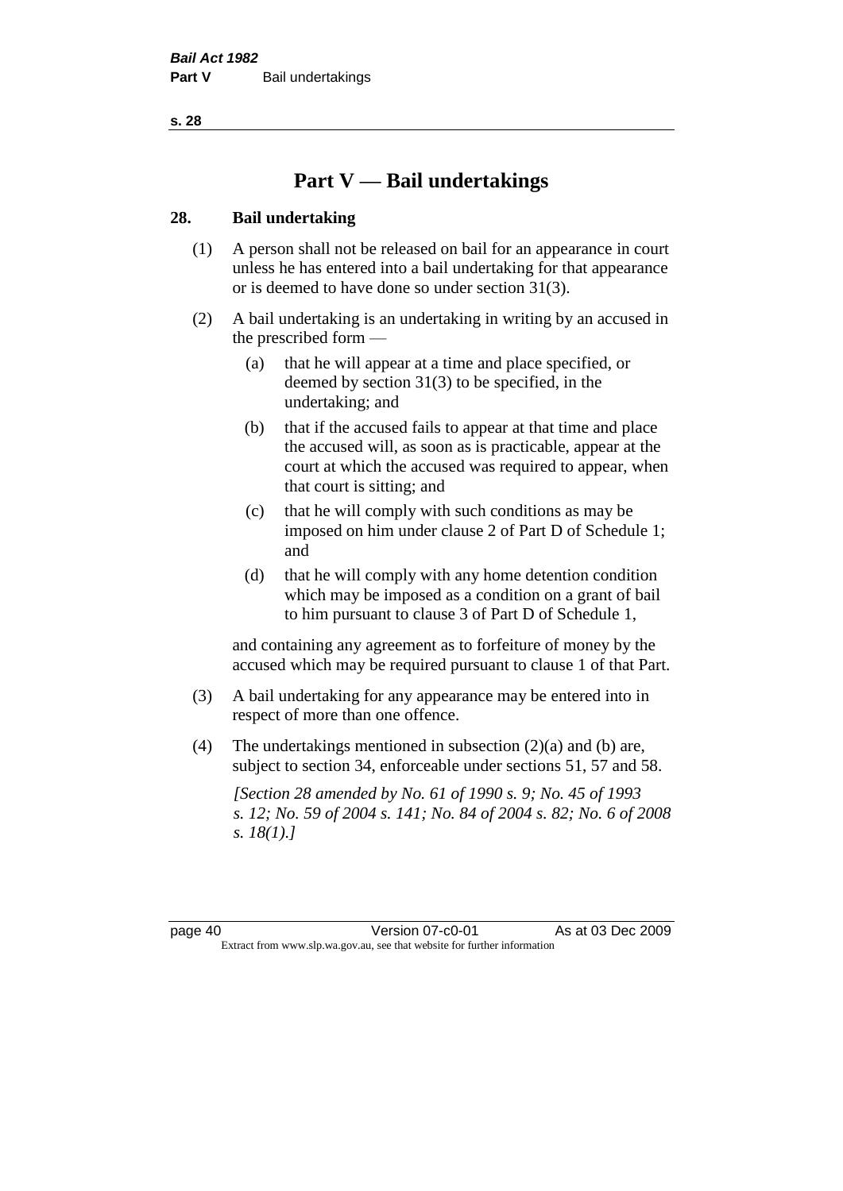# Part V — Bail undertakings

## 28. Bail undertaking

(1) A person shall not be released on bail for an appearance in court unless he has entered into a bail undertaking for that appearance or is deemed to have done so under section 31(3).

(2) A bail undertaking is an undertaking in writing by an accused in the prescribed form —

- (a) that he will appear at a time and place specified, or deemed by section 31(3) to be specified, in the undertaking; and
- (b) that if the accused fails to appear at that time and place the accused will, as soon as is practicable, appear at the court at which the accused was required to appear, when that court is sitting; and
- (c) that he will comply with such conditions as may be imposed on him under clause 2 of Part D of Schedule 1; and
- (d) that he will comply with any home detention condition which may be imposed as a condition on a grant of bail to him pursuant to clause 3 of Part D of Schedule 1,

and containing any agreement as to forfeiture of money by the accused which may be required pursuant to clause 1 of that Part.

(3) A bail undertaking for any appearance may be entered into in respect of more than one offence.

(4) The undertakings mentioned in subsection (2)(a) and (b) are, subject to section 34, enforceable under sections 51, 57 and 58.

*[Section 28 amended by No. 61 of 1990 s. 9; No. 45 of 1993 s. 12; No. 59 of 2004 s. 141; No. 84 of 2004 s. 82; No. 6 of 2008 s. 18(1).]*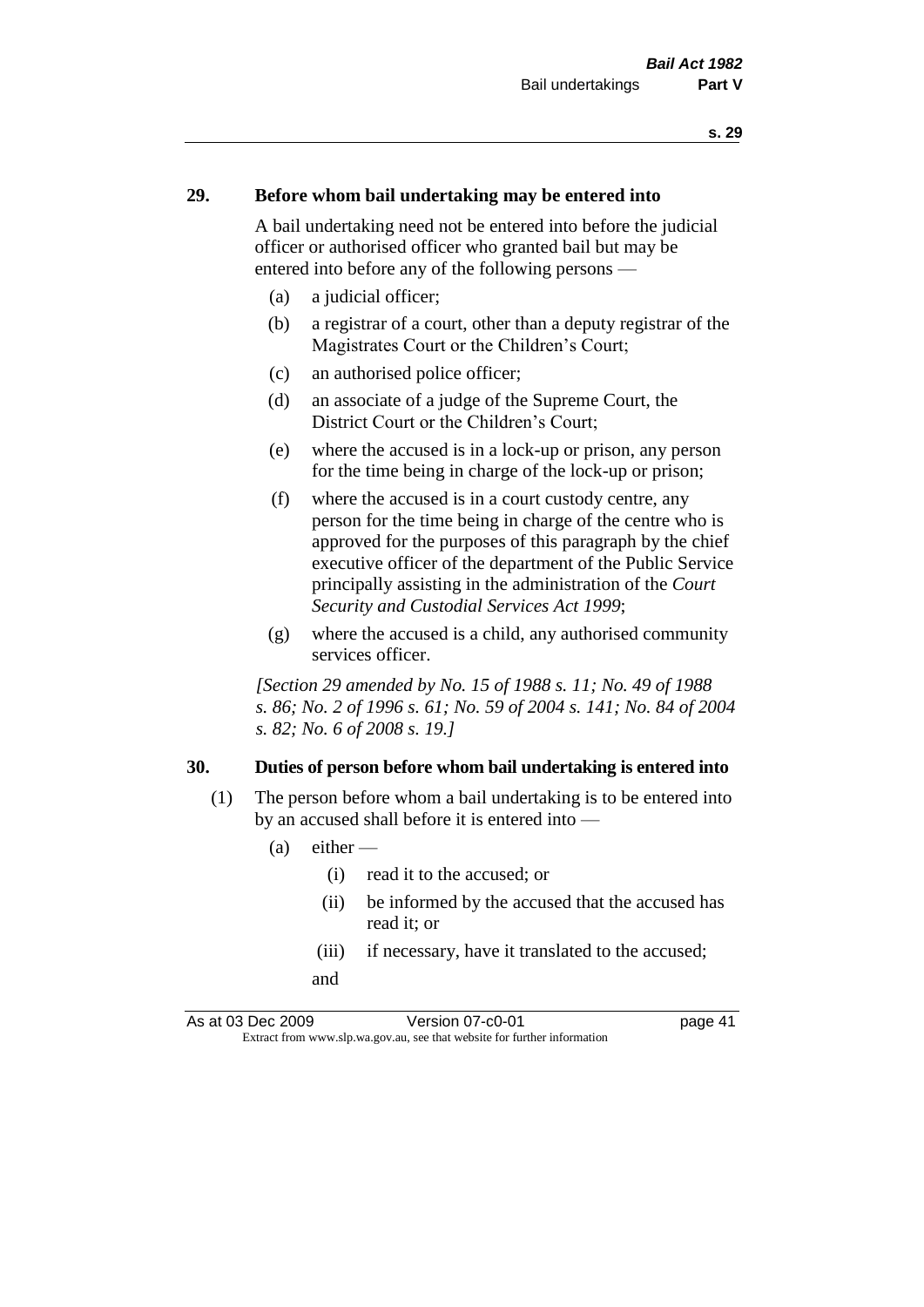## 29. Before whom bail undertaking may be entered into

A bail undertaking need not be entered into before the judicial officer or authorised officer who granted bail but may be entered into before any of the following persons —

(a) a judicial officer;

(b) a registrar of a court, other than a deputy registrar of the Magistrates Court or the Children's Court;

(c) an authorised police officer;

(d) an associate of a judge of the Supreme Court, the District Court or the Children's Court;

(e) where the accused is in a lock-up or prison, any person for the time being in charge of the lock-up or prison;

(f) where the accused is in a court custody centre, any person for the time being in charge of the centre who is approved for the purposes of this paragraph by the chief executive officer of the department of the Public Service principally assisting in the administration of the *Court Security and Custodial Services Act 1999*;

(g) where the accused is a child, any authorised community services officer.

*[Section 29 amended by No. 15 of 1988 s. 11; No. 49 of 1988 s. 86; No. 2 of 1996 s. 61; No. 59 of 2004 s. 141; No. 84 of 2004 s. 82; No. 6 of 2008 s. 19.]*

## 30. Duties of person before whom bail undertaking is entered into

(1) The person before whom a bail undertaking is to be entered into by an accused shall before it is entered into —

(a) either —

(i) read it to the accused; or

(ii) be informed by the accused that the accused has read it; or

(iii) if necessary, have it translated to the accused;

and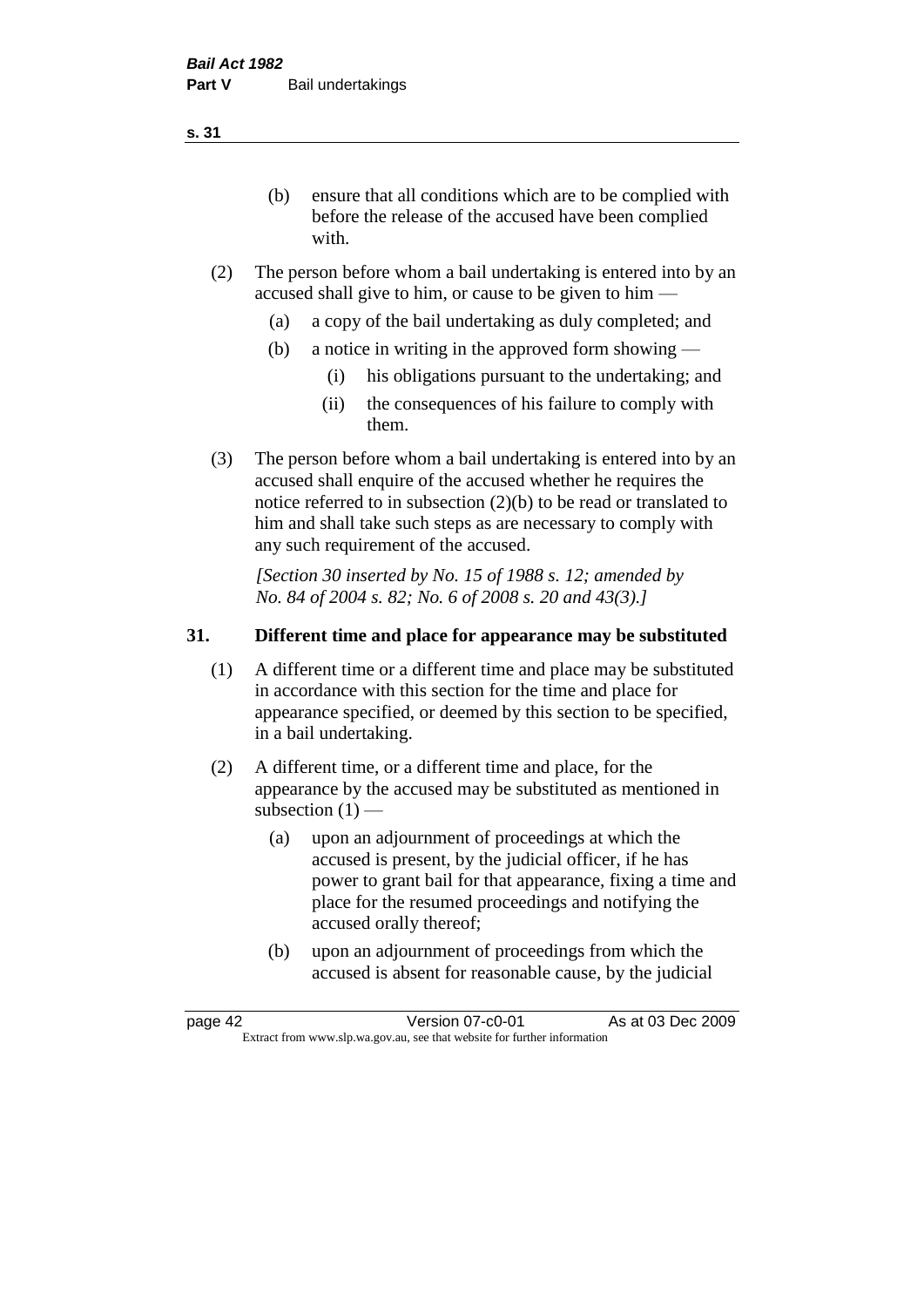(b) ensure that all conditions which are to be complied with before the release of the accused have been complied with.

(2) The person before whom a bail undertaking is entered into by an accused shall give to him, or cause to be given to him —

(a) a copy of the bail undertaking as duly completed; and

(b) a notice in writing in the approved form showing —

(i) his obligations pursuant to the undertaking; and

(ii) the consequences of his failure to comply with them.

(3) The person before whom a bail undertaking is entered into by an accused shall enquire of the accused whether he requires the notice referred to in subsection (2)(b) to be read or translated to him and shall take such steps as are necessary to comply with any such requirement of the accused.

*[Section 30 inserted by No. 15 of 1988 s. 12; amended by No. 84 of 2004 s. 82; No. 6 of 2008 s. 20 and 43(3).]*

## 31. Different time and place for appearance may be substituted

(1) A different time or a different time and place may be substituted in accordance with this section for the time and place for appearance specified, or deemed by this section to be specified, in a bail undertaking.

(2) A different time, or a different time and place, for the appearance by the accused may be substituted as mentioned in subsection (1) —

(a) upon an adjournment of proceedings at which the accused is present, by the judicial officer, if he has power to grant bail for that appearance, fixing a time and place for the resumed proceedings and notifying the accused orally thereof;

(b) upon an adjournment of proceedings from which the accused is absent for reasonable cause, by the judicial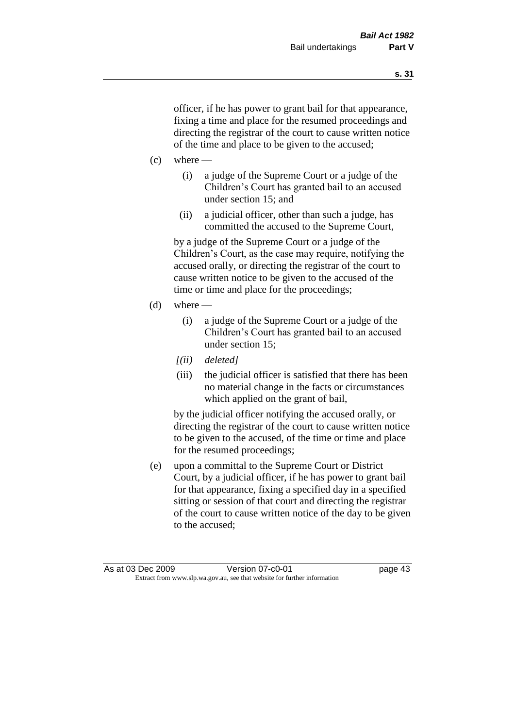officer, if he has power to grant bail for that appearance, fixing a time and place for the resumed proceedings and directing the registrar of the court to cause written notice of the time and place to be given to the accused;

(c) where —

 (i) a judge of the Supreme Court or a judge of the Children's Court has granted bail to an accused under section 15; and

 (ii) a judicial officer, other than such a judge, has committed the accused to the Supreme Court,

 by a judge of the Supreme Court or a judge of the Children's Court, as the case may require, notifying the accused orally, or directing the registrar of the court to cause written notice to be given to the accused of the time or time and place for the proceedings;

(d) where —

 (i) a judge of the Supreme Court or a judge of the Children's Court has granted bail to an accused under section 15;

 *[(ii) deleted]*

 (iii) the judicial officer is satisfied that there has been no material change in the facts or circumstances which applied on the grant of bail,

 by the judicial officer notifying the accused orally, or directing the registrar of the court to cause written notice to be given to the accused, of the time or time and place for the resumed proceedings;

(e) upon a committal to the Supreme Court or District Court, by a judicial officer, if he has power to grant bail for that appearance, fixing a specified day in a specified sitting or session of that court and directing the registrar of the court to cause written notice of the day to be given to the accused;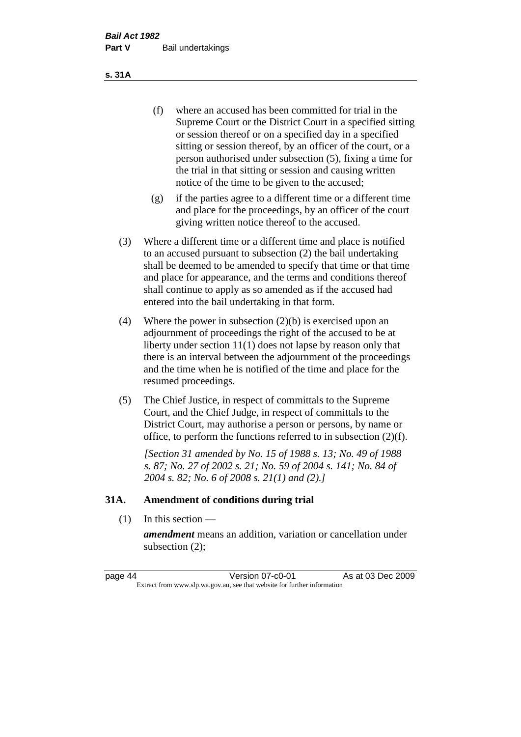(f) where an accused has been committed for trial in the Supreme Court or the District Court in a specified sitting or session thereof or on a specified day in a specified sitting or session thereof, by an officer of the court, or a person authorised under subsection (5), fixing a time for the trial in that sitting or session and causing written notice of the time to be given to the accused;

(g) if the parties agree to a different time or a different time and place for the proceedings, by an officer of the court giving written notice thereof to the accused.

(3) Where a different time or a different time and place is notified to an accused pursuant to subsection (2) the bail undertaking shall be deemed to be amended to specify that time or that time and place for appearance, and the terms and conditions thereof shall continue to apply as so amended as if the accused had entered into the bail undertaking in that form.

(4) Where the power in subsection (2)(b) is exercised upon an adjournment of proceedings the right of the accused to be at liberty under section 11(1) does not lapse by reason only that there is an interval between the adjournment of the proceedings and the time when he is notified of the time and place for the resumed proceedings.

(5) The Chief Justice, in respect of committals to the Supreme Court, and the Chief Judge, in respect of committals to the District Court, may authorise a person or persons, by name or office, to perform the functions referred to in subsection (2)(f).

*[Section 31 amended by No. 15 of 1988 s. 13; No. 49 of 1988 s. 87; No. 27 of 2002 s. 21; No. 59 of 2004 s. 141; No. 84 of 2004 s. 82; No. 6 of 2008 s. 21(1) and (2).]*

## 31A. Amendment of conditions during trial

(1) In this section —

***amendment*** means an addition, variation or cancellation under subsection (2);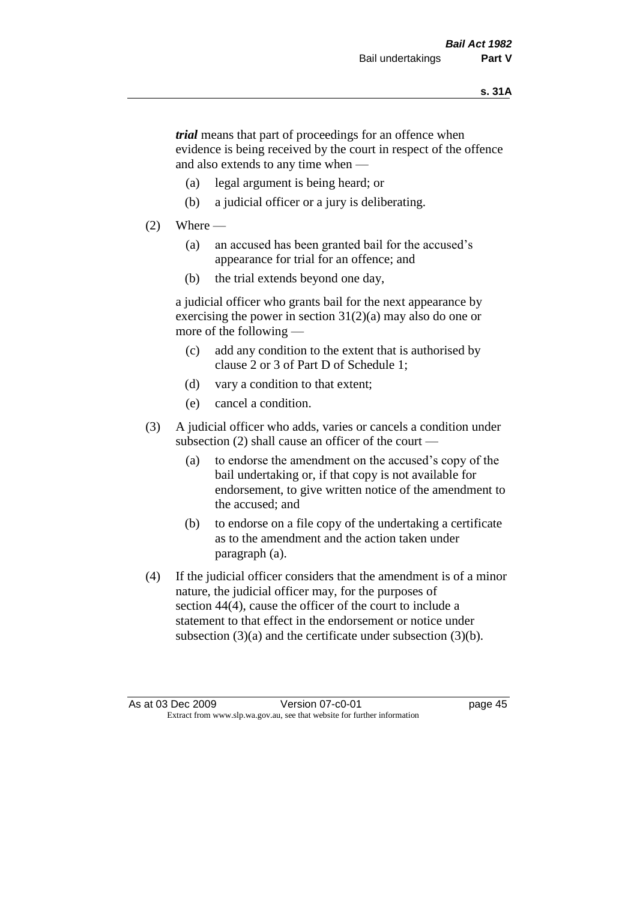***trial*** means that part of proceedings for an offence when evidence is being received by the court in respect of the offence and also extends to any time when —

(a) legal argument is being heard; or

(b) a judicial officer or a jury is deliberating.

(2) Where —

(a) an accused has been granted bail for the accused's appearance for trial for an offence; and

(b) the trial extends beyond one day,

a judicial officer who grants bail for the next appearance by exercising the power in section 31(2)(a) may also do one or more of the following —

(c) add any condition to the extent that is authorised by clause 2 or 3 of Part D of Schedule 1;

(d) vary a condition to that extent;

(e) cancel a condition.

(3) A judicial officer who adds, varies or cancels a condition under subsection (2) shall cause an officer of the court —

(a) to endorse the amendment on the accused's copy of the bail undertaking or, if that copy is not available for endorsement, to give written notice of the amendment to the accused; and

(b) to endorse on a file copy of the undertaking a certificate as to the amendment and the action taken under paragraph (a).

(4) If the judicial officer considers that the amendment is of a minor nature, the judicial officer may, for the purposes of section 44(4), cause the officer of the court to include a statement to that effect in the endorsement or notice under subsection (3)(a) and the certificate under subsection (3)(b).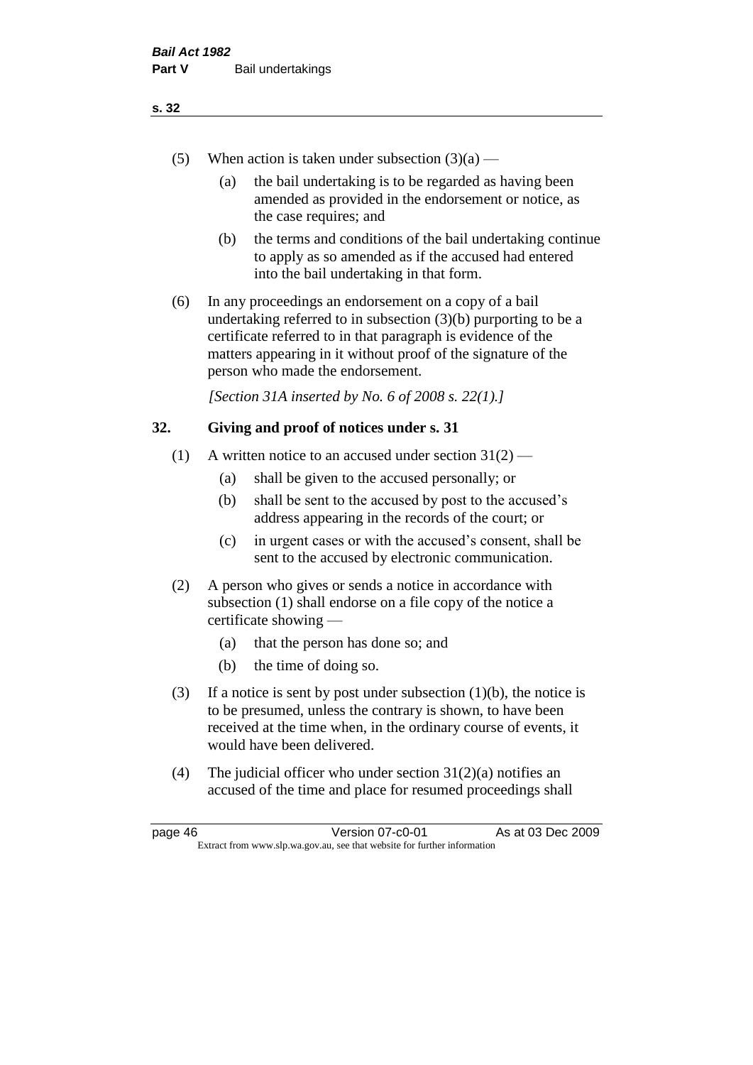(5) When action is taken under subsection (3)(a) —

  (a) the bail undertaking is to be regarded as having been amended as provided in the endorsement or notice, as the case requires; and

  (b) the terms and conditions of the bail undertaking continue to apply as so amended as if the accused had entered into the bail undertaking in that form.

(6) In any proceedings an endorsement on a copy of a bail undertaking referred to in subsection (3)(b) purporting to be a certificate referred to in that paragraph is evidence of the matters appearing in it without proof of the signature of the person who made the endorsement.

*[Section 31A inserted by No. 6 of 2008 s. 22(1).]*

## 32. Giving and proof of notices under s. 31

(1) A written notice to an accused under section 31(2) —

  (a) shall be given to the accused personally; or

  (b) shall be sent to the accused by post to the accused's address appearing in the records of the court; or

  (c) in urgent cases or with the accused's consent, shall be sent to the accused by electronic communication.

(2) A person who gives or sends a notice in accordance with subsection (1) shall endorse on a file copy of the notice a certificate showing —

  (a) that the person has done so; and

  (b) the time of doing so.

(3) If a notice is sent by post under subsection (1)(b), the notice is to be presumed, unless the contrary is shown, to have been received at the time when, in the ordinary course of events, it would have been delivered.

(4) The judicial officer who under section 31(2)(a) notifies an accused of the time and place for resumed proceedings shall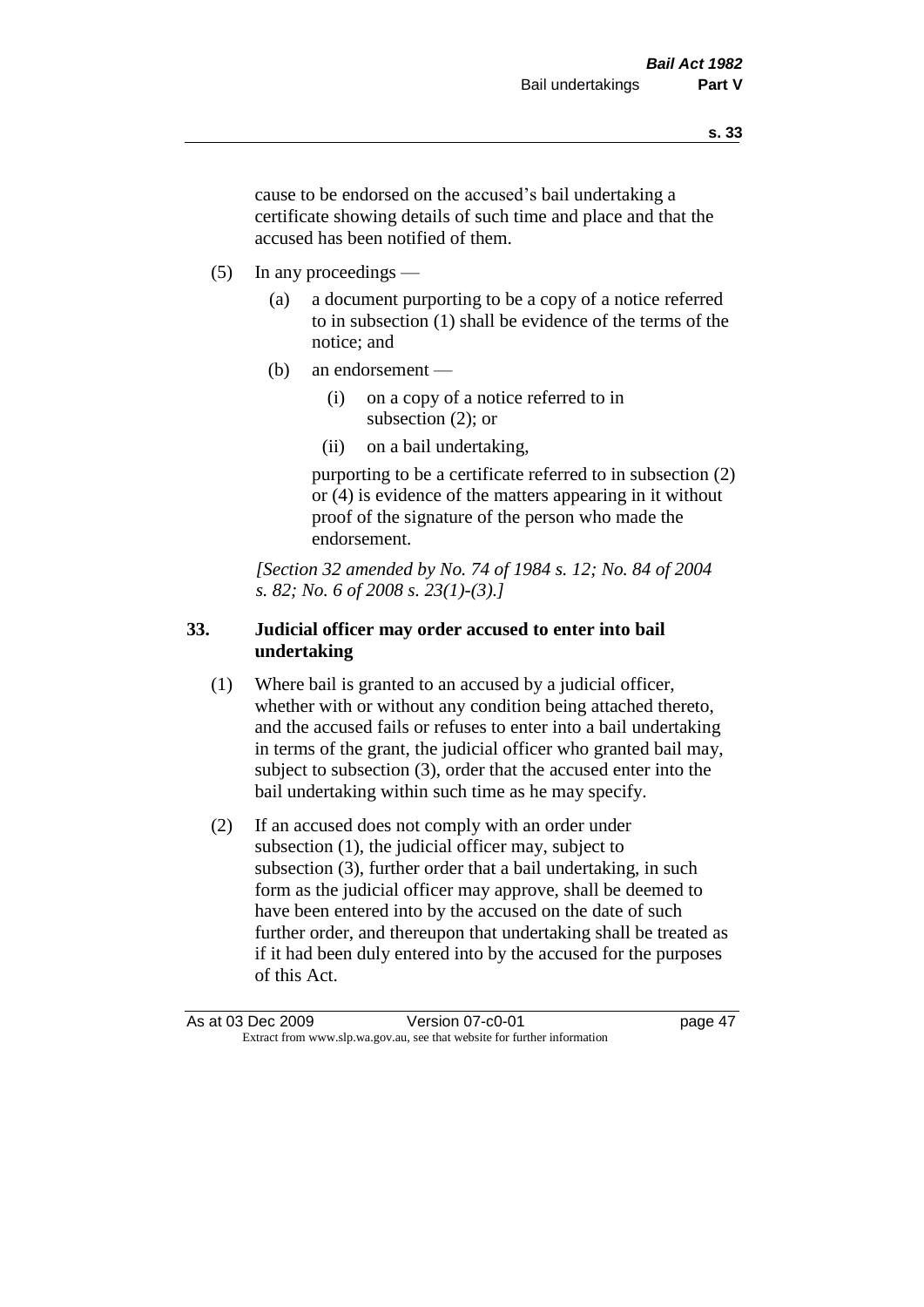cause to be endorsed on the accused's bail undertaking a certificate showing details of such time and place and that the accused has been notified of them.

(5) In any proceedings —

  (a) a document purporting to be a copy of a notice referred to in subsection (1) shall be evidence of the terms of the notice; and

  (b) an endorsement —

    (i) on a copy of a notice referred to in subsection (2); or

    (ii) on a bail undertaking,

  purporting to be a certificate referred to in subsection (2) or (4) is evidence of the matters appearing in it without proof of the signature of the person who made the endorsement.

*[Section 32 amended by No. 74 of 1984 s. 12; No. 84 of 2004 s. 82; No. 6 of 2008 s. 23(1)-(3).]*

## 33. Judicial officer may order accused to enter into bail undertaking

(1) Where bail is granted to an accused by a judicial officer, whether with or without any condition being attached thereto, and the accused fails or refuses to enter into a bail undertaking in terms of the grant, the judicial officer who granted bail may, subject to subsection (3), order that the accused enter into the bail undertaking within such time as he may specify.

(2) If an accused does not comply with an order under subsection (1), the judicial officer may, subject to subsection (3), further order that a bail undertaking, in such form as the judicial officer may approve, shall be deemed to have been entered into by the accused on the date of such further order, and thereupon that undertaking shall be treated as if it had been duly entered into by the accused for the purposes of this Act.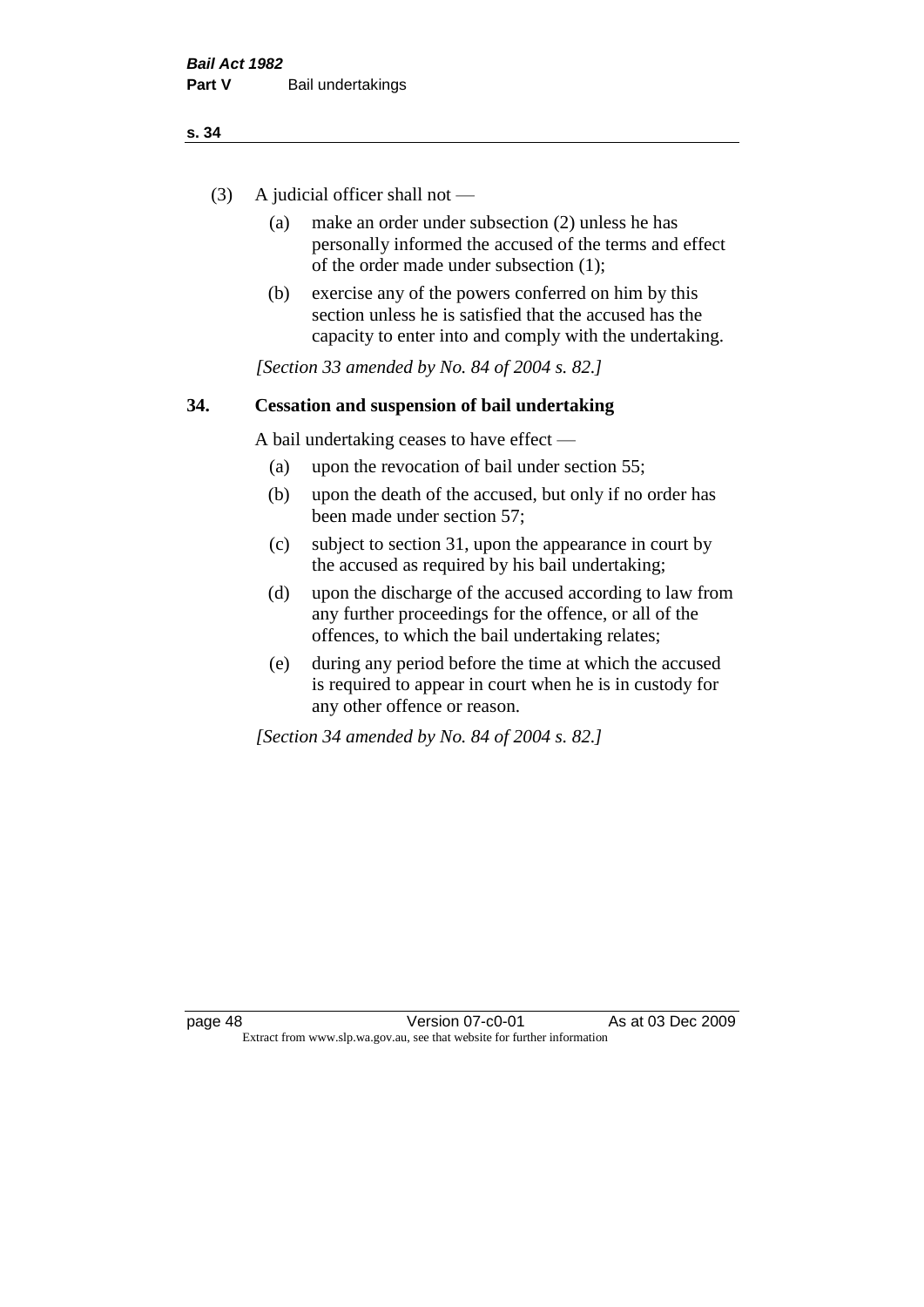(3) A judicial officer shall not —

   (a) make an order under subsection (2) unless he has personally informed the accused of the terms and effect of the order made under subsection (1);

   (b) exercise any of the powers conferred on him by this section unless he is satisfied that the accused has the capacity to enter into and comply with the undertaking.

*[Section 33 amended by No. 84 of 2004 s. 82.]*

## 34. Cessation and suspension of bail undertaking

A bail undertaking ceases to have effect —

   (a) upon the revocation of bail under section 55;

   (b) upon the death of the accused, but only if no order has been made under section 57;

   (c) subject to section 31, upon the appearance in court by the accused as required by his bail undertaking;

   (d) upon the discharge of the accused according to law from any further proceedings for the offence, or all of the offences, to which the bail undertaking relates;

   (e) during any period before the time at which the accused is required to appear in court when he is in custody for any other offence or reason.

*[Section 34 amended by No. 84 of 2004 s. 82.]*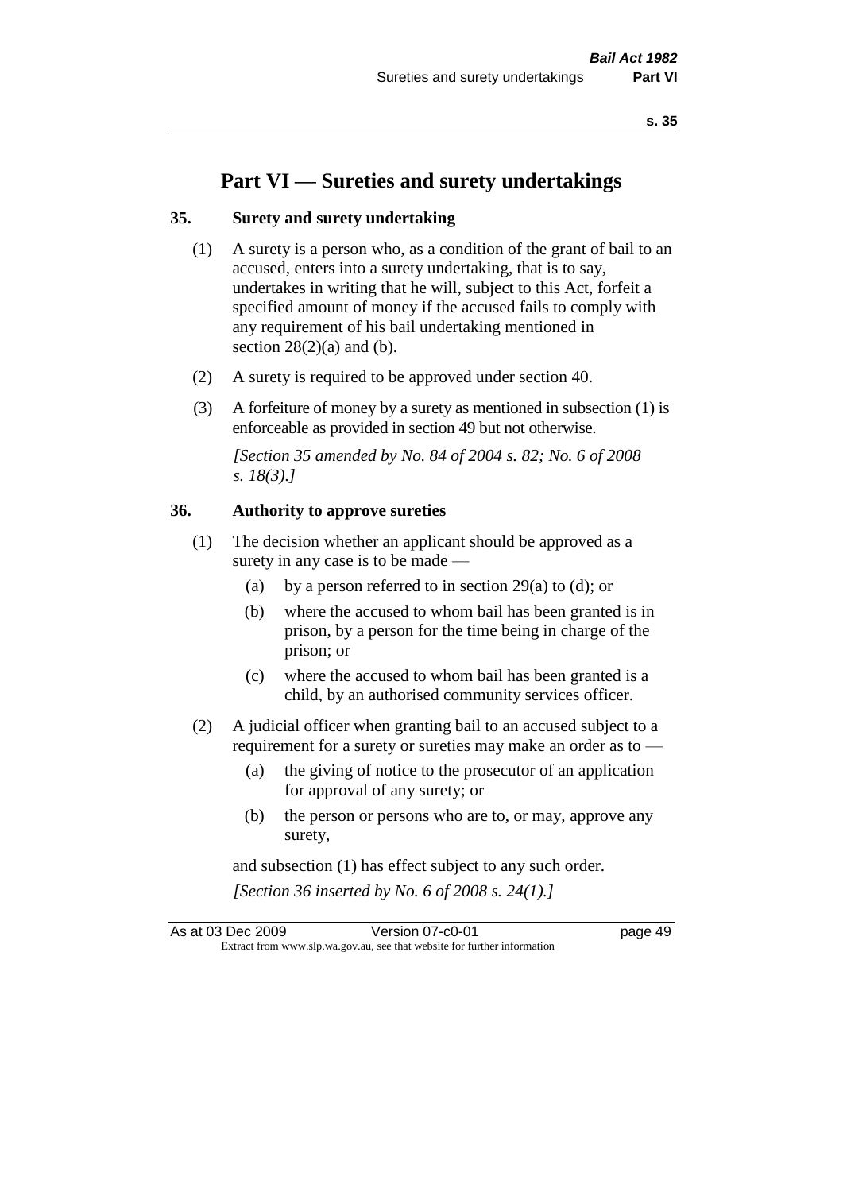# Part VI — Sureties and surety undertakings

## 35. Surety and surety undertaking

(1) A surety is a person who, as a condition of the grant of bail to an accused, enters into a surety undertaking, that is to say, undertakes in writing that he will, subject to this Act, forfeit a specified amount of money if the accused fails to comply with any requirement of his bail undertaking mentioned in section 28(2)(a) and (b).

(2) A surety is required to be approved under section 40.

(3) A forfeiture of money by a surety as mentioned in subsection (1) is enforceable as provided in section 49 but not otherwise.

*[Section 35 amended by No. 84 of 2004 s. 82; No. 6 of 2008 s. 18(3).]*

## 36. Authority to approve sureties

(1) The decision whether an applicant should be approved as a surety in any case is to be made —

- (a) by a person referred to in section 29(a) to (d); or
- (b) where the accused to whom bail has been granted is in prison, by a person for the time being in charge of the prison; or
- (c) where the accused to whom bail has been granted is a child, by an authorised community services officer.

(2) A judicial officer when granting bail to an accused subject to a requirement for a surety or sureties may make an order as to —

- (a) the giving of notice to the prosecutor of an application for approval of any surety; or
- (b) the person or persons who are to, or may, approve any surety,

and subsection (1) has effect subject to any such order.

*[Section 36 inserted by No. 6 of 2008 s. 24(1).]*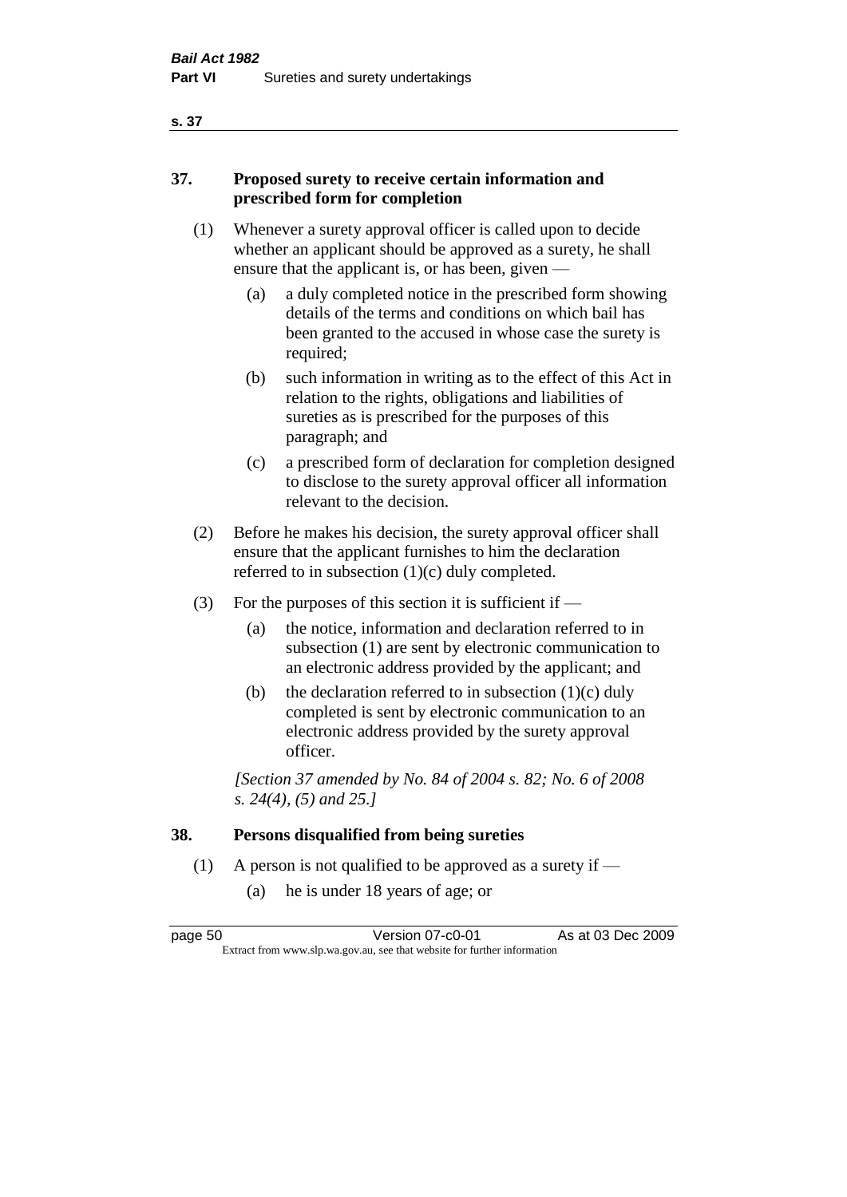## 37. Proposed surety to receive certain information and prescribed form for completion

(1) Whenever a surety approval officer is called upon to decide whether an applicant should be approved as a surety, he shall ensure that the applicant is, or has been, given —

(a) a duly completed notice in the prescribed form showing details of the terms and conditions on which bail has been granted to the accused in whose case the surety is required;

(b) such information in writing as to the effect of this Act in relation to the rights, obligations and liabilities of sureties as is prescribed for the purposes of this paragraph; and

(c) a prescribed form of declaration for completion designed to disclose to the surety approval officer all information relevant to the decision.

(2) Before he makes his decision, the surety approval officer shall ensure that the applicant furnishes to him the declaration referred to in subsection (1)(c) duly completed.

(3) For the purposes of this section it is sufficient if —

(a) the notice, information and declaration referred to in subsection (1) are sent by electronic communication to an electronic address provided by the applicant; and

(b) the declaration referred to in subsection (1)(c) duly completed is sent by electronic communication to an electronic address provided by the surety approval officer.

*[Section 37 amended by No. 84 of 2004 s. 82; No. 6 of 2008 s. 24(4), (5) and 25.]*

## 38. Persons disqualified from being sureties

(1) A person is not qualified to be approved as a surety if —

(a) he is under 18 years of age; or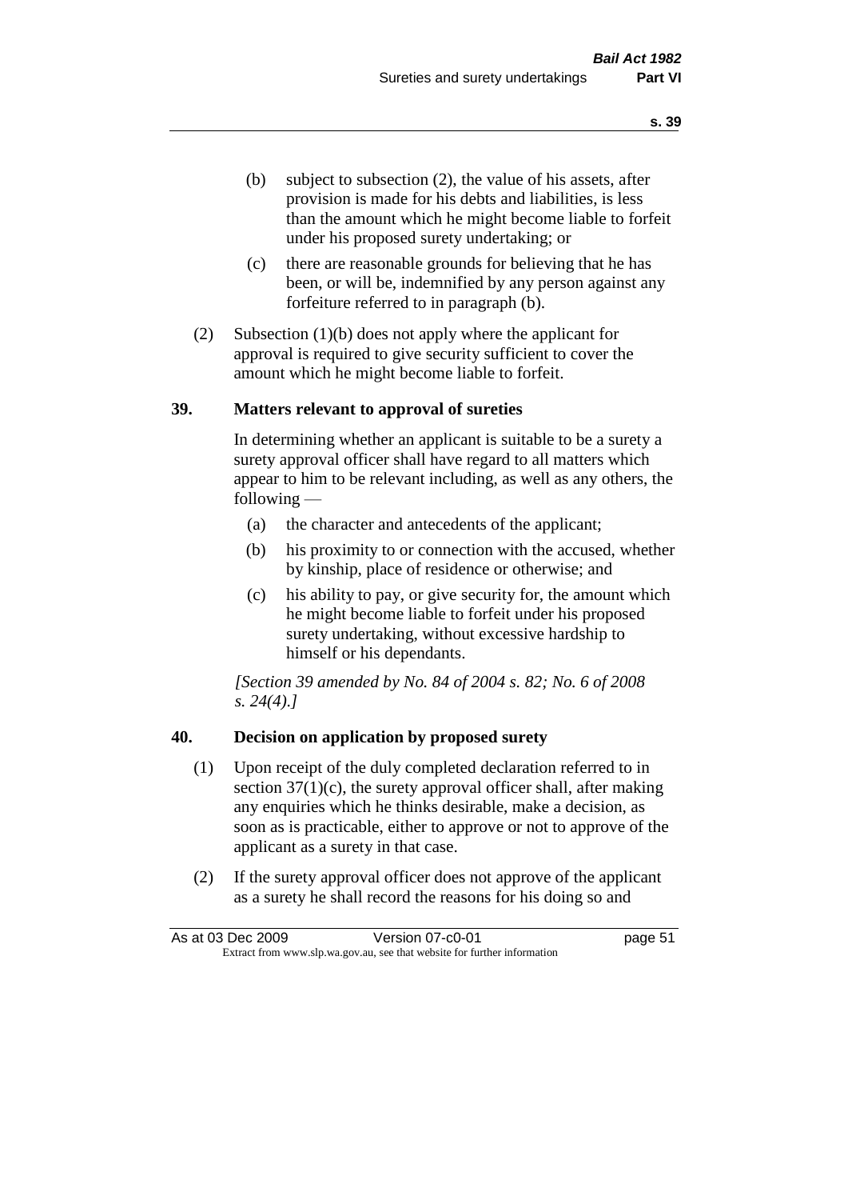(b) subject to subsection (2), the value of his assets, after provision is made for his debts and liabilities, is less than the amount which he might become liable to forfeit under his proposed surety undertaking; or

(c) there are reasonable grounds for believing that he has been, or will be, indemnified by any person against any forfeiture referred to in paragraph (b).

(2) Subsection (1)(b) does not apply where the applicant for approval is required to give security sufficient to cover the amount which he might become liable to forfeit.

## 39. Matters relevant to approval of sureties

In determining whether an applicant is suitable to be a surety a surety approval officer shall have regard to all matters which appear to him to be relevant including, as well as any others, the following —

(a) the character and antecedents of the applicant;

(b) his proximity to or connection with the accused, whether by kinship, place of residence or otherwise; and

(c) his ability to pay, or give security for, the amount which he might become liable to forfeit under his proposed surety undertaking, without excessive hardship to himself or his dependants.

*[Section 39 amended by No. 84 of 2004 s. 82; No. 6 of 2008 s. 24(4).]*

## 40. Decision on application by proposed surety

(1) Upon receipt of the duly completed declaration referred to in section 37(1)(c), the surety approval officer shall, after making any enquiries which he thinks desirable, make a decision, as soon as is practicable, either to approve or not to approve of the applicant as a surety in that case.

(2) If the surety approval officer does not approve of the applicant as a surety he shall record the reasons for his doing so and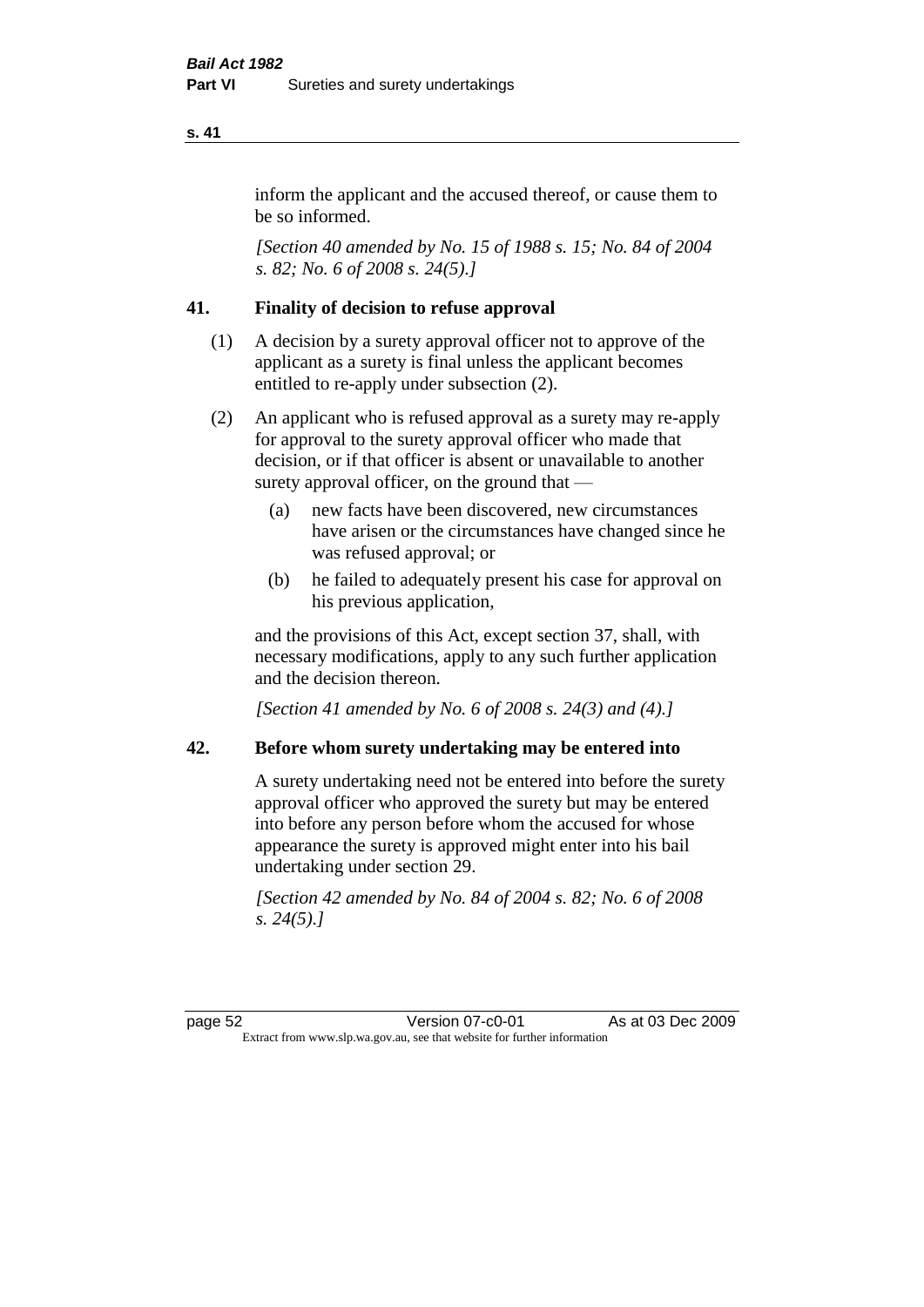inform the applicant and the accused thereof, or cause them to be so informed.

*[Section 40 amended by No. 15 of 1988 s. 15; No. 84 of 2004 s. 82; No. 6 of 2008 s. 24(5).]*

### 41. Finality of decision to refuse approval

(1) A decision by a surety approval officer not to approve of the applicant as a surety is final unless the applicant becomes entitled to re-apply under subsection (2).

(2) An applicant who is refused approval as a surety may re-apply for approval to the surety approval officer who made that decision, or if that officer is absent or unavailable to another surety approval officer, on the ground that —

(a) new facts have been discovered, new circumstances have arisen or the circumstances have changed since he was refused approval; or

(b) he failed to adequately present his case for approval on his previous application,

and the provisions of this Act, except section 37, shall, with necessary modifications, apply to any such further application and the decision thereon.

*[Section 41 amended by No. 6 of 2008 s. 24(3) and (4).]*

### 42. Before whom surety undertaking may be entered into

A surety undertaking need not be entered into before the surety approval officer who approved the surety but may be entered into before any person before whom the accused for whose appearance the surety is approved might enter into his bail undertaking under section 29.

*[Section 42 amended by No. 84 of 2004 s. 82; No. 6 of 2008 s. 24(5).]*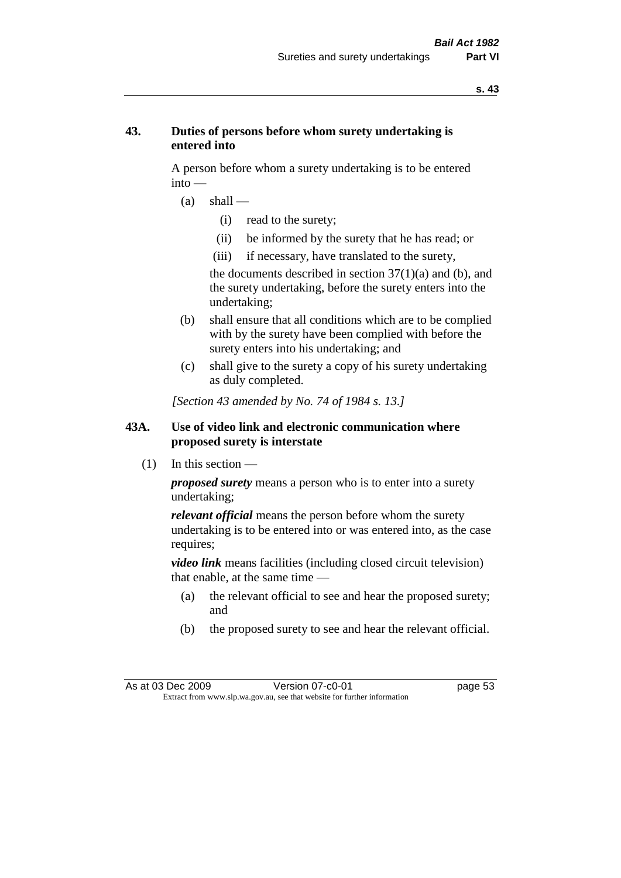## 43. Duties of persons before whom surety undertaking is entered into

A person before whom a surety undertaking is to be entered into —

- (a) shall —
  - (i) read to the surety;
  - (ii) be informed by the surety that he has read; or
  - (iii) if necessary, have translated to the surety,

  the documents described in section 37(1)(a) and (b), and the surety undertaking, before the surety enters into the undertaking;
- (b) shall ensure that all conditions which are to be complied with by the surety have been complied with before the surety enters into his undertaking; and
- (c) shall give to the surety a copy of his surety undertaking as duly completed.

*[Section 43 amended by No. 74 of 1984 s. 13.]*

## 43A. Use of video link and electronic communication where proposed surety is interstate

(1) In this section —

***proposed surety*** means a person who is to enter into a surety undertaking;

***relevant official*** means the person before whom the surety undertaking is to be entered into or was entered into, as the case requires;

***video link*** means facilities (including closed circuit television) that enable, at the same time —

- (a) the relevant official to see and hear the proposed surety; and
- (b) the proposed surety to see and hear the relevant official.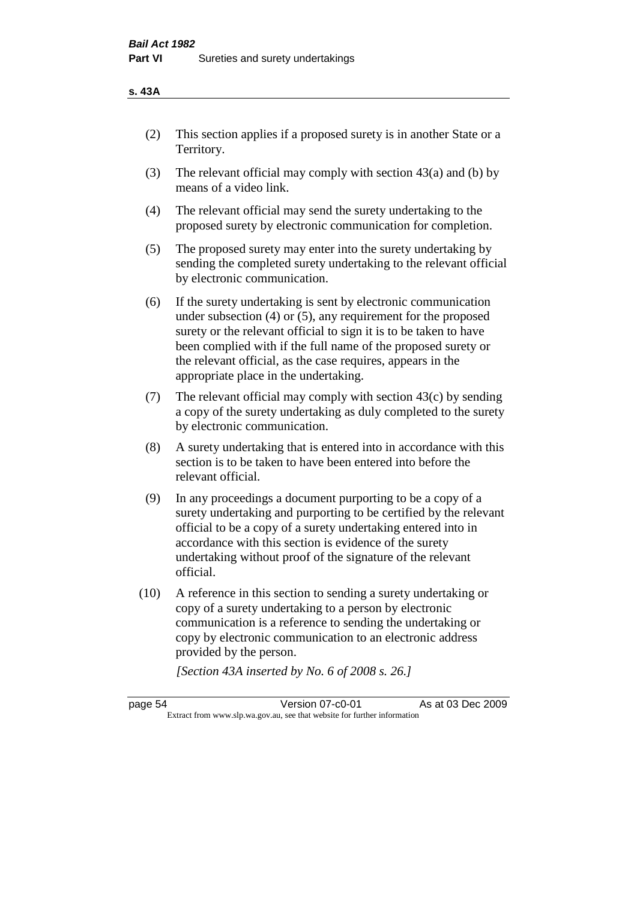(2) This section applies if a proposed surety is in another State or a Territory.

(3) The relevant official may comply with section 43(a) and (b) by means of a video link.

(4) The relevant official may send the surety undertaking to the proposed surety by electronic communication for completion.

(5) The proposed surety may enter into the surety undertaking by sending the completed surety undertaking to the relevant official by electronic communication.

(6) If the surety undertaking is sent by electronic communication under subsection (4) or (5), any requirement for the proposed surety or the relevant official to sign it is to be taken to have been complied with if the full name of the proposed surety or the relevant official, as the case requires, appears in the appropriate place in the undertaking.

(7) The relevant official may comply with section 43(c) by sending a copy of the surety undertaking as duly completed to the surety by electronic communication.

(8) A surety undertaking that is entered into in accordance with this section is to be taken to have been entered into before the relevant official.

(9) In any proceedings a document purporting to be a copy of a surety undertaking and purporting to be certified by the relevant official to be a copy of a surety undertaking entered into in accordance with this section is evidence of the surety undertaking without proof of the signature of the relevant official.

(10) A reference in this section to sending a surety undertaking or copy of a surety undertaking to a person by electronic communication is a reference to sending the undertaking or copy by electronic communication to an electronic address provided by the person.

*[Section 43A inserted by No. 6 of 2008 s. 26.]*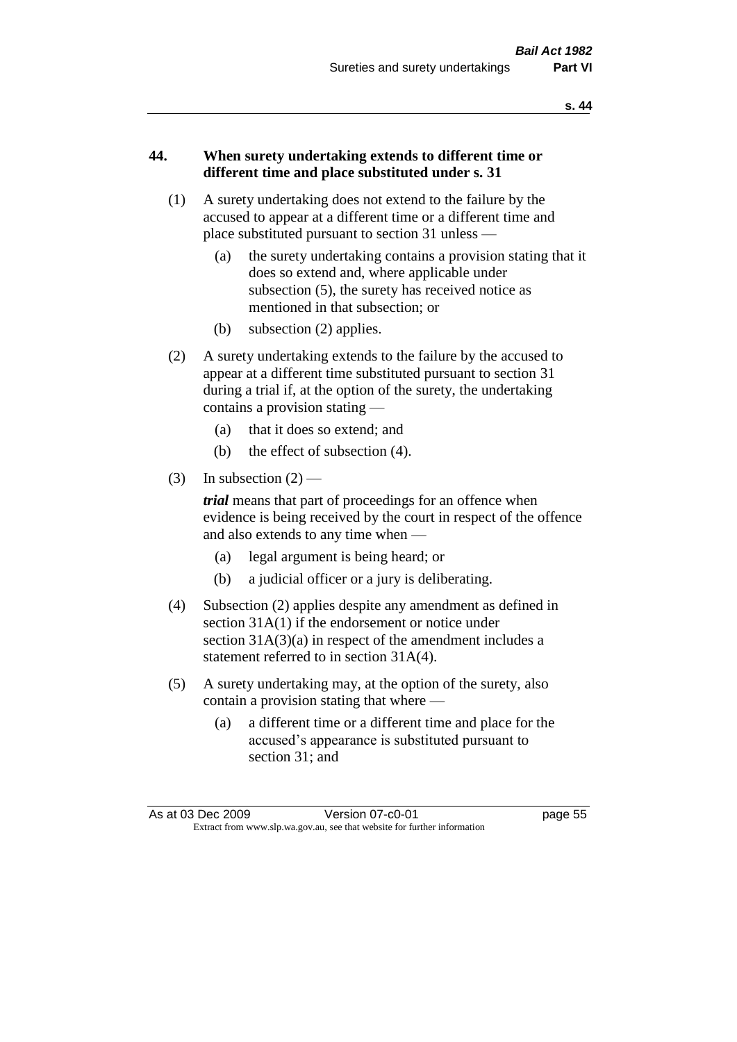## 44. When surety undertaking extends to different time or different time and place substituted under s. 31

(1) A surety undertaking does not extend to the failure by the accused to appear at a different time or a different time and place substituted pursuant to section 31 unless —

- (a) the surety undertaking contains a provision stating that it does so extend and, where applicable under subsection (5), the surety has received notice as mentioned in that subsection; or
- (b) subsection (2) applies.

(2) A surety undertaking extends to the failure by the accused to appear at a different time substituted pursuant to section 31 during a trial if, at the option of the surety, the undertaking contains a provision stating —

- (a) that it does so extend; and
- (b) the effect of subsection (4).

(3) In subsection (2) —

***trial*** means that part of proceedings for an offence when evidence is being received by the court in respect of the offence and also extends to any time when —

- (a) legal argument is being heard; or
- (b) a judicial officer or a jury is deliberating.

(4) Subsection (2) applies despite any amendment as defined in section 31A(1) if the endorsement or notice under section 31A(3)(a) in respect of the amendment includes a statement referred to in section 31A(4).

(5) A surety undertaking may, at the option of the surety, also contain a provision stating that where —

- (a) a different time or a different time and place for the accused's appearance is substituted pursuant to section 31; and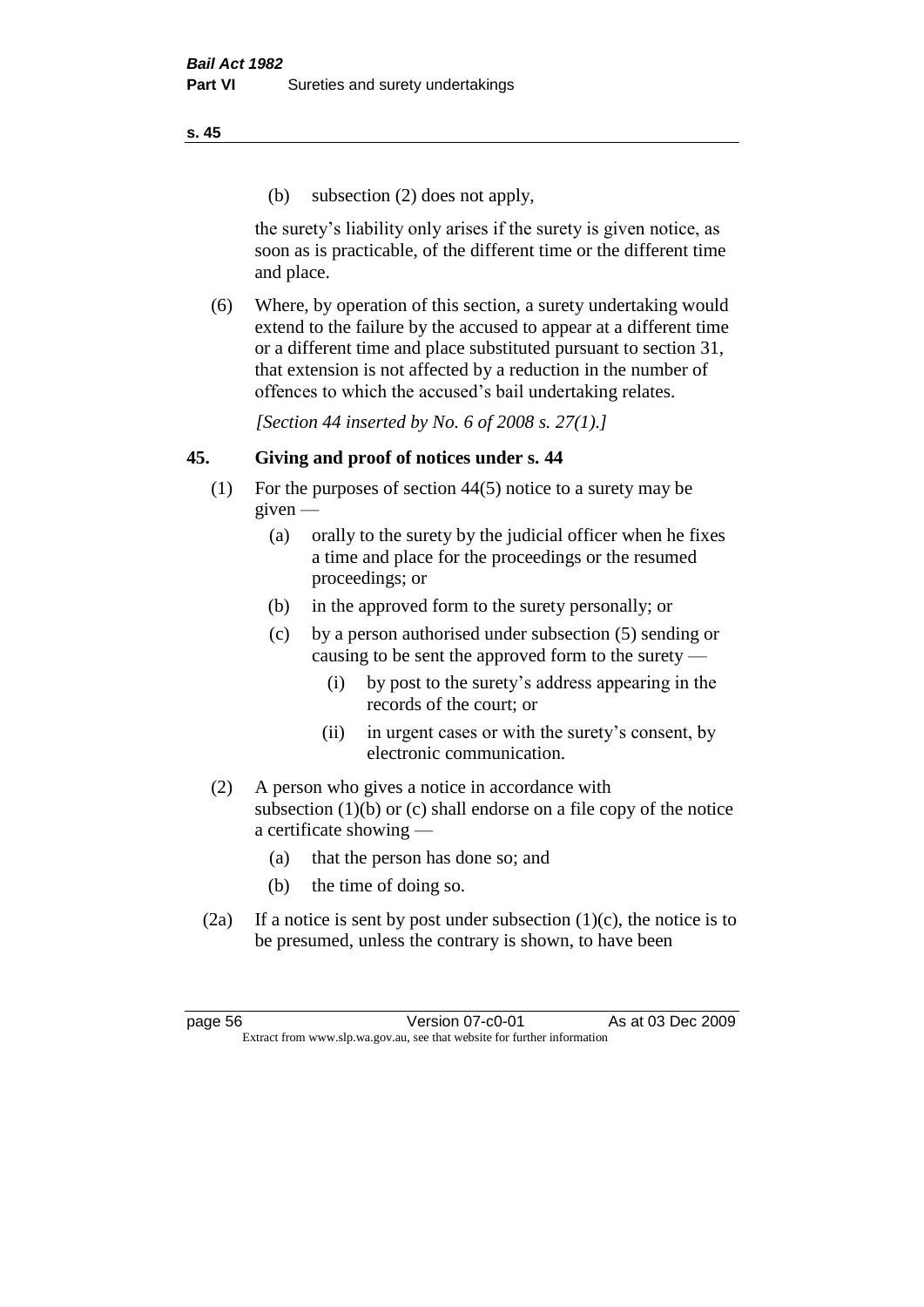(b) subsection (2) does not apply,

the surety's liability only arises if the surety is given notice, as soon as is practicable, of the different time or the different time and place.

(6) Where, by operation of this section, a surety undertaking would extend to the failure by the accused to appear at a different time or a different time and place substituted pursuant to section 31, that extension is not affected by a reduction in the number of offences to which the accused's bail undertaking relates.

*[Section 44 inserted by No. 6 of 2008 s. 27(1).]*

## 45. Giving and proof of notices under s. 44

(1) For the purposes of section 44(5) notice to a surety may be given —

(a) orally to the surety by the judicial officer when he fixes a time and place for the proceedings or the resumed proceedings; or

(b) in the approved form to the surety personally; or

(c) by a person authorised under subsection (5) sending or causing to be sent the approved form to the surety —

(i) by post to the surety's address appearing in the records of the court; or

(ii) in urgent cases or with the surety's consent, by electronic communication.

(2) A person who gives a notice in accordance with subsection (1)(b) or (c) shall endorse on a file copy of the notice a certificate showing —

(a) that the person has done so; and

(b) the time of doing so.

(2a) If a notice is sent by post under subsection (1)(c), the notice is to be presumed, unless the contrary is shown, to have been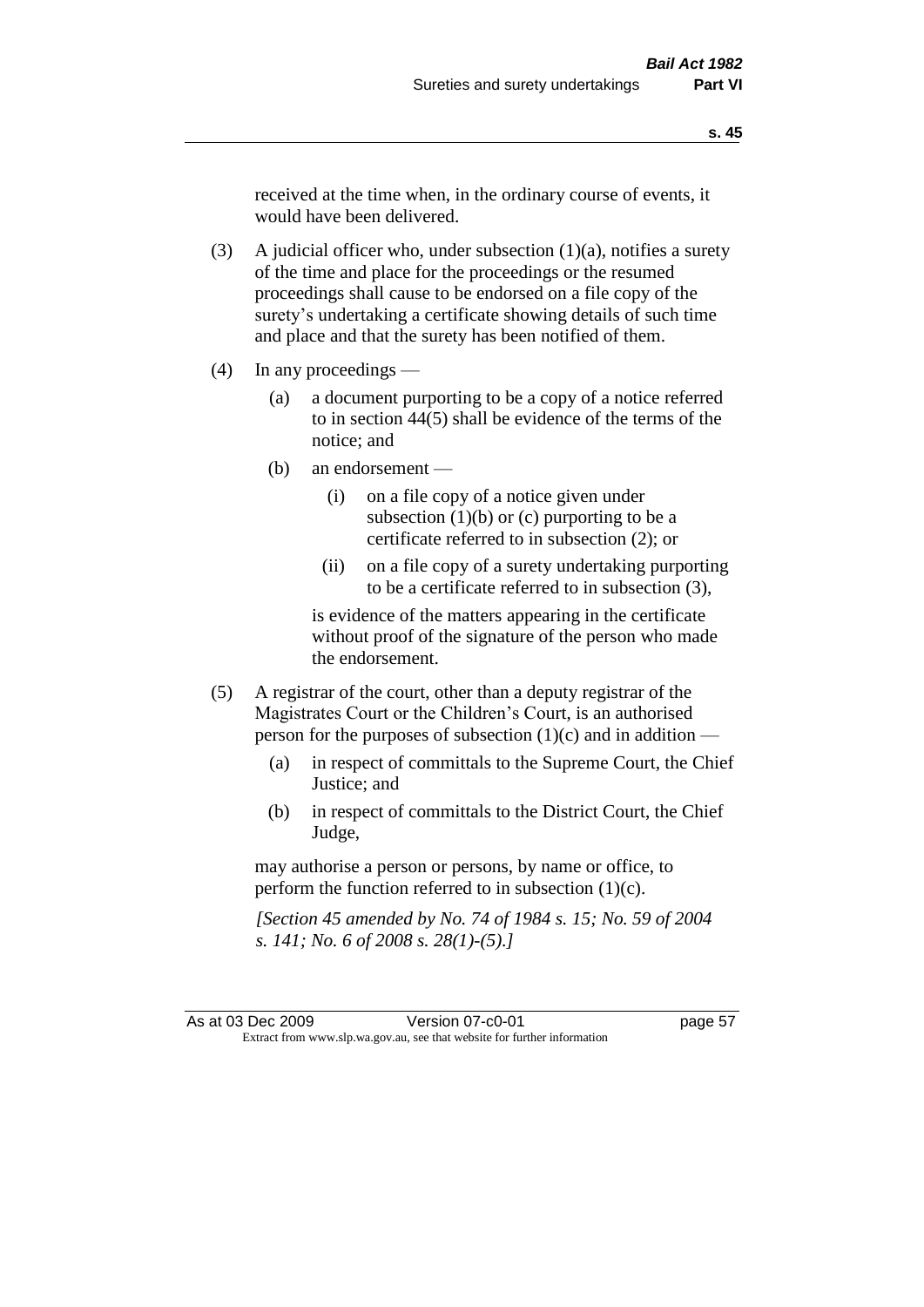received at the time when, in the ordinary course of events, it would have been delivered.

(3) A judicial officer who, under subsection (1)(a), notifies a surety of the time and place for the proceedings or the resumed proceedings shall cause to be endorsed on a file copy of the surety's undertaking a certificate showing details of such time and place and that the surety has been notified of them.

(4) In any proceedings —

(a) a document purporting to be a copy of a notice referred to in section 44(5) shall be evidence of the terms of the notice; and

(b) an endorsement —

(i) on a file copy of a notice given under subsection (1)(b) or (c) purporting to be a certificate referred to in subsection (2); or

(ii) on a file copy of a surety undertaking purporting to be a certificate referred to in subsection (3),

is evidence of the matters appearing in the certificate without proof of the signature of the person who made the endorsement.

(5) A registrar of the court, other than a deputy registrar of the Magistrates Court or the Children's Court, is an authorised person for the purposes of subsection (1)(c) and in addition —

(a) in respect of committals to the Supreme Court, the Chief Justice; and

(b) in respect of committals to the District Court, the Chief Judge,

may authorise a person or persons, by name or office, to perform the function referred to in subsection (1)(c).

*[Section 45 amended by No. 74 of 1984 s. 15; No. 59 of 2004 s. 141; No. 6 of 2008 s. 28(1)-(5).]*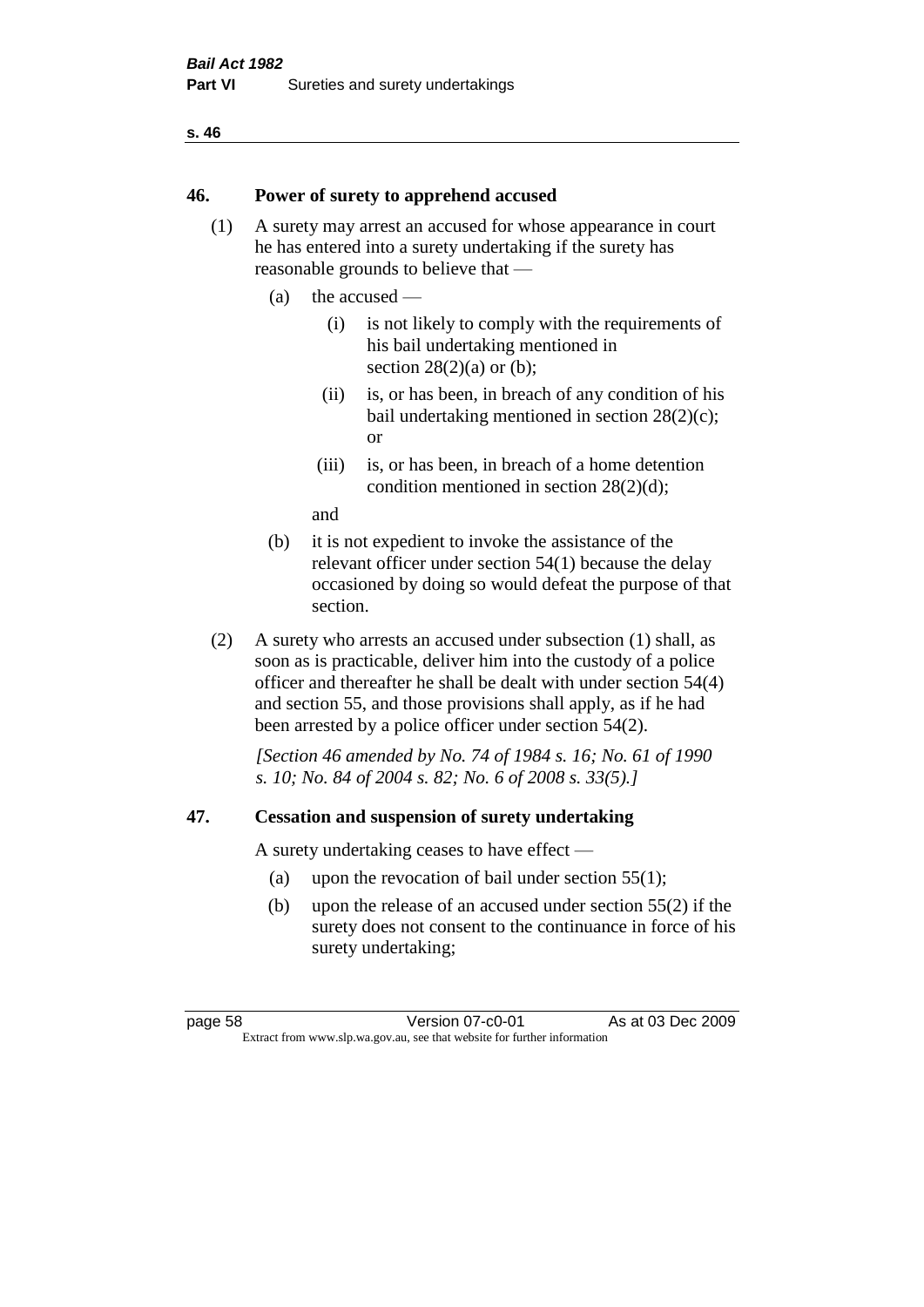## 46. Power of surety to apprehend accused

(1) A surety may arrest an accused for whose appearance in court he has entered into a surety undertaking if the surety has reasonable grounds to believe that —

- (a) the accused —
  - (i) is not likely to comply with the requirements of his bail undertaking mentioned in section 28(2)(a) or (b);
  - (ii) is, or has been, in breach of any condition of his bail undertaking mentioned in section 28(2)(c); or
  - (iii) is, or has been, in breach of a home detention condition mentioned in section 28(2)(d);

  and
- (b) it is not expedient to invoke the assistance of the relevant officer under section 54(1) because the delay occasioned by doing so would defeat the purpose of that section.

(2) A surety who arrests an accused under subsection (1) shall, as soon as is practicable, deliver him into the custody of a police officer and thereafter he shall be dealt with under section 54(4) and section 55, and those provisions shall apply, as if he had been arrested by a police officer under section 54(2).

*[Section 46 amended by No. 74 of 1984 s. 16; No. 61 of 1990 s. 10; No. 84 of 2004 s. 82; No. 6 of 2008 s. 33(5).]*

## 47. Cessation and suspension of surety undertaking

A surety undertaking ceases to have effect —

- (a) upon the revocation of bail under section 55(1);
- (b) upon the release of an accused under section 55(2) if the surety does not consent to the continuance in force of his surety undertaking;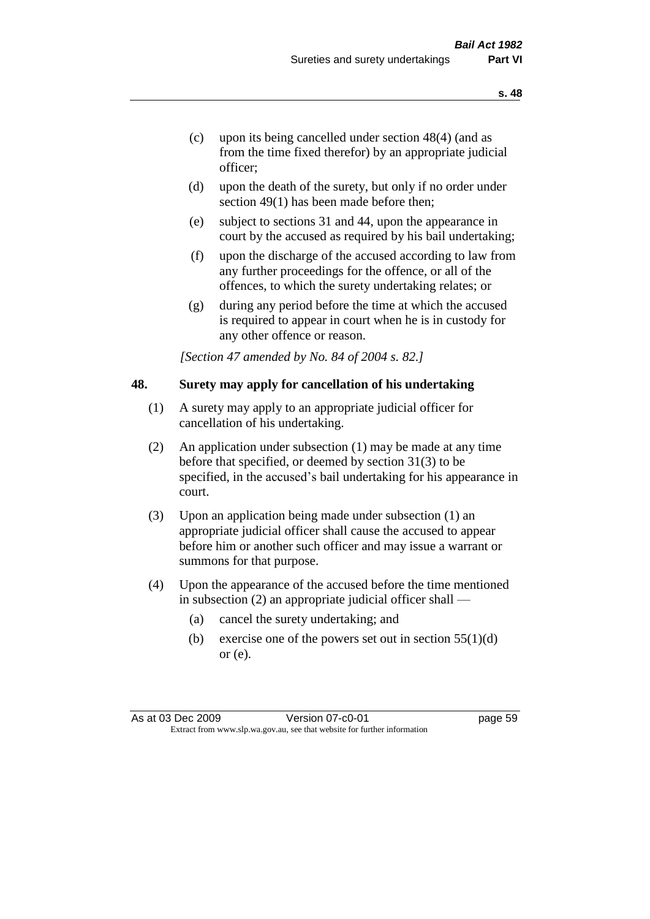(c) upon its being cancelled under section 48(4) (and as from the time fixed therefor) by an appropriate judicial officer;

(d) upon the death of the surety, but only if no order under section 49(1) has been made before then;

(e) subject to sections 31 and 44, upon the appearance in court by the accused as required by his bail undertaking;

(f) upon the discharge of the accused according to law from any further proceedings for the offence, or all of the offences, to which the surety undertaking relates; or

(g) during any period before the time at which the accused is required to appear in court when he is in custody for any other offence or reason.

*[Section 47 amended by No. 84 of 2004 s. 82.]*

## 48. Surety may apply for cancellation of his undertaking

(1) A surety may apply to an appropriate judicial officer for cancellation of his undertaking.

(2) An application under subsection (1) may be made at any time before that specified, or deemed by section 31(3) to be specified, in the accused's bail undertaking for his appearance in court.

(3) Upon an application being made under subsection (1) an appropriate judicial officer shall cause the accused to appear before him or another such officer and may issue a warrant or summons for that purpose.

(4) Upon the appearance of the accused before the time mentioned in subsection (2) an appropriate judicial officer shall —

(a) cancel the surety undertaking; and

(b) exercise one of the powers set out in section 55(1)(d) or (e).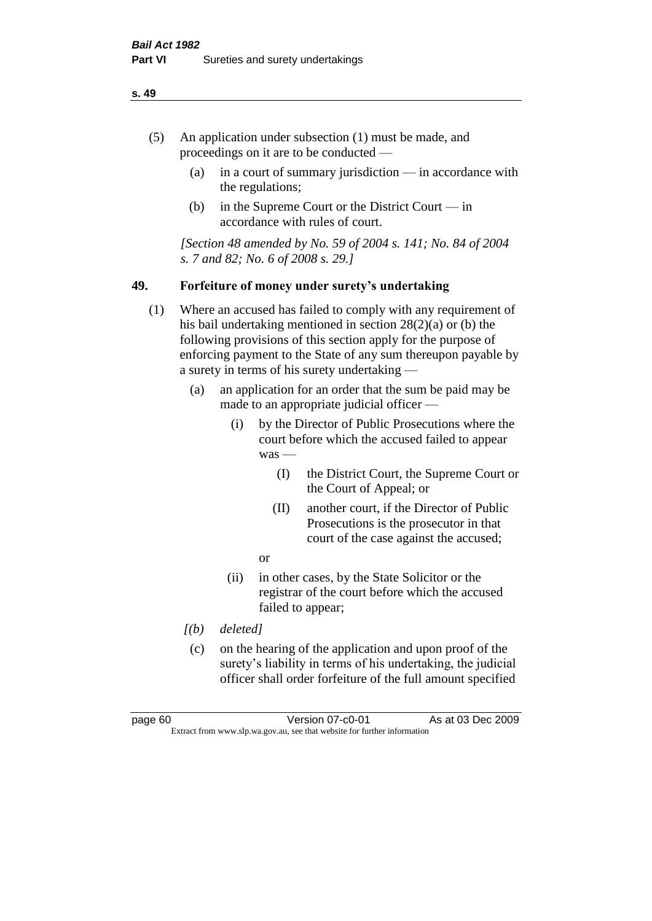(5) An application under subsection (1) must be made, and proceedings on it are to be conducted —

  (a) in a court of summary jurisdiction — in accordance with the regulations;

  (b) in the Supreme Court or the District Court — in accordance with rules of court.

*[Section 48 amended by No. 59 of 2004 s. 141; No. 84 of 2004 s. 7 and 82; No. 6 of 2008 s. 29.]*

## 49. Forfeiture of money under surety's undertaking

(1) Where an accused has failed to comply with any requirement of his bail undertaking mentioned in section 28(2)(a) or (b) the following provisions of this section apply for the purpose of enforcing payment to the State of any sum thereupon payable by a surety in terms of his surety undertaking —

  (a) an application for an order that the sum be paid may be made to an appropriate judicial officer —

    (i) by the Director of Public Prosecutions where the court before which the accused failed to appear was —

      (I) the District Court, the Supreme Court or the Court of Appeal; or

      (II) another court, if the Director of Public Prosecutions is the prosecutor in that court of the case against the accused;

    or

    (ii) in other cases, by the State Solicitor or the registrar of the court before which the accused failed to appear;

  *[(b) deleted]*

  (c) on the hearing of the application and upon proof of the surety's liability in terms of his undertaking, the judicial officer shall order forfeiture of the full amount specified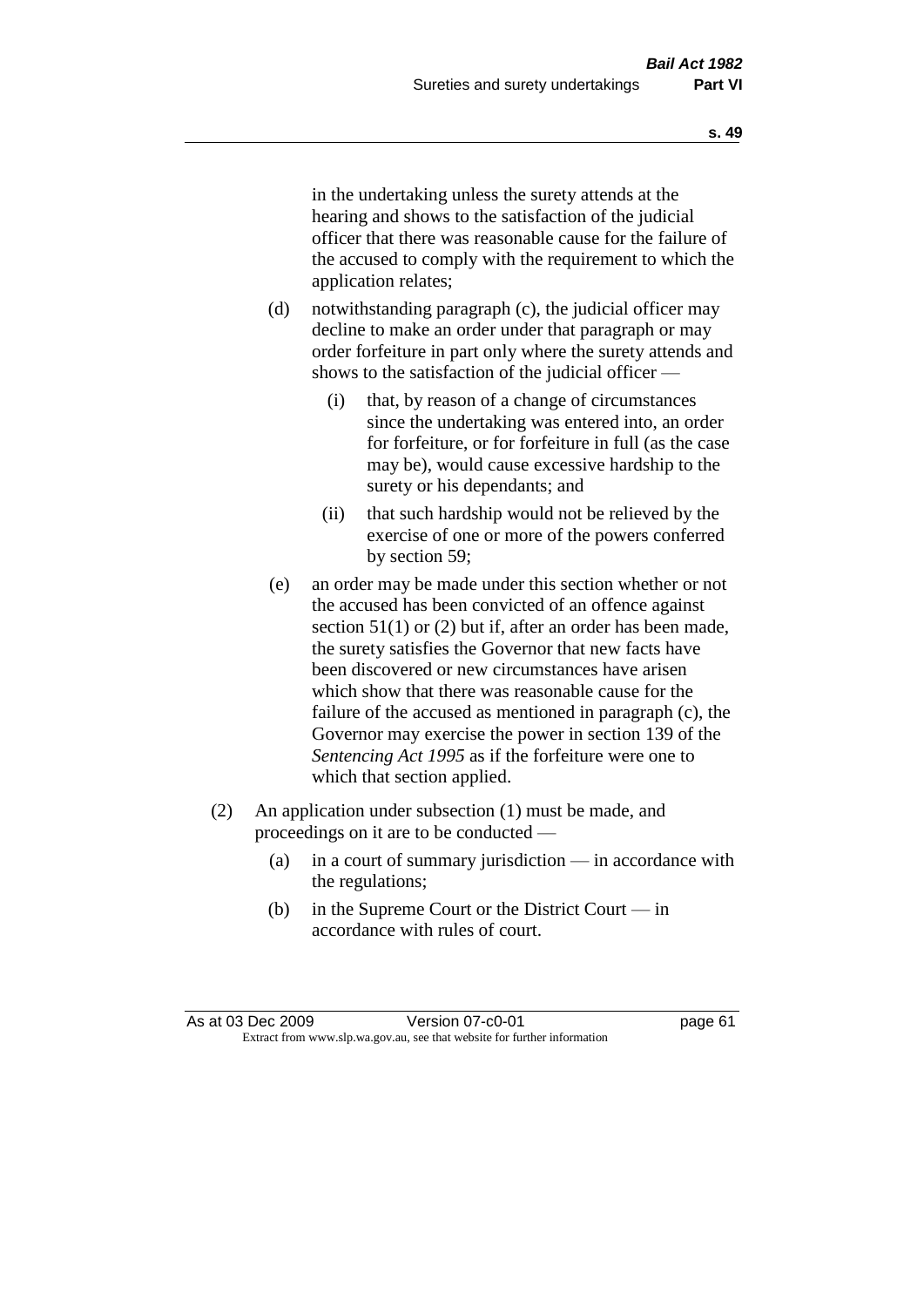in the undertaking unless the surety attends at the hearing and shows to the satisfaction of the judicial officer that there was reasonable cause for the failure of the accused to comply with the requirement to which the application relates;

(d) notwithstanding paragraph (c), the judicial officer may decline to make an order under that paragraph or may order forfeiture in part only where the surety attends and shows to the satisfaction of the judicial officer —

   (i) that, by reason of a change of circumstances since the undertaking was entered into, an order for forfeiture, or for forfeiture in full (as the case may be), would cause excessive hardship to the surety or his dependants; and

   (ii) that such hardship would not be relieved by the exercise of one or more of the powers conferred by section 59;

(e) an order may be made under this section whether or not the accused has been convicted of an offence against section 51(1) or (2) but if, after an order has been made, the surety satisfies the Governor that new facts have been discovered or new circumstances have arisen which show that there was reasonable cause for the failure of the accused as mentioned in paragraph (c), the Governor may exercise the power in section 139 of the *Sentencing Act 1995* as if the forfeiture were one to which that section applied.

(2) An application under subsection (1) must be made, and proceedings on it are to be conducted —

   (a) in a court of summary jurisdiction — in accordance with the regulations;

   (b) in the Supreme Court or the District Court — in accordance with rules of court.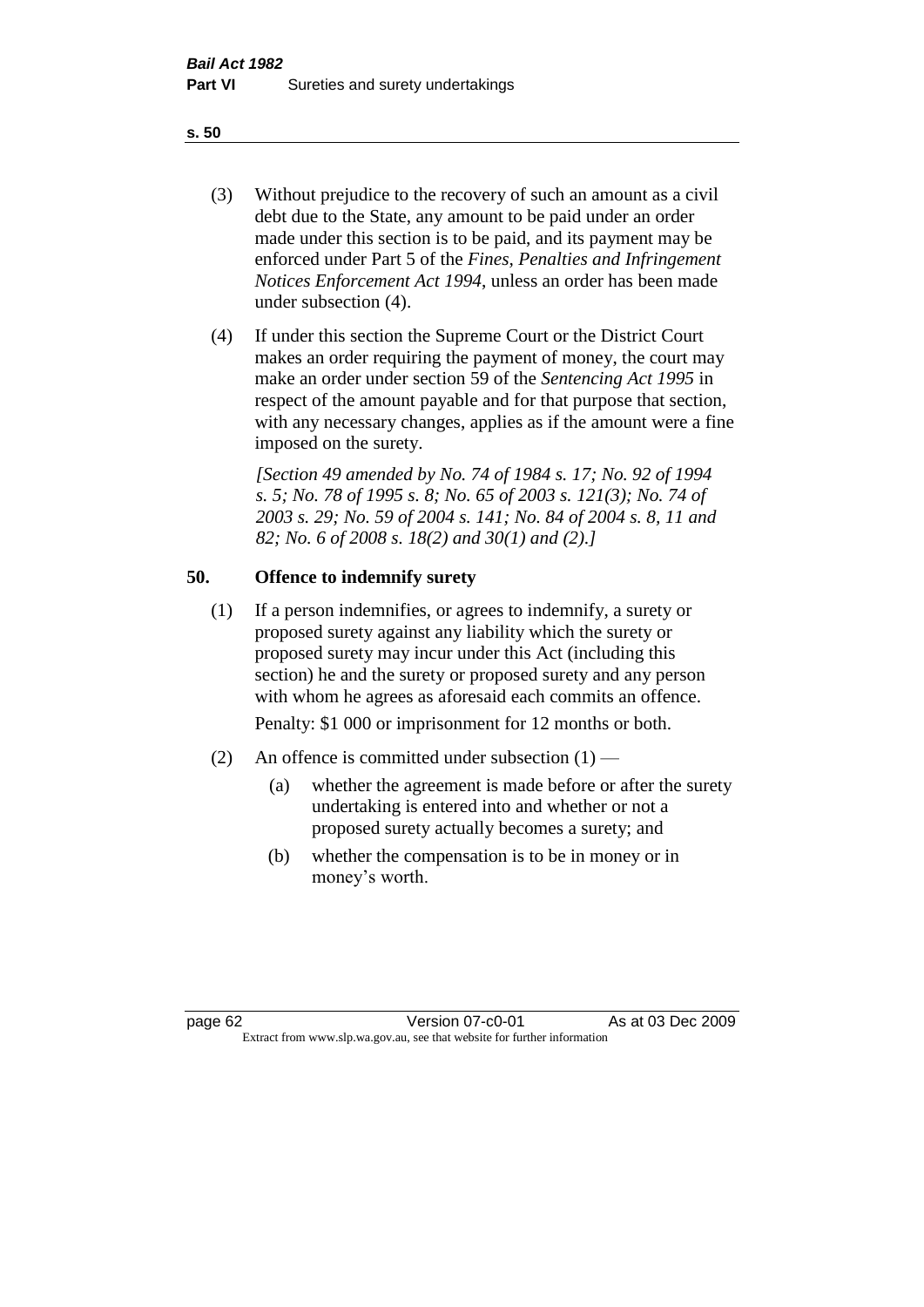(3) Without prejudice to the recovery of such an amount as a civil debt due to the State, any amount to be paid under an order made under this section is to be paid, and its payment may be enforced under Part 5 of the *Fines, Penalties and Infringement Notices Enforcement Act 1994*, unless an order has been made under subsection (4).

(4) If under this section the Supreme Court or the District Court makes an order requiring the payment of money, the court may make an order under section 59 of the *Sentencing Act 1995* in respect of the amount payable and for that purpose that section, with any necessary changes, applies as if the amount were a fine imposed on the surety.

*[Section 49 amended by No. 74 of 1984 s. 17; No. 92 of 1994 s. 5; No. 78 of 1995 s. 8; No. 65 of 2003 s. 121(3); No. 74 of 2003 s. 29; No. 59 of 2004 s. 141; No. 84 of 2004 s. 8, 11 and 82; No. 6 of 2008 s. 18(2) and 30(1) and (2).]*

## 50. Offence to indemnify surety

(1) If a person indemnifies, or agrees to indemnify, a surety or proposed surety against any liability which the surety or proposed surety may incur under this Act (including this section) he and the surety or proposed surety and any person with whom he agrees as aforesaid each commits an offence.

Penalty: $1 000 or imprisonment for 12 months or both.

(2) An offence is committed under subsection (1) —

- (a) whether the agreement is made before or after the surety undertaking is entered into and whether or not a proposed surety actually becomes a surety; and
- (b) whether the compensation is to be in money or in money's worth.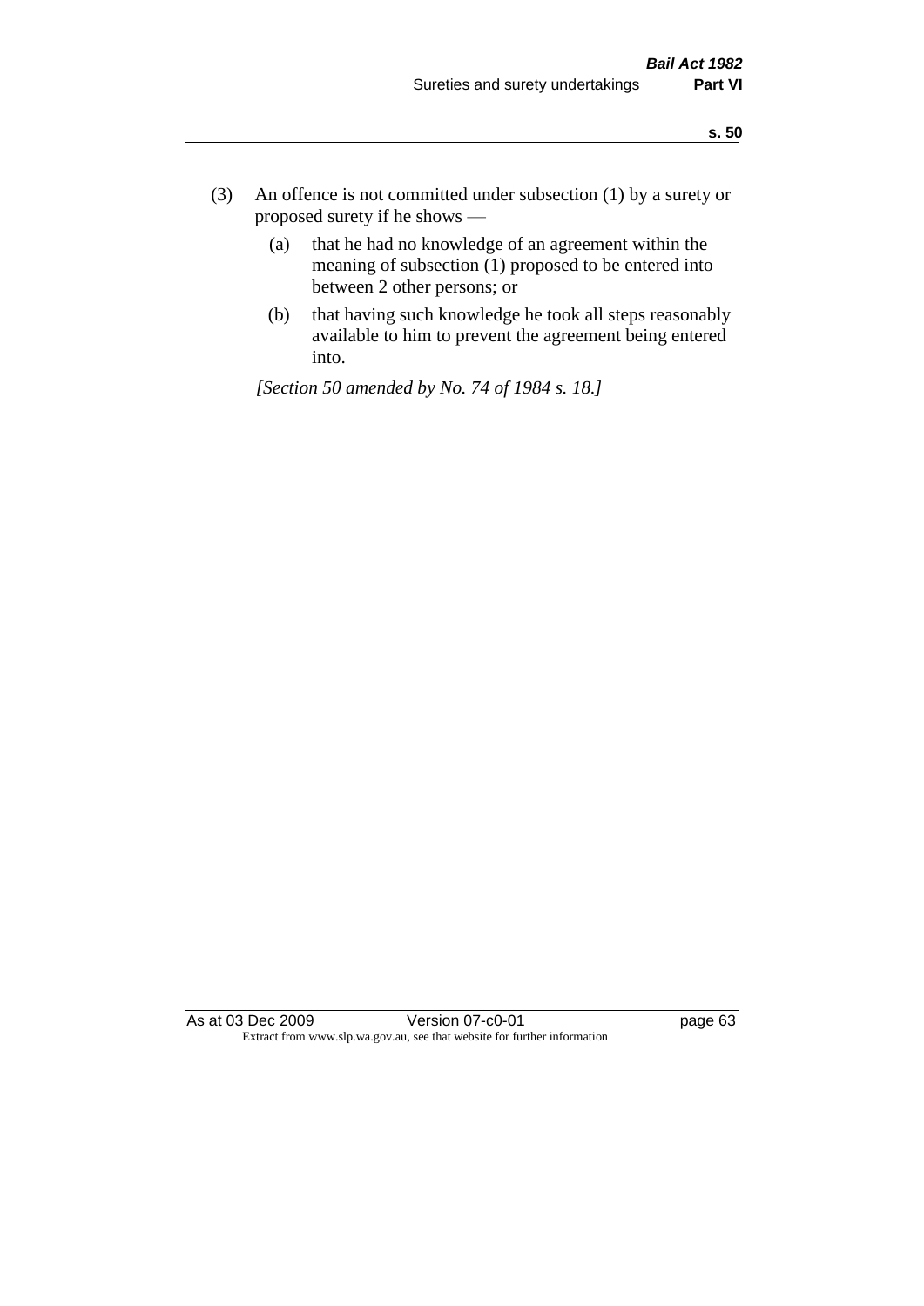(3) An offence is not committed under subsection (1) by a surety or proposed surety if he shows —

  (a) that he had no knowledge of an agreement within the meaning of subsection (1) proposed to be entered into between 2 other persons; or

  (b) that having such knowledge he took all steps reasonably available to him to prevent the agreement being entered into.

*[Section 50 amended by No. 74 of 1984 s. 18.]*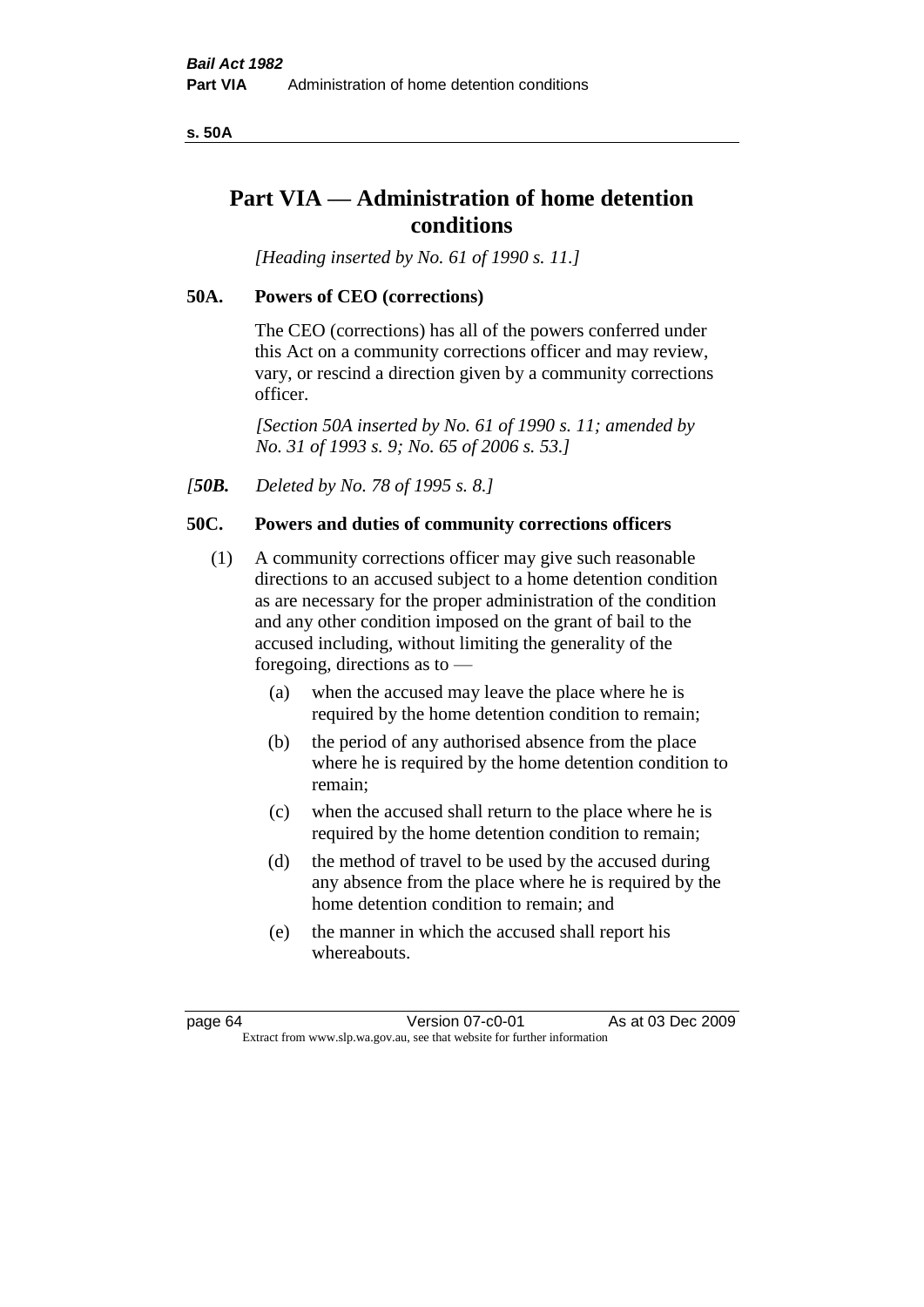# Part VIA — Administration of home detention conditions

*[Heading inserted by No. 61 of 1990 s. 11.]*

## 50A. Powers of CEO (corrections)

The CEO (corrections) has all of the powers conferred under this Act on a community corrections officer and may review, vary, or rescind a direction given by a community corrections officer.

*[Section 50A inserted by No. 61 of 1990 s. 11; amended by No. 31 of 1993 s. 9; No. 65 of 2006 s. 53.]*

*[**50B.** Deleted by No. 78 of 1995 s. 8.]*

## 50C. Powers and duties of community corrections officers

(1) A community corrections officer may give such reasonable directions to an accused subject to a home detention condition as are necessary for the proper administration of the condition and any other condition imposed on the grant of bail to the accused including, without limiting the generality of the foregoing, directions as to —

- (a) when the accused may leave the place where he is required by the home detention condition to remain;
- (b) the period of any authorised absence from the place where he is required by the home detention condition to remain;
- (c) when the accused shall return to the place where he is required by the home detention condition to remain;
- (d) the method of travel to be used by the accused during any absence from the place where he is required by the home detention condition to remain; and
- (e) the manner in which the accused shall report his whereabouts.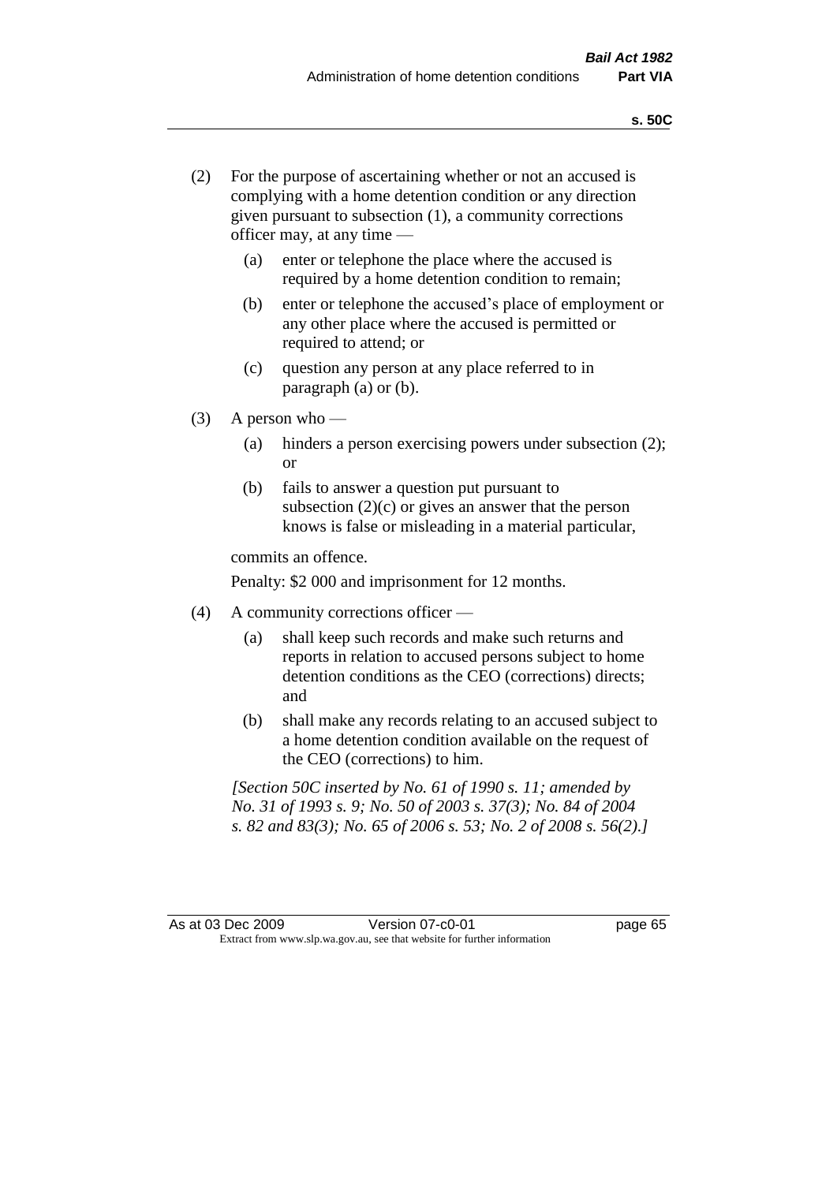(2) For the purpose of ascertaining whether or not an accused is complying with a home detention condition or any direction given pursuant to subsection (1), a community corrections officer may, at any time —

    (a) enter or telephone the place where the accused is required by a home detention condition to remain;

    (b) enter or telephone the accused's place of employment or any other place where the accused is permitted or required to attend; or

    (c) question any person at any place referred to in paragraph (a) or (b).

(3) A person who —

    (a) hinders a person exercising powers under subsection (2); or

    (b) fails to answer a question put pursuant to subsection (2)(c) or gives an answer that the person knows is false or misleading in a material particular,

commits an offence.

Penalty: $2 000 and imprisonment for 12 months.

(4) A community corrections officer —

    (a) shall keep such records and make such returns and reports in relation to accused persons subject to home detention conditions as the CEO (corrections) directs; and

    (b) shall make any records relating to an accused subject to a home detention condition available on the request of the CEO (corrections) to him.

*[Section 50C inserted by No. 61 of 1990 s. 11; amended by No. 31 of 1993 s. 9; No. 50 of 2003 s. 37(3); No. 84 of 2004 s. 82 and 83(3); No. 65 of 2006 s. 53; No. 2 of 2008 s. 56(2).]*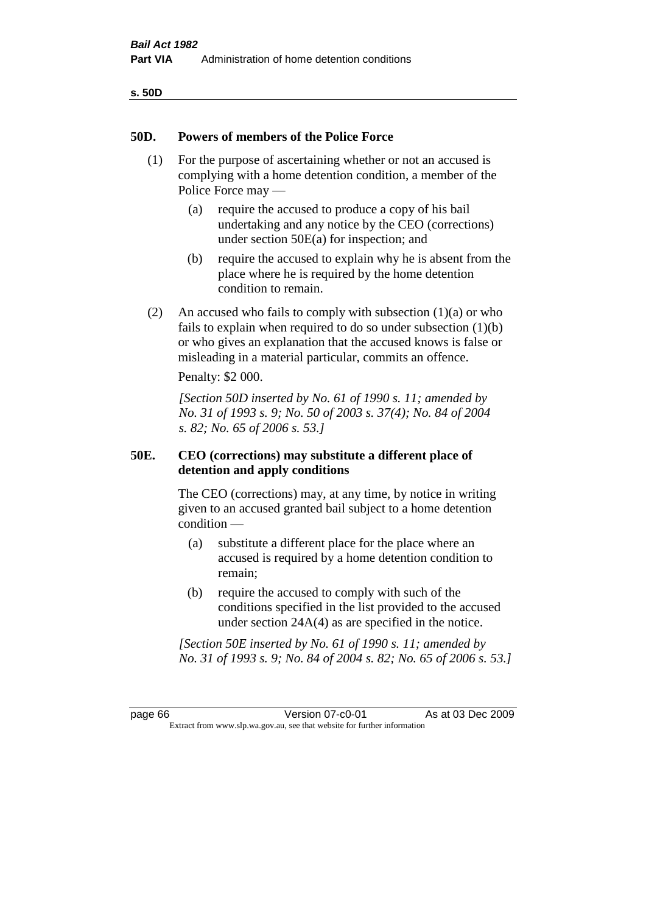## 50D. Powers of members of the Police Force

(1) For the purpose of ascertaining whether or not an accused is complying with a home detention condition, a member of the Police Force may —

(a) require the accused to produce a copy of his bail undertaking and any notice by the CEO (corrections) under section 50E(a) for inspection; and

(b) require the accused to explain why he is absent from the place where he is required by the home detention condition to remain.

(2) An accused who fails to comply with subsection (1)(a) or who fails to explain when required to do so under subsection (1)(b) or who gives an explanation that the accused knows is false or misleading in a material particular, commits an offence.

Penalty: $2 000.

*[Section 50D inserted by No. 61 of 1990 s. 11; amended by No. 31 of 1993 s. 9; No. 50 of 2003 s. 37(4); No. 84 of 2004 s. 82; No. 65 of 2006 s. 53.]*

## 50E. CEO (corrections) may substitute a different place of detention and apply conditions

The CEO (corrections) may, at any time, by notice in writing given to an accused granted bail subject to a home detention condition —

(a) substitute a different place for the place where an accused is required by a home detention condition to remain;

(b) require the accused to comply with such of the conditions specified in the list provided to the accused under section 24A(4) as are specified in the notice.

*[Section 50E inserted by No. 61 of 1990 s. 11; amended by No. 31 of 1993 s. 9; No. 84 of 2004 s. 82; No. 65 of 2006 s. 53.]*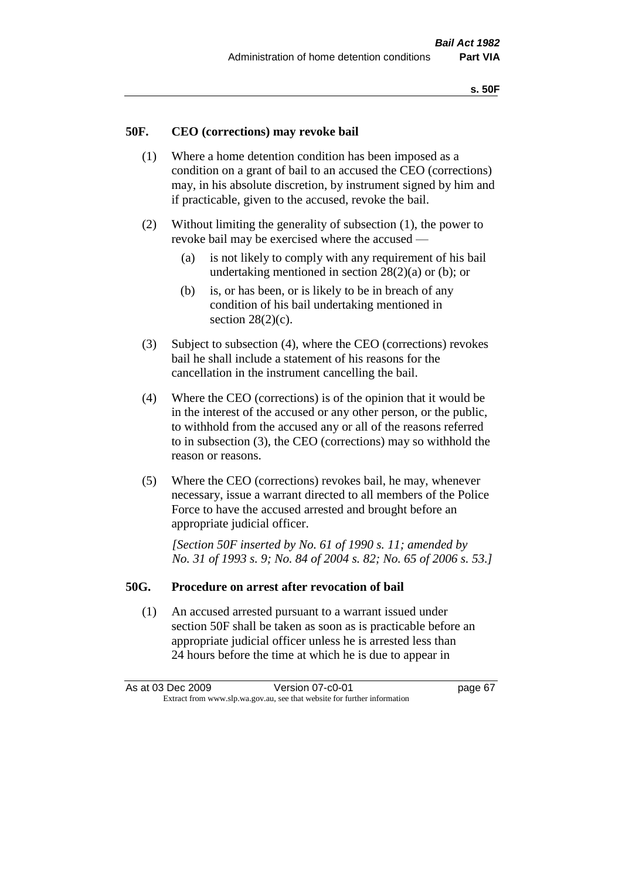## 50F. CEO (corrections) may revoke bail

(1) Where a home detention condition has been imposed as a condition on a grant of bail to an accused the CEO (corrections) may, in his absolute discretion, by instrument signed by him and if practicable, given to the accused, revoke the bail.

(2) Without limiting the generality of subsection (1), the power to revoke bail may be exercised where the accused —

- (a) is not likely to comply with any requirement of his bail undertaking mentioned in section 28(2)(a) or (b); or
- (b) is, or has been, or is likely to be in breach of any condition of his bail undertaking mentioned in section 28(2)(c).

(3) Subject to subsection (4), where the CEO (corrections) revokes bail he shall include a statement of his reasons for the cancellation in the instrument cancelling the bail.

(4) Where the CEO (corrections) is of the opinion that it would be in the interest of the accused or any other person, or the public, to withhold from the accused any or all of the reasons referred to in subsection (3), the CEO (corrections) may so withhold the reason or reasons.

(5) Where the CEO (corrections) revokes bail, he may, whenever necessary, issue a warrant directed to all members of the Police Force to have the accused arrested and brought before an appropriate judicial officer.

*[Section 50F inserted by No. 61 of 1990 s. 11; amended by No. 31 of 1993 s. 9; No. 84 of 2004 s. 82; No. 65 of 2006 s. 53.]*

## 50G. Procedure on arrest after revocation of bail

(1) An accused arrested pursuant to a warrant issued under section 50F shall be taken as soon as is practicable before an appropriate judicial officer unless he is arrested less than 24 hours before the time at which he is due to appear in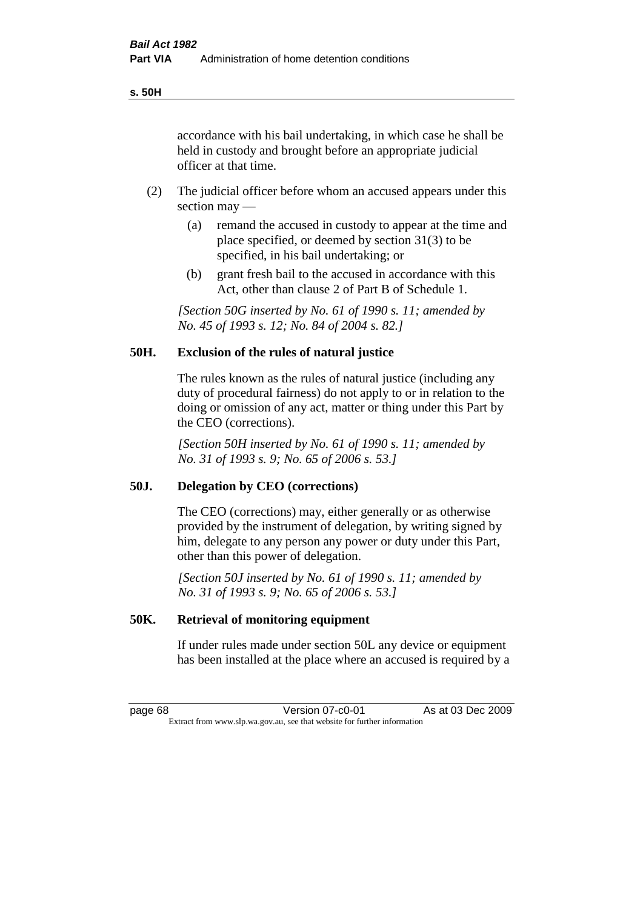accordance with his bail undertaking, in which case he shall be held in custody and brought before an appropriate judicial officer at that time.

(2) The judicial officer before whom an accused appears under this section may —

(a) remand the accused in custody to appear at the time and place specified, or deemed by section 31(3) to be specified, in his bail undertaking; or

(b) grant fresh bail to the accused in accordance with this Act, other than clause 2 of Part B of Schedule 1.

*[Section 50G inserted by No. 61 of 1990 s. 11; amended by No. 45 of 1993 s. 12; No. 84 of 2004 s. 82.]*

## 50H. Exclusion of the rules of natural justice

The rules known as the rules of natural justice (including any duty of procedural fairness) do not apply to or in relation to the doing or omission of any act, matter or thing under this Part by the CEO (corrections).

*[Section 50H inserted by No. 61 of 1990 s. 11; amended by No. 31 of 1993 s. 9; No. 65 of 2006 s. 53.]*

## 50J. Delegation by CEO (corrections)

The CEO (corrections) may, either generally or as otherwise provided by the instrument of delegation, by writing signed by him, delegate to any person any power or duty under this Part, other than this power of delegation.

*[Section 50J inserted by No. 61 of 1990 s. 11; amended by No. 31 of 1993 s. 9; No. 65 of 2006 s. 53.]*

## 50K. Retrieval of monitoring equipment

If under rules made under section 50L any device or equipment has been installed at the place where an accused is required by a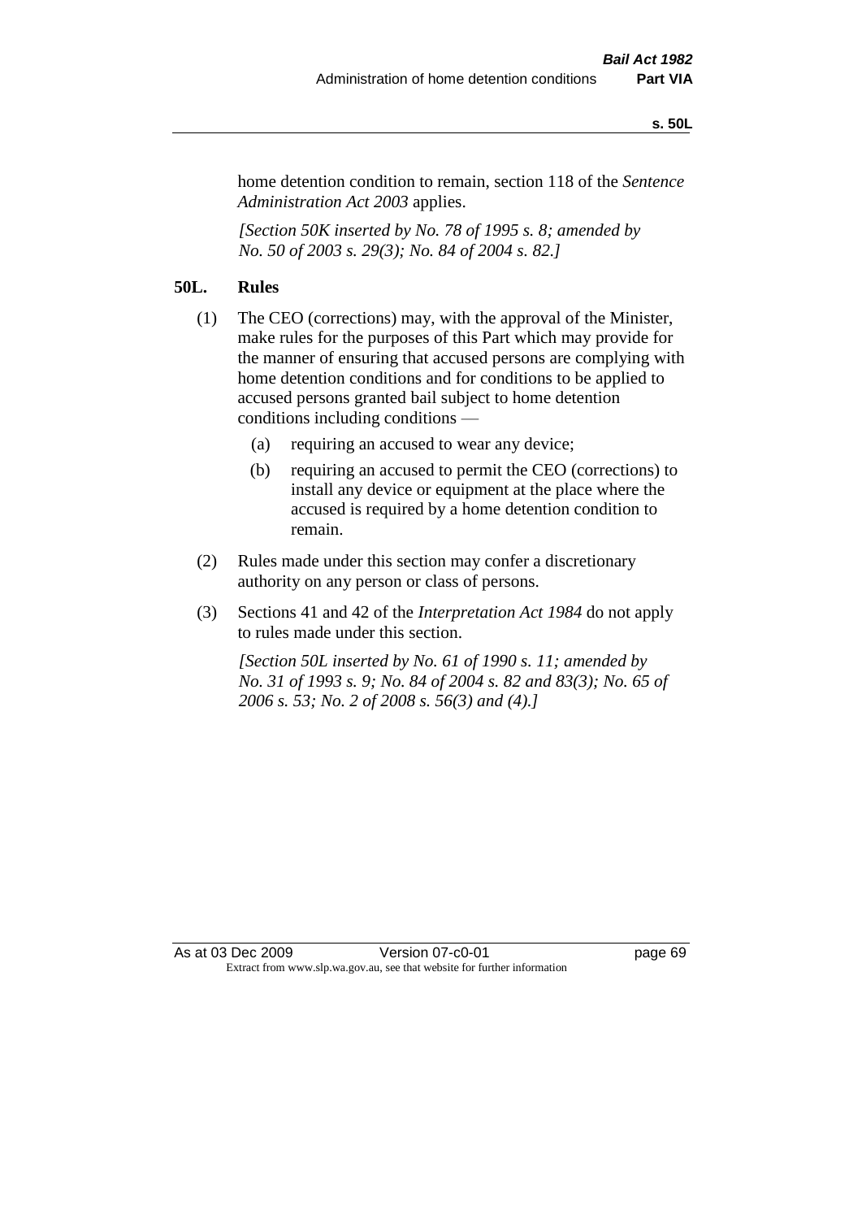home detention condition to remain, section 118 of the *Sentence Administration Act 2003* applies.

*[Section 50K inserted by No. 78 of 1995 s. 8; amended by No. 50 of 2003 s. 29(3); No. 84 of 2004 s. 82.]*

**50L. Rules**

(1) The CEO (corrections) may, with the approval of the Minister, make rules for the purposes of this Part which may provide for the manner of ensuring that accused persons are complying with home detention conditions and for conditions to be applied to accused persons granted bail subject to home detention conditions including conditions —

  (a) requiring an accused to wear any device;

  (b) requiring an accused to permit the CEO (corrections) to install any device or equipment at the place where the accused is required by a home detention condition to remain.

(2) Rules made under this section may confer a discretionary authority on any person or class of persons.

(3) Sections 41 and 42 of the *Interpretation Act 1984* do not apply to rules made under this section.

*[Section 50L inserted by No. 61 of 1990 s. 11; amended by No. 31 of 1993 s. 9; No. 84 of 2004 s. 82 and 83(3); No. 65 of 2006 s. 53; No. 2 of 2008 s. 56(3) and (4).]*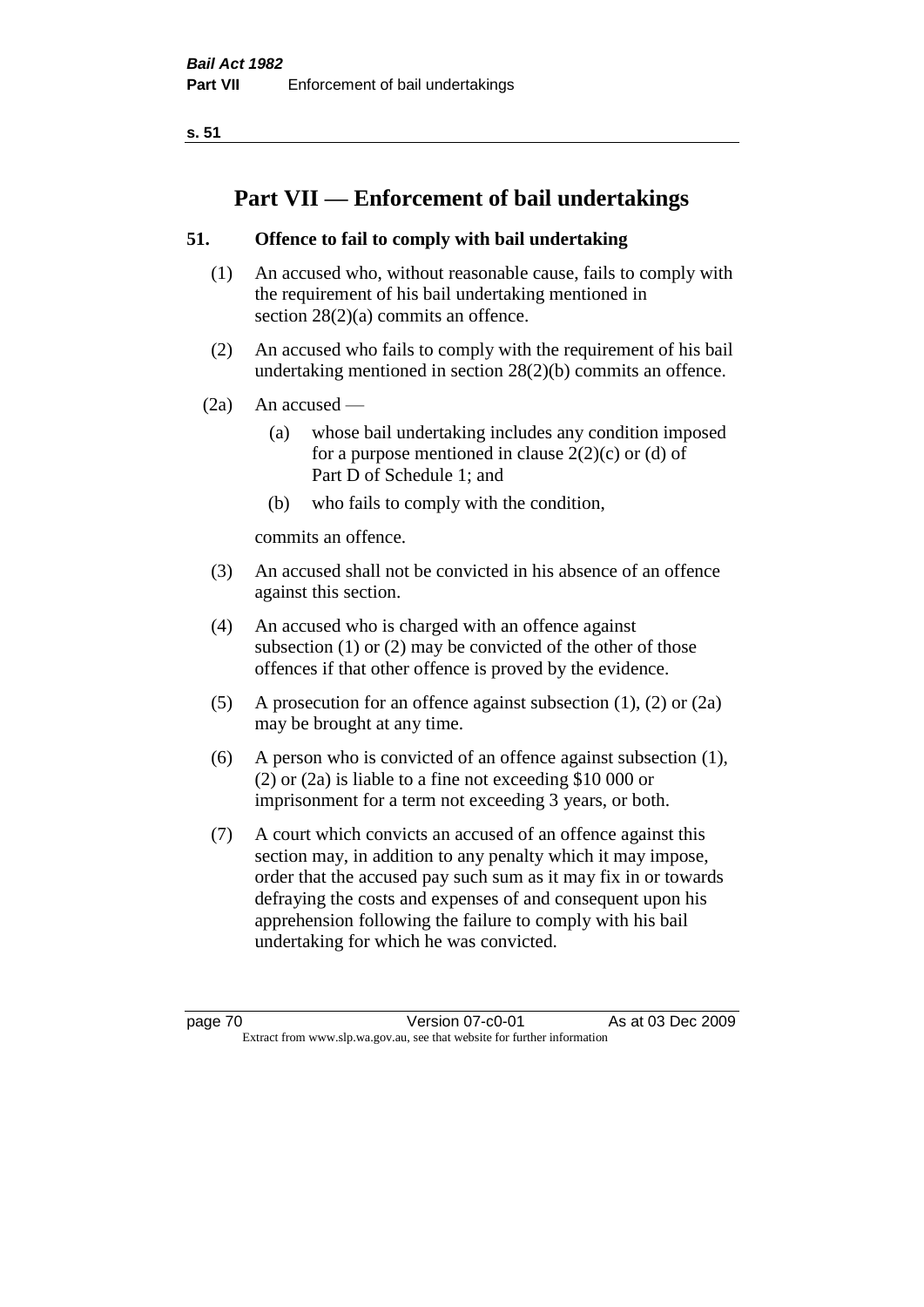# Part VII — Enforcement of bail undertakings

## 51. Offence to fail to comply with bail undertaking

(1) An accused who, without reasonable cause, fails to comply with the requirement of his bail undertaking mentioned in section 28(2)(a) commits an offence.

(2) An accused who fails to comply with the requirement of his bail undertaking mentioned in section 28(2)(b) commits an offence.

(2a) An accused —

- (a) whose bail undertaking includes any condition imposed for a purpose mentioned in clause 2(2)(c) or (d) of Part D of Schedule 1; and
- (b) who fails to comply with the condition,

commits an offence.

(3) An accused shall not be convicted in his absence of an offence against this section.

(4) An accused who is charged with an offence against subsection (1) or (2) may be convicted of the other of those offences if that other offence is proved by the evidence.

(5) A prosecution for an offence against subsection (1), (2) or (2a) may be brought at any time.

(6) A person who is convicted of an offence against subsection (1), (2) or (2a) is liable to a fine not exceeding $10 000 or imprisonment for a term not exceeding 3 years, or both.

(7) A court which convicts an accused of an offence against this section may, in addition to any penalty which it may impose, order that the accused pay such sum as it may fix in or towards defraying the costs and expenses of and consequent upon his apprehension following the failure to comply with his bail undertaking for which he was convicted.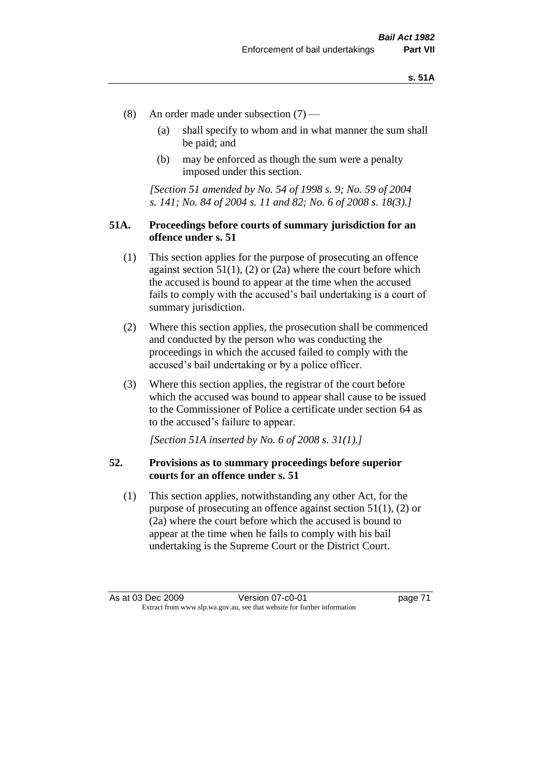(8) An order made under subsection (7) —

(a) shall specify to whom and in what manner the sum shall be paid; and

(b) may be enforced as though the sum were a penalty imposed under this section.

*[Section 51 amended by No. 54 of 1998 s. 9; No. 59 of 2004 s. 141; No. 84 of 2004 s. 11 and 82; No. 6 of 2008 s. 18(3).]*

### 51A. Proceedings before courts of summary jurisdiction for an offence under s. 51

(1) This section applies for the purpose of prosecuting an offence against section 51(1), (2) or (2a) where the court before which the accused is bound to appear at the time when the accused fails to comply with the accused's bail undertaking is a court of summary jurisdiction.

(2) Where this section applies, the prosecution shall be commenced and conducted by the person who was conducting the proceedings in which the accused failed to comply with the accused's bail undertaking or by a police officer.

(3) Where this section applies, the registrar of the court before which the accused was bound to appear shall cause to be issued to the Commissioner of Police a certificate under section 64 as to the accused's failure to appear.

*[Section 51A inserted by No. 6 of 2008 s. 31(1).]*

### 52. Provisions as to summary proceedings before superior courts for an offence under s. 51

(1) This section applies, notwithstanding any other Act, for the purpose of prosecuting an offence against section 51(1), (2) or (2a) where the court before which the accused is bound to appear at the time when he fails to comply with his bail undertaking is the Supreme Court or the District Court.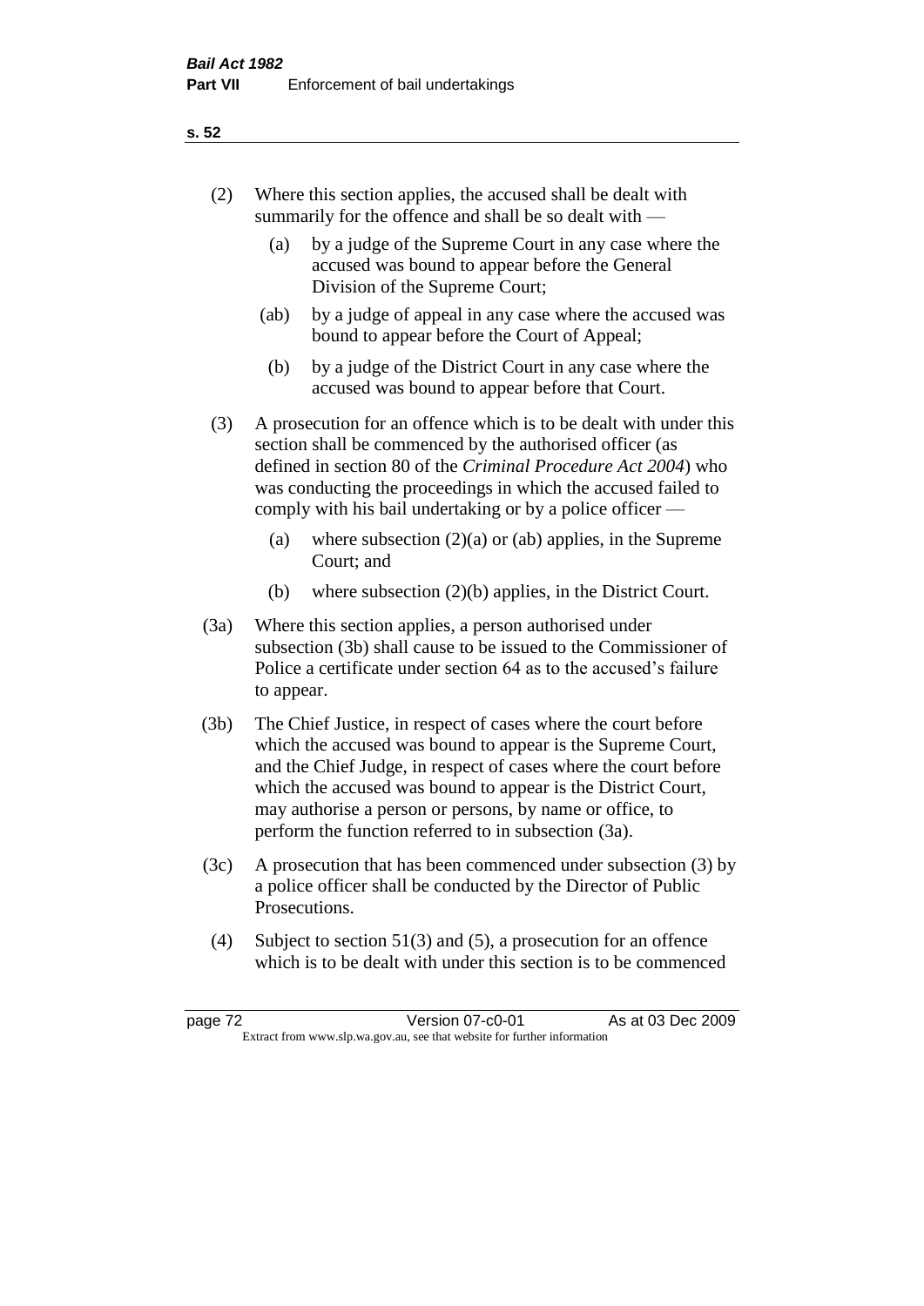(2) Where this section applies, the accused shall be dealt with summarily for the offence and shall be so dealt with —

  (a) by a judge of the Supreme Court in any case where the accused was bound to appear before the General Division of the Supreme Court;

  (ab) by a judge of appeal in any case where the accused was bound to appear before the Court of Appeal;

  (b) by a judge of the District Court in any case where the accused was bound to appear before that Court.

(3) A prosecution for an offence which is to be dealt with under this section shall be commenced by the authorised officer (as defined in section 80 of the *Criminal Procedure Act 2004*) who was conducting the proceedings in which the accused failed to comply with his bail undertaking or by a police officer —

  (a) where subsection (2)(a) or (ab) applies, in the Supreme Court; and

  (b) where subsection (2)(b) applies, in the District Court.

(3a) Where this section applies, a person authorised under subsection (3b) shall cause to be issued to the Commissioner of Police a certificate under section 64 as to the accused's failure to appear.

(3b) The Chief Justice, in respect of cases where the court before which the accused was bound to appear is the Supreme Court, and the Chief Judge, in respect of cases where the court before which the accused was bound to appear is the District Court, may authorise a person or persons, by name or office, to perform the function referred to in subsection (3a).

(3c) A prosecution that has been commenced under subsection (3) by a police officer shall be conducted by the Director of Public Prosecutions.

(4) Subject to section 51(3) and (5), a prosecution for an offence which is to be dealt with under this section is to be commenced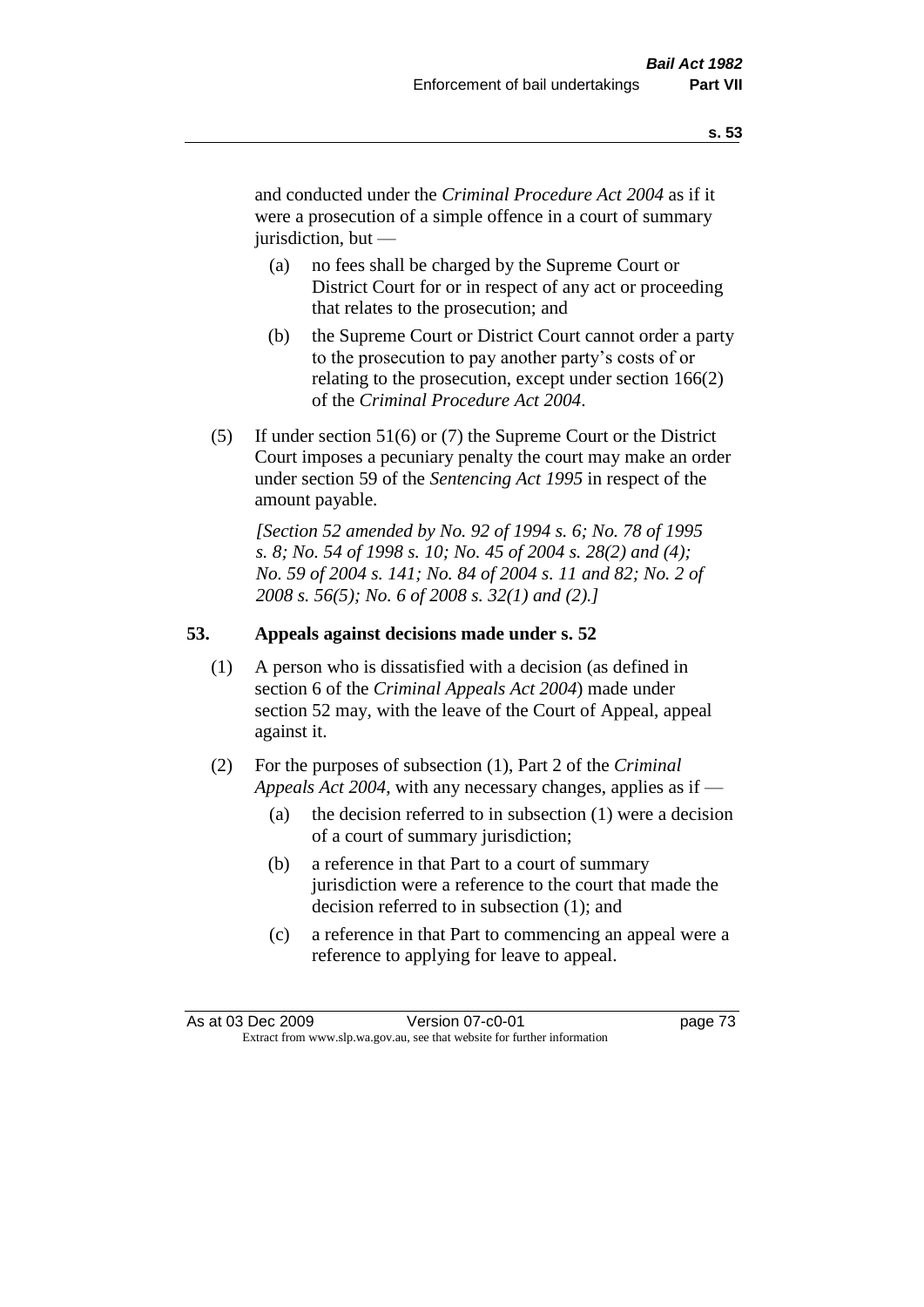and conducted under the *Criminal Procedure Act 2004* as if it were a prosecution of a simple offence in a court of summary jurisdiction, but —

(a) no fees shall be charged by the Supreme Court or District Court for or in respect of any act or proceeding that relates to the prosecution; and

(b) the Supreme Court or District Court cannot order a party to the prosecution to pay another party's costs of or relating to the prosecution, except under section 166(2) of the *Criminal Procedure Act 2004*.

(5) If under section 51(6) or (7) the Supreme Court or the District Court imposes a pecuniary penalty the court may make an order under section 59 of the *Sentencing Act 1995* in respect of the amount payable.

*[Section 52 amended by No. 92 of 1994 s. 6; No. 78 of 1995 s. 8; No. 54 of 1998 s. 10; No. 45 of 2004 s. 28(2) and (4); No. 59 of 2004 s. 141; No. 84 of 2004 s. 11 and 82; No. 2 of 2008 s. 56(5); No. 6 of 2008 s. 32(1) and (2).]*

## 53. Appeals against decisions made under s. 52

(1) A person who is dissatisfied with a decision (as defined in section 6 of the *Criminal Appeals Act 2004*) made under section 52 may, with the leave of the Court of Appeal, appeal against it.

(2) For the purposes of subsection (1), Part 2 of the *Criminal Appeals Act 2004*, with any necessary changes, applies as if —

(a) the decision referred to in subsection (1) were a decision of a court of summary jurisdiction;

(b) a reference in that Part to a court of summary jurisdiction were a reference to the court that made the decision referred to in subsection (1); and

(c) a reference in that Part to commencing an appeal were a reference to applying for leave to appeal.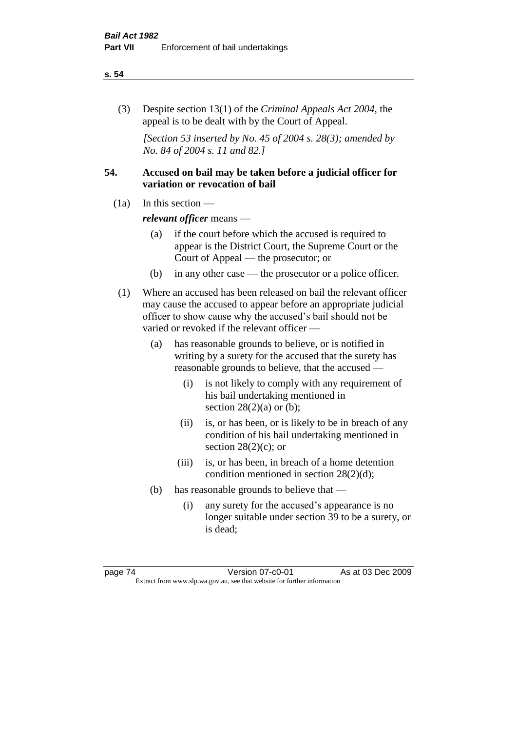(3) Despite section 13(1) of the *Criminal Appeals Act 2004*, the appeal is to be dealt with by the Court of Appeal.

*[Section 53 inserted by No. 45 of 2004 s. 28(3); amended by No. 84 of 2004 s. 11 and 82.]*

## 54. Accused on bail may be taken before a judicial officer for variation or revocation of bail

(1a) In this section —

***relevant officer*** means —

- (a) if the court before which the accused is required to appear is the District Court, the Supreme Court or the Court of Appeal — the prosecutor; or
- (b) in any other case — the prosecutor or a police officer.

(1) Where an accused has been released on bail the relevant officer may cause the accused to appear before an appropriate judicial officer to show cause why the accused's bail should not be varied or revoked if the relevant officer —

- (a) has reasonable grounds to believe, or is notified in writing by a surety for the accused that the surety has reasonable grounds to believe, that the accused —
  - (i) is not likely to comply with any requirement of his bail undertaking mentioned in section 28(2)(a) or (b);
  - (ii) is, or has been, or is likely to be in breach of any condition of his bail undertaking mentioned in section 28(2)(c); or
  - (iii) is, or has been, in breach of a home detention condition mentioned in section 28(2)(d);
- (b) has reasonable grounds to believe that —
  - (i) any surety for the accused's appearance is no longer suitable under section 39 to be a surety, or is dead;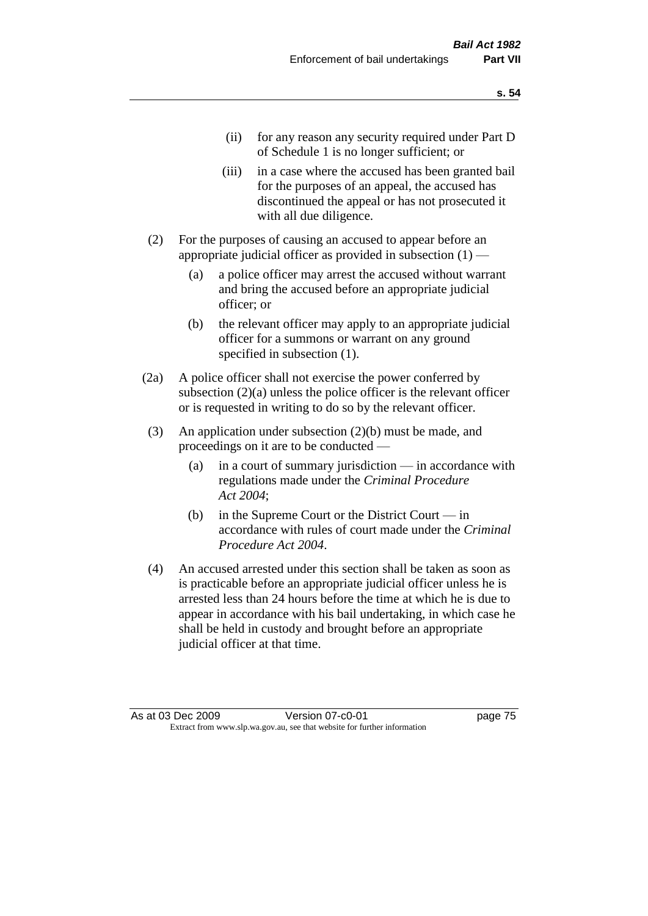(ii) for any reason any security required under Part D of Schedule 1 is no longer sufficient; or

(iii) in a case where the accused has been granted bail for the purposes of an appeal, the accused has discontinued the appeal or has not prosecuted it with all due diligence.

(2) For the purposes of causing an accused to appear before an appropriate judicial officer as provided in subsection (1) —

(a) a police officer may arrest the accused without warrant and bring the accused before an appropriate judicial officer; or

(b) the relevant officer may apply to an appropriate judicial officer for a summons or warrant on any ground specified in subsection (1).

(2a) A police officer shall not exercise the power conferred by subsection (2)(a) unless the police officer is the relevant officer or is requested in writing to do so by the relevant officer.

(3) An application under subsection (2)(b) must be made, and proceedings on it are to be conducted —

(a) in a court of summary jurisdiction — in accordance with regulations made under the *Criminal Procedure Act 2004*;

(b) in the Supreme Court or the District Court — in accordance with rules of court made under the *Criminal Procedure Act 2004*.

(4) An accused arrested under this section shall be taken as soon as is practicable before an appropriate judicial officer unless he is arrested less than 24 hours before the time at which he is due to appear in accordance with his bail undertaking, in which case he shall be held in custody and brought before an appropriate judicial officer at that time.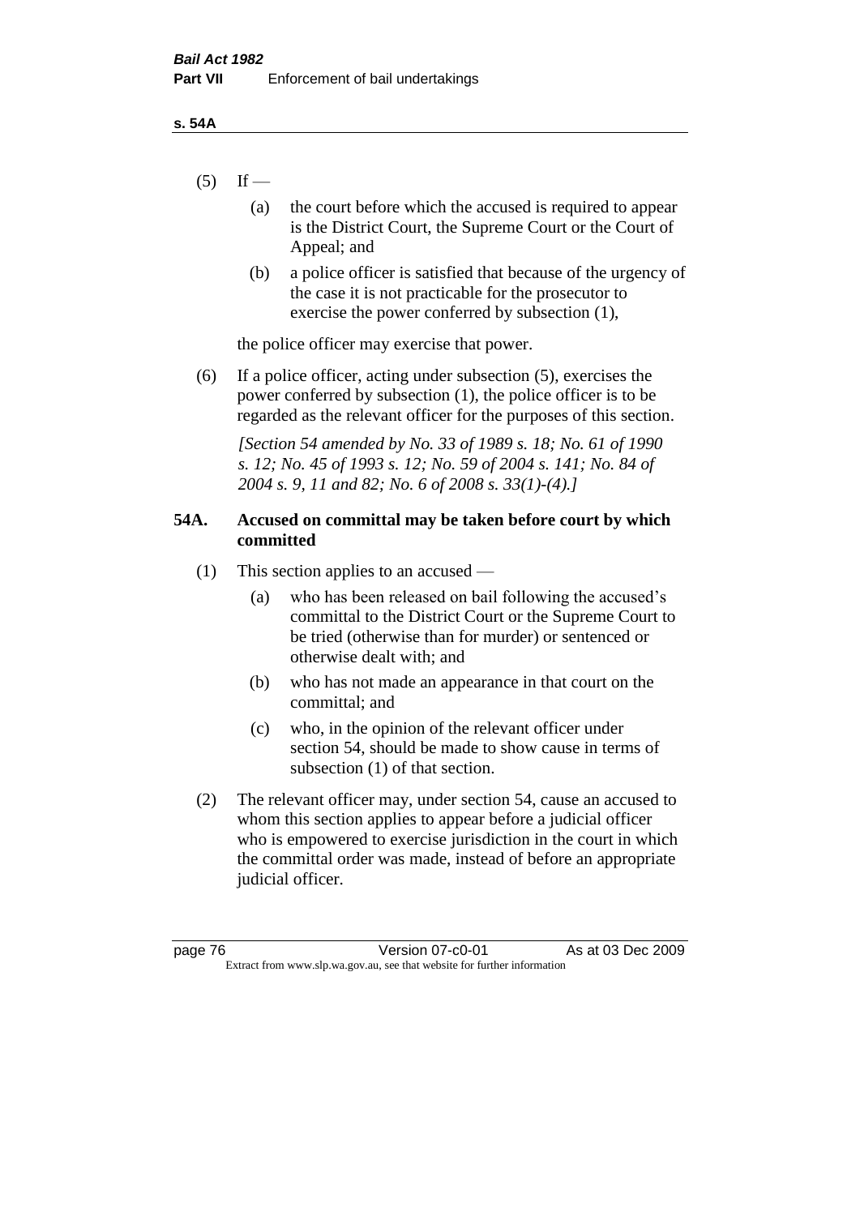(5) If —

(a) the court before which the accused is required to appear is the District Court, the Supreme Court or the Court of Appeal; and

(b) a police officer is satisfied that because of the urgency of the case it is not practicable for the prosecutor to exercise the power conferred by subsection (1),

the police officer may exercise that power.

(6) If a police officer, acting under subsection (5), exercises the power conferred by subsection (1), the police officer is to be regarded as the relevant officer for the purposes of this section.

*[Section 54 amended by No. 33 of 1989 s. 18; No. 61 of 1990 s. 12; No. 45 of 1993 s. 12; No. 59 of 2004 s. 141; No. 84 of 2004 s. 9, 11 and 82; No. 6 of 2008 s. 33(1)-(4).]*

### 54A. Accused on committal may be taken before court by which committed

(1) This section applies to an accused —

(a) who has been released on bail following the accused's committal to the District Court or the Supreme Court to be tried (otherwise than for murder) or sentenced or otherwise dealt with; and

(b) who has not made an appearance in that court on the committal; and

(c) who, in the opinion of the relevant officer under section 54, should be made to show cause in terms of subsection (1) of that section.

(2) The relevant officer may, under section 54, cause an accused to whom this section applies to appear before a judicial officer who is empowered to exercise jurisdiction in the court in which the committal order was made, instead of before an appropriate judicial officer.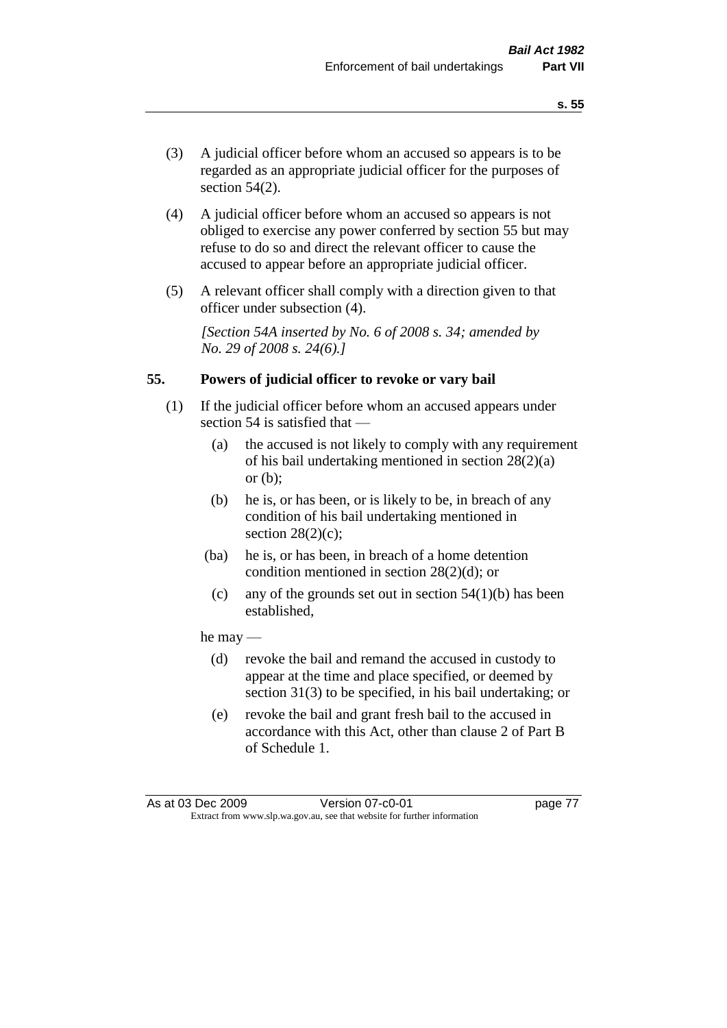(3) A judicial officer before whom an accused so appears is to be regarded as an appropriate judicial officer for the purposes of section 54(2).

(4) A judicial officer before whom an accused so appears is not obliged to exercise any power conferred by section 55 but may refuse to do so and direct the relevant officer to cause the accused to appear before an appropriate judicial officer.

(5) A relevant officer shall comply with a direction given to that officer under subsection (4).

*[Section 54A inserted by No. 6 of 2008 s. 34; amended by No. 29 of 2008 s. 24(6).]*

## 55. Powers of judicial officer to revoke or vary bail

(1) If the judicial officer before whom an accused appears under section 54 is satisfied that —

- (a) the accused is not likely to comply with any requirement of his bail undertaking mentioned in section 28(2)(a) or (b);
- (b) he is, or has been, or is likely to be, in breach of any condition of his bail undertaking mentioned in section 28(2)(c);
- (ba) he is, or has been, in breach of a home detention condition mentioned in section 28(2)(d); or
- (c) any of the grounds set out in section 54(1)(b) has been established,

he may —

- (d) revoke the bail and remand the accused in custody to appear at the time and place specified, or deemed by section 31(3) to be specified, in his bail undertaking; or
- (e) revoke the bail and grant fresh bail to the accused in accordance with this Act, other than clause 2 of Part B of Schedule 1.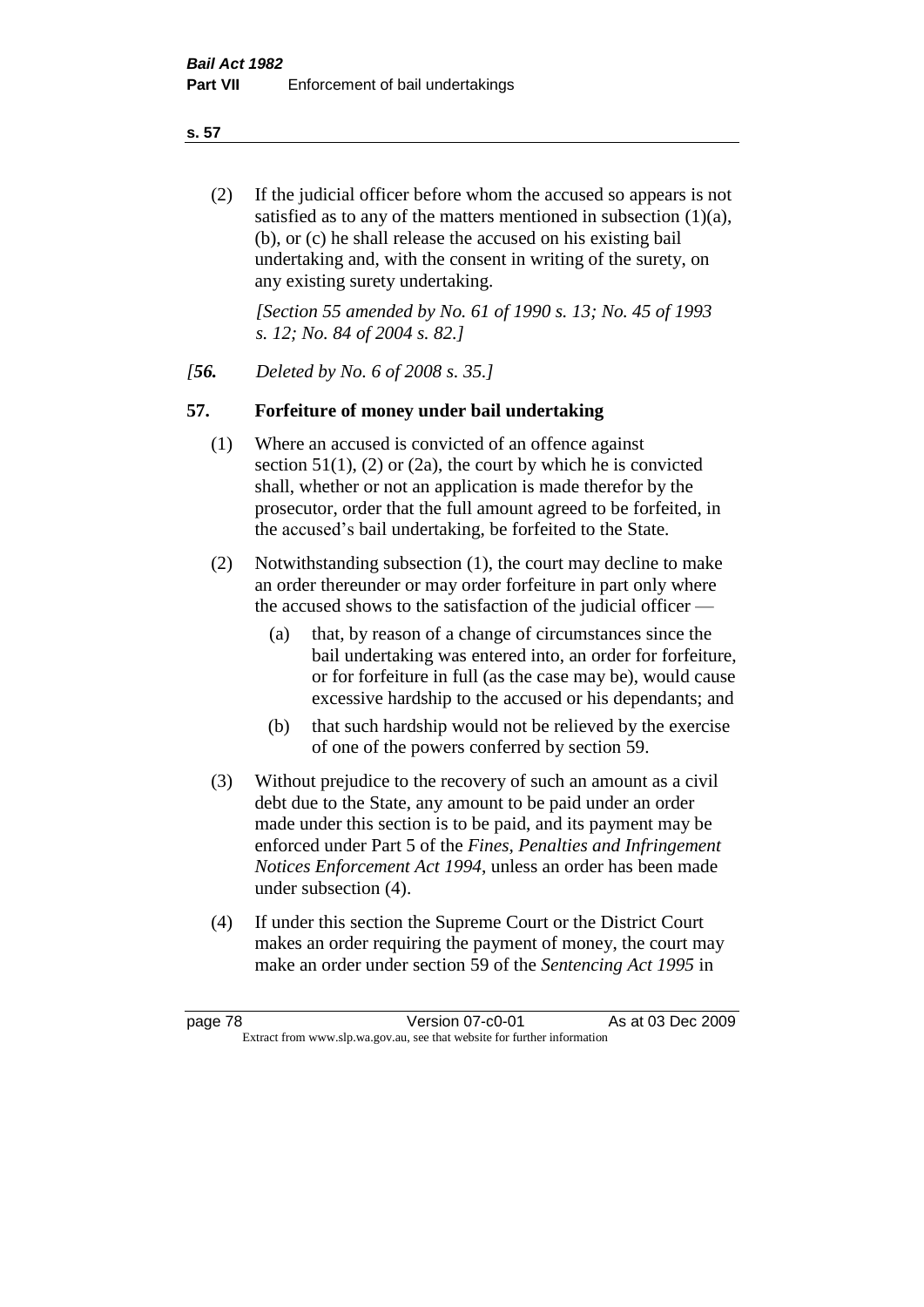(2) If the judicial officer before whom the accused so appears is not satisfied as to any of the matters mentioned in subsection (1)(a), (b), or (c) he shall release the accused on his existing bail undertaking and, with the consent in writing of the surety, on any existing surety undertaking.

*[Section 55 amended by No. 61 of 1990 s. 13; No. 45 of 1993 s. 12; No. 84 of 2004 s. 82.]*

*[**56.** Deleted by No. 6 of 2008 s. 35.]*

## 57. Forfeiture of money under bail undertaking

(1) Where an accused is convicted of an offence against section 51(1), (2) or (2a), the court by which he is convicted shall, whether or not an application is made therefor by the prosecutor, order that the full amount agreed to be forfeited, in the accused's bail undertaking, be forfeited to the State.

(2) Notwithstanding subsection (1), the court may decline to make an order thereunder or may order forfeiture in part only where the accused shows to the satisfaction of the judicial officer —

- (a) that, by reason of a change of circumstances since the bail undertaking was entered into, an order for forfeiture, or for forfeiture in full (as the case may be), would cause excessive hardship to the accused or his dependants; and
- (b) that such hardship would not be relieved by the exercise of one of the powers conferred by section 59.

(3) Without prejudice to the recovery of such an amount as a civil debt due to the State, any amount to be paid under an order made under this section is to be paid, and its payment may be enforced under Part 5 of the *Fines, Penalties and Infringement Notices Enforcement Act 1994*, unless an order has been made under subsection (4).

(4) If under this section the Supreme Court or the District Court makes an order requiring the payment of money, the court may make an order under section 59 of the *Sentencing Act 1995* in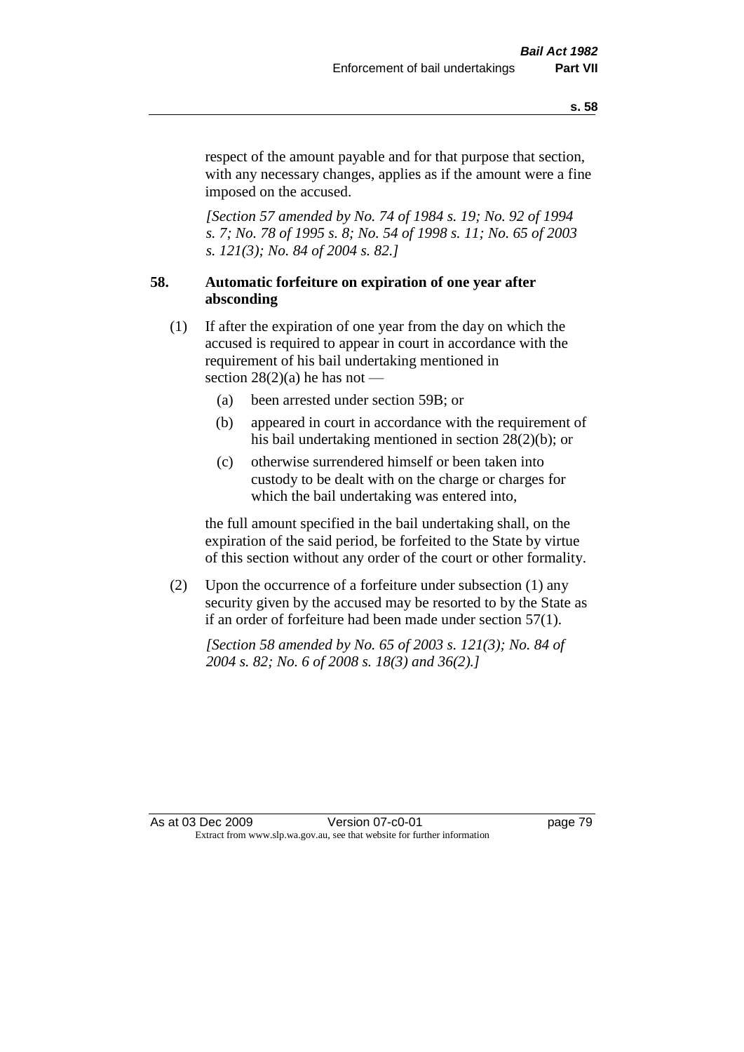respect of the amount payable and for that purpose that section, with any necessary changes, applies as if the amount were a fine imposed on the accused.

*[Section 57 amended by No. 74 of 1984 s. 19; No. 92 of 1994 s. 7; No. 78 of 1995 s. 8; No. 54 of 1998 s. 11; No. 65 of 2003 s. 121(3); No. 84 of 2004 s. 82.]*

### 58. Automatic forfeiture on expiration of one year after absconding

(1) If after the expiration of one year from the day on which the accused is required to appear in court in accordance with the requirement of his bail undertaking mentioned in section 28(2)(a) he has not —

- (a) been arrested under section 59B; or
- (b) appeared in court in accordance with the requirement of his bail undertaking mentioned in section 28(2)(b); or
- (c) otherwise surrendered himself or been taken into custody to be dealt with on the charge or charges for which the bail undertaking was entered into,

the full amount specified in the bail undertaking shall, on the expiration of the said period, be forfeited to the State by virtue of this section without any order of the court or other formality.

(2) Upon the occurrence of a forfeiture under subsection (1) any security given by the accused may be resorted to by the State as if an order of forfeiture had been made under section 57(1).

*[Section 58 amended by No. 65 of 2003 s. 121(3); No. 84 of 2004 s. 82; No. 6 of 2008 s. 18(3) and 36(2).]*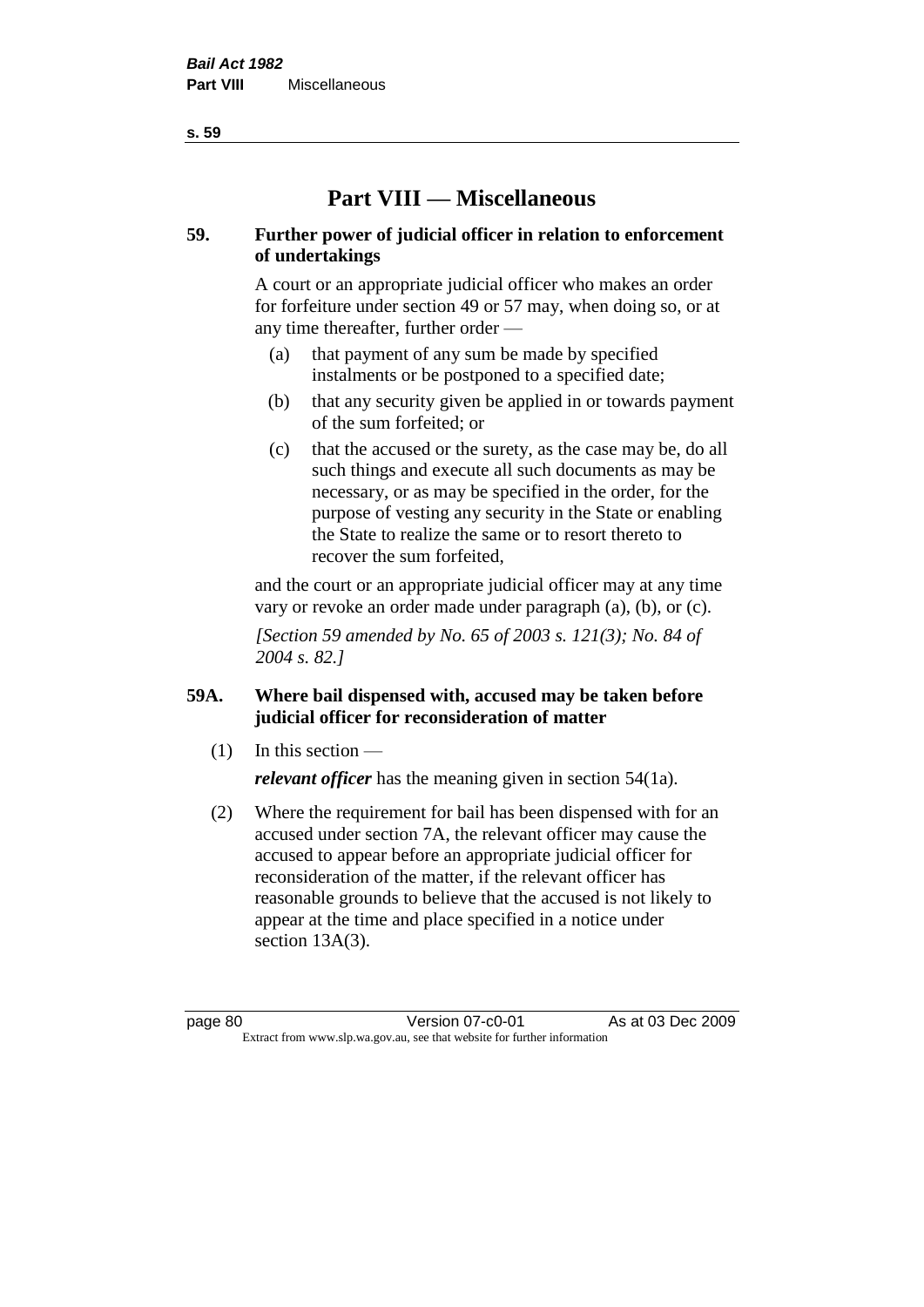# Part VIII — Miscellaneous

## 59. Further power of judicial officer in relation to enforcement of undertakings

A court or an appropriate judicial officer who makes an order for forfeiture under section 49 or 57 may, when doing so, or at any time thereafter, further order —

(a) that payment of any sum be made by specified instalments or be postponed to a specified date;

(b) that any security given be applied in or towards payment of the sum forfeited; or

(c) that the accused or the surety, as the case may be, do all such things and execute all such documents as may be necessary, or as may be specified in the order, for the purpose of vesting any security in the State or enabling the State to realize the same or to resort thereto to recover the sum forfeited,

and the court or an appropriate judicial officer may at any time vary or revoke an order made under paragraph (a), (b), or (c).

*[Section 59 amended by No. 65 of 2003 s. 121(3); No. 84 of 2004 s. 82.]*

## 59A. Where bail dispensed with, accused may be taken before judicial officer for reconsideration of matter

(1) In this section —

***relevant officer*** has the meaning given in section 54(1a).

(2) Where the requirement for bail has been dispensed with for an accused under section 7A, the relevant officer may cause the accused to appear before an appropriate judicial officer for reconsideration of the matter, if the relevant officer has reasonable grounds to believe that the accused is not likely to appear at the time and place specified in a notice under section 13A(3).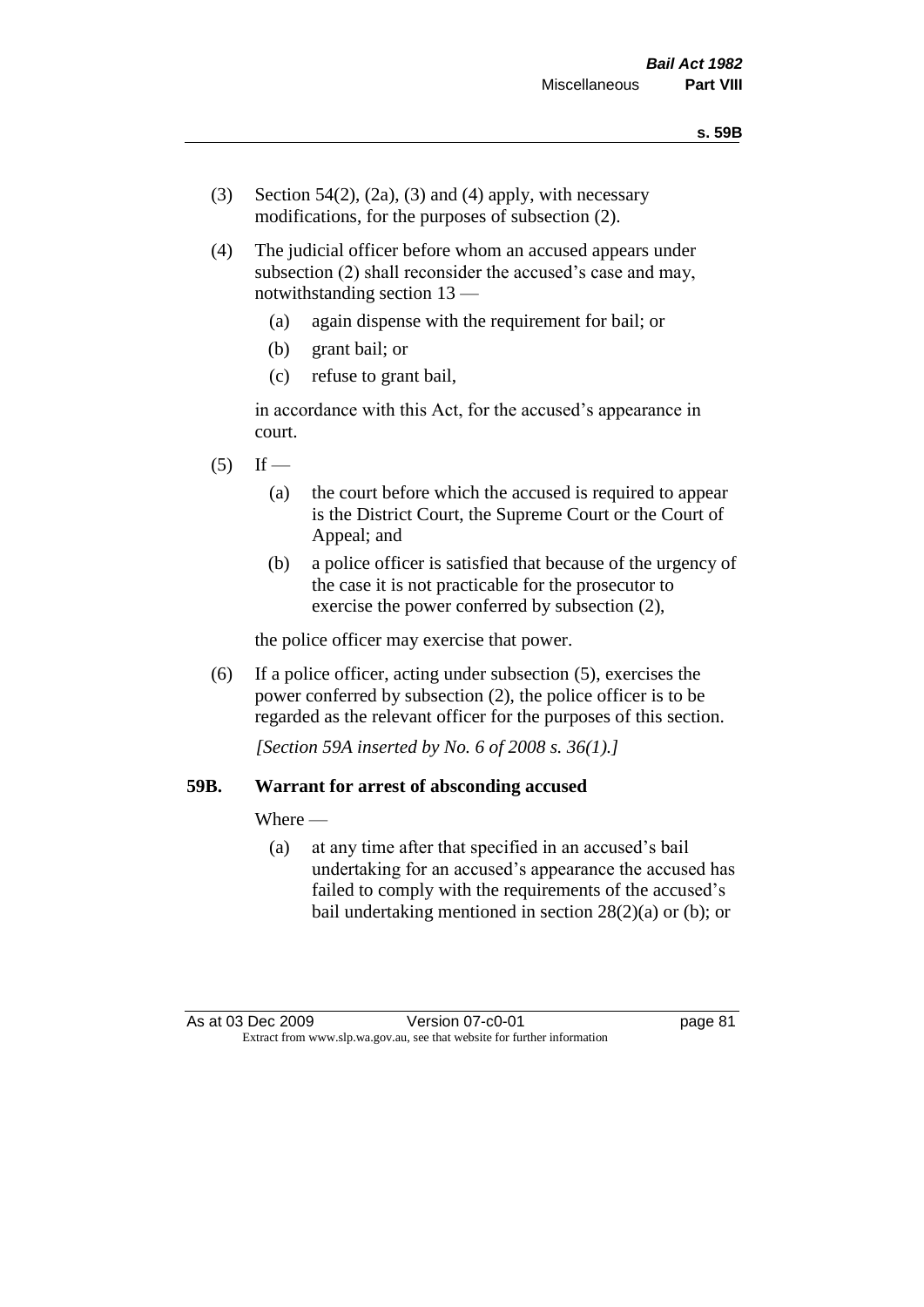(3) Section 54(2), (2a), (3) and (4) apply, with necessary modifications, for the purposes of subsection (2).

(4) The judicial officer before whom an accused appears under subsection (2) shall reconsider the accused's case and may, notwithstanding section 13 —

- (a) again dispense with the requirement for bail; or
- (b) grant bail; or
- (c) refuse to grant bail,

in accordance with this Act, for the accused's appearance in court.

(5) If —

- (a) the court before which the accused is required to appear is the District Court, the Supreme Court or the Court of Appeal; and
- (b) a police officer is satisfied that because of the urgency of the case it is not practicable for the prosecutor to exercise the power conferred by subsection (2),

the police officer may exercise that power.

(6) If a police officer, acting under subsection (5), exercises the power conferred by subsection (2), the police officer is to be regarded as the relevant officer for the purposes of this section.

*[Section 59A inserted by No. 6 of 2008 s. 36(1).]*

### 59B. Warrant for arrest of absconding accused

Where —

- (a) at any time after that specified in an accused's bail undertaking for an accused's appearance the accused has failed to comply with the requirements of the accused's bail undertaking mentioned in section 28(2)(a) or (b); or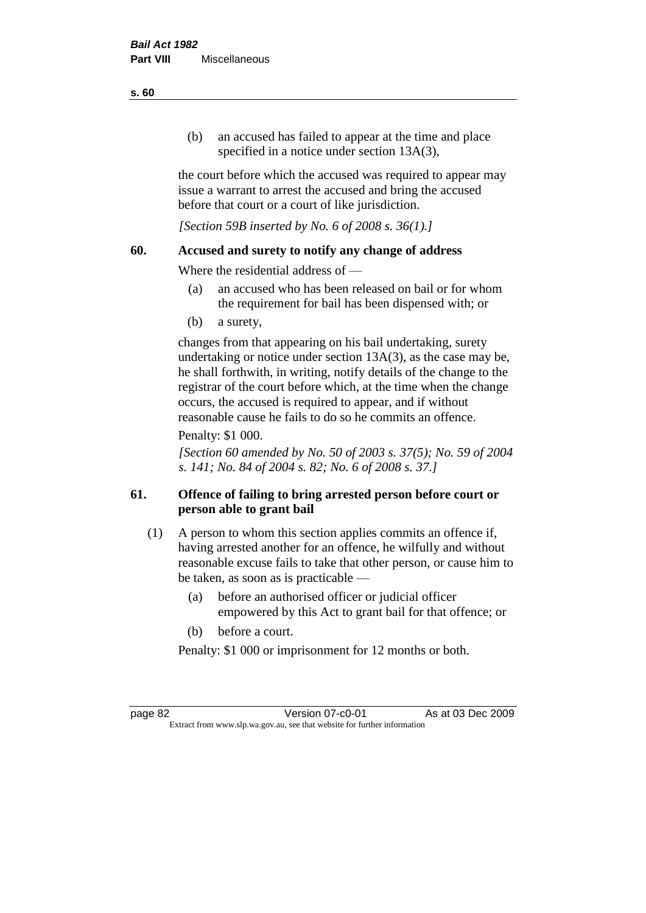(b) an accused has failed to appear at the time and place specified in a notice under section 13A(3),

the court before which the accused was required to appear may issue a warrant to arrest the accused and bring the accused before that court or a court of like jurisdiction.

*[Section 59B inserted by No. 6 of 2008 s. 36(1).]*

## 60. Accused and surety to notify any change of address

Where the residential address of —

(a) an accused who has been released on bail or for whom the requirement for bail has been dispensed with; or

(b) a surety,

changes from that appearing on his bail undertaking, surety undertaking or notice under section 13A(3), as the case may be, he shall forthwith, in writing, notify details of the change to the registrar of the court before which, at the time when the change occurs, the accused is required to appear, and if without reasonable cause he fails to do so he commits an offence.

Penalty: $1 000.

*[Section 60 amended by No. 50 of 2003 s. 37(5); No. 59 of 2004 s. 141; No. 84 of 2004 s. 82; No. 6 of 2008 s. 37.]*

## 61. Offence of failing to bring arrested person before court or person able to grant bail

(1) A person to whom this section applies commits an offence if, having arrested another for an offence, he wilfully and without reasonable excuse fails to take that other person, or cause him to be taken, as soon as is practicable —

(a) before an authorised officer or judicial officer empowered by this Act to grant bail for that offence; or

(b) before a court.

Penalty: $1 000 or imprisonment for 12 months or both.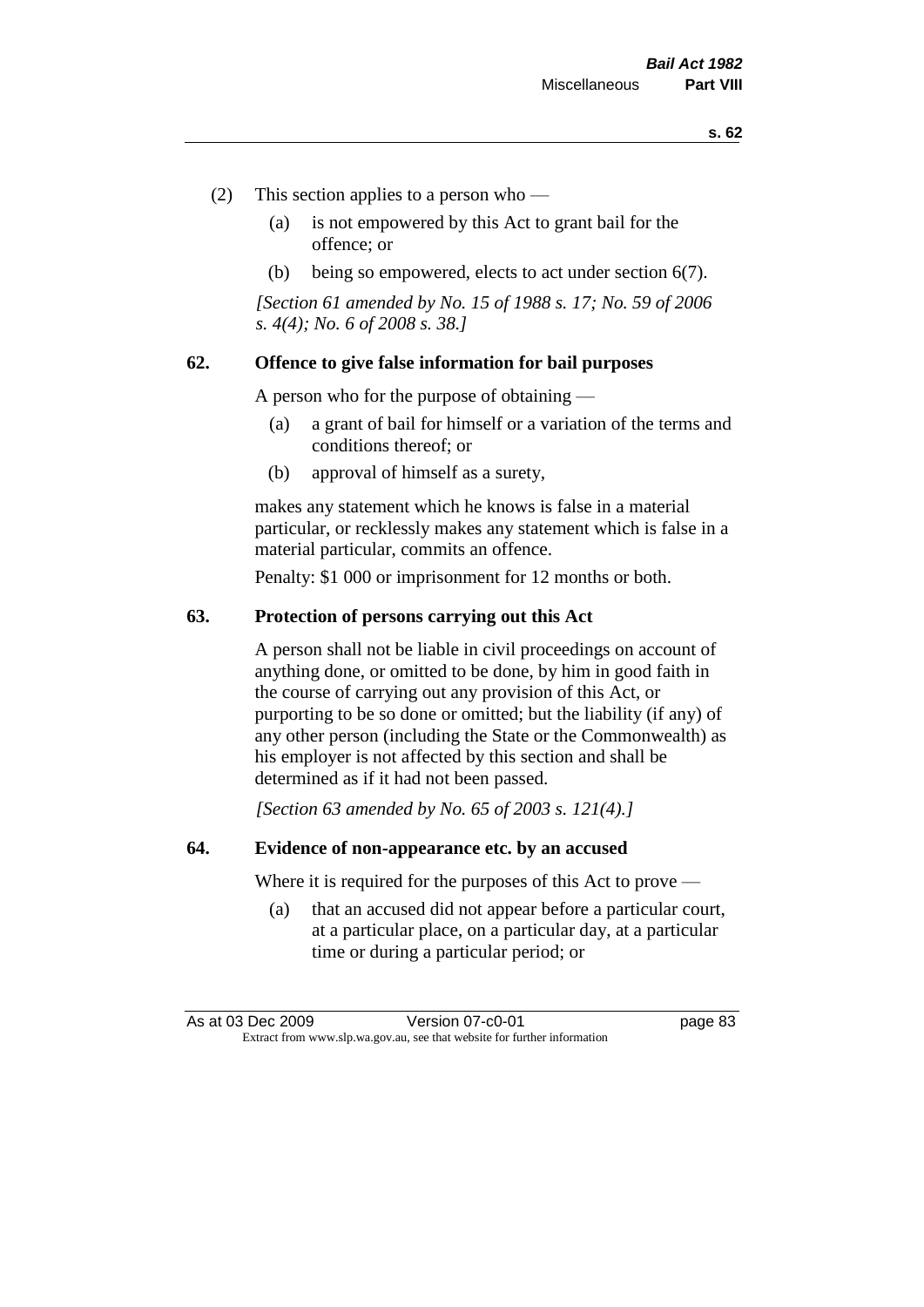(2) This section applies to a person who —

(a) is not empowered by this Act to grant bail for the offence; or

(b) being so empowered, elects to act under section 6(7).

*[Section 61 amended by No. 15 of 1988 s. 17; No. 59 of 2006 s. 4(4); No. 6 of 2008 s. 38.]*

### 62. Offence to give false information for bail purposes

A person who for the purpose of obtaining —

(a) a grant of bail for himself or a variation of the terms and conditions thereof; or

(b) approval of himself as a surety,

makes any statement which he knows is false in a material particular, or recklessly makes any statement which is false in a material particular, commits an offence.

Penalty: $1 000 or imprisonment for 12 months or both.

### 63. Protection of persons carrying out this Act

A person shall not be liable in civil proceedings on account of anything done, or omitted to be done, by him in good faith in the course of carrying out any provision of this Act, or purporting to be so done or omitted; but the liability (if any) of any other person (including the State or the Commonwealth) as his employer is not affected by this section and shall be determined as if it had not been passed.

*[Section 63 amended by No. 65 of 2003 s. 121(4).]*

### 64. Evidence of non-appearance etc. by an accused

Where it is required for the purposes of this Act to prove —

(a) that an accused did not appear before a particular court, at a particular place, on a particular day, at a particular time or during a particular period; or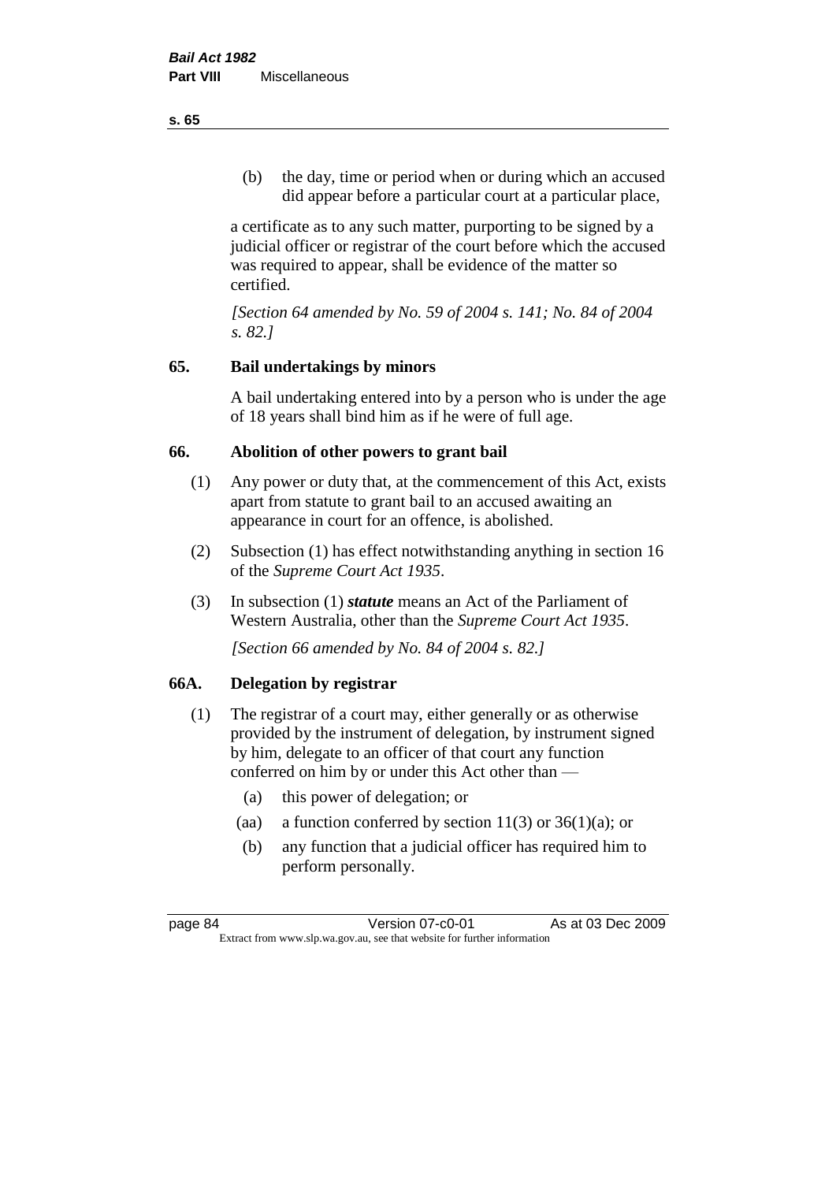(b) the day, time or period when or during which an accused did appear before a particular court at a particular place,

a certificate as to any such matter, purporting to be signed by a judicial officer or registrar of the court before which the accused was required to appear, shall be evidence of the matter so certified.

*[Section 64 amended by No. 59 of 2004 s. 141; No. 84 of 2004 s. 82.]*

## 65. Bail undertakings by minors

A bail undertaking entered into by a person who is under the age of 18 years shall bind him as if he were of full age.

## 66. Abolition of other powers to grant bail

(1) Any power or duty that, at the commencement of this Act, exists apart from statute to grant bail to an accused awaiting an appearance in court for an offence, is abolished.

(2) Subsection (1) has effect notwithstanding anything in section 16 of the *Supreme Court Act 1935*.

(3) In subsection (1) ***statute*** means an Act of the Parliament of Western Australia, other than the *Supreme Court Act 1935*.

*[Section 66 amended by No. 84 of 2004 s. 82.]*

## 66A. Delegation by registrar

(1) The registrar of a court may, either generally or as otherwise provided by the instrument of delegation, by instrument signed by him, delegate to an officer of that court any function conferred on him by or under this Act other than —

   (a) this power of delegation; or

   (aa) a function conferred by section 11(3) or 36(1)(a); or

   (b) any function that a judicial officer has required him to perform personally.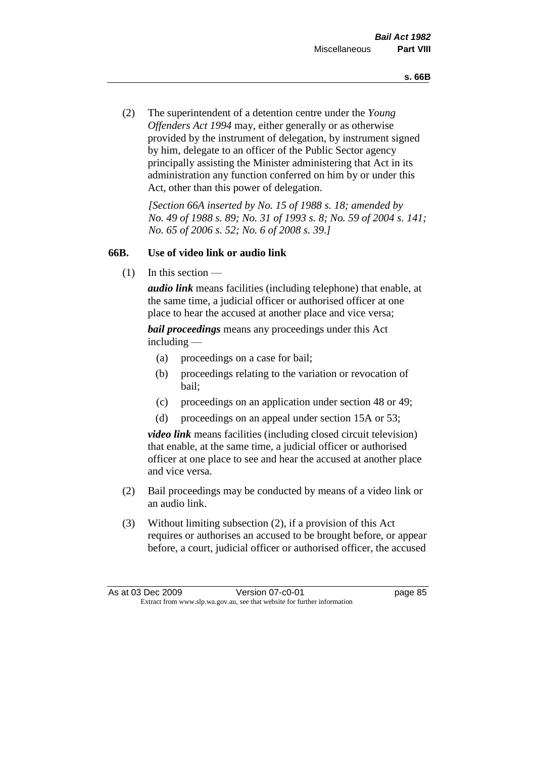(2) The superintendent of a detention centre under the *Young Offenders Act 1994* may, either generally or as otherwise provided by the instrument of delegation, by instrument signed by him, delegate to an officer of the Public Sector agency principally assisting the Minister administering that Act in its administration any function conferred on him by or under this Act, other than this power of delegation.

*[Section 66A inserted by No. 15 of 1988 s. 18; amended by No. 49 of 1988 s. 89; No. 31 of 1993 s. 8; No. 59 of 2004 s. 141; No. 65 of 2006 s. 52; No. 6 of 2008 s. 39.]*

### 66B. Use of video link or audio link

(1) In this section —

***audio link*** means facilities (including telephone) that enable, at the same time, a judicial officer or authorised officer at one place to hear the accused at another place and vice versa;

***bail proceedings*** means any proceedings under this Act including —

- (a) proceedings on a case for bail;
- (b) proceedings relating to the variation or revocation of bail;
- (c) proceedings on an application under section 48 or 49;
- (d) proceedings on an appeal under section 15A or 53;

***video link*** means facilities (including closed circuit television) that enable, at the same time, a judicial officer or authorised officer at one place to see and hear the accused at another place and vice versa.

(2) Bail proceedings may be conducted by means of a video link or an audio link.

(3) Without limiting subsection (2), if a provision of this Act requires or authorises an accused to be brought before, or appear before, a court, judicial officer or authorised officer, the accused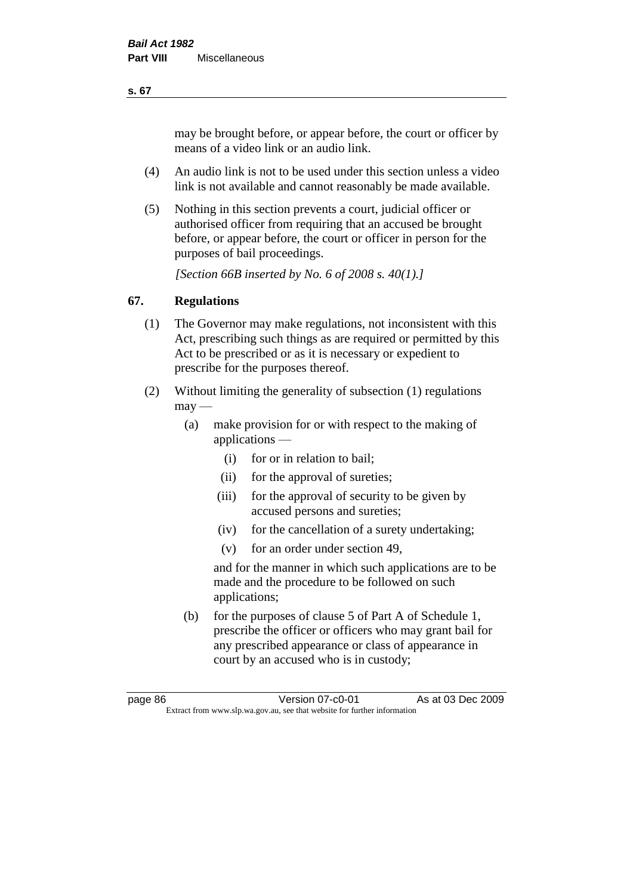may be brought before, or appear before, the court or officer by means of a video link or an audio link.

(4) An audio link is not to be used under this section unless a video link is not available and cannot reasonably be made available.

(5) Nothing in this section prevents a court, judicial officer or authorised officer from requiring that an accused be brought before, or appear before, the court or officer in person for the purposes of bail proceedings.

*[Section 66B inserted by No. 6 of 2008 s. 40(1).]*

## 67. Regulations

(1) The Governor may make regulations, not inconsistent with this Act, prescribing such things as are required or permitted by this Act to be prescribed or as it is necessary or expedient to prescribe for the purposes thereof.

(2) Without limiting the generality of subsection (1) regulations may —

- (a) make provision for or with respect to the making of applications —
  - (i) for or in relation to bail;
  - (ii) for the approval of sureties;
  - (iii) for the approval of security to be given by accused persons and sureties;
  - (iv) for the cancellation of a surety undertaking;
  - (v) for an order under section 49,

  and for the manner in which such applications are to be made and the procedure to be followed on such applications;
- (b) for the purposes of clause 5 of Part A of Schedule 1, prescribe the officer or officers who may grant bail for any prescribed appearance or class of appearance in court by an accused who is in custody;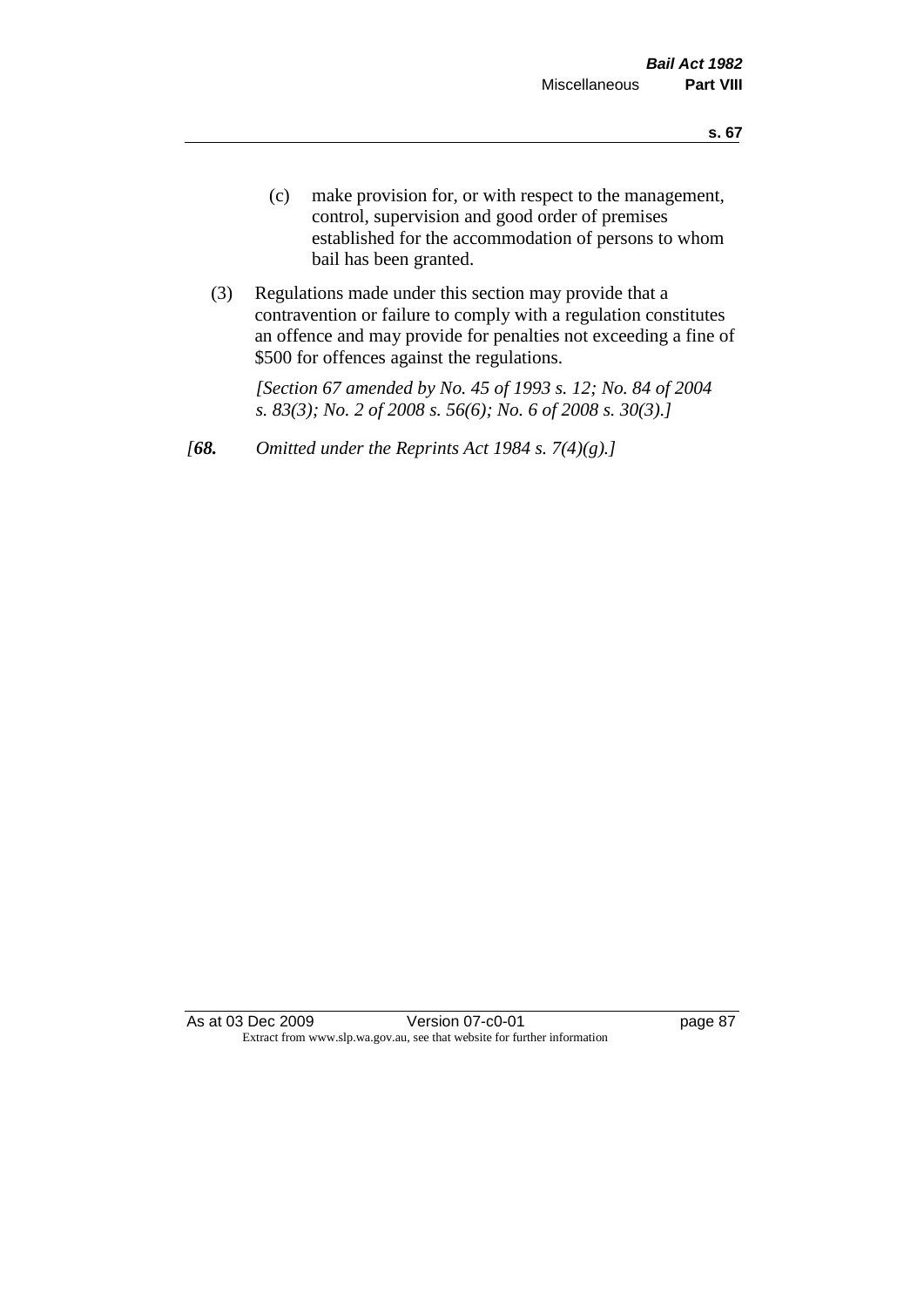(c) make provision for, or with respect to the management, control, supervision and good order of premises established for the accommodation of persons to whom bail has been granted.

(3) Regulations made under this section may provide that a contravention or failure to comply with a regulation constitutes an offence and may provide for penalties not exceeding a fine of $500 for offences against the regulations.

*[Section 67 amended by No. 45 of 1993 s. 12; No. 84 of 2004 s. 83(3); No. 2 of 2008 s. 56(6); No. 6 of 2008 s. 30(3).]*

*[**68.** Omitted under the Reprints Act 1984 s. 7(4)(g).]*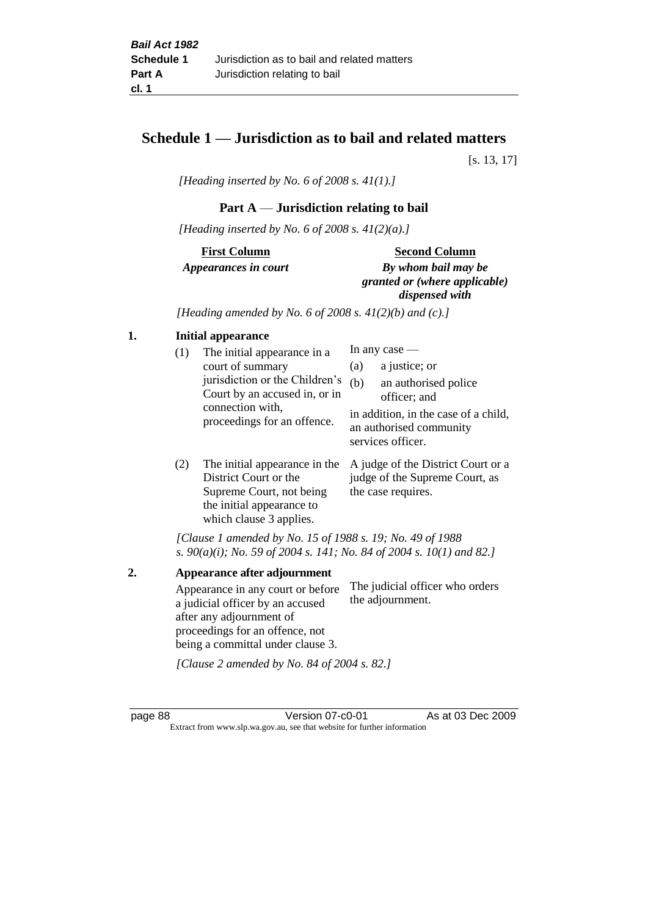# Schedule 1 — Jurisdiction as to bail and related matters

[s. 13, 17]

*[Heading inserted by No. 6 of 2008 s. 41(1).]*

## Part A — Jurisdiction relating to bail

*[Heading inserted by No. 6 of 2008 s. 41(2)(a).]*

| First Column | Second Column |
|---|---|
| *Appearances in court* | *By whom bail may be granted or (where applicable) dispensed with* |

*[Heading amended by No. 6 of 2008 s. 41(2)(b) and (c).]*

**1. Initial appearance**

| First Column | Second Column |
|---|---|
| (1) The initial appearance in a court of summary jurisdiction or the Children's Court by an accused in, or in connection with, proceedings for an offence. | In any case — (a) a justice; or (b) an authorised police officer; and in addition, in the case of a child, an authorised community services officer. |
| (2) The initial appearance in the District Court or the Supreme Court, not being the initial appearance to which clause 3 applies. | A judge of the District Court or a judge of the Supreme Court, as the case requires. |

*[Clause 1 amended by No. 15 of 1988 s. 19; No. 49 of 1988 s. 90(a)(i); No. 59 of 2004 s. 141; No. 84 of 2004 s. 10(1) and 82.]*

**2. Appearance after adjournment**

| First Column | Second Column |
|---|---|
| Appearance in any court or before a judicial officer by an accused after any adjournment of proceedings for an offence, not being a committal under clause 3. | The judicial officer who orders the adjournment. |

*[Clause 2 amended by No. 84 of 2004 s. 82.]*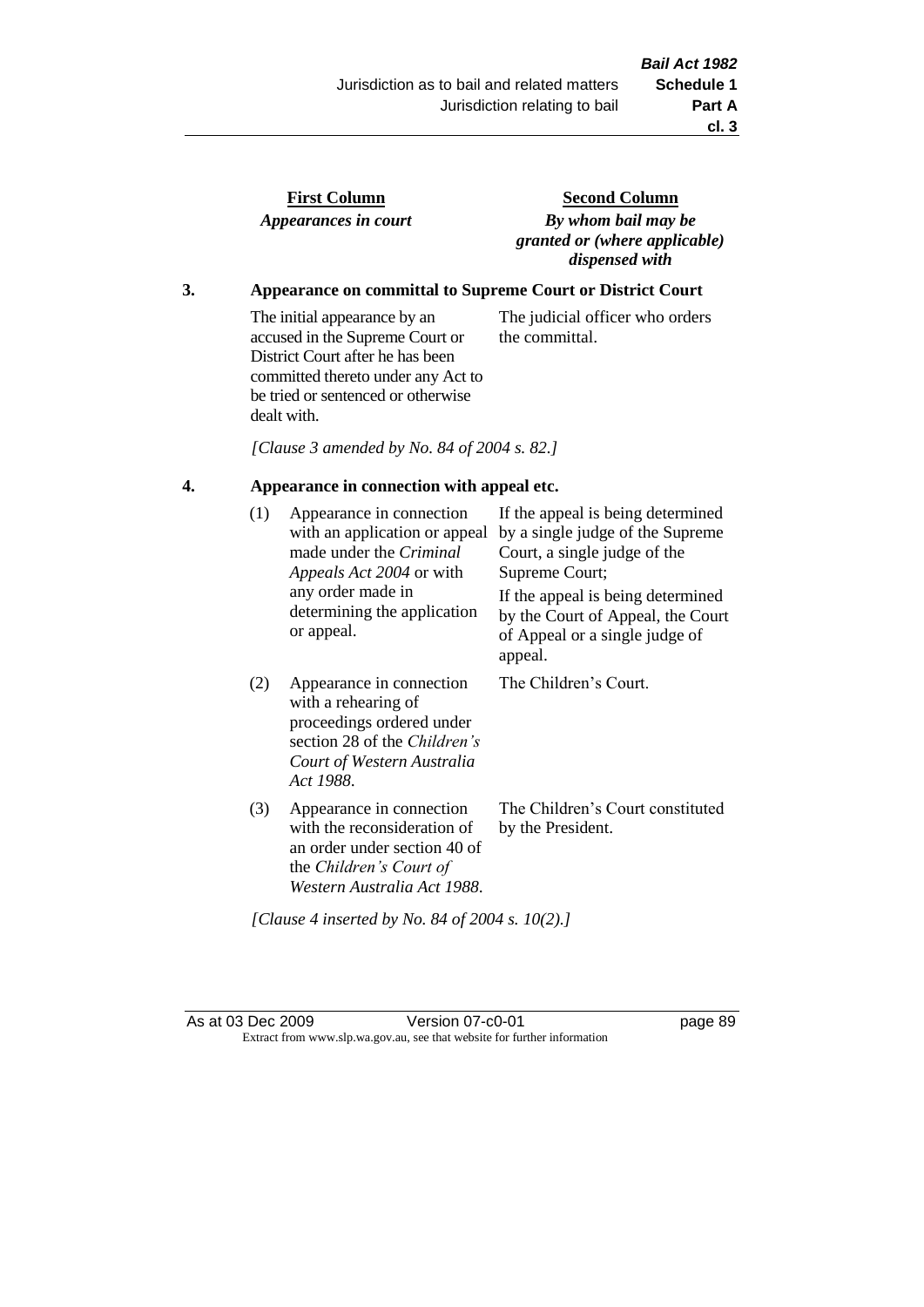| First Column | Second Column |
|---|---|
| *Appearances in court* | *By whom bail may be granted or (where applicable) dispensed with* |

**3. Appearance on committal to Supreme Court or District Court**

| | |
|---|---|
| The initial appearance by an accused in the Supreme Court or District Court after he has been committed thereto under any Act to be tried or sentenced or otherwise dealt with. | The judicial officer who orders the committal. |

*[Clause 3 amended by No. 84 of 2004 s. 82.]*

**4. Appearance in connection with appeal etc.**

| | | |
|---|---|---|
| (1) | Appearance in connection with an application or appeal made under the *Criminal Appeals Act 2004* or with any order made in determining the application or appeal. | If the appeal is being determined by a single judge of the Supreme Court, a single judge of the Supreme Court;<br>If the appeal is being determined by the Court of Appeal, the Court of Appeal or a single judge of appeal. |
| (2) | Appearance in connection with a rehearing of proceedings ordered under section 28 of the *Children's Court of Western Australia Act 1988*. | The Children's Court. |
| (3) | Appearance in connection with the reconsideration of an order under section 40 of the *Children's Court of Western Australia Act 1988*. | The Children's Court constituted by the President. |

*[Clause 4 inserted by No. 84 of 2004 s. 10(2).]*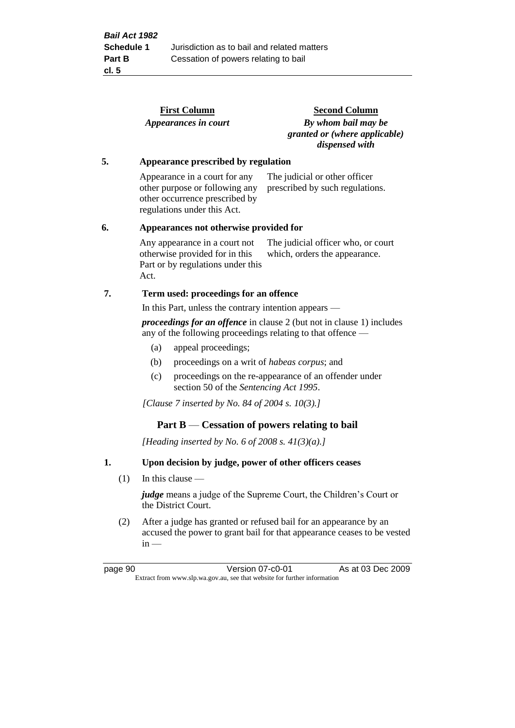| First Column | Second Column |
|---|---|
| *Appearances in court* | *By whom bail may be granted or (where applicable) dispensed with* |

**5. Appearance prescribed by regulation**

| | |
|---|---|
| Appearance in a court for any other purpose or following any other occurrence prescribed by regulations under this Act. | The judicial or other officer prescribed by such regulations. |

**6. Appearances not otherwise provided for**

| | |
|---|---|
| Any appearance in a court not otherwise provided for in this Part or by regulations under this Act. | The judicial officer who, or court which, orders the appearance. |

**7. Term used: proceedings for an offence**

In this Part, unless the contrary intention appears —

***proceedings for an offence*** in clause 2 (but not in clause 1) includes any of the following proceedings relating to that offence —

(a) appeal proceedings;

(b) proceedings on a writ of *habeas corpus*; and

(c) proceedings on the re-appearance of an offender under section 50 of the *Sentencing Act 1995*.

*[Clause 7 inserted by No. 84 of 2004 s. 10(3).]*

## Part B — Cessation of powers relating to bail

*[Heading inserted by No. 6 of 2008 s. 41(3)(a).]*

**1. Upon decision by judge, power of other officers ceases**

(1) In this clause —

***judge*** means a judge of the Supreme Court, the Children's Court or the District Court.

(2) After a judge has granted or refused bail for an appearance by an accused the power to grant bail for that appearance ceases to be vested in —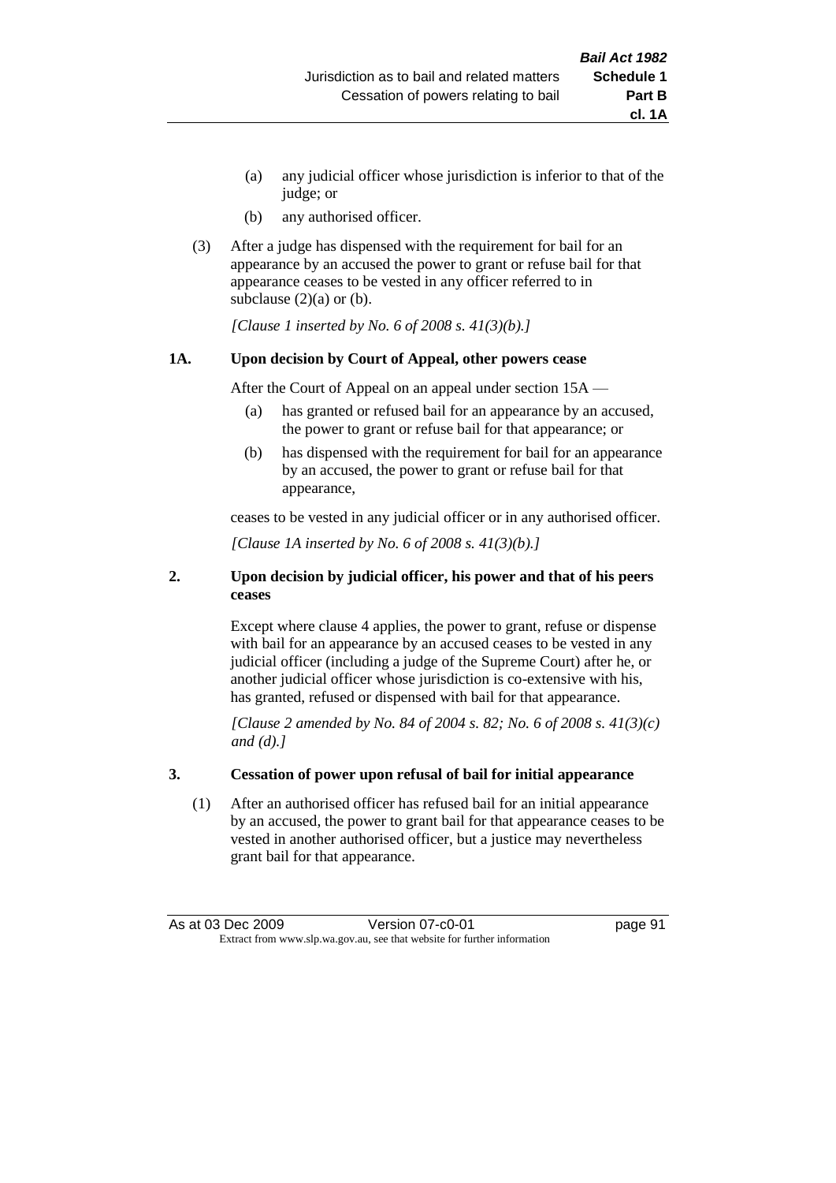(a) any judicial officer whose jurisdiction is inferior to that of the judge; or

(b) any authorised officer.

(3) After a judge has dispensed with the requirement for bail for an appearance by an accused the power to grant or refuse bail for that appearance ceases to be vested in any officer referred to in subclause (2)(a) or (b).

*[Clause 1 inserted by No. 6 of 2008 s. 41(3)(b).]*

### 1A. Upon decision by Court of Appeal, other powers cease

After the Court of Appeal on an appeal under section 15A —

(a) has granted or refused bail for an appearance by an accused, the power to grant or refuse bail for that appearance; or

(b) has dispensed with the requirement for bail for an appearance by an accused, the power to grant or refuse bail for that appearance,

ceases to be vested in any judicial officer or in any authorised officer.

*[Clause 1A inserted by No. 6 of 2008 s. 41(3)(b).]*

### 2. Upon decision by judicial officer, his power and that of his peers ceases

Except where clause 4 applies, the power to grant, refuse or dispense with bail for an appearance by an accused ceases to be vested in any judicial officer (including a judge of the Supreme Court) after he, or another judicial officer whose jurisdiction is co-extensive with his, has granted, refused or dispensed with bail for that appearance.

*[Clause 2 amended by No. 84 of 2004 s. 82; No. 6 of 2008 s. 41(3)(c) and (d).]*

### 3. Cessation of power upon refusal of bail for initial appearance

(1) After an authorised officer has refused bail for an initial appearance by an accused, the power to grant bail for that appearance ceases to be vested in another authorised officer, but a justice may nevertheless grant bail for that appearance.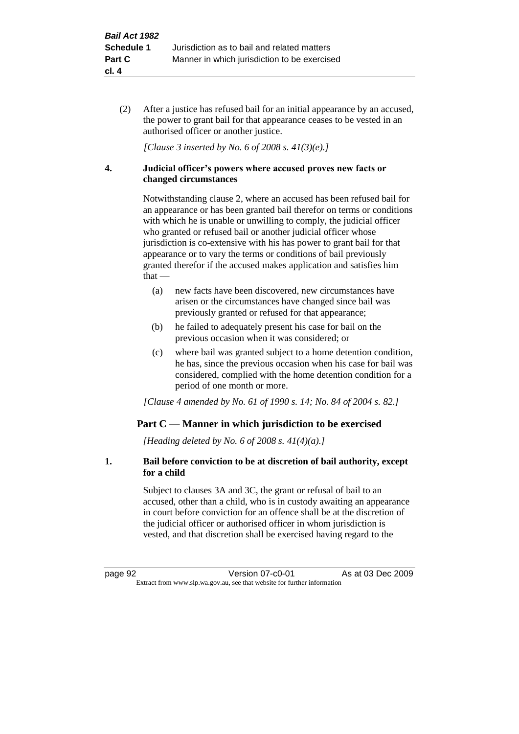(2) After a justice has refused bail for an initial appearance by an accused, the power to grant bail for that appearance ceases to be vested in an authorised officer or another justice.

*[Clause 3 inserted by No. 6 of 2008 s. 41(3)(e).]*

**4. Judicial officer's powers where accused proves new facts or changed circumstances**

Notwithstanding clause 2, where an accused has been refused bail for an appearance or has been granted bail therefor on terms or conditions with which he is unable or unwilling to comply, the judicial officer who granted or refused bail or another judicial officer whose jurisdiction is co-extensive with his has power to grant bail for that appearance or to vary the terms or conditions of bail previously granted therefor if the accused makes application and satisfies him that —

(a) new facts have been discovered, new circumstances have arisen or the circumstances have changed since bail was previously granted or refused for that appearance;

(b) he failed to adequately present his case for bail on the previous occasion when it was considered; or

(c) where bail was granted subject to a home detention condition, he has, since the previous occasion when his case for bail was considered, complied with the home detention condition for a period of one month or more.

*[Clause 4 amended by No. 61 of 1990 s. 14; No. 84 of 2004 s. 82.]*

## Part C — Manner in which jurisdiction to be exercised

*[Heading deleted by No. 6 of 2008 s. 41(4)(a).]*

**1. Bail before conviction to be at discretion of bail authority, except for a child**

Subject to clauses 3A and 3C, the grant or refusal of bail to an accused, other than a child, who is in custody awaiting an appearance in court before conviction for an offence shall be at the discretion of the judicial officer or authorised officer in whom jurisdiction is vested, and that discretion shall be exercised having regard to the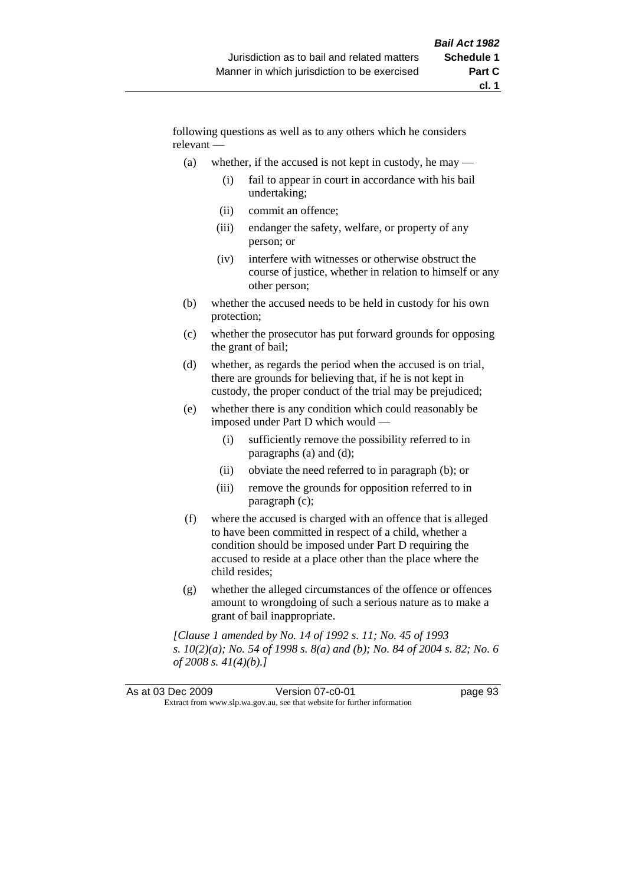following questions as well as to any others which he considers relevant —

(a) whether, if the accused is not kept in custody, he may —

   (i) fail to appear in court in accordance with his bail undertaking;

   (ii) commit an offence;

   (iii) endanger the safety, welfare, or property of any person; or

   (iv) interfere with witnesses or otherwise obstruct the course of justice, whether in relation to himself or any other person;

(b) whether the accused needs to be held in custody for his own protection;

(c) whether the prosecutor has put forward grounds for opposing the grant of bail;

(d) whether, as regards the period when the accused is on trial, there are grounds for believing that, if he is not kept in custody, the proper conduct of the trial may be prejudiced;

(e) whether there is any condition which could reasonably be imposed under Part D which would —

   (i) sufficiently remove the possibility referred to in paragraphs (a) and (d);

   (ii) obviate the need referred to in paragraph (b); or

   (iii) remove the grounds for opposition referred to in paragraph (c);

(f) where the accused is charged with an offence that is alleged to have been committed in respect of a child, whether a condition should be imposed under Part D requiring the accused to reside at a place other than the place where the child resides;

(g) whether the alleged circumstances of the offence or offences amount to wrongdoing of such a serious nature as to make a grant of bail inappropriate.

*[Clause 1 amended by No. 14 of 1992 s. 11; No. 45 of 1993 s. 10(2)(a); No. 54 of 1998 s. 8(a) and (b); No. 84 of 2004 s. 82; No. 6 of 2008 s. 41(4)(b).]*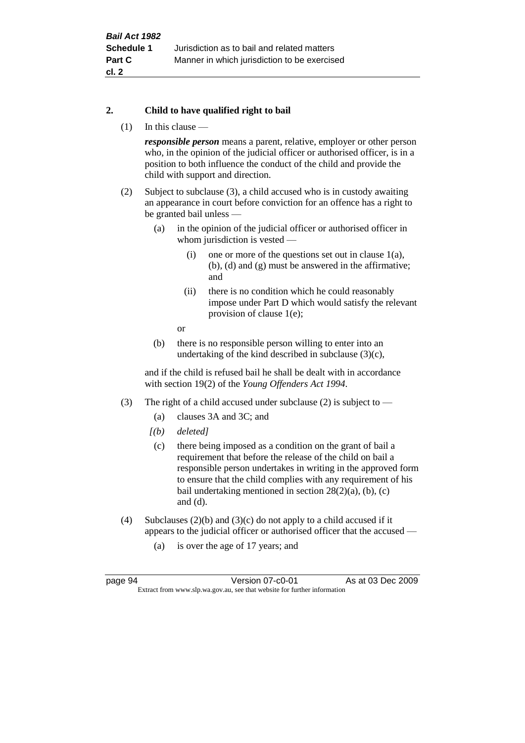## 2. Child to have qualified right to bail

(1) In this clause —

***responsible person*** means a parent, relative, employer or other person who, in the opinion of the judicial officer or authorised officer, is in a position to both influence the conduct of the child and provide the child with support and direction.

(2) Subject to subclause (3), a child accused who is in custody awaiting an appearance in court before conviction for an offence has a right to be granted bail unless —

- (a) in the opinion of the judicial officer or authorised officer in whom jurisdiction is vested —
  - (i) one or more of the questions set out in clause 1(a), (b), (d) and (g) must be answered in the affirmative; and
  - (ii) there is no condition which he could reasonably impose under Part D which would satisfy the relevant provision of clause 1(e);

  or
- (b) there is no responsible person willing to enter into an undertaking of the kind described in subclause (3)(c),

and if the child is refused bail he shall be dealt with in accordance with section 19(2) of the *Young Offenders Act 1994*.

(3) The right of a child accused under subclause (2) is subject to —

- (a) clauses 3A and 3C; and
- *[(b) deleted]*
- (c) there being imposed as a condition on the grant of bail a requirement that before the release of the child on bail a responsible person undertakes in writing in the approved form to ensure that the child complies with any requirement of his bail undertaking mentioned in section 28(2)(a), (b), (c) and (d).

(4) Subclauses (2)(b) and (3)(c) do not apply to a child accused if it appears to the judicial officer or authorised officer that the accused —

- (a) is over the age of 17 years; and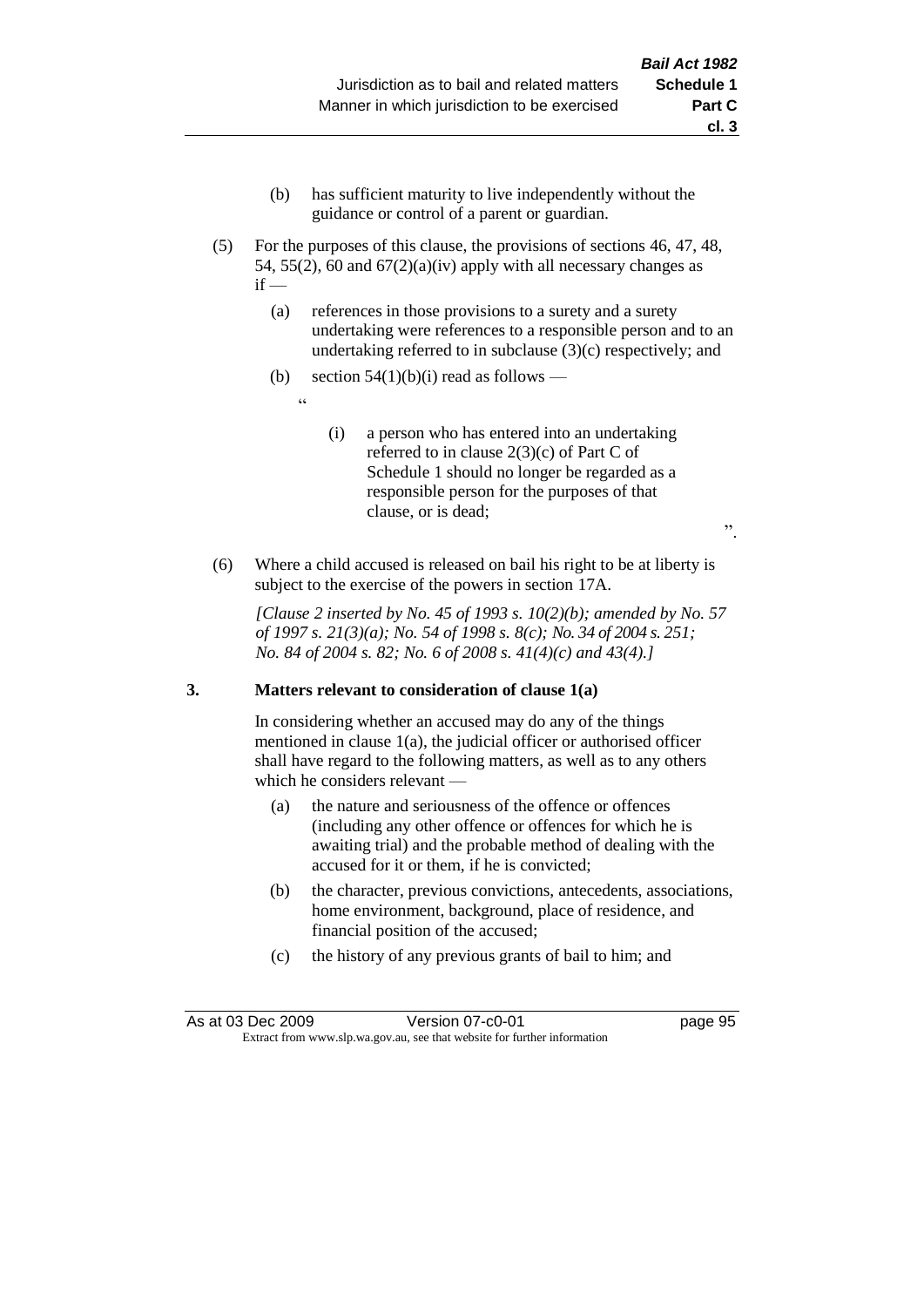(b) has sufficient maturity to live independently without the guidance or control of a parent or guardian.

(5) For the purposes of this clause, the provisions of sections 46, 47, 48, 54, 55(2), 60 and 67(2)(a)(iv) apply with all necessary changes as if —

(a) references in those provisions to a surety and a surety undertaking were references to a responsible person and to an undertaking referred to in subclause (3)(c) respectively; and

(b) section 54(1)(b)(i) read as follows —

"

(i) a person who has entered into an undertaking referred to in clause 2(3)(c) of Part C of Schedule 1 should no longer be regarded as a responsible person for the purposes of that clause, or is dead;

".

(6) Where a child accused is released on bail his right to be at liberty is subject to the exercise of the powers in section 17A.

*[Clause 2 inserted by No. 45 of 1993 s. 10(2)(b); amended by No. 57 of 1997 s. 21(3)(a); No. 54 of 1998 s. 8(c); No. 34 of 2004 s. 251; No. 84 of 2004 s. 82; No. 6 of 2008 s. 41(4)(c) and 43(4).]*

**3. Matters relevant to consideration of clause 1(a)**

In considering whether an accused may do any of the things mentioned in clause 1(a), the judicial officer or authorised officer shall have regard to the following matters, as well as to any others which he considers relevant —

(a) the nature and seriousness of the offence or offences (including any other offence or offences for which he is awaiting trial) and the probable method of dealing with the accused for it or them, if he is convicted;

(b) the character, previous convictions, antecedents, associations, home environment, background, place of residence, and financial position of the accused;

(c) the history of any previous grants of bail to him; and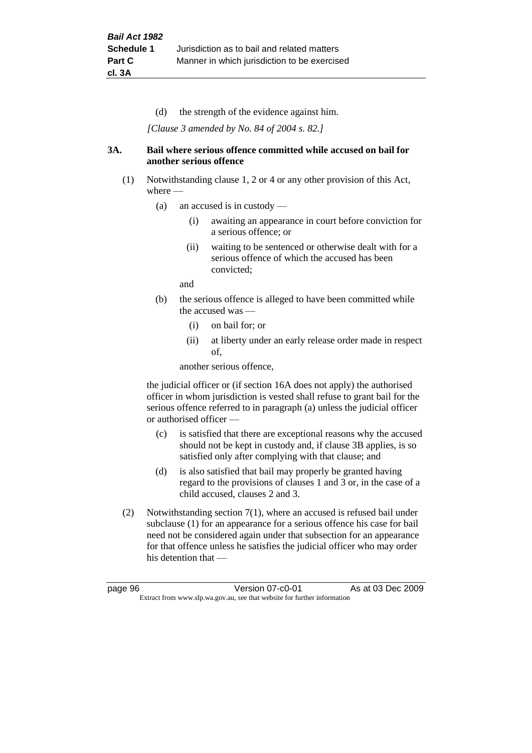(d) the strength of the evidence against him.

*[Clause 3 amended by No. 84 of 2004 s. 82.]*

**3A. Bail where serious offence committed while accused on bail for another serious offence**

(1) Notwithstanding clause 1, 2 or 4 or any other provision of this Act, where —

(a) an accused is in custody —

(i) awaiting an appearance in court before conviction for a serious offence; or

(ii) waiting to be sentenced or otherwise dealt with for a serious offence of which the accused has been convicted;

and

(b) the serious offence is alleged to have been committed while the accused was —

(i) on bail for; or

(ii) at liberty under an early release order made in respect of,

another serious offence,

the judicial officer or (if section 16A does not apply) the authorised officer in whom jurisdiction is vested shall refuse to grant bail for the serious offence referred to in paragraph (a) unless the judicial officer or authorised officer —

(c) is satisfied that there are exceptional reasons why the accused should not be kept in custody and, if clause 3B applies, is so satisfied only after complying with that clause; and

(d) is also satisfied that bail may properly be granted having regard to the provisions of clauses 1 and 3 or, in the case of a child accused, clauses 2 and 3.

(2) Notwithstanding section 7(1), where an accused is refused bail under subclause (1) for an appearance for a serious offence his case for bail need not be considered again under that subsection for an appearance for that offence unless he satisfies the judicial officer who may order his detention that —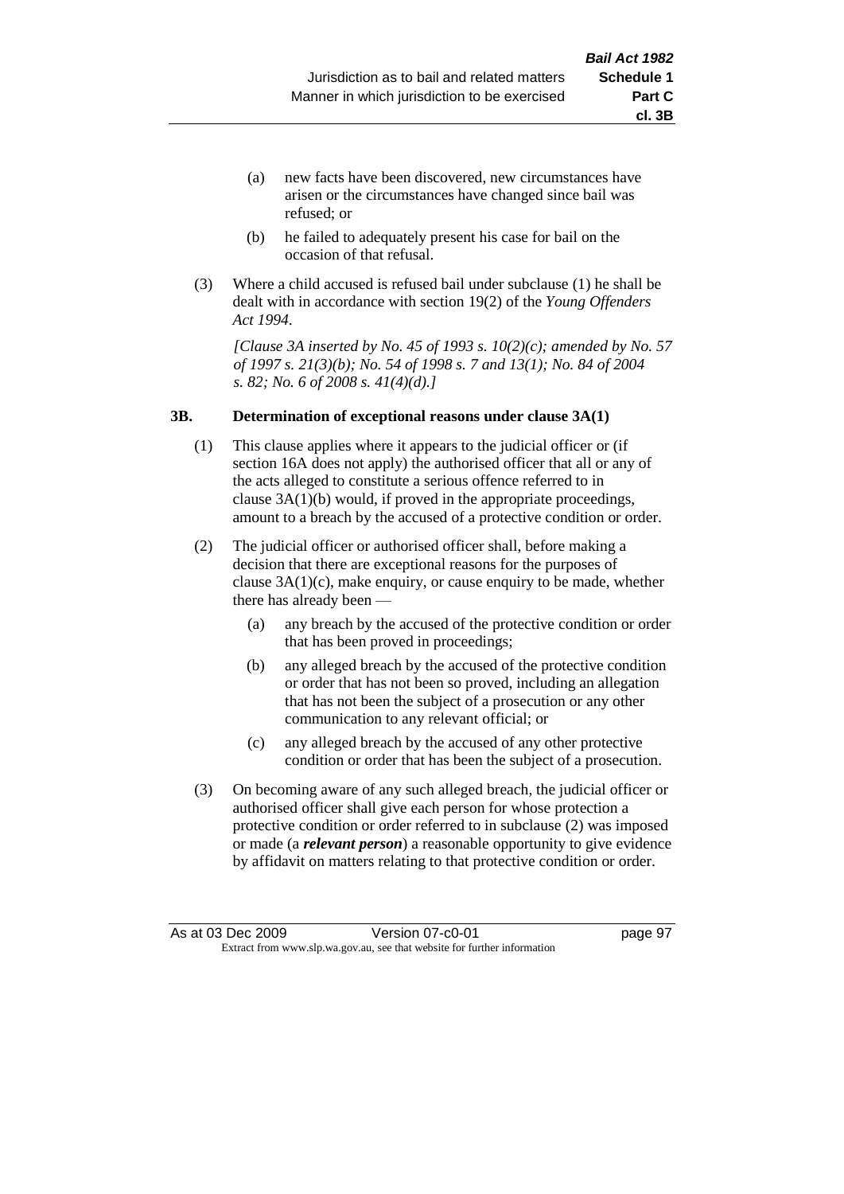(a) new facts have been discovered, new circumstances have arisen or the circumstances have changed since bail was refused; or

(b) he failed to adequately present his case for bail on the occasion of that refusal.

(3) Where a child accused is refused bail under subclause (1) he shall be dealt with in accordance with section 19(2) of the *Young Offenders Act 1994*.

*[Clause 3A inserted by No. 45 of 1993 s. 10(2)(c); amended by No. 57 of 1997 s. 21(3)(b); No. 54 of 1998 s. 7 and 13(1); No. 84 of 2004 s. 82; No. 6 of 2008 s. 41(4)(d).]*

### 3B. Determination of exceptional reasons under clause 3A(1)

(1) This clause applies where it appears to the judicial officer or (if section 16A does not apply) the authorised officer that all or any of the acts alleged to constitute a serious offence referred to in clause 3A(1)(b) would, if proved in the appropriate proceedings, amount to a breach by the accused of a protective condition or order.

(2) The judicial officer or authorised officer shall, before making a decision that there are exceptional reasons for the purposes of clause 3A(1)(c), make enquiry, or cause enquiry to be made, whether there has already been —

(a) any breach by the accused of the protective condition or order that has been proved in proceedings;

(b) any alleged breach by the accused of the protective condition or order that has not been so proved, including an allegation that has not been the subject of a prosecution or any other communication to any relevant official; or

(c) any alleged breach by the accused of any other protective condition or order that has been the subject of a prosecution.

(3) On becoming aware of any such alleged breach, the judicial officer or authorised officer shall give each person for whose protection a protective condition or order referred to in subclause (2) was imposed or made (a ***relevant person***) a reasonable opportunity to give evidence by affidavit on matters relating to that protective condition or order.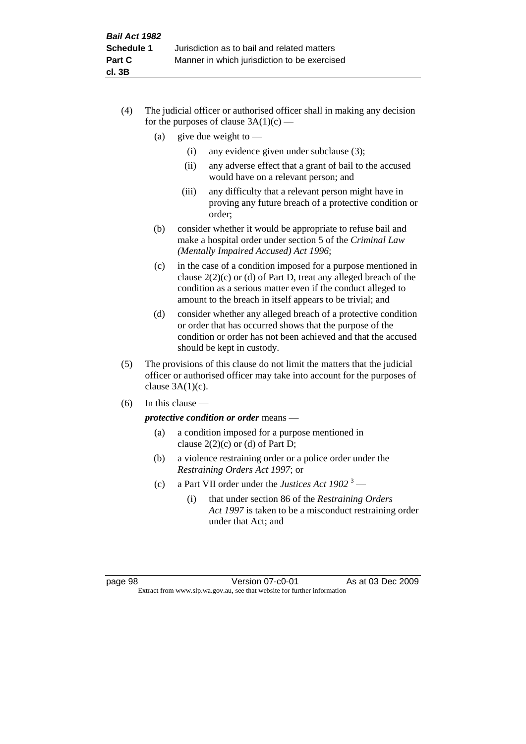(4) The judicial officer or authorised officer shall in making any decision for the purposes of clause 3A(1)(c) —

   (a) give due weight to —

      (i) any evidence given under subclause (3);

      (ii) any adverse effect that a grant of bail to the accused would have on a relevant person; and

      (iii) any difficulty that a relevant person might have in proving any future breach of a protective condition or order;

   (b) consider whether it would be appropriate to refuse bail and make a hospital order under section 5 of the *Criminal Law (Mentally Impaired Accused) Act 1996*;

   (c) in the case of a condition imposed for a purpose mentioned in clause 2(2)(c) or (d) of Part D, treat any alleged breach of the condition as a serious matter even if the conduct alleged to amount to the breach in itself appears to be trivial; and

   (d) consider whether any alleged breach of a protective condition or order that has occurred shows that the purpose of the condition or order has not been achieved and that the accused should be kept in custody.

(5) The provisions of this clause do not limit the matters that the judicial officer or authorised officer may take into account for the purposes of clause 3A(1)(c).

(6) In this clause —

   ***protective condition or order*** means —

   (a) a condition imposed for a purpose mentioned in clause 2(2)(c) or (d) of Part D;

   (b) a violence restraining order or a police order under the *Restraining Orders Act 1997*; or

   (c) a Part VII order under the *Justices Act 1902* [3] —

      (i) that under section 86 of the *Restraining Orders Act 1997* is taken to be a misconduct restraining order under that Act; and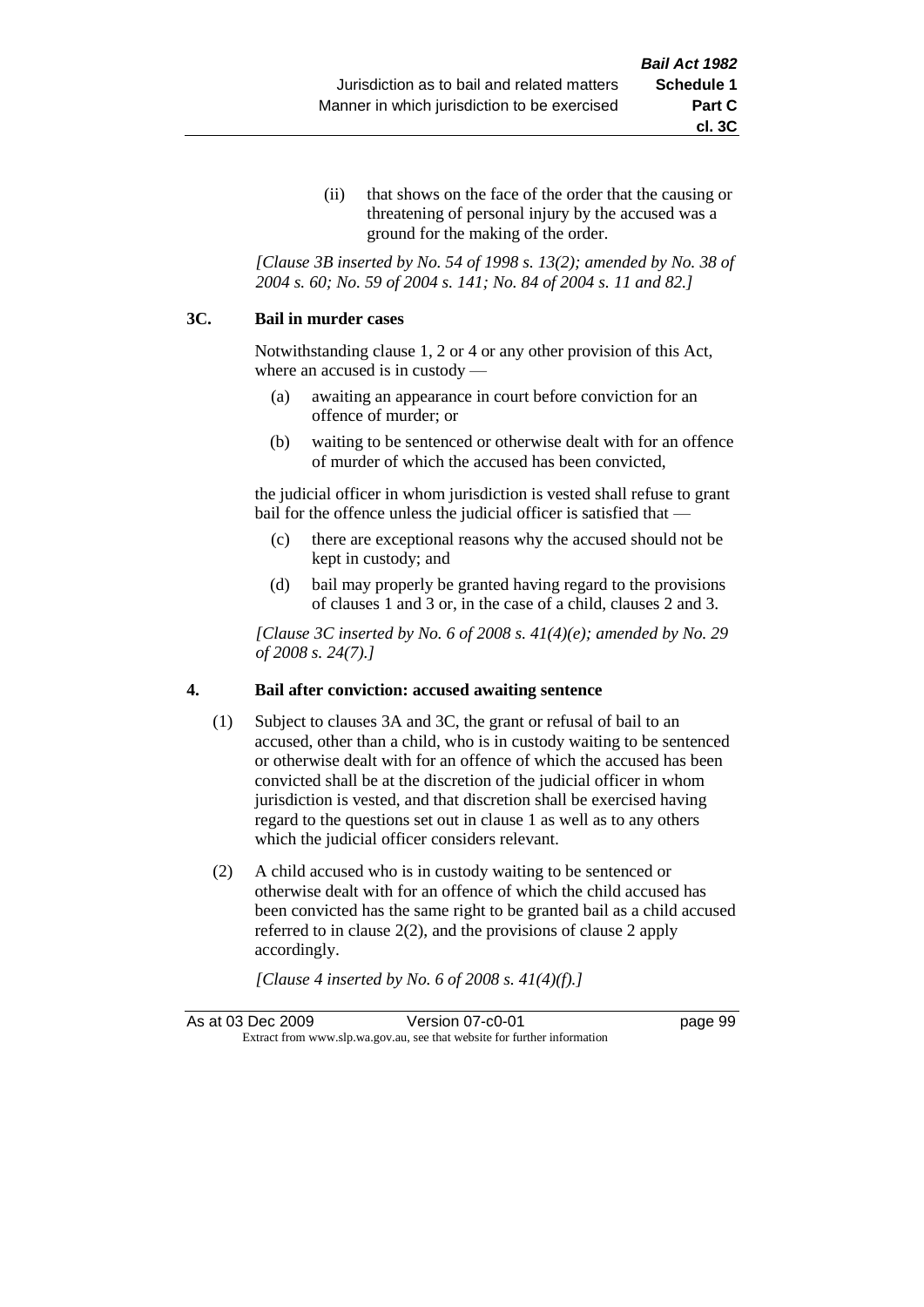(ii) that shows on the face of the order that the causing or threatening of personal injury by the accused was a ground for the making of the order.

*[Clause 3B inserted by No. 54 of 1998 s. 13(2); amended by No. 38 of 2004 s. 60; No. 59 of 2004 s. 141; No. 84 of 2004 s. 11 and 82.]*

### 3C. Bail in murder cases

Notwithstanding clause 1, 2 or 4 or any other provision of this Act, where an accused is in custody —

(a) awaiting an appearance in court before conviction for an offence of murder; or

(b) waiting to be sentenced or otherwise dealt with for an offence of murder of which the accused has been convicted,

the judicial officer in whom jurisdiction is vested shall refuse to grant bail for the offence unless the judicial officer is satisfied that —

(c) there are exceptional reasons why the accused should not be kept in custody; and

(d) bail may properly be granted having regard to the provisions of clauses 1 and 3 or, in the case of a child, clauses 2 and 3.

*[Clause 3C inserted by No. 6 of 2008 s. 41(4)(e); amended by No. 29 of 2008 s. 24(7).]*

### 4. Bail after conviction: accused awaiting sentence

(1) Subject to clauses 3A and 3C, the grant or refusal of bail to an accused, other than a child, who is in custody waiting to be sentenced or otherwise dealt with for an offence of which the accused has been convicted shall be at the discretion of the judicial officer in whom jurisdiction is vested, and that discretion shall be exercised having regard to the questions set out in clause 1 as well as to any others which the judicial officer considers relevant.

(2) A child accused who is in custody waiting to be sentenced or otherwise dealt with for an offence of which the child accused has been convicted has the same right to be granted bail as a child accused referred to in clause 2(2), and the provisions of clause 2 apply accordingly.

*[Clause 4 inserted by No. 6 of 2008 s. 41(4)(f).]*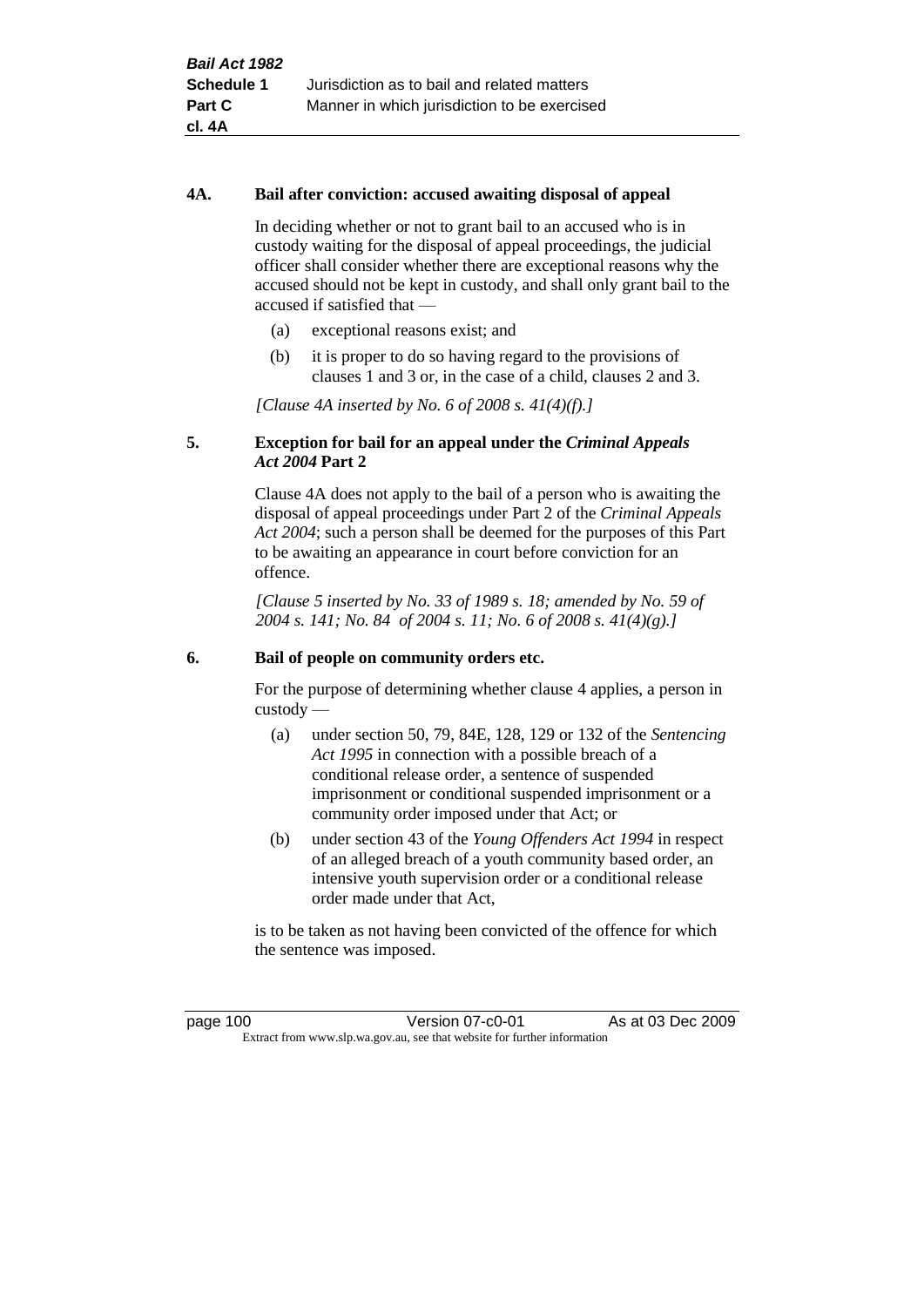#### 4A. Bail after conviction: accused awaiting disposal of appeal

In deciding whether or not to grant bail to an accused who is in custody waiting for the disposal of appeal proceedings, the judicial officer shall consider whether there are exceptional reasons why the accused should not be kept in custody, and shall only grant bail to the accused if satisfied that —

(a) exceptional reasons exist; and

(b) it is proper to do so having regard to the provisions of clauses 1 and 3 or, in the case of a child, clauses 2 and 3.

*[Clause 4A inserted by No. 6 of 2008 s. 41(4)(f).]*

#### 5. Exception for bail for an appeal under the *Criminal Appeals Act 2004* Part 2

Clause 4A does not apply to the bail of a person who is awaiting the disposal of appeal proceedings under Part 2 of the *Criminal Appeals Act 2004*; such a person shall be deemed for the purposes of this Part to be awaiting an appearance in court before conviction for an offence.

*[Clause 5 inserted by No. 33 of 1989 s. 18; amended by No. 59 of 2004 s. 141; No. 84 of 2004 s. 11; No. 6 of 2008 s. 41(4)(g).]*

#### 6. Bail of people on community orders etc.

For the purpose of determining whether clause 4 applies, a person in custody —

(a) under section 50, 79, 84E, 128, 129 or 132 of the *Sentencing Act 1995* in connection with a possible breach of a conditional release order, a sentence of suspended imprisonment or conditional suspended imprisonment or a community order imposed under that Act; or

(b) under section 43 of the *Young Offenders Act 1994* in respect of an alleged breach of a youth community based order, an intensive youth supervision order or a conditional release order made under that Act,

is to be taken as not having been convicted of the offence for which the sentence was imposed.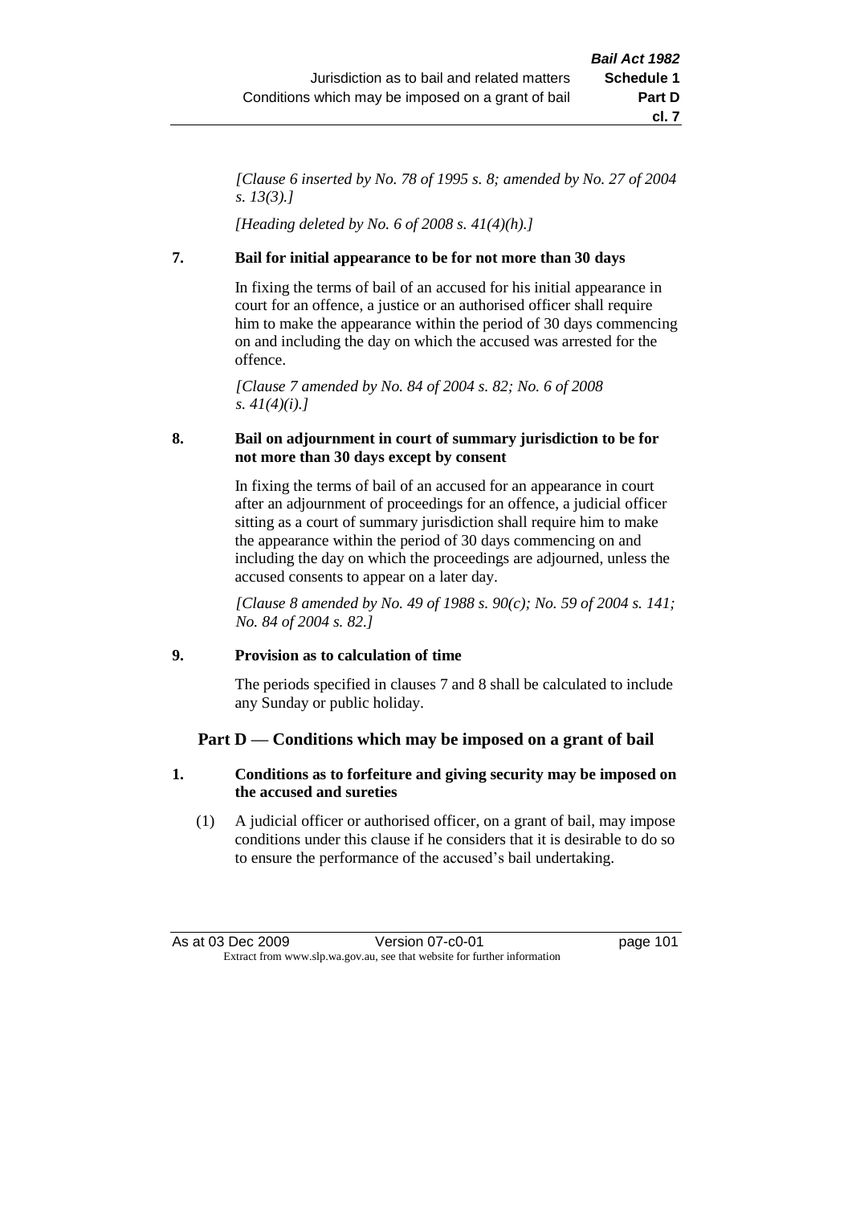*[Clause 6 inserted by No. 78 of 1995 s. 8; amended by No. 27 of 2004 s. 13(3).]*

*[Heading deleted by No. 6 of 2008 s. 41(4)(h).]*

**7. Bail for initial appearance to be for not more than 30 days**

In fixing the terms of bail of an accused for his initial appearance in court for an offence, a justice or an authorised officer shall require him to make the appearance within the period of 30 days commencing on and including the day on which the accused was arrested for the offence.

*[Clause 7 amended by No. 84 of 2004 s. 82; No. 6 of 2008 s. 41(4)(i).]*

**8. Bail on adjournment in court of summary jurisdiction to be for not more than 30 days except by consent**

In fixing the terms of bail of an accused for an appearance in court after an adjournment of proceedings for an offence, a judicial officer sitting as a court of summary jurisdiction shall require him to make the appearance within the period of 30 days commencing on and including the day on which the proceedings are adjourned, unless the accused consents to appear on a later day.

*[Clause 8 amended by No. 49 of 1988 s. 90(c); No. 59 of 2004 s. 141; No. 84 of 2004 s. 82.]*

**9. Provision as to calculation of time**

The periods specified in clauses 7 and 8 shall be calculated to include any Sunday or public holiday.

## Part D — Conditions which may be imposed on a grant of bail

**1. Conditions as to forfeiture and giving security may be imposed on the accused and sureties**

(1) A judicial officer or authorised officer, on a grant of bail, may impose conditions under this clause if he considers that it is desirable to do so to ensure the performance of the accused's bail undertaking.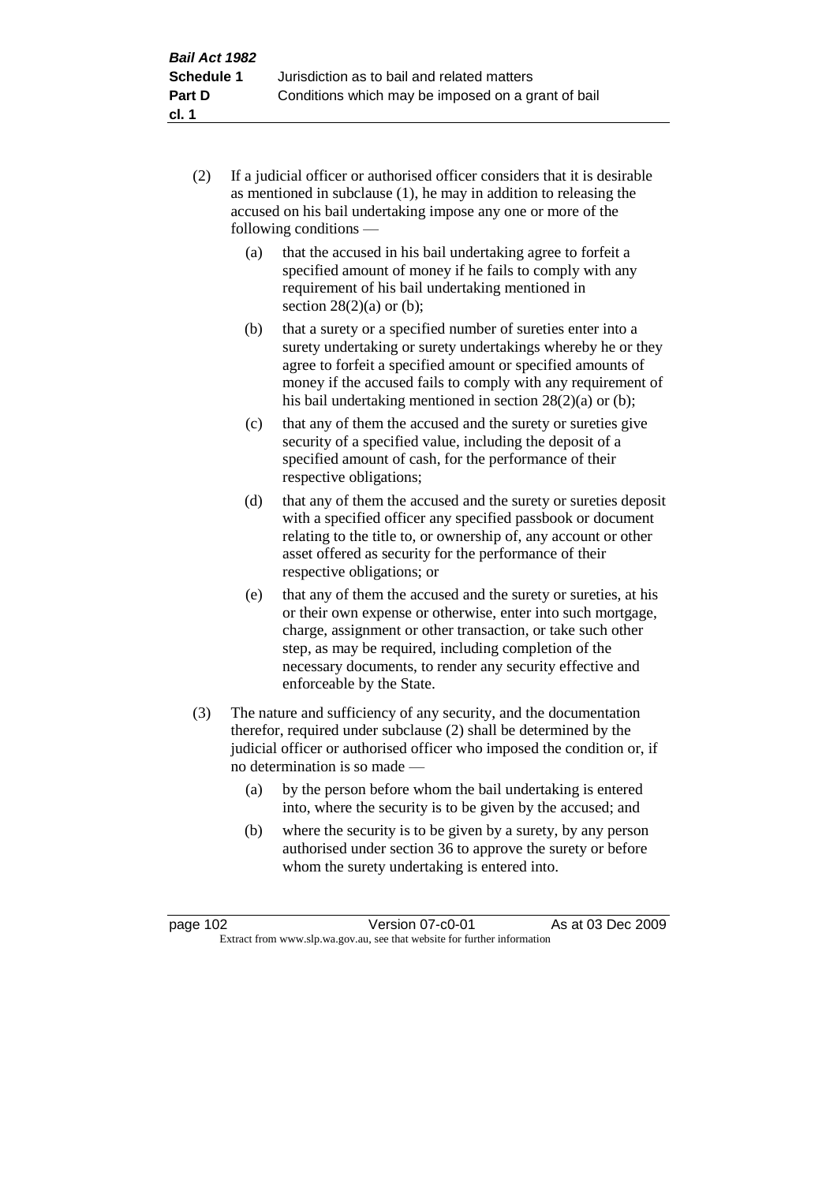(2) If a judicial officer or authorised officer considers that it is desirable as mentioned in subclause (1), he may in addition to releasing the accused on his bail undertaking impose any one or more of the following conditions —

(a) that the accused in his bail undertaking agree to forfeit a specified amount of money if he fails to comply with any requirement of his bail undertaking mentioned in section 28(2)(a) or (b);

(b) that a surety or a specified number of sureties enter into a surety undertaking or surety undertakings whereby he or they agree to forfeit a specified amount or specified amounts of money if the accused fails to comply with any requirement of his bail undertaking mentioned in section 28(2)(a) or (b);

(c) that any of them the accused and the surety or sureties give security of a specified value, including the deposit of a specified amount of cash, for the performance of their respective obligations;

(d) that any of them the accused and the surety or sureties deposit with a specified officer any specified passbook or document relating to the title to, or ownership of, any account or other asset offered as security for the performance of their respective obligations; or

(e) that any of them the accused and the surety or sureties, at his or their own expense or otherwise, enter into such mortgage, charge, assignment or other transaction, or take such other step, as may be required, including completion of the necessary documents, to render any security effective and enforceable by the State.

(3) The nature and sufficiency of any security, and the documentation therefor, required under subclause (2) shall be determined by the judicial officer or authorised officer who imposed the condition or, if no determination is so made —

(a) by the person before whom the bail undertaking is entered into, where the security is to be given by the accused; and

(b) where the security is to be given by a surety, by any person authorised under section 36 to approve the surety or before whom the surety undertaking is entered into.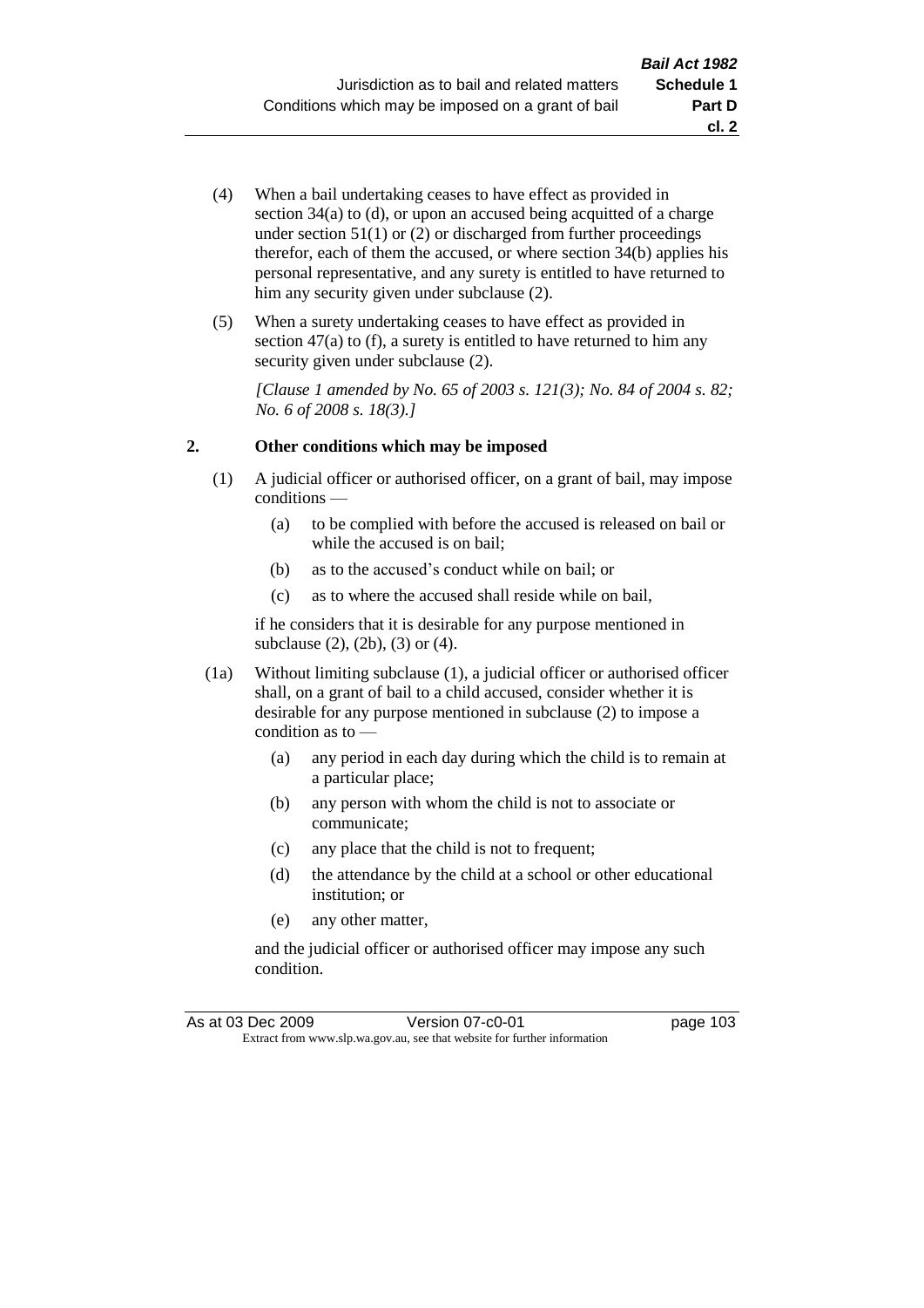(4) When a bail undertaking ceases to have effect as provided in section 34(a) to (d), or upon an accused being acquitted of a charge under section 51(1) or (2) or discharged from further proceedings therefor, each of them the accused, or where section 34(b) applies his personal representative, and any surety is entitled to have returned to him any security given under subclause (2).

(5) When a surety undertaking ceases to have effect as provided in section 47(a) to (f), a surety is entitled to have returned to him any security given under subclause (2).

*[Clause 1 amended by No. 65 of 2003 s. 121(3); No. 84 of 2004 s. 82; No. 6 of 2008 s. 18(3).]*

### 2. Other conditions which may be imposed

(1) A judicial officer or authorised officer, on a grant of bail, may impose conditions —

- (a) to be complied with before the accused is released on bail or while the accused is on bail;
- (b) as to the accused's conduct while on bail; or
- (c) as to where the accused shall reside while on bail,

if he considers that it is desirable for any purpose mentioned in subclause (2), (2b), (3) or (4).

(1a) Without limiting subclause (1), a judicial officer or authorised officer shall, on a grant of bail to a child accused, consider whether it is desirable for any purpose mentioned in subclause (2) to impose a condition as to —

- (a) any period in each day during which the child is to remain at a particular place;
- (b) any person with whom the child is not to associate or communicate;
- (c) any place that the child is not to frequent;
- (d) the attendance by the child at a school or other educational institution; or
- (e) any other matter,

and the judicial officer or authorised officer may impose any such condition.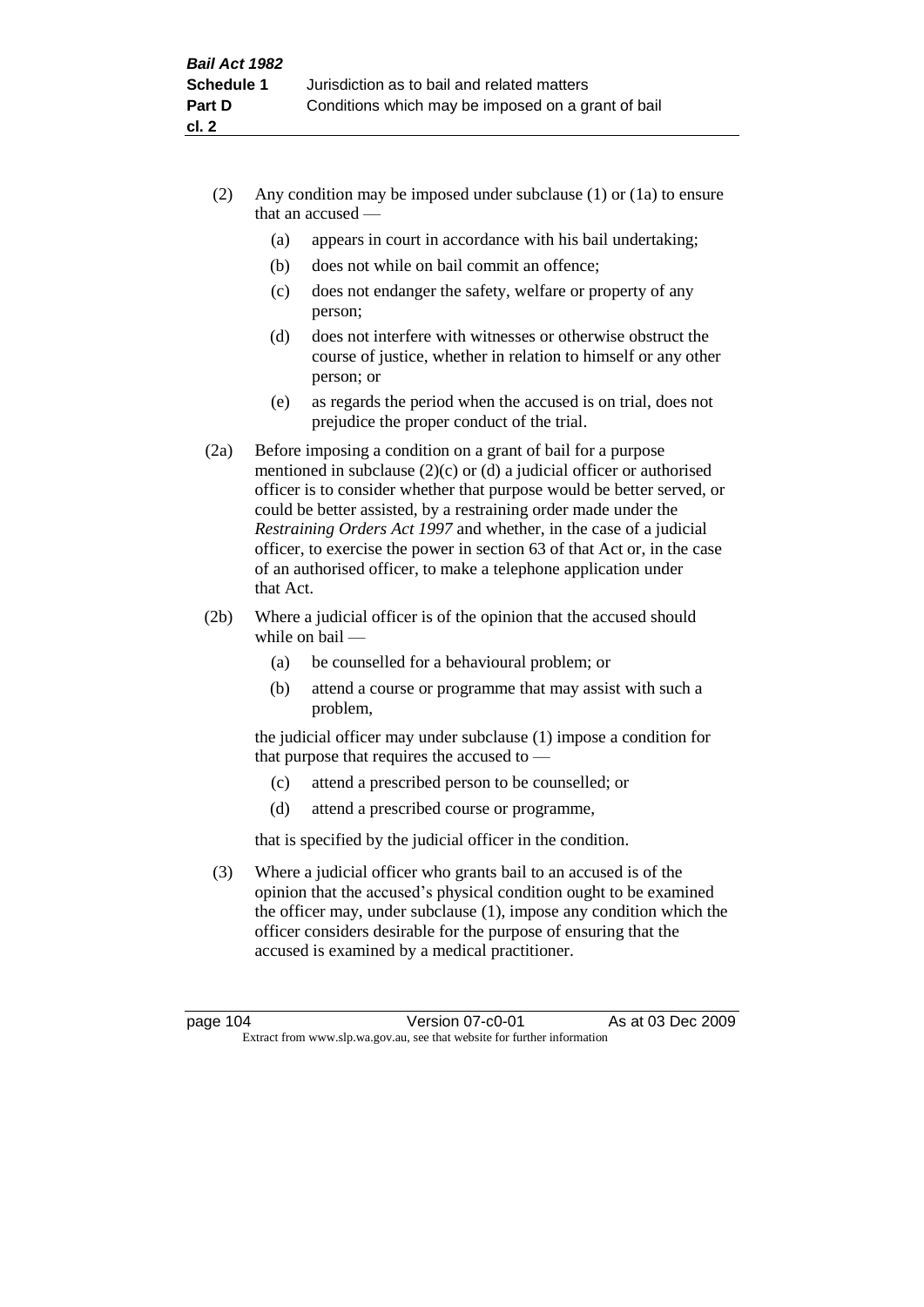(2) Any condition may be imposed under subclause (1) or (1a) to ensure that an accused —

- (a) appears in court in accordance with his bail undertaking;
- (b) does not while on bail commit an offence;
- (c) does not endanger the safety, welfare or property of any person;
- (d) does not interfere with witnesses or otherwise obstruct the course of justice, whether in relation to himself or any other person; or
- (e) as regards the period when the accused is on trial, does not prejudice the proper conduct of the trial.

(2a) Before imposing a condition on a grant of bail for a purpose mentioned in subclause (2)(c) or (d) a judicial officer or authorised officer is to consider whether that purpose would be better served, or could be better assisted, by a restraining order made under the *Restraining Orders Act 1997* and whether, in the case of a judicial officer, to exercise the power in section 63 of that Act or, in the case of an authorised officer, to make a telephone application under that Act.

(2b) Where a judicial officer is of the opinion that the accused should while on bail —

- (a) be counselled for a behavioural problem; or
- (b) attend a course or programme that may assist with such a problem,

the judicial officer may under subclause (1) impose a condition for that purpose that requires the accused to —

- (c) attend a prescribed person to be counselled; or
- (d) attend a prescribed course or programme,

that is specified by the judicial officer in the condition.

(3) Where a judicial officer who grants bail to an accused is of the opinion that the accused's physical condition ought to be examined the officer may, under subclause (1), impose any condition which the officer considers desirable for the purpose of ensuring that the accused is examined by a medical practitioner.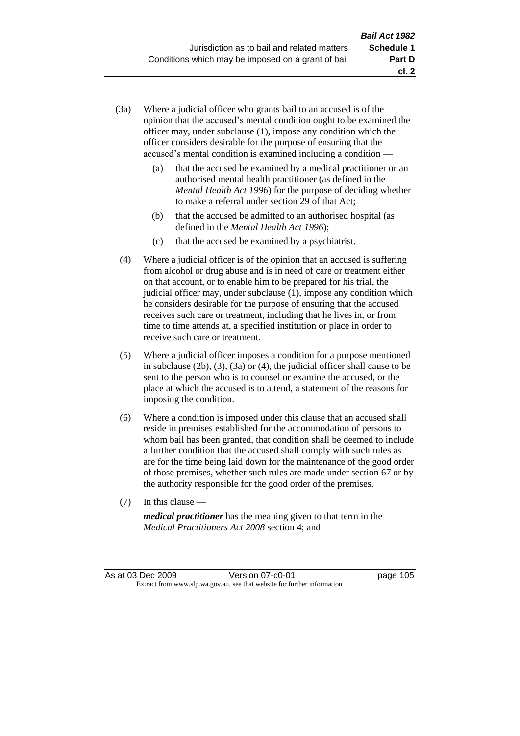(3a) Where a judicial officer who grants bail to an accused is of the opinion that the accused's mental condition ought to be examined the officer may, under subclause (1), impose any condition which the officer considers desirable for the purpose of ensuring that the accused's mental condition is examined including a condition —

 (a) that the accused be examined by a medical practitioner or an authorised mental health practitioner (as defined in the *Mental Health Act 1996*) for the purpose of deciding whether to make a referral under section 29 of that Act;

 (b) that the accused be admitted to an authorised hospital (as defined in the *Mental Health Act 1996*);

 (c) that the accused be examined by a psychiatrist.

(4) Where a judicial officer is of the opinion that an accused is suffering from alcohol or drug abuse and is in need of care or treatment either on that account, or to enable him to be prepared for his trial, the judicial officer may, under subclause (1), impose any condition which he considers desirable for the purpose of ensuring that the accused receives such care or treatment, including that he lives in, or from time to time attends at, a specified institution or place in order to receive such care or treatment.

(5) Where a judicial officer imposes a condition for a purpose mentioned in subclause (2b), (3), (3a) or (4), the judicial officer shall cause to be sent to the person who is to counsel or examine the accused, or the place at which the accused is to attend, a statement of the reasons for imposing the condition.

(6) Where a condition is imposed under this clause that an accused shall reside in premises established for the accommodation of persons to whom bail has been granted, that condition shall be deemed to include a further condition that the accused shall comply with such rules as are for the time being laid down for the maintenance of the good order of those premises, whether such rules are made under section 67 or by the authority responsible for the good order of the premises.

(7) In this clause —

 ***medical practitioner*** has the meaning given to that term in the *Medical Practitioners Act 2008* section 4; and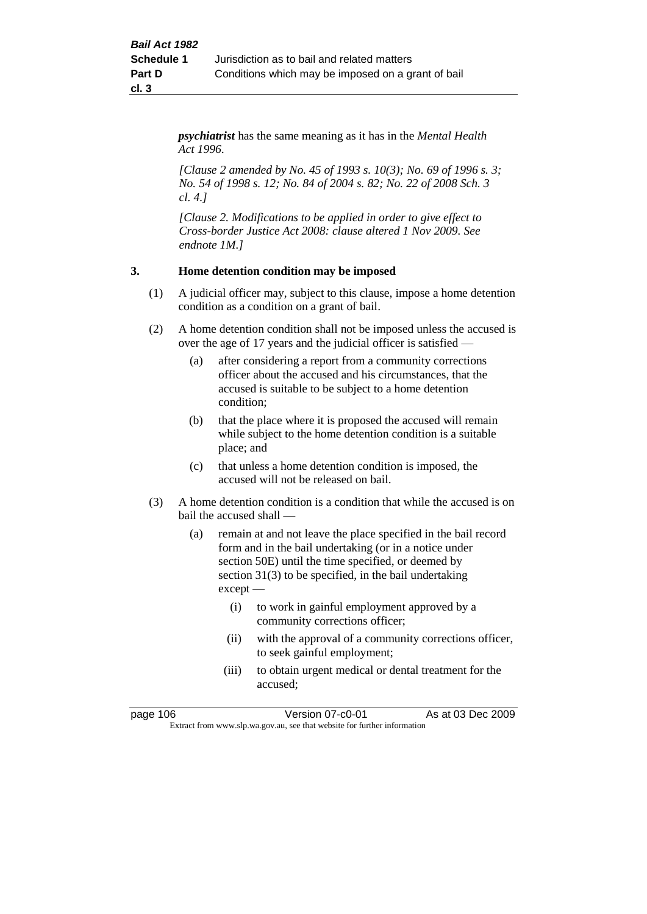*psychiatrist* has the same meaning as it has in the *Mental Health Act 1996*.

*[Clause 2 amended by No. 45 of 1993 s. 10(3); No. 69 of 1996 s. 3; No. 54 of 1998 s. 12; No. 84 of 2004 s. 82; No. 22 of 2008 Sch. 3 cl. 4.]*

*[Clause 2. Modifications to be applied in order to give effect to Cross-border Justice Act 2008: clause altered 1 Nov 2009. See endnote 1M.]*

**3. Home detention condition may be imposed**

(1) A judicial officer may, subject to this clause, impose a home detention condition as a condition on a grant of bail.

(2) A home detention condition shall not be imposed unless the accused is over the age of 17 years and the judicial officer is satisfied —

(a) after considering a report from a community corrections officer about the accused and his circumstances, that the accused is suitable to be subject to a home detention condition;

(b) that the place where it is proposed the accused will remain while subject to the home detention condition is a suitable place; and

(c) that unless a home detention condition is imposed, the accused will not be released on bail.

(3) A home detention condition is a condition that while the accused is on bail the accused shall —

(a) remain at and not leave the place specified in the bail record form and in the bail undertaking (or in a notice under section 50E) until the time specified, or deemed by section 31(3) to be specified, in the bail undertaking except —

(i) to work in gainful employment approved by a community corrections officer;

(ii) with the approval of a community corrections officer, to seek gainful employment;

(iii) to obtain urgent medical or dental treatment for the accused;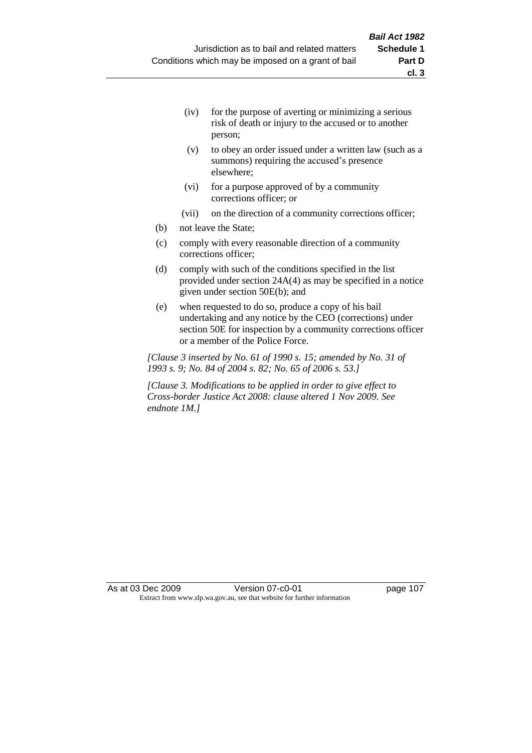- (iv) for the purpose of averting or minimizing a serious risk of death or injury to the accused or to another person;
- (v) to obey an order issued under a written law (such as a summons) requiring the accused's presence elsewhere;
- (vi) for a purpose approved of by a community corrections officer; or
- (vii) on the direction of a community corrections officer;

(b) not leave the State;

(c) comply with every reasonable direction of a community corrections officer;

(d) comply with such of the conditions specified in the list provided under section 24A(4) as may be specified in a notice given under section 50E(b); and

(e) when requested to do so, produce a copy of his bail undertaking and any notice by the CEO (corrections) under section 50E for inspection by a community corrections officer or a member of the Police Force.

*[Clause 3 inserted by No. 61 of 1990 s. 15; amended by No. 31 of 1993 s. 9; No. 84 of 2004 s. 82; No. 65 of 2006 s. 53.]*

*[Clause 3. Modifications to be applied in order to give effect to Cross-border Justice Act 2008: clause altered 1 Nov 2009. See endnote 1M.]*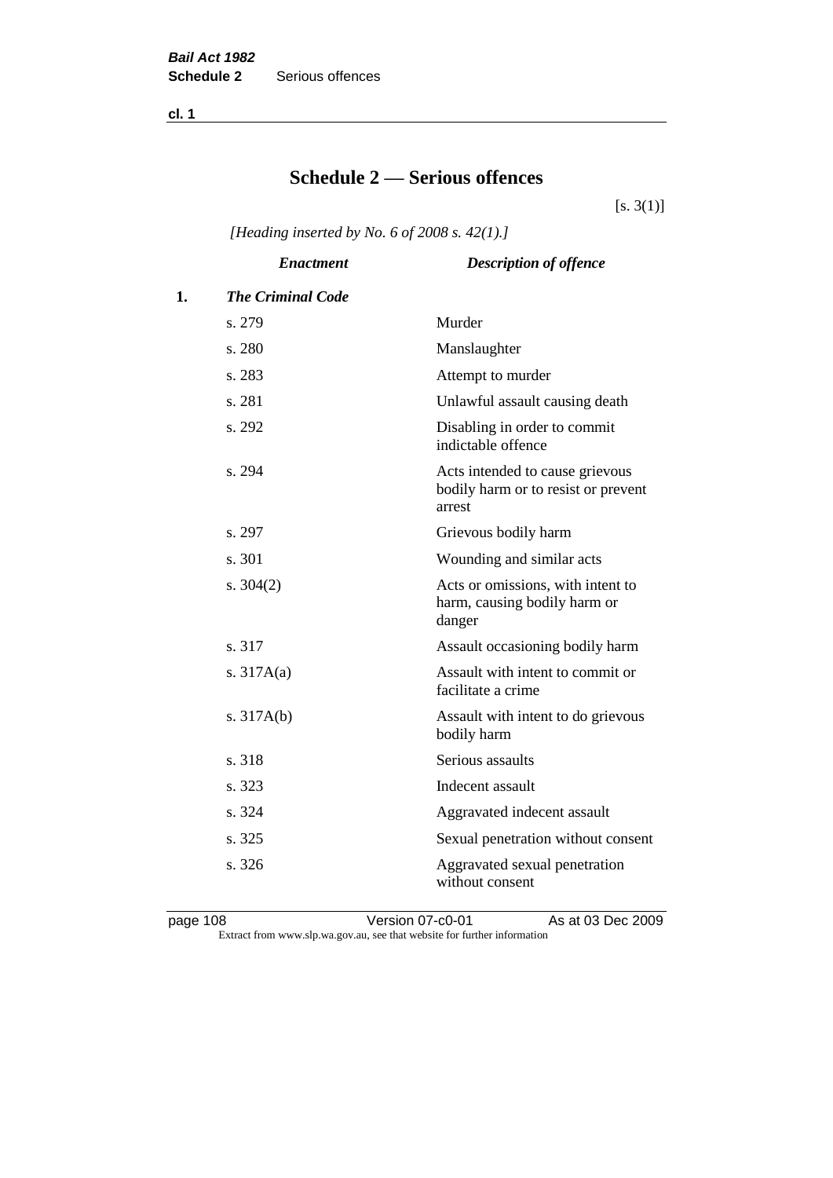# Schedule 2 — Serious offences

[s. 3(1)]

*[Heading inserted by No. 6 of 2008 s. 42(1).]*

| | *Enactment* | *Description of offence* |
|---|---|---|
| **1.** | ***The Criminal Code*** | |
| | s. 279 | Murder |
| | s. 280 | Manslaughter |
| | s. 283 | Attempt to murder |
| | s. 281 | Unlawful assault causing death |
| | s. 292 | Disabling in order to commit indictable offence |
| | s. 294 | Acts intended to cause grievous bodily harm or to resist or prevent arrest |
| | s. 297 | Grievous bodily harm |
| | s. 301 | Wounding and similar acts |
| | s. 304(2) | Acts or omissions, with intent to harm, causing bodily harm or danger |
| | s. 317 | Assault occasioning bodily harm |
| | s. 317A(a) | Assault with intent to commit or facilitate a crime |
| | s. 317A(b) | Assault with intent to do grievous bodily harm |
| | s. 318 | Serious assaults |
| | s. 323 | Indecent assault |
| | s. 324 | Aggravated indecent assault |
| | s. 325 | Sexual penetration without consent |
| | s. 326 | Aggravated sexual penetration without consent |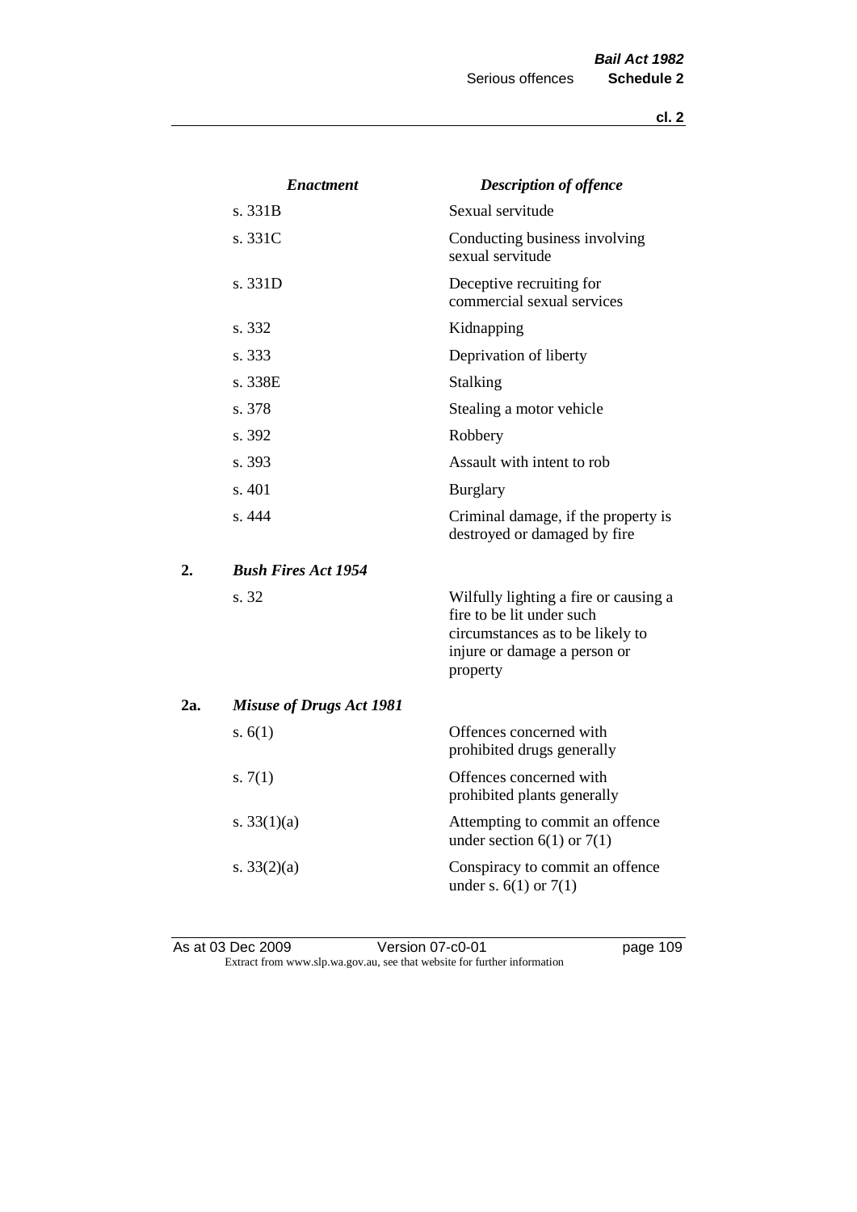| | *Enactment* | *Description of offence* |
|---|---|---|
| | s. 331B | Sexual servitude |
| | s. 331C | Conducting business involving sexual servitude |
| | s. 331D | Deceptive recruiting for commercial sexual services |
| | s. 332 | Kidnapping |
| | s. 333 | Deprivation of liberty |
| | s. 338E | Stalking |
| | s. 378 | Stealing a motor vehicle |
| | s. 392 | Robbery |
| | s. 393 | Assault with intent to rob |
| | s. 401 | Burglary |
| | s. 444 | Criminal damage, if the property is destroyed or damaged by fire |
| **2.** | ***Bush Fires Act 1954*** | |
| | s. 32 | Wilfully lighting a fire or causing a fire to be lit under such circumstances as to be likely to injure or damage a person or property |
| **2a.** | ***Misuse of Drugs Act 1981*** | |
| | s. 6(1) | Offences concerned with prohibited drugs generally |
| | s. 7(1) | Offences concerned with prohibited plants generally |
| | s. 33(1)(a) | Attempting to commit an offence under section 6(1) or 7(1) |
| | s. 33(2)(a) | Conspiracy to commit an offence under s. 6(1) or 7(1) |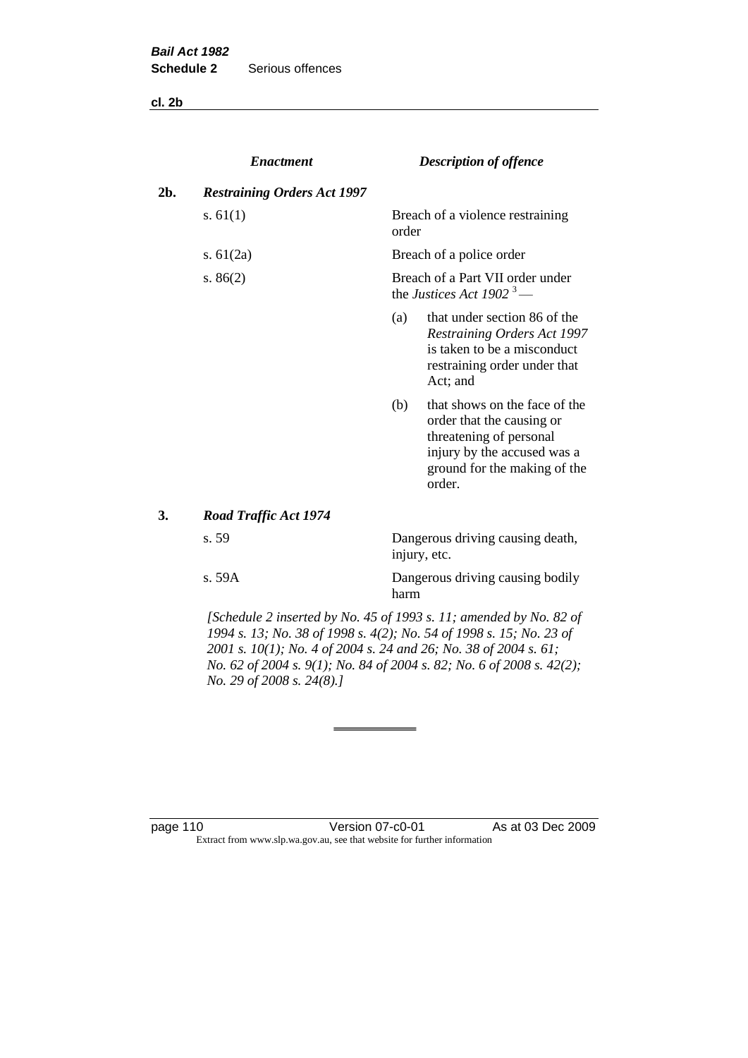| | *Enactment* | *Description of offence* |
|---|---|---|
| **2b.** | ***Restraining Orders Act 1997*** | |
| | s. 61(1) | Breach of a violence restraining order |
| | s. 61(2a) | Breach of a police order |
| | s. 86(2) | Breach of a Part VII order under the *Justices Act 1902* [3] — (a) that under section 86 of the *Restraining Orders Act 1997* is taken to be a misconduct restraining order under that Act; and (b) that shows on the face of the order that the causing or threatening of personal injury by the accused was a ground for the making of the order. |
| **3.** | ***Road Traffic Act 1974*** | |
| | s. 59 | Dangerous driving causing death, injury, etc. |
| | s. 59A | Dangerous driving causing bodily harm |

*[Schedule 2 inserted by No. 45 of 1993 s. 11; amended by No. 82 of 1994 s. 13; No. 38 of 1998 s. 4(2); No. 54 of 1998 s. 15; No. 23 of 2001 s. 10(1); No. 4 of 2004 s. 24 and 26; No. 38 of 2004 s. 61; No. 62 of 2004 s. 9(1); No. 84 of 2004 s. 82; No. 6 of 2008 s. 42(2); No. 29 of 2008 s. 24(8).]*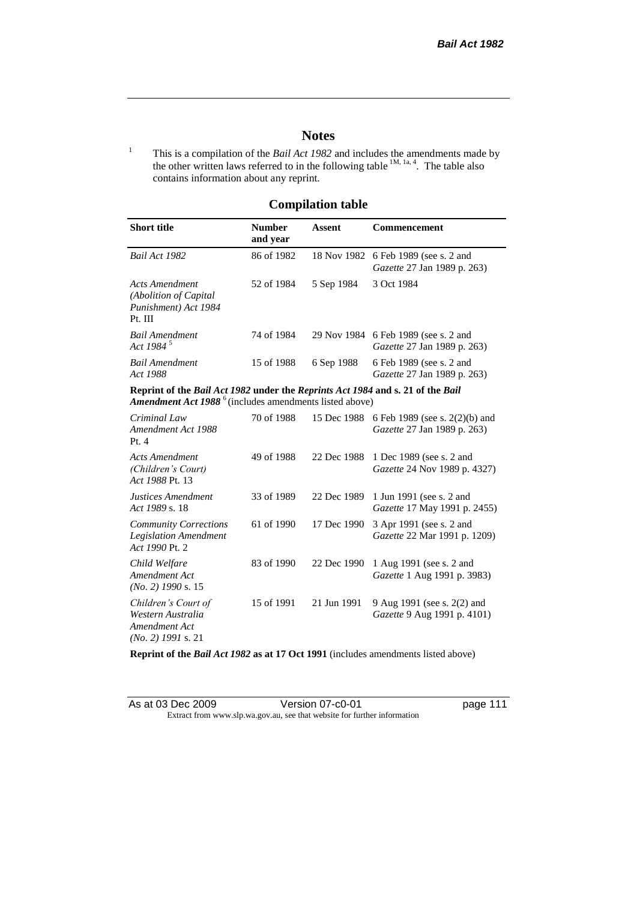## Notes

[1] This is a compilation of the *Bail Act 1982* and includes the amendments made by the other written laws referred to in the following table [1M, 1a, 4]. The table also contains information about any reprint.

## Compilation table

| Short title | Number and year | Assent | Commencement |
|---|---|---|---|
| *Bail Act 1982* | 86 of 1982 | 18 Nov 1982 | 6 Feb 1989 (see s. 2 and *Gazette* 27 Jan 1989 p. 263) |
| *Acts Amendment (Abolition of Capital Punishment) Act 1984* Pt. III | 52 of 1984 | 5 Sep 1984 | 3 Oct 1984 |
| *Bail Amendment Act 1984* [5] | 74 of 1984 | 29 Nov 1984 | 6 Feb 1989 (see s. 2 and *Gazette* 27 Jan 1989 p. 263) |
| *Bail Amendment Act 1988* | 15 of 1988 | 6 Sep 1988 | 6 Feb 1989 (see s. 2 and *Gazette* 27 Jan 1989 p. 263) |
| **Reprint of the *Bail Act 1982* under the *Reprints Act 1984* and s. 21 of the *Bail Amendment Act 1988*** [6] (includes amendments listed above) | | | |
| *Criminal Law Amendment Act 1988* Pt. 4 | 70 of 1988 | 15 Dec 1988 | 6 Feb 1989 (see s. 2(2)(b) and *Gazette* 27 Jan 1989 p. 263) |
| *Acts Amendment (Children's Court) Act 1988* Pt. 13 | 49 of 1988 | 22 Dec 1988 | 1 Dec 1989 (see s. 2 and *Gazette* 24 Nov 1989 p. 4327) |
| *Justices Amendment Act 1989* s. 18 | 33 of 1989 | 22 Dec 1989 | 1 Jun 1991 (see s. 2 and *Gazette* 17 May 1991 p. 2455) |
| *Community Corrections Legislation Amendment Act 1990* Pt. 2 | 61 of 1990 | 17 Dec 1990 | 3 Apr 1991 (see s. 2 and *Gazette* 22 Mar 1991 p. 1209) |
| *Child Welfare Amendment Act (No. 2) 1990* s. 15 | 83 of 1990 | 22 Dec 1990 | 1 Aug 1991 (see s. 2 and *Gazette* 1 Aug 1991 p. 3983) |
| *Children's Court of Western Australia Amendment Act (No. 2) 1991* s. 21 | 15 of 1991 | 21 Jun 1991 | 9 Aug 1991 (see s. 2(2) and *Gazette* 9 Aug 1991 p. 4101) |
| **Reprint of the *Bail Act 1982* as at 17 Oct 1991** (includes amendments listed above) | | | |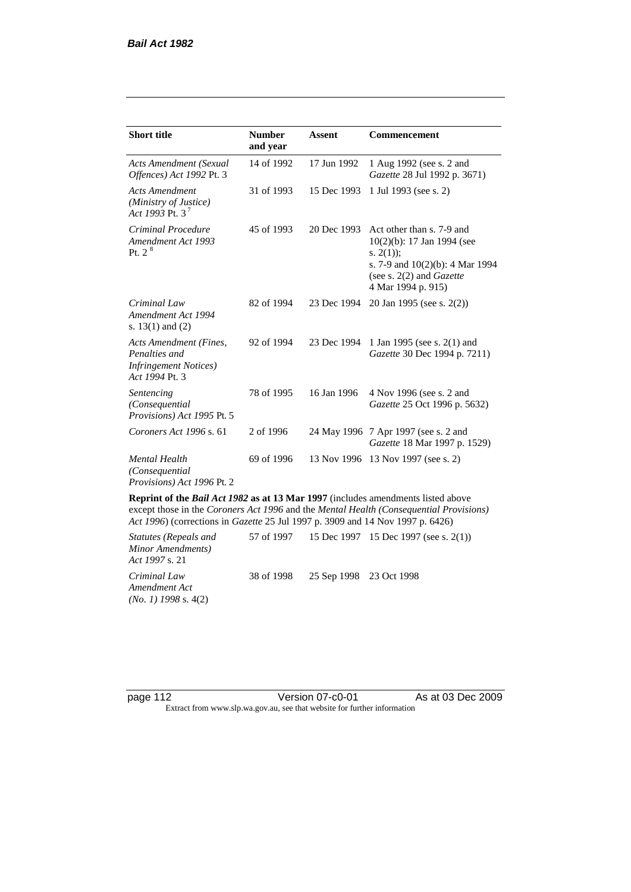| Short title | Number and year | Assent | Commencement |
|---|---|---|---|
| *Acts Amendment (Sexual Offences) Act 1992* Pt. 3 | 14 of 1992 | 17 Jun 1992 | 1 Aug 1992 (see s. 2 and *Gazette* 28 Jul 1992 p. 3671) |
| *Acts Amendment (Ministry of Justice) Act 1993* Pt. 3 [7] | 31 of 1993 | 15 Dec 1993 | 1 Jul 1993 (see s. 2) |
| *Criminal Procedure Amendment Act 1993* Pt. 2 [8] | 45 of 1993 | 20 Dec 1993 | Act other than s. 7-9 and 10(2)(b): 17 Jan 1994 (see s. 2(1)); s. 7-9 and 10(2)(b): 4 Mar 1994 (see s. 2(2) and *Gazette* 4 Mar 1994 p. 915) |
| *Criminal Law Amendment Act 1994* s. 13(1) and (2) | 82 of 1994 | 23 Dec 1994 | 20 Jan 1995 (see s. 2(2)) |
| *Acts Amendment (Fines, Penalties and Infringement Notices) Act 1994* Pt. 3 | 92 of 1994 | 23 Dec 1994 | 1 Jan 1995 (see s. 2(1) and *Gazette* 30 Dec 1994 p. 7211) |
| *Sentencing (Consequential Provisions) Act 1995* Pt. 5 | 78 of 1995 | 16 Jan 1996 | 4 Nov 1996 (see s. 2 and *Gazette* 25 Oct 1996 p. 5632) |
| *Coroners Act 1996* s. 61 | 2 of 1996 | 24 May 1996 | 7 Apr 1997 (see s. 2 and *Gazette* 18 Mar 1997 p. 1529) |
| *Mental Health (Consequential Provisions) Act 1996* Pt. 2 | 69 of 1996 | 13 Nov 1996 | 13 Nov 1997 (see s. 2) |
| **Reprint of the *Bail Act 1982* as at 13 Mar 1997** (includes amendments listed above except those in the *Coroners Act 1996* and the *Mental Health (Consequential Provisions) Act 1996*) (corrections in *Gazette* 25 Jul 1997 p. 3909 and 14 Nov 1997 p. 6426) | | | |
| *Statutes (Repeals and Minor Amendments) Act 1997* s. 21 | 57 of 1997 | 15 Dec 1997 | 15 Dec 1997 (see s. 2(1)) |
| *Criminal Law Amendment Act (No. 1) 1998* s. 4(2) | 38 of 1998 | 25 Sep 1998 | 23 Oct 1998 |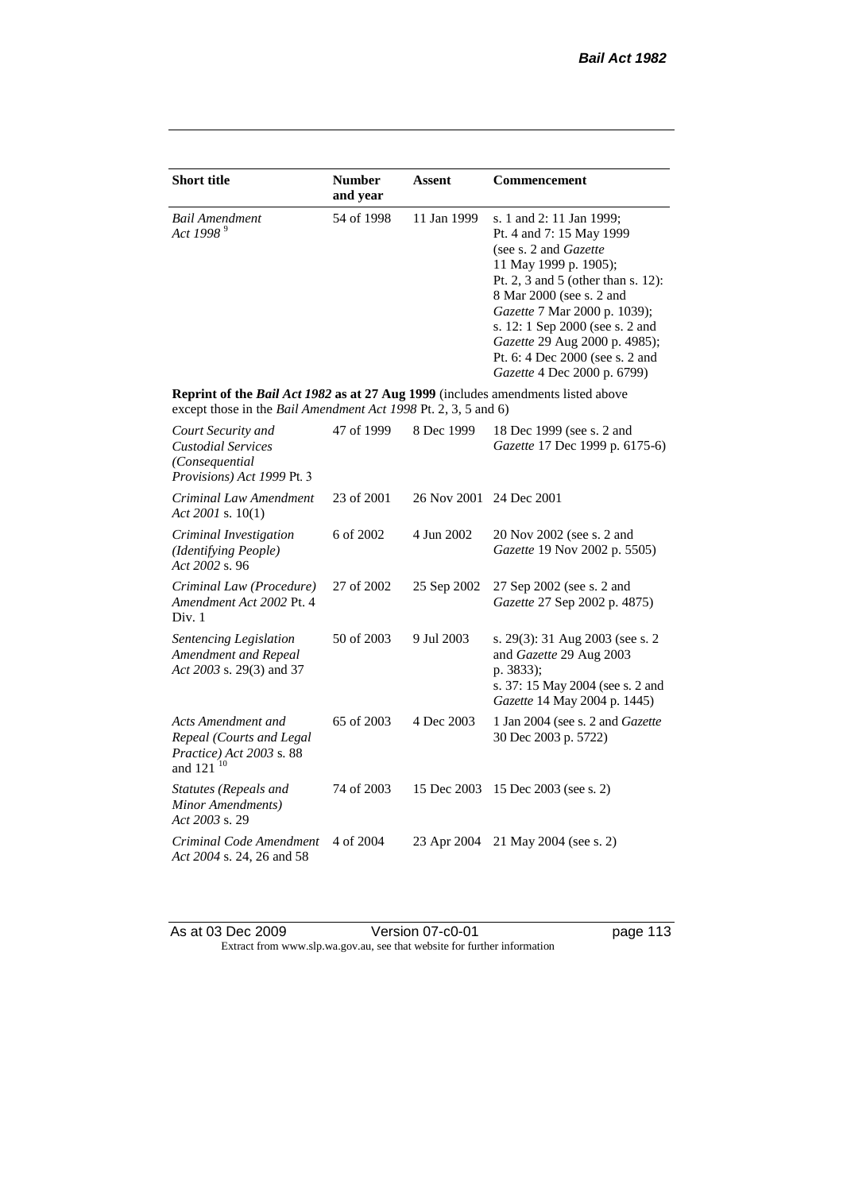| Short title | Number and year | Assent | Commencement |
|---|---|---|---|
| *Bail Amendment Act 1998* [9] | 54 of 1998 | 11 Jan 1999 | s. 1 and 2: 11 Jan 1999; Pt. 4 and 7: 15 May 1999 (see s. 2 and *Gazette* 11 May 1999 p. 1905); Pt. 2, 3 and 5 (other than s. 12): 8 Mar 2000 (see s. 2 and *Gazette* 7 Mar 2000 p. 1039); s. 12: 1 Sep 2000 (see s. 2 and *Gazette* 29 Aug 2000 p. 4985); Pt. 6: 4 Dec 2000 (see s. 2 and *Gazette* 4 Dec 2000 p. 6799) |
| **Reprint of the *Bail Act 1982* as at 27 Aug 1999** (includes amendments listed above except those in the *Bail Amendment Act 1998* Pt. 2, 3, 5 and 6) | | | |
| *Court Security and Custodial Services (Consequential Provisions) Act 1999* Pt. 3 | 47 of 1999 | 8 Dec 1999 | 18 Dec 1999 (see s. 2 and *Gazette* 17 Dec 1999 p. 6175-6) |
| *Criminal Law Amendment Act 2001* s. 10(1) | 23 of 2001 | 26 Nov 2001 | 24 Dec 2001 |
| *Criminal Investigation (Identifying People) Act 2002* s. 96 | 6 of 2002 | 4 Jun 2002 | 20 Nov 2002 (see s. 2 and *Gazette* 19 Nov 2002 p. 5505) |
| *Criminal Law (Procedure) Amendment Act 2002* Pt. 4 Div. 1 | 27 of 2002 | 25 Sep 2002 | 27 Sep 2002 (see s. 2 and *Gazette* 27 Sep 2002 p. 4875) |
| *Sentencing Legislation Amendment and Repeal Act 2003* s. 29(3) and 37 | 50 of 2003 | 9 Jul 2003 | s. 29(3): 31 Aug 2003 (see s. 2 and *Gazette* 29 Aug 2003 p. 3833); s. 37: 15 May 2004 (see s. 2 and *Gazette* 14 May 2004 p. 1445) |
| *Acts Amendment and Repeal (Courts and Legal Practice) Act 2003* s. 88 and 121 [10] | 65 of 2003 | 4 Dec 2003 | 1 Jan 2004 (see s. 2 and *Gazette* 30 Dec 2003 p. 5722) |
| *Statutes (Repeals and Minor Amendments) Act 2003* s. 29 | 74 of 2003 | 15 Dec 2003 | 15 Dec 2003 (see s. 2) |
| *Criminal Code Amendment Act 2004* s. 24, 26 and 58 | 4 of 2004 | 23 Apr 2004 | 21 May 2004 (see s. 2) |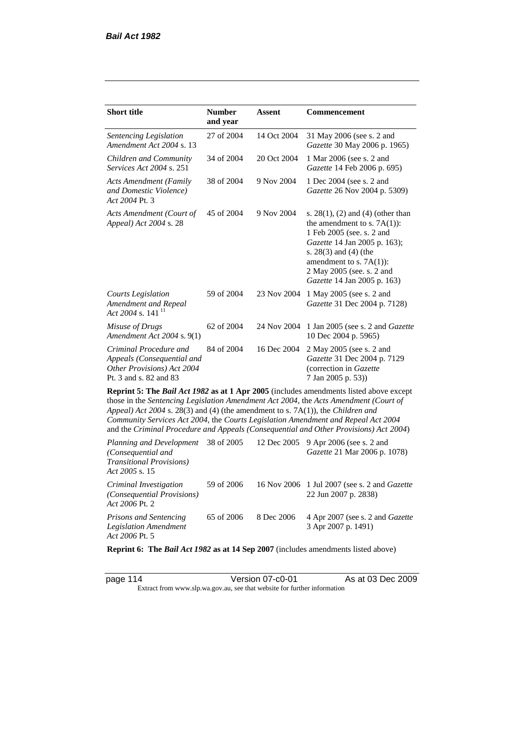| Short title | Number and year | Assent | Commencement |
|---|---|---|---|
| *Sentencing Legislation Amendment Act 2004* s. 13 | 27 of 2004 | 14 Oct 2004 | 31 May 2006 (see s. 2 and *Gazette* 30 May 2006 p. 1965) |
| *Children and Community Services Act 2004* s. 251 | 34 of 2004 | 20 Oct 2004 | 1 Mar 2006 (see s. 2 and *Gazette* 14 Feb 2006 p. 695) |
| *Acts Amendment (Family and Domestic Violence) Act 2004* Pt. 3 | 38 of 2004 | 9 Nov 2004 | 1 Dec 2004 (see s. 2 and *Gazette* 26 Nov 2004 p. 5309) |
| *Acts Amendment (Court of Appeal) Act 2004* s. 28 | 45 of 2004 | 9 Nov 2004 | s. 28(1), (2) and (4) (other than the amendment to s. 7A(1)): 1 Feb 2005 (see. s. 2 and *Gazette* 14 Jan 2005 p. 163); s. 28(3) and (4) (the amendment to s. 7A(1)): 2 May 2005 (see. s. 2 and *Gazette* 14 Jan 2005 p. 163) |
| *Courts Legislation Amendment and Repeal Act 2004* s. 141 [11] | 59 of 2004 | 23 Nov 2004 | 1 May 2005 (see s. 2 and *Gazette* 31 Dec 2004 p. 7128) |
| *Misuse of Drugs Amendment Act 2004* s. 9(1) | 62 of 2004 | 24 Nov 2004 | 1 Jan 2005 (see s. 2 and *Gazette* 10 Dec 2004 p. 5965) |
| *Criminal Procedure and Appeals (Consequential and Other Provisions) Act 2004* Pt. 3 and s. 82 and 83 | 84 of 2004 | 16 Dec 2004 | 2 May 2005 (see s. 2 and *Gazette* 31 Dec 2004 p. 7129 (correction in *Gazette* 7 Jan 2005 p. 53)) |
| **Reprint 5: The *Bail Act 1982* as at 1 Apr 2005** (includes amendments listed above except those in the *Sentencing Legislation Amendment Act 2004*, the *Acts Amendment (Court of Appeal) Act 2004* s. 28(3) and (4) (the amendment to s. 7A(1)), the *Children and Community Services Act 2004*, the *Courts Legislation Amendment and Repeal Act 2004* and the *Criminal Procedure and Appeals (Consequential and Other Provisions) Act 2004*) | | | |
| *Planning and Development (Consequential and Transitional Provisions) Act 2005* s. 15 | 38 of 2005 | 12 Dec 2005 | 9 Apr 2006 (see s. 2 and *Gazette* 21 Mar 2006 p. 1078) |
| *Criminal Investigation (Consequential Provisions) Act 2006* Pt. 2 | 59 of 2006 | 16 Nov 2006 | 1 Jul 2007 (see s. 2 and *Gazette* 22 Jun 2007 p. 2838) |
| *Prisons and Sentencing Legislation Amendment Act 2006* Pt. 5 | 65 of 2006 | 8 Dec 2006 | 4 Apr 2007 (see s. 2 and *Gazette* 3 Apr 2007 p. 1491) |
| **Reprint 6: The *Bail Act 1982* as at 14 Sep 2007** (includes amendments listed above) | | | |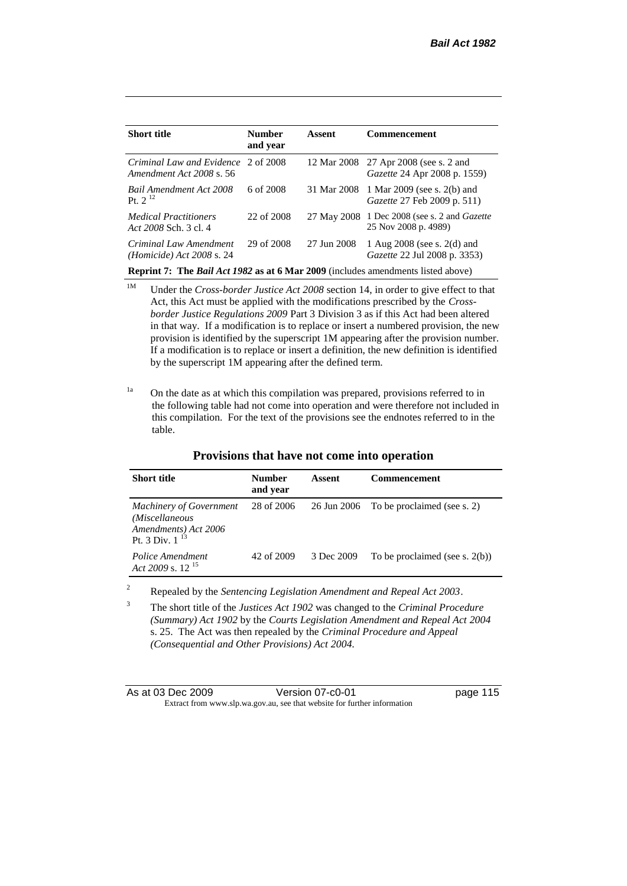| Short title | Number and year | Assent | Commencement |
|---|---|---|---|
| *Criminal Law and Evidence Amendment Act 2008* s. 56 | 2 of 2008 | 12 Mar 2008 | 27 Apr 2008 (see s. 2 and *Gazette* 24 Apr 2008 p. 1559) |
| *Bail Amendment Act 2008* Pt. 2 [12] | 6 of 2008 | 31 Mar 2008 | 1 Mar 2009 (see s. 2(b) and *Gazette* 27 Feb 2009 p. 511) |
| *Medical Practitioners Act 2008* Sch. 3 cl. 4 | 22 of 2008 | 27 May 2008 | 1 Dec 2008 (see s. 2 and *Gazette* 25 Nov 2008 p. 4989) |
| *Criminal Law Amendment (Homicide) Act 2008* s. 24 | 29 of 2008 | 27 Jun 2008 | 1 Aug 2008 (see s. 2(d) and *Gazette* 22 Jul 2008 p. 3353) |
| **Reprint 7: The *Bail Act 1982* as at 6 Mar 2009** (includes amendments listed above) | | | |

[1M] Under the *Cross-border Justice Act 2008* section 14, in order to give effect to that Act, this Act must be applied with the modifications prescribed by the *Cross-border Justice Regulations 2009* Part 3 Division 3 as if this Act had been altered in that way. If a modification is to replace or insert a numbered provision, the new provision is identified by the superscript 1M appearing after the provision number. If a modification is to replace or insert a definition, the new definition is identified by the superscript 1M appearing after the defined term.

[1a] On the date as at which this compilation was prepared, provisions referred to in the following table had not come into operation and were therefore not included in this compilation. For the text of the provisions see the endnotes referred to in the table.

## Provisions that have not come into operation

| Short title | Number and year | Assent | Commencement |
|---|---|---|---|
| *Machinery of Government (Miscellaneous Amendments) Act 2006* Pt. 3 Div. 1 [13] | 28 of 2006 | 26 Jun 2006 | To be proclaimed (see s. 2) |
| *Police Amendment Act 2009* s. 12 [15] | 42 of 2009 | 3 Dec 2009 | To be proclaimed (see s. 2(b)) |

[2] Repealed by the *Sentencing Legislation Amendment and Repeal Act 2003*.

[3] The short title of the *Justices Act 1902* was changed to the *Criminal Procedure (Summary) Act 1902* by the *Courts Legislation Amendment and Repeal Act 2004* s. 25. The Act was then repealed by the *Criminal Procedure and Appeal (Consequential and Other Provisions) Act 2004*.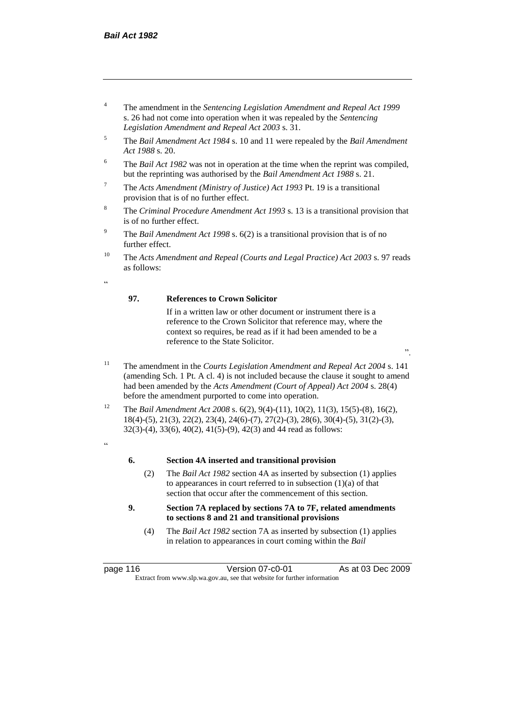[4] The amendment in the *Sentencing Legislation Amendment and Repeal Act 1999* s. 26 had not come into operation when it was repealed by the *Sentencing Legislation Amendment and Repeal Act 2003* s. 31.

[5] The *Bail Amendment Act 1984* s. 10 and 11 were repealed by the *Bail Amendment Act 1988* s. 20.

[6] The *Bail Act 1982* was not in operation at the time when the reprint was compiled, but the reprinting was authorised by the *Bail Amendment Act 1988* s. 21.

[7] The *Acts Amendment (Ministry of Justice) Act 1993* Pt. 19 is a transitional provision that is of no further effect.

[8] The *Criminal Procedure Amendment Act 1993* s. 13 is a transitional provision that is of no further effect.

[9] The *Bail Amendment Act 1998* s. 6(2) is a transitional provision that is of no further effect.

[10] The *Acts Amendment and Repeal (Courts and Legal Practice) Act 2003* s. 97 reads as follows:

"

**97. References to Crown Solicitor**

If in a written law or other document or instrument there is a reference to the Crown Solicitor that reference may, where the context so requires, be read as if it had been amended to be a reference to the State Solicitor.

".

[11] The amendment in the *Courts Legislation Amendment and Repeal Act 2004* s. 141 (amending Sch. 1 Pt. A cl. 4) is not included because the clause it sought to amend had been amended by the *Acts Amendment (Court of Appeal) Act 2004* s. 28(4) before the amendment purported to come into operation.

[12] The *Bail Amendment Act 2008* s. 6(2), 9(4)-(11), 10(2), 11(3), 15(5)-(8), 16(2), 18(4)-(5), 21(3), 22(2), 23(4), 24(6)-(7), 27(2)-(3), 28(6), 30(4)-(5), 31(2)-(3), 32(3)-(4), 33(6), 40(2), 41(5)-(9), 42(3) and 44 read as follows:

"

**6. Section 4A inserted and transitional provision**

(2) The *Bail Act 1982* section 4A as inserted by subsection (1) applies to appearances in court referred to in subsection (1)(a) of that section that occur after the commencement of this section.

**9. Section 7A replaced by sections 7A to 7F, related amendments to sections 8 and 21 and transitional provisions**

(4) The *Bail Act 1982* section 7A as inserted by subsection (1) applies in relation to appearances in court coming within the *Bail*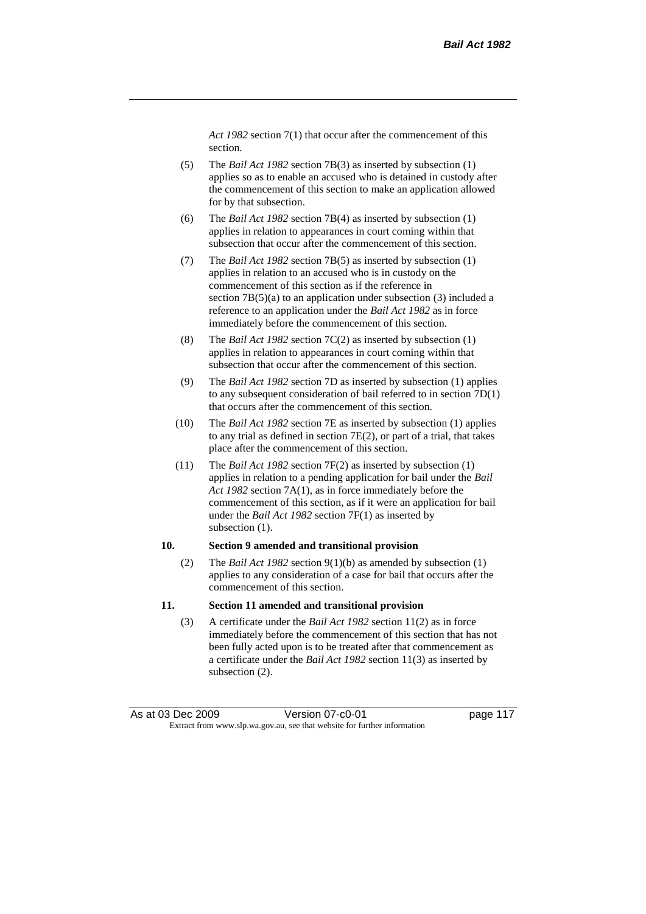*Act 1982* section 7(1) that occur after the commencement of this section.

(5) The *Bail Act 1982* section 7B(3) as inserted by subsection (1) applies so as to enable an accused who is detained in custody after the commencement of this section to make an application allowed for by that subsection.

(6) The *Bail Act 1982* section 7B(4) as inserted by subsection (1) applies in relation to appearances in court coming within that subsection that occur after the commencement of this section.

(7) The *Bail Act 1982* section 7B(5) as inserted by subsection (1) applies in relation to an accused who is in custody on the commencement of this section as if the reference in section 7B(5)(a) to an application under subsection (3) included a reference to an application under the *Bail Act 1982* as in force immediately before the commencement of this section.

(8) The *Bail Act 1982* section 7C(2) as inserted by subsection (1) applies in relation to appearances in court coming within that subsection that occur after the commencement of this section.

(9) The *Bail Act 1982* section 7D as inserted by subsection (1) applies to any subsequent consideration of bail referred to in section 7D(1) that occurs after the commencement of this section.

(10) The *Bail Act 1982* section 7E as inserted by subsection (1) applies to any trial as defined in section 7E(2), or part of a trial, that takes place after the commencement of this section.

(11) The *Bail Act 1982* section 7F(2) as inserted by subsection (1) applies in relation to a pending application for bail under the *Bail Act 1982* section 7A(1), as in force immediately before the commencement of this section, as if it were an application for bail under the *Bail Act 1982* section 7F(1) as inserted by subsection (1).

**10. Section 9 amended and transitional provision**

(2) The *Bail Act 1982* section 9(1)(b) as amended by subsection (1) applies to any consideration of a case for bail that occurs after the commencement of this section.

**11. Section 11 amended and transitional provision**

(3) A certificate under the *Bail Act 1982* section 11(2) as in force immediately before the commencement of this section that has not been fully acted upon is to be treated after that commencement as a certificate under the *Bail Act 1982* section 11(3) as inserted by subsection (2).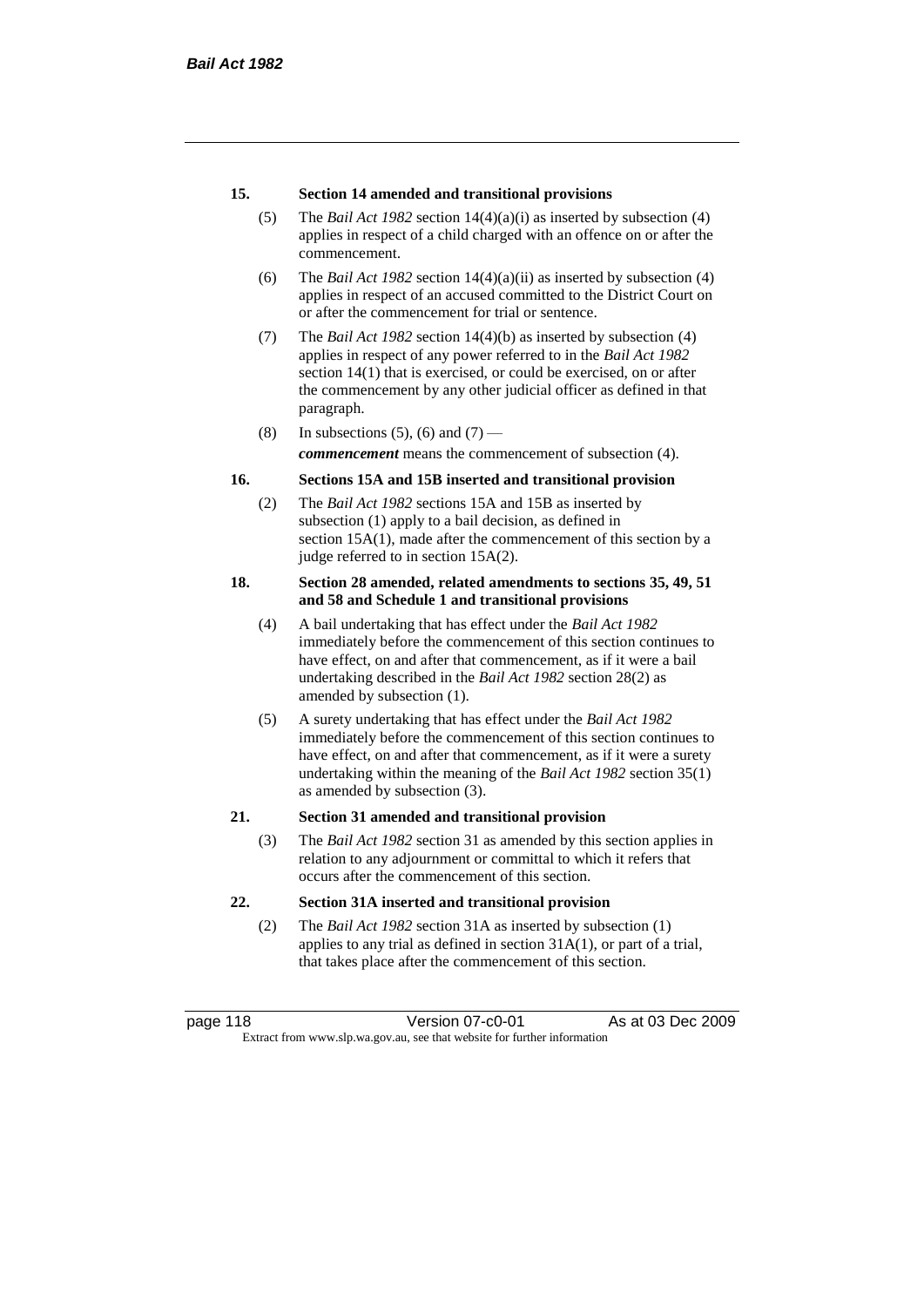**15. Section 14 amended and transitional provisions**

(5) The *Bail Act 1982* section 14(4)(a)(i) as inserted by subsection (4) applies in respect of a child charged with an offence on or after the commencement.

(6) The *Bail Act 1982* section 14(4)(a)(ii) as inserted by subsection (4) applies in respect of an accused committed to the District Court on or after the commencement for trial or sentence.

(7) The *Bail Act 1982* section 14(4)(b) as inserted by subsection (4) applies in respect of any power referred to in the *Bail Act 1982* section 14(1) that is exercised, or could be exercised, on or after the commencement by any other judicial officer as defined in that paragraph.

(8) In subsections (5), (6) and (7) —

***commencement*** means the commencement of subsection (4).

**16. Sections 15A and 15B inserted and transitional provision**

(2) The *Bail Act 1982* sections 15A and 15B as inserted by subsection (1) apply to a bail decision, as defined in section 15A(1), made after the commencement of this section by a judge referred to in section 15A(2).

**18. Section 28 amended, related amendments to sections 35, 49, 51 and 58 and Schedule 1 and transitional provisions**

(4) A bail undertaking that has effect under the *Bail Act 1982* immediately before the commencement of this section continues to have effect, on and after that commencement, as if it were a bail undertaking described in the *Bail Act 1982* section 28(2) as amended by subsection (1).

(5) A surety undertaking that has effect under the *Bail Act 1982* immediately before the commencement of this section continues to have effect, on and after that commencement, as if it were a surety undertaking within the meaning of the *Bail Act 1982* section 35(1) as amended by subsection (3).

**21. Section 31 amended and transitional provision**

(3) The *Bail Act 1982* section 31 as amended by this section applies in relation to any adjournment or committal to which it refers that occurs after the commencement of this section.

**22. Section 31A inserted and transitional provision**

(2) The *Bail Act 1982* section 31A as inserted by subsection (1) applies to any trial as defined in section 31A(1), or part of a trial, that takes place after the commencement of this section.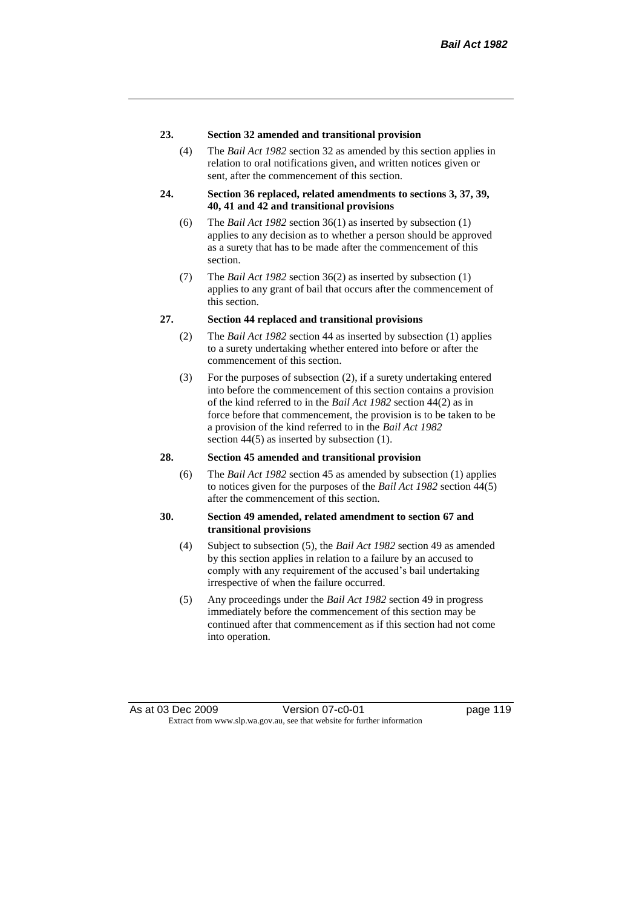**23. Section 32 amended and transitional provision**

(4) The *Bail Act 1982* section 32 as amended by this section applies in relation to oral notifications given, and written notices given or sent, after the commencement of this section.

**24. Section 36 replaced, related amendments to sections 3, 37, 39, 40, 41 and 42 and transitional provisions**

(6) The *Bail Act 1982* section 36(1) as inserted by subsection (1) applies to any decision as to whether a person should be approved as a surety that has to be made after the commencement of this section.

(7) The *Bail Act 1982* section 36(2) as inserted by subsection (1) applies to any grant of bail that occurs after the commencement of this section.

**27. Section 44 replaced and transitional provisions**

(2) The *Bail Act 1982* section 44 as inserted by subsection (1) applies to a surety undertaking whether entered into before or after the commencement of this section.

(3) For the purposes of subsection (2), if a surety undertaking entered into before the commencement of this section contains a provision of the kind referred to in the *Bail Act 1982* section 44(2) as in force before that commencement, the provision is to be taken to be a provision of the kind referred to in the *Bail Act 1982* section 44(5) as inserted by subsection (1).

**28. Section 45 amended and transitional provision**

(6) The *Bail Act 1982* section 45 as amended by subsection (1) applies to notices given for the purposes of the *Bail Act 1982* section 44(5) after the commencement of this section.

**30. Section 49 amended, related amendment to section 67 and transitional provisions**

(4) Subject to subsection (5), the *Bail Act 1982* section 49 as amended by this section applies in relation to a failure by an accused to comply with any requirement of the accused's bail undertaking irrespective of when the failure occurred.

(5) Any proceedings under the *Bail Act 1982* section 49 in progress immediately before the commencement of this section may be continued after that commencement as if this section had not come into operation.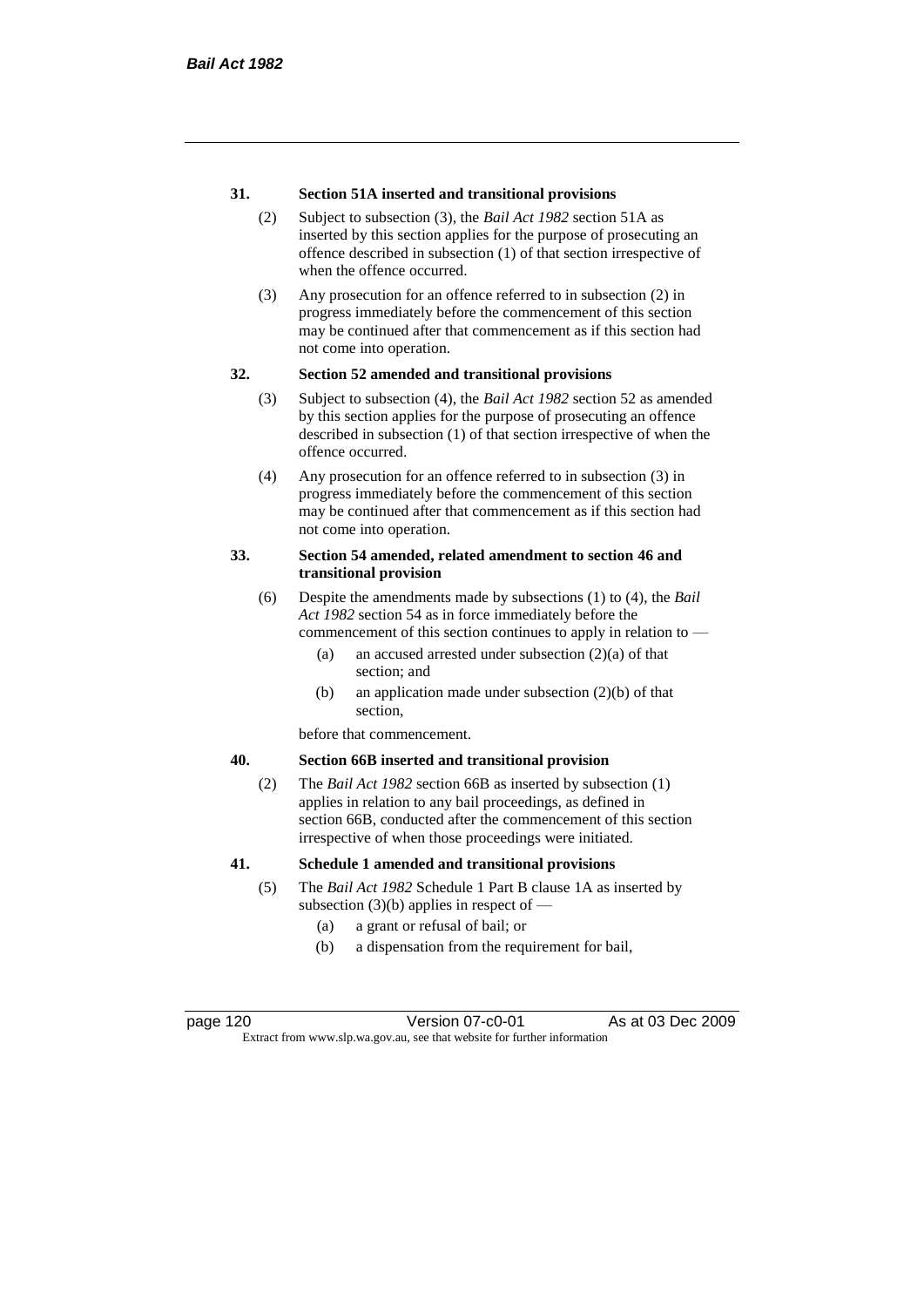**31. Section 51A inserted and transitional provisions**

(2) Subject to subsection (3), the *Bail Act 1982* section 51A as inserted by this section applies for the purpose of prosecuting an offence described in subsection (1) of that section irrespective of when the offence occurred.

(3) Any prosecution for an offence referred to in subsection (2) in progress immediately before the commencement of this section may be continued after that commencement as if this section had not come into operation.

**32. Section 52 amended and transitional provisions**

(3) Subject to subsection (4), the *Bail Act 1982* section 52 as amended by this section applies for the purpose of prosecuting an offence described in subsection (1) of that section irrespective of when the offence occurred.

(4) Any prosecution for an offence referred to in subsection (3) in progress immediately before the commencement of this section may be continued after that commencement as if this section had not come into operation.

**33. Section 54 amended, related amendment to section 46 and transitional provision**

(6) Despite the amendments made by subsections (1) to (4), the *Bail Act 1982* section 54 as in force immediately before the commencement of this section continues to apply in relation to —

(a) an accused arrested under subsection (2)(a) of that section; and

(b) an application made under subsection (2)(b) of that section,

before that commencement.

**40. Section 66B inserted and transitional provision**

(2) The *Bail Act 1982* section 66B as inserted by subsection (1) applies in relation to any bail proceedings, as defined in section 66B, conducted after the commencement of this section irrespective of when those proceedings were initiated.

**41. Schedule 1 amended and transitional provisions**

(5) The *Bail Act 1982* Schedule 1 Part B clause 1A as inserted by subsection (3)(b) applies in respect of —

(a) a grant or refusal of bail; or

(b) a dispensation from the requirement for bail,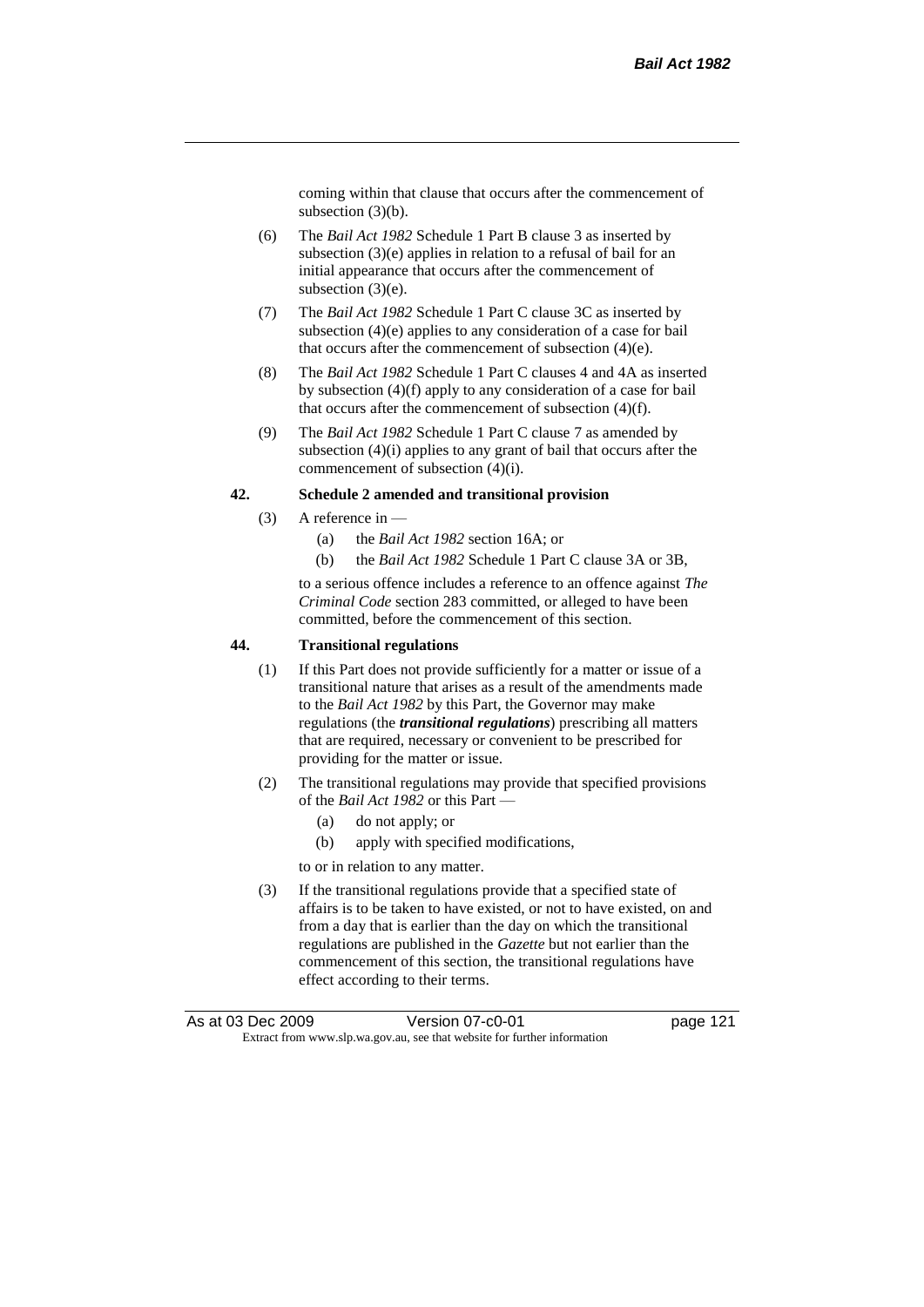coming within that clause that occurs after the commencement of subsection (3)(b).

(6) The *Bail Act 1982* Schedule 1 Part B clause 3 as inserted by subsection (3)(e) applies in relation to a refusal of bail for an initial appearance that occurs after the commencement of subsection (3)(e).

(7) The *Bail Act 1982* Schedule 1 Part C clause 3C as inserted by subsection (4)(e) applies to any consideration of a case for bail that occurs after the commencement of subsection (4)(e).

(8) The *Bail Act 1982* Schedule 1 Part C clauses 4 and 4A as inserted by subsection (4)(f) apply to any consideration of a case for bail that occurs after the commencement of subsection (4)(f).

(9) The *Bail Act 1982* Schedule 1 Part C clause 7 as amended by subsection (4)(i) applies to any grant of bail that occurs after the commencement of subsection (4)(i).

**42. Schedule 2 amended and transitional provision**

(3) A reference in —

(a) the *Bail Act 1982* section 16A; or

(b) the *Bail Act 1982* Schedule 1 Part C clause 3A or 3B,

to a serious offence includes a reference to an offence against *The Criminal Code* section 283 committed, or alleged to have been committed, before the commencement of this section.

**44. Transitional regulations**

(1) If this Part does not provide sufficiently for a matter or issue of a transitional nature that arises as a result of the amendments made to the *Bail Act 1982* by this Part, the Governor may make regulations (the ***transitional regulations***) prescribing all matters that are required, necessary or convenient to be prescribed for providing for the matter or issue.

(2) The transitional regulations may provide that specified provisions of the *Bail Act 1982* or this Part —

(a) do not apply; or

(b) apply with specified modifications,

to or in relation to any matter.

(3) If the transitional regulations provide that a specified state of affairs is to be taken to have existed, or not to have existed, on and from a day that is earlier than the day on which the transitional regulations are published in the *Gazette* but not earlier than the commencement of this section, the transitional regulations have effect according to their terms.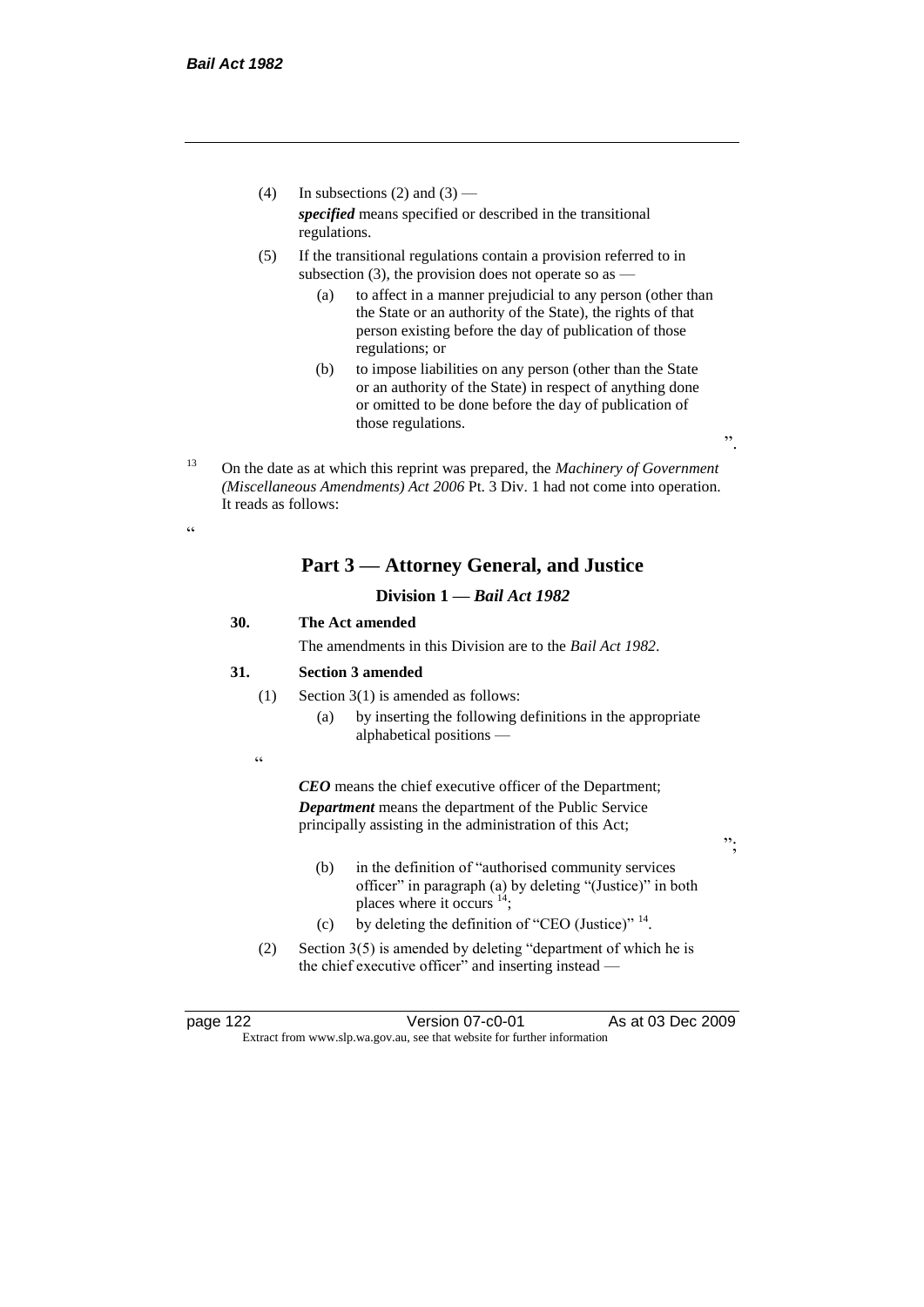(4) In subsections (2) and (3) —

*specified* means specified or described in the transitional regulations.

(5) If the transitional regulations contain a provision referred to in subsection (3), the provision does not operate so as —

(a) to affect in a manner prejudicial to any person (other than the State or an authority of the State), the rights of that person existing before the day of publication of those regulations; or

(b) to impose liabilities on any person (other than the State or an authority of the State) in respect of anything done or omitted to be done before the day of publication of those regulations.

".

[13] On the date as at which this reprint was prepared, the *Machinery of Government (Miscellaneous Amendments) Act 2006* Pt. 3 Div. 1 had not come into operation. It reads as follows:

"

## Part 3 — Attorney General, and Justice

### Division 1 — *Bail Act 1982*

**30. The Act amended**

The amendments in this Division are to the *Bail Act 1982*.

**31. Section 3 amended**

(1) Section 3(1) is amended as follows:

(a) by inserting the following definitions in the appropriate alphabetical positions —

"

***CEO*** means the chief executive officer of the Department;

***Department*** means the department of the Public Service principally assisting in the administration of this Act;

";

(b) in the definition of "authorised community services officer" in paragraph (a) by deleting "(Justice)" in both places where it occurs [14];

(c) by deleting the definition of "CEO (Justice)" [14].

(2) Section 3(5) is amended by deleting "department of which he is the chief executive officer" and inserting instead —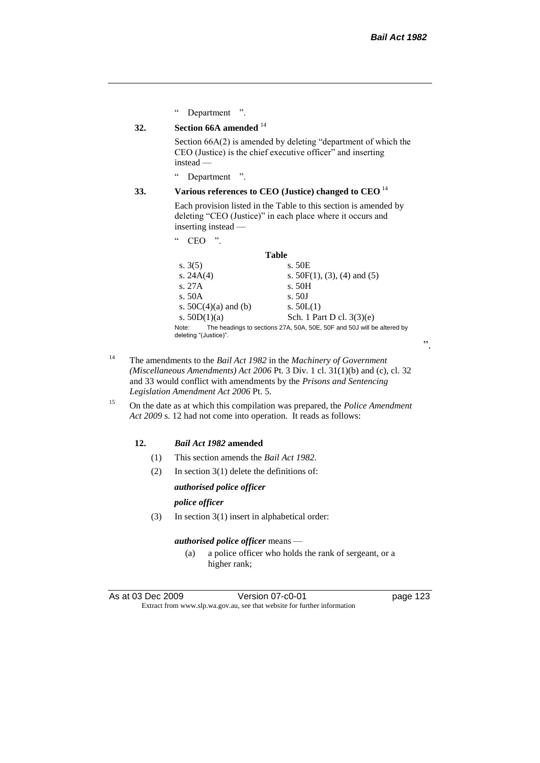" Department ".

**32. Section 66A amended** [14]

Section 66A(2) is amended by deleting "department of which the CEO (Justice) is the chief executive officer" and inserting instead —

" Department ".

**33. Various references to CEO (Justice) changed to CEO** [14]

Each provision listed in the Table to this section is amended by deleting "CEO (Justice)" in each place where it occurs and inserting instead —

" CEO ".

**Table**

| | |
|---|---|
| s. 3(5) | s. 50E |
| s. 24A(4) | s. 50F(1), (3), (4) and (5) |
| s. 27A | s. 50H |
| s. 50A | s. 50J |
| s. 50C(4)(a) and (b) | s. 50L(1) |
| s. 50D(1)(a) | Sch. 1 Part D cl. 3(3)(e) |

Note: The headings to sections 27A, 50A, 50E, 50F and 50J will be altered by deleting "(Justice)".

".

[14] The amendments to the *Bail Act 1982* in the *Machinery of Government (Miscellaneous Amendments) Act 2006* Pt. 3 Div. 1 cl. 31(1)(b) and (c), cl. 32 and 33 would conflict with amendments by the *Prisons and Sentencing Legislation Amendment Act 2006* Pt. 5.

[15] On the date as at which this compilation was prepared, the *Police Amendment Act 2009* s. 12 had not come into operation. It reads as follows:

**12. *Bail Act 1982* amended**

(1) This section amends the *Bail Act 1982*.

(2) In section 3(1) delete the definitions of:

***authorised police officer***

***police officer***

(3) In section 3(1) insert in alphabetical order:

***authorised police officer*** means —

(a) a police officer who holds the rank of sergeant, or a higher rank;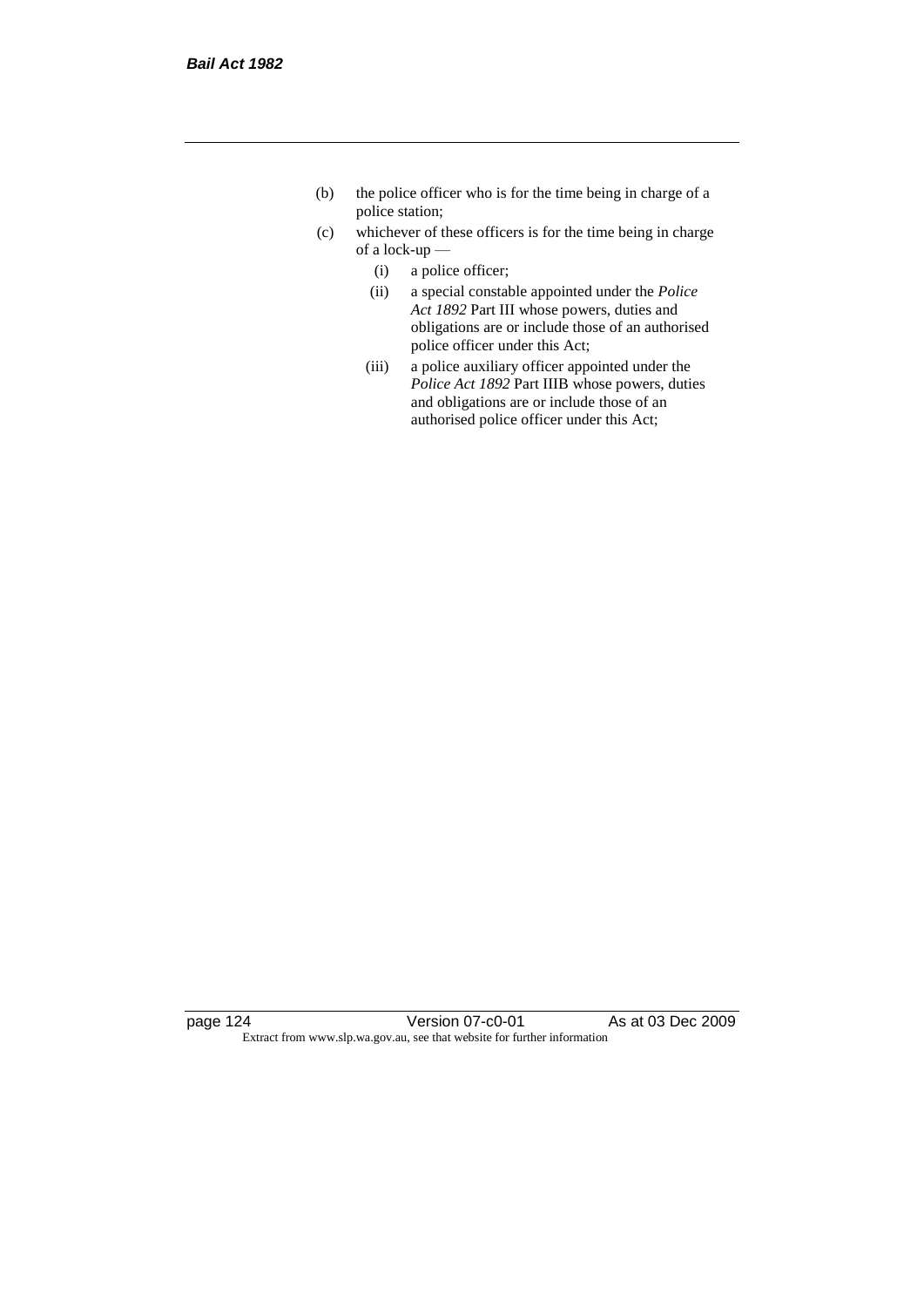(b) the police officer who is for the time being in charge of a police station;

(c) whichever of these officers is for the time being in charge of a lock-up —

  (i) a police officer;

  (ii) a special constable appointed under the *Police Act 1892* Part III whose powers, duties and obligations are or include those of an authorised police officer under this Act;

  (iii) a police auxiliary officer appointed under the *Police Act 1892* Part IIIB whose powers, duties and obligations are or include those of an authorised police officer under this Act;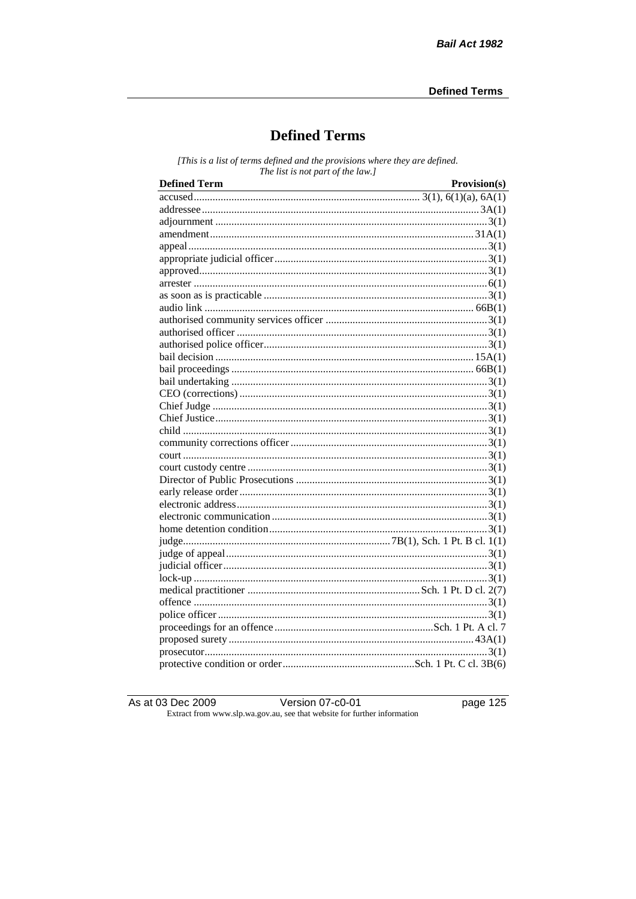# Defined Terms

*[This is a list of terms defined and the provisions where they are defined. The list is not part of the law.]*

| Defined Term | Provision(s) |
|---|---|
| accused | 3(1), 6(1)(a), 6A(1) |
| addressee | 3A(1) |
| adjournment | 3(1) |
| amendment | 31A(1) |
| appeal | 3(1) |
| appropriate judicial officer | 3(1) |
| approved | 3(1) |
| arrester | 6(1) |
| as soon as is practicable | 3(1) |
| audio link | 66B(1) |
| authorised community services officer | 3(1) |
| authorised officer | 3(1) |
| authorised police officer | 3(1) |
| bail decision | 15A(1) |
| bail proceedings | 66B(1) |
| bail undertaking | 3(1) |
| CEO (corrections) | 3(1) |
| Chief Judge | 3(1) |
| Chief Justice | 3(1) |
| child | 3(1) |
| community corrections officer | 3(1) |
| court | 3(1) |
| court custody centre | 3(1) |
| Director of Public Prosecutions | 3(1) |
| early release order | 3(1) |
| electronic address | 3(1) |
| electronic communication | 3(1) |
| home detention condition | 3(1) |
| judge | 7B(1), Sch. 1 Pt. B cl. 1(1) |
| judge of appeal | 3(1) |
| judicial officer | 3(1) |
| lock-up | 3(1) |
| medical practitioner | Sch. 1 Pt. D cl. 2(7) |
| offence | 3(1) |
| police officer | 3(1) |
| proceedings for an offence | Sch. 1 Pt. A cl. 7 |
| proposed surety | 43A(1) |
| prosecutor | 3(1) |
| protective condition or order | Sch. 1 Pt. C cl. 3B(6) |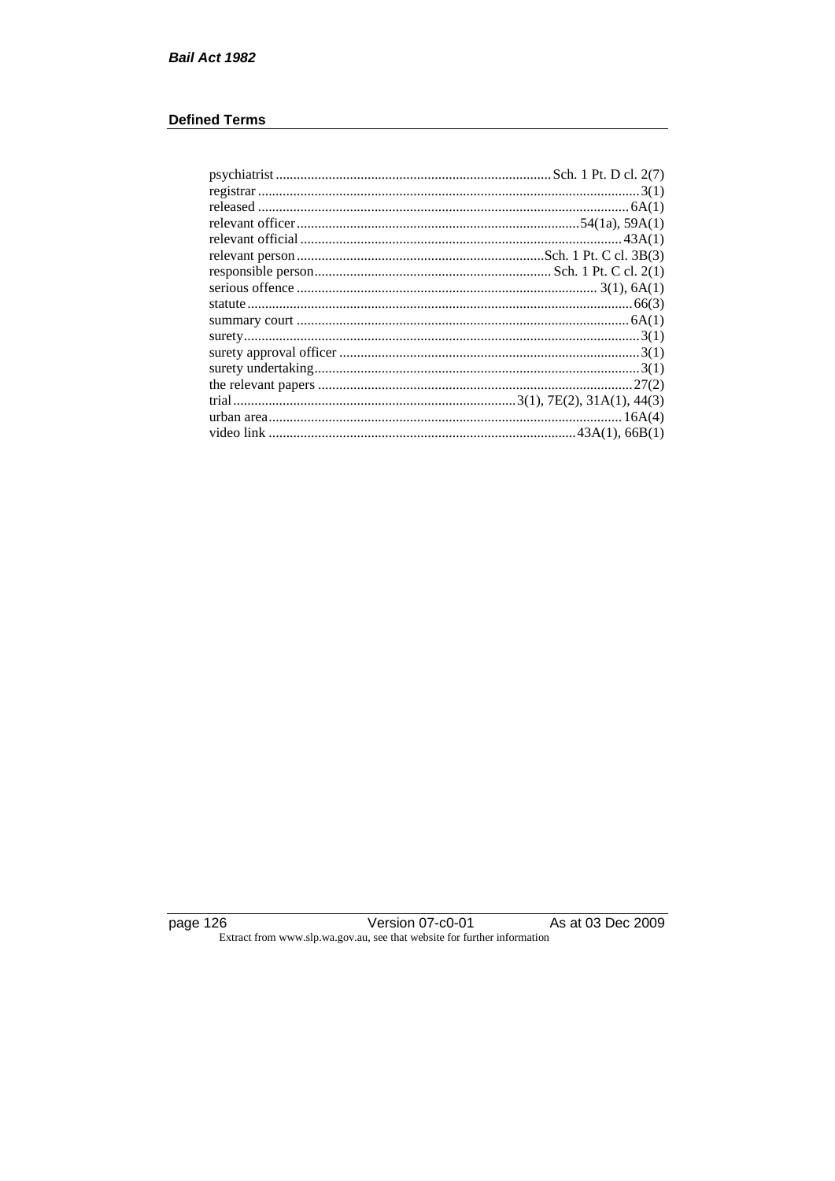## Defined Terms

| | |
|---|---|
| psychiatrist | Sch. 1 Pt. D cl. 2(7) |
| registrar | 3(1) |
| released | 6A(1) |
| relevant officer | 54(1a), 59A(1) |
| relevant official | 43A(1) |
| relevant person | Sch. 1 Pt. C cl. 3B(3) |
| responsible person | Sch. 1 Pt. C cl. 2(1) |
| serious offence | 3(1), 6A(1) |
| statute | 66(3) |
| summary court | 6A(1) |
| surety | 3(1) |
| surety approval officer | 3(1) |
| surety undertaking | 3(1) |
| the relevant papers | 27(2) |
| trial | 3(1), 7E(2), 31A(1), 44(3) |
| urban area | 16A(4) |
| video link | 43A(1), 66B(1) |